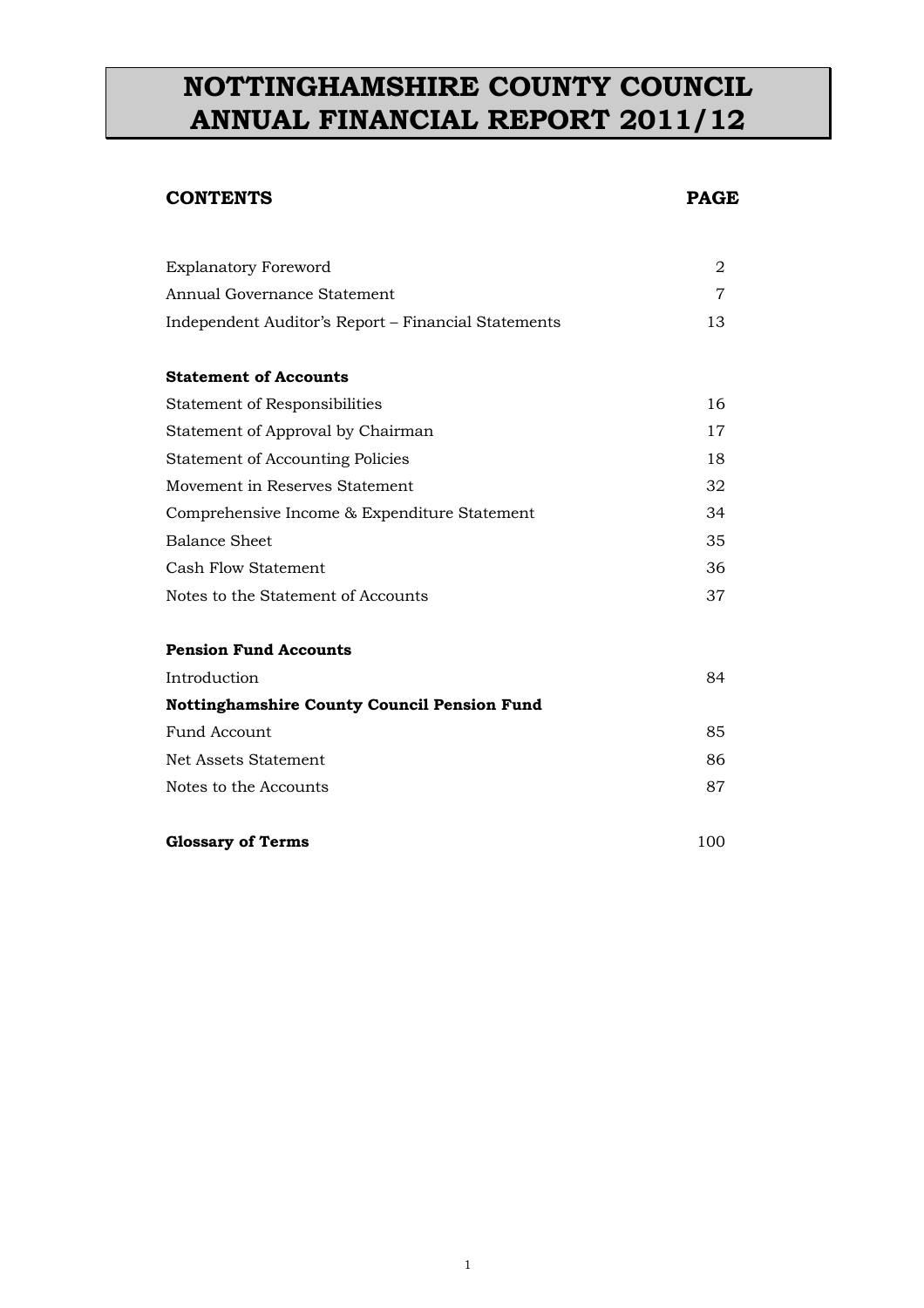# NOTTINGHAMSHIRE COUNTY COUNCIL ANNUAL FINANCIAL REPORT 2011/12

| **CONTENTS** | **PAGE** |
|---|---|
| Explanatory Foreword | 2 |
| Annual Governance Statement | 7 |
| Independent Auditor's Report – Financial Statements | 13 |
| | |
| **Statement of Accounts** | |
| Statement of Responsibilities | 16 |
| Statement of Approval by Chairman | 17 |
| Statement of Accounting Policies | 18 |
| Movement in Reserves Statement | 32 |
| Comprehensive Income & Expenditure Statement | 34 |
| Balance Sheet | 35 |
| Cash Flow Statement | 36 |
| Notes to the Statement of Accounts | 37 |
| | |
| **Pension Fund Accounts** | |
| Introduction | 84 |
| **Nottinghamshire County Council Pension Fund** | |
| Fund Account | 85 |
| Net Assets Statement | 86 |
| Notes to the Accounts | 87 |
| | |
| **Glossary of Terms** | 100 |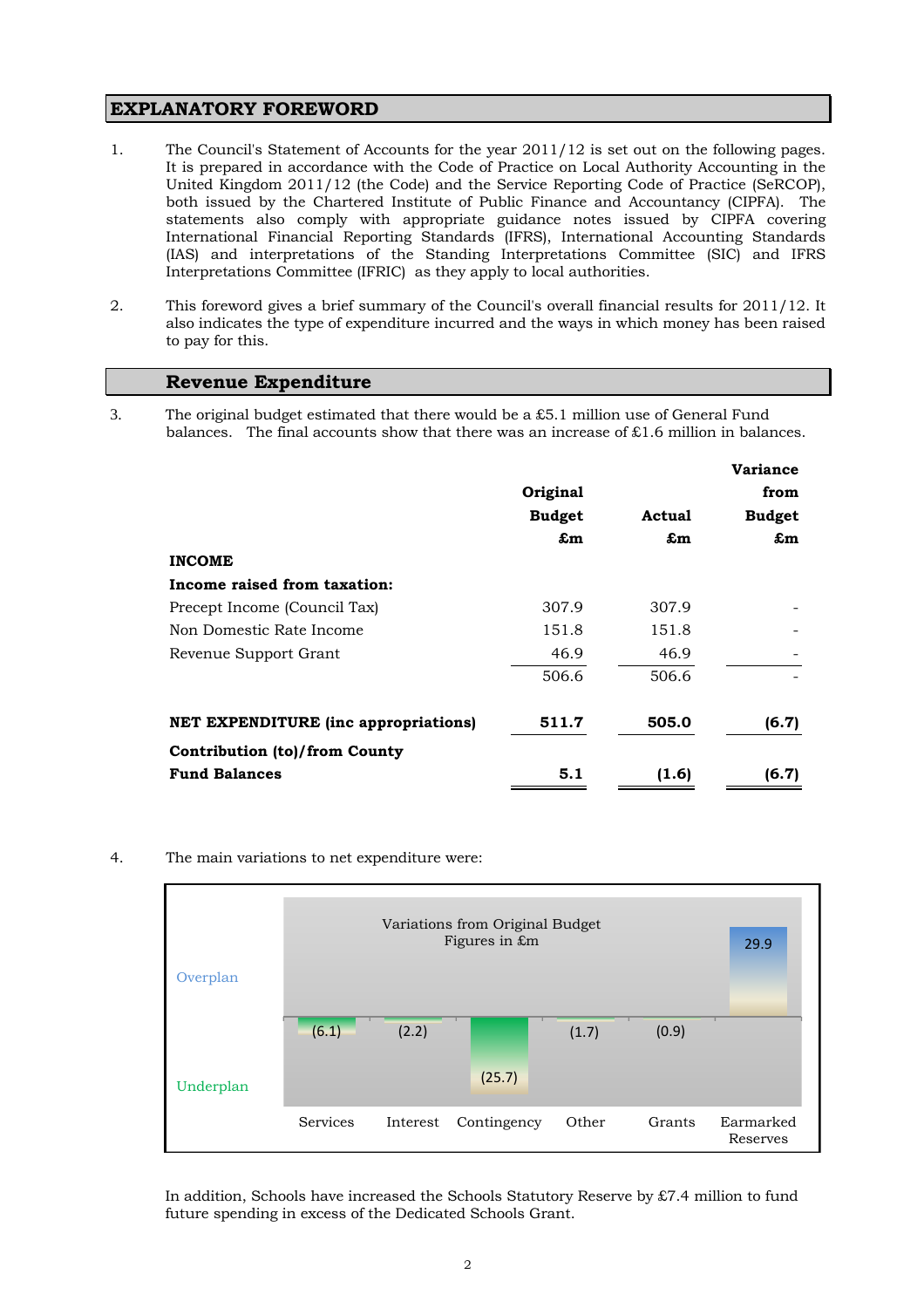## EXPLANATORY FOREWORD

1. The Council's Statement of Accounts for the year 2011/12 is set out on the following pages. It is prepared in accordance with the Code of Practice on Local Authority Accounting in the United Kingdom 2011/12 (the Code) and the Service Reporting Code of Practice (SeRCOP), both issued by the Chartered Institute of Public Finance and Accountancy (CIPFA). The statements also comply with appropriate guidance notes issued by CIPFA covering International Financial Reporting Standards (IFRS), International Accounting Standards (IAS) and interpretations of the Standing Interpretations Committee (SIC) and IFRS Interpretations Committee (IFRIC) as they apply to local authorities.

2. This foreword gives a brief summary of the Council's overall financial results for 2011/12. It also indicates the type of expenditure incurred and the ways in which money has been raised to pay for this.

### Revenue Expenditure

3. The original budget estimated that there would be a £5.1 million use of General Fund balances. The final accounts show that there was an increase of £1.6 million in balances.

| | Original Budget £m | Actual £m | Variance from Budget £m |
|---|---|---|---|
| **INCOME** | | | |
| **Income raised from taxation:** | | | |
| Precept Income (Council Tax) | 307.9 | 307.9 | - |
| Non Domestic Rate Income | 151.8 | 151.8 | - |
| Revenue Support Grant | 46.9 | 46.9 | - |
| | 506.6 | 506.6 | - |
| **NET EXPENDITURE (inc appropriations)** | **511.7** | **505.0** | **(6.7)** |
| **Contribution (to)/from County Fund Balances** | **5.1** | **(1.6)** | **(6.7)** |

4. The main variations to net expenditure were:

Variations from Original Budget
Figures in £m

| | Services | Interest | Contingency | Other | Grants | Earmarked Reserves |
|---|---|---|---|---|---|---|
| Overplan / Underplan | (6.1) | (2.2) | (25.7) | (1.7) | (0.9) | 29.9 |

In addition, Schools have increased the Schools Statutory Reserve by £7.4 million to fund future spending in excess of the Dedicated Schools Grant.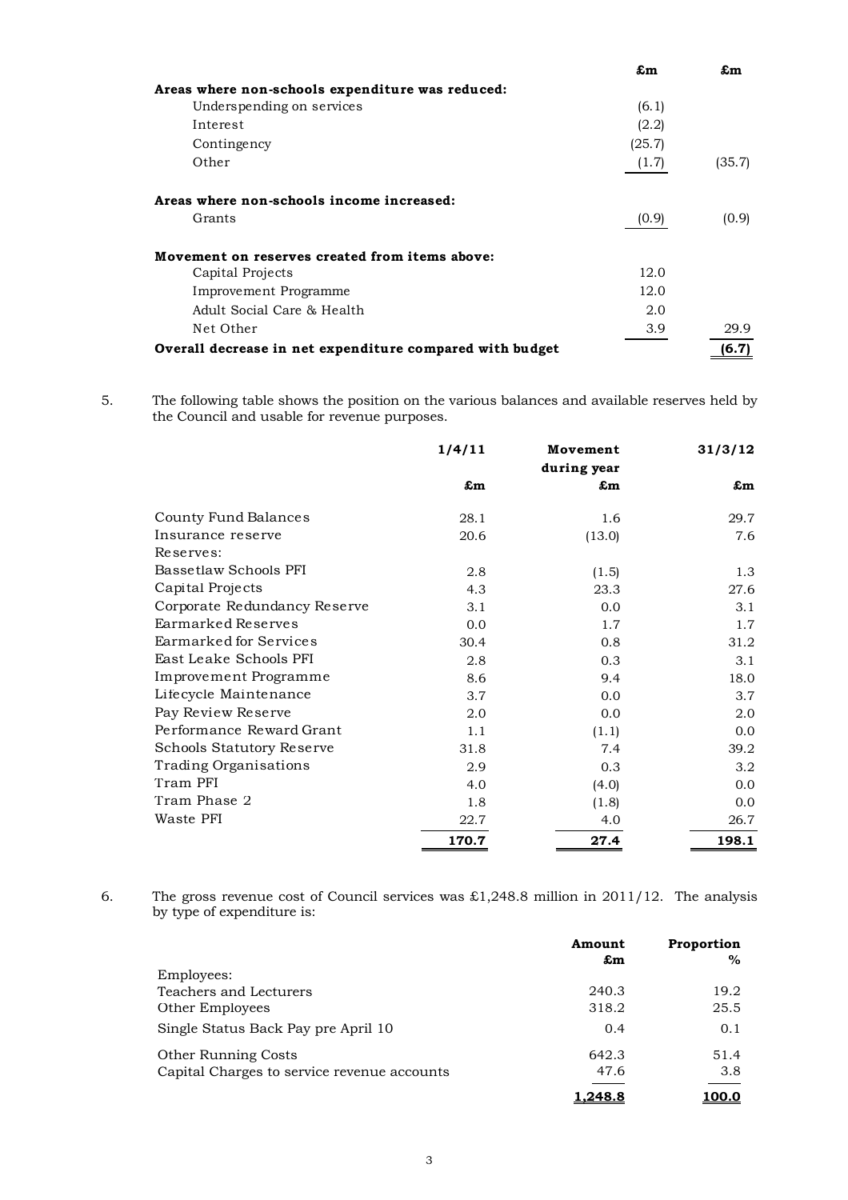| | £m | £m |
|---|---|---|
| **Areas where non-schools expenditure was reduced:** | | |
| Underspending on services | (6.1) | |
| Interest | (2.2) | |
| Contingency | (25.7) | |
| Other | (1.7) | (35.7) |
| **Areas where non-schools income increased:** | | |
| Grants | (0.9) | (0.9) |
| **Movement on reserves created from items above:** | | |
| Capital Projects | 12.0 | |
| Improvement Programme | 12.0 | |
| Adult Social Care & Health | 2.0 | |
| Net Other | 3.9 | 29.9 |
| **Overall decrease in net expenditure compared with budget** | | **(6.7)** |

5. The following table shows the position on the various balances and available reserves held by the Council and usable for revenue purposes.

| | 1/4/11 | Movement during year | 31/3/12 |
|---|---|---|---|
| | £m | £m | £m |
| County Fund Balances | 28.1 | 1.6 | 29.7 |
| Insurance reserve | 20.6 | (13.0) | 7.6 |
| Reserves: | | | |
| Bassetlaw Schools PFI | 2.8 | (1.5) | 1.3 |
| Capital Projects | 4.3 | 23.3 | 27.6 |
| Corporate Redundancy Reserve | 3.1 | 0.0 | 3.1 |
| Earmarked Reserves | 0.0 | 1.7 | 1.7 |
| Earmarked for Services | 30.4 | 0.8 | 31.2 |
| East Leake Schools PFI | 2.8 | 0.3 | 3.1 |
| Improvement Programme | 8.6 | 9.4 | 18.0 |
| Lifecycle Maintenance | 3.7 | 0.0 | 3.7 |
| Pay Review Reserve | 2.0 | 0.0 | 2.0 |
| Performance Reward Grant | 1.1 | (1.1) | 0.0 |
| Schools Statutory Reserve | 31.8 | 7.4 | 39.2 |
| Trading Organisations | 2.9 | 0.3 | 3.2 |
| Tram PFI | 4.0 | (4.0) | 0.0 |
| Tram Phase 2 | 1.8 | (1.8) | 0.0 |
| Waste PFI | 22.7 | 4.0 | 26.7 |
| | **170.7** | **27.4** | **198.1** |

6. The gross revenue cost of Council services was £1,248.8 million in 2011/12. The analysis by type of expenditure is:

| | Amount £m | Proportion % |
|---|---|---|
| Employees: | | |
| Teachers and Lecturers | 240.3 | 19.2 |
| Other Employees | 318.2 | 25.5 |
| Single Status Back Pay pre April 10 | 0.4 | 0.1 |
| Other Running Costs | 642.3 | 51.4 |
| Capital Charges to service revenue accounts | 47.6 | 3.8 |
| | **1,248.8** | **100.0** |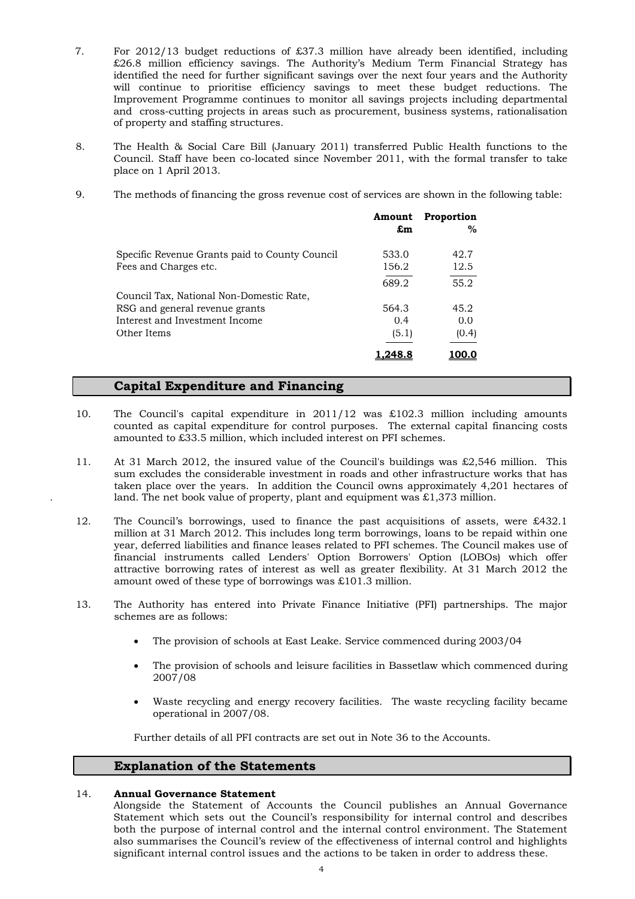7. For 2012/13 budget reductions of £37.3 million have already been identified, including £26.8 million efficiency savings. The Authority's Medium Term Financial Strategy has identified the need for further significant savings over the next four years and the Authority will continue to prioritise efficiency savings to meet these budget reductions. The Improvement Programme continues to monitor all savings projects including departmental and cross-cutting projects in areas such as procurement, business systems, rationalisation of property and staffing structures.

8. The Health & Social Care Bill (January 2011) transferred Public Health functions to the Council. Staff have been co-located since November 2011, with the formal transfer to take place on 1 April 2013.

9. The methods of financing the gross revenue cost of services are shown in the following table:

| | Amount £m | Proportion % |
|---|---|---|
| Specific Revenue Grants paid to County Council | 533.0 | 42.7 |
| Fees and Charges etc. | 156.2 | 12.5 |
| | 689.2 | 55.2 |
| Council Tax, National Non-Domestic Rate, RSG and general revenue grants | 564.3 | 45.2 |
| Interest and Investment Income | 0.4 | 0.0 |
| Other Items | (5.1) | (0.4) |
| | **1,248.8** | **100.0** |

## Capital Expenditure and Financing

10. The Council's capital expenditure in 2011/12 was £102.3 million including amounts counted as capital expenditure for control purposes. The external capital financing costs amounted to £33.5 million, which included interest on PFI schemes.

11. At 31 March 2012, the insured value of the Council's buildings was £2,546 million. This sum excludes the considerable investment in roads and other infrastructure works that has taken place over the years. In addition the Council owns approximately 4,201 hectares of land. The net book value of property, plant and equipment was £1,373 million.

12. The Council's borrowings, used to finance the past acquisitions of assets, were £432.1 million at 31 March 2012. This includes long term borrowings, loans to be repaid within one year, deferred liabilities and finance leases related to PFI schemes. The Council makes use of financial instruments called Lenders' Option Borrowers' Option (LOBOs) which offer attractive borrowing rates of interest as well as greater flexibility. At 31 March 2012 the amount owed of these type of borrowings was £101.3 million.

13. The Authority has entered into Private Finance Initiative (PFI) partnerships. The major schemes are as follows:

    - The provision of schools at East Leake. Service commenced during 2003/04
    - The provision of schools and leisure facilities in Bassetlaw which commenced during 2007/08
    - Waste recycling and energy recovery facilities. The waste recycling facility became operational in 2007/08.

    Further details of all PFI contracts are set out in Note 36 to the Accounts.

## Explanation of the Statements

14. **Annual Governance Statement**
Alongside the Statement of Accounts the Council publishes an Annual Governance Statement which sets out the Council's responsibility for internal control and describes both the purpose of internal control and the internal control environment. The Statement also summarises the Council's review of the effectiveness of internal control and highlights significant internal control issues and the actions to be taken in order to address these.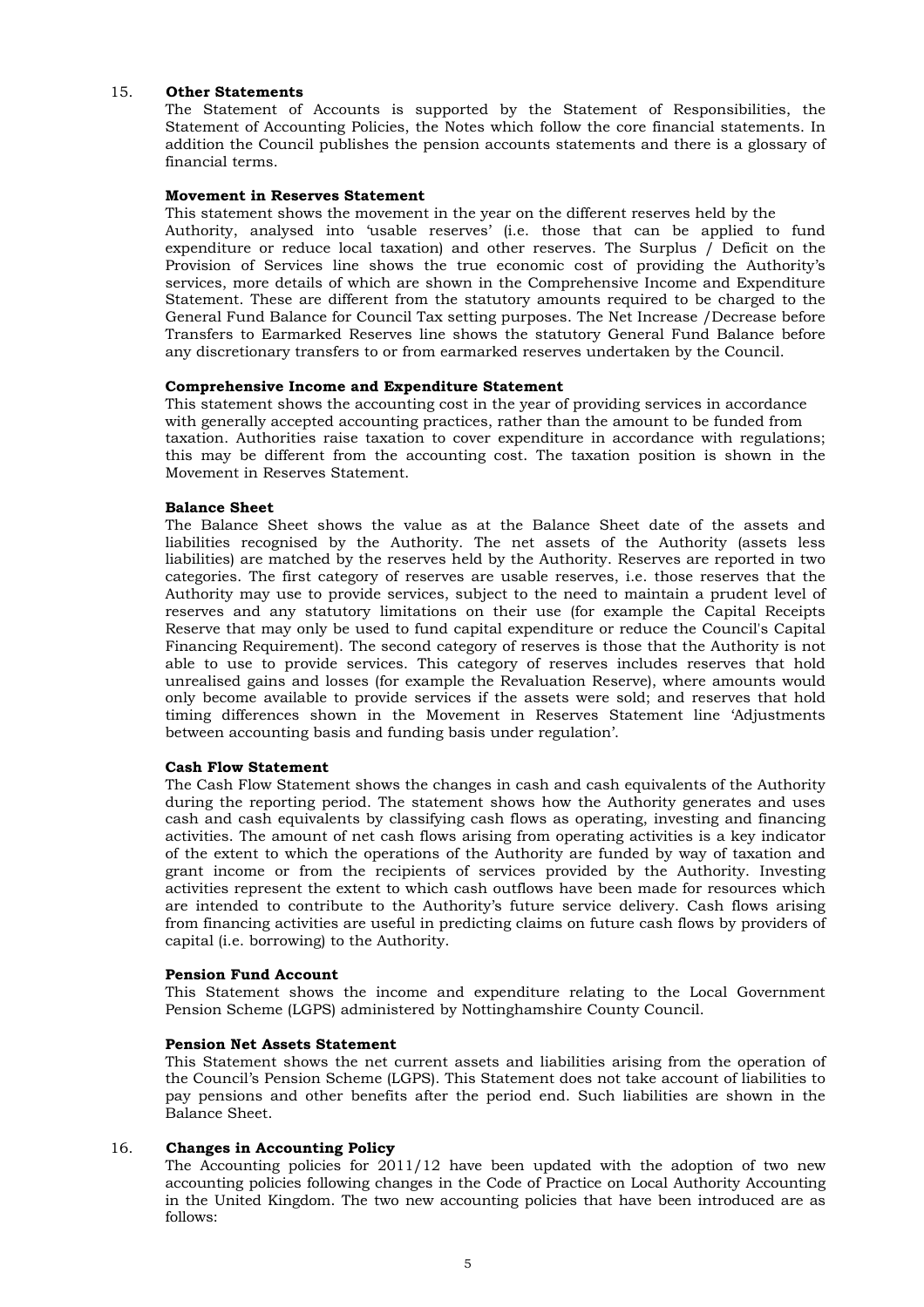15. **Other Statements**

The Statement of Accounts is supported by the Statement of Responsibilities, the Statement of Accounting Policies, the Notes which follow the core financial statements. In addition the Council publishes the pension accounts statements and there is a glossary of financial terms.

**Movement in Reserves Statement**

This statement shows the movement in the year on the different reserves held by the Authority, analysed into 'usable reserves' (i.e. those that can be applied to fund expenditure or reduce local taxation) and other reserves. The Surplus / Deficit on the Provision of Services line shows the true economic cost of providing the Authority's services, more details of which are shown in the Comprehensive Income and Expenditure Statement. These are different from the statutory amounts required to be charged to the General Fund Balance for Council Tax setting purposes. The Net Increase /Decrease before Transfers to Earmarked Reserves line shows the statutory General Fund Balance before any discretionary transfers to or from earmarked reserves undertaken by the Council.

**Comprehensive Income and Expenditure Statement**

This statement shows the accounting cost in the year of providing services in accordance with generally accepted accounting practices, rather than the amount to be funded from taxation. Authorities raise taxation to cover expenditure in accordance with regulations; this may be different from the accounting cost. The taxation position is shown in the Movement in Reserves Statement.

**Balance Sheet**

The Balance Sheet shows the value as at the Balance Sheet date of the assets and liabilities recognised by the Authority. The net assets of the Authority (assets less liabilities) are matched by the reserves held by the Authority. Reserves are reported in two categories. The first category of reserves are usable reserves, i.e. those reserves that the Authority may use to provide services, subject to the need to maintain a prudent level of reserves and any statutory limitations on their use (for example the Capital Receipts Reserve that may only be used to fund capital expenditure or reduce the Council's Capital Financing Requirement). The second category of reserves is those that the Authority is not able to use to provide services. This category of reserves includes reserves that hold unrealised gains and losses (for example the Revaluation Reserve), where amounts would only become available to provide services if the assets were sold; and reserves that hold timing differences shown in the Movement in Reserves Statement line 'Adjustments between accounting basis and funding basis under regulation'.

**Cash Flow Statement**

The Cash Flow Statement shows the changes in cash and cash equivalents of the Authority during the reporting period. The statement shows how the Authority generates and uses cash and cash equivalents by classifying cash flows as operating, investing and financing activities. The amount of net cash flows arising from operating activities is a key indicator of the extent to which the operations of the Authority are funded by way of taxation and grant income or from the recipients of services provided by the Authority. Investing activities represent the extent to which cash outflows have been made for resources which are intended to contribute to the Authority's future service delivery. Cash flows arising from financing activities are useful in predicting claims on future cash flows by providers of capital (i.e. borrowing) to the Authority.

**Pension Fund Account**

This Statement shows the income and expenditure relating to the Local Government Pension Scheme (LGPS) administered by Nottinghamshire County Council.

**Pension Net Assets Statement**

This Statement shows the net current assets and liabilities arising from the operation of the Council's Pension Scheme (LGPS). This Statement does not take account of liabilities to pay pensions and other benefits after the period end. Such liabilities are shown in the Balance Sheet.

16. **Changes in Accounting Policy**

The Accounting policies for 2011/12 have been updated with the adoption of two new accounting policies following changes in the Code of Practice on Local Authority Accounting in the United Kingdom. The two new accounting policies that have been introduced are as follows: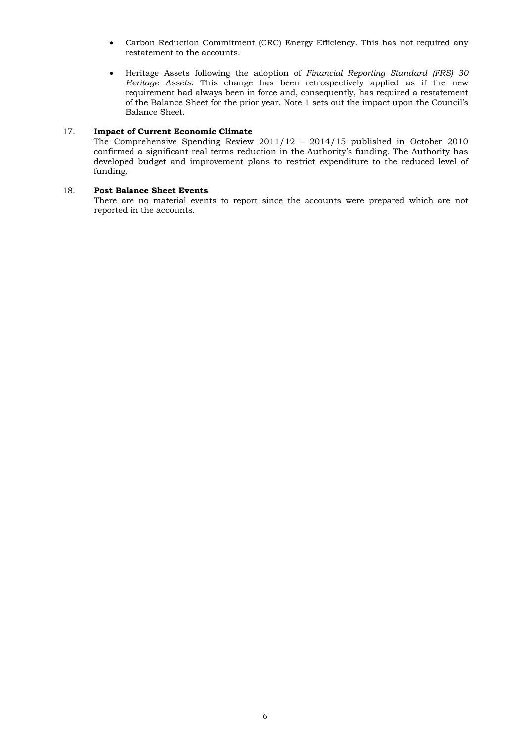- Carbon Reduction Commitment (CRC) Energy Efficiency. This has not required any restatement to the accounts.

- Heritage Assets following the adoption of *Financial Reporting Standard (FRS) 30 Heritage Assets.* This change has been retrospectively applied as if the new requirement had always been in force and, consequently, has required a restatement of the Balance Sheet for the prior year. Note 1 sets out the impact upon the Council's Balance Sheet.

17. **Impact of Current Economic Climate**

The Comprehensive Spending Review 2011/12 – 2014/15 published in October 2010 confirmed a significant real terms reduction in the Authority's funding. The Authority has developed budget and improvement plans to restrict expenditure to the reduced level of funding.

18. **Post Balance Sheet Events**

There are no material events to report since the accounts were prepared which are not reported in the accounts.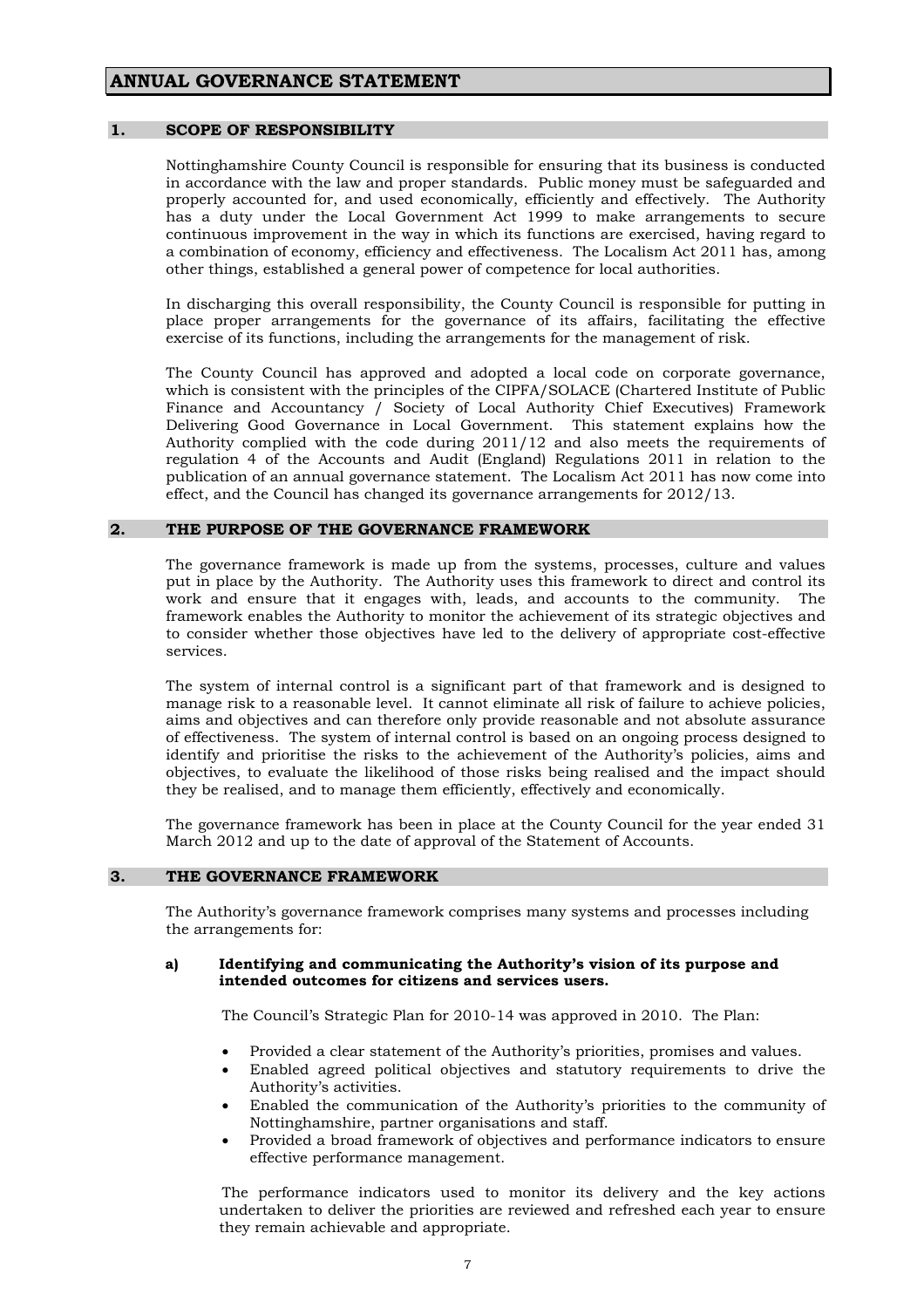# ANNUAL GOVERNANCE STATEMENT

## 1. SCOPE OF RESPONSIBILITY

Nottinghamshire County Council is responsible for ensuring that its business is conducted in accordance with the law and proper standards. Public money must be safeguarded and properly accounted for, and used economically, efficiently and effectively. The Authority has a duty under the Local Government Act 1999 to make arrangements to secure continuous improvement in the way in which its functions are exercised, having regard to a combination of economy, efficiency and effectiveness. The Localism Act 2011 has, among other things, established a general power of competence for local authorities.

In discharging this overall responsibility, the County Council is responsible for putting in place proper arrangements for the governance of its affairs, facilitating the effective exercise of its functions, including the arrangements for the management of risk.

The County Council has approved and adopted a local code on corporate governance, which is consistent with the principles of the CIPFA/SOLACE (Chartered Institute of Public Finance and Accountancy / Society of Local Authority Chief Executives) Framework Delivering Good Governance in Local Government. This statement explains how the Authority complied with the code during 2011/12 and also meets the requirements of regulation 4 of the Accounts and Audit (England) Regulations 2011 in relation to the publication of an annual governance statement. The Localism Act 2011 has now come into effect, and the Council has changed its governance arrangements for 2012/13.

## 2. THE PURPOSE OF THE GOVERNANCE FRAMEWORK

The governance framework is made up from the systems, processes, culture and values put in place by the Authority. The Authority uses this framework to direct and control its work and ensure that it engages with, leads, and accounts to the community. The framework enables the Authority to monitor the achievement of its strategic objectives and to consider whether those objectives have led to the delivery of appropriate cost-effective services.

The system of internal control is a significant part of that framework and is designed to manage risk to a reasonable level. It cannot eliminate all risk of failure to achieve policies, aims and objectives and can therefore only provide reasonable and not absolute assurance of effectiveness. The system of internal control is based on an ongoing process designed to identify and prioritise the risks to the achievement of the Authority's policies, aims and objectives, to evaluate the likelihood of those risks being realised and the impact should they be realised, and to manage them efficiently, effectively and economically.

The governance framework has been in place at the County Council for the year ended 31 March 2012 and up to the date of approval of the Statement of Accounts.

## 3. THE GOVERNANCE FRAMEWORK

The Authority's governance framework comprises many systems and processes including the arrangements for:

### a) Identifying and communicating the Authority's vision of its purpose and intended outcomes for citizens and services users.

The Council's Strategic Plan for 2010-14 was approved in 2010. The Plan:

- Provided a clear statement of the Authority's priorities, promises and values.
- Enabled agreed political objectives and statutory requirements to drive the Authority's activities.
- Enabled the communication of the Authority's priorities to the community of Nottinghamshire, partner organisations and staff.
- Provided a broad framework of objectives and performance indicators to ensure effective performance management.

The performance indicators used to monitor its delivery and the key actions undertaken to deliver the priorities are reviewed and refreshed each year to ensure they remain achievable and appropriate.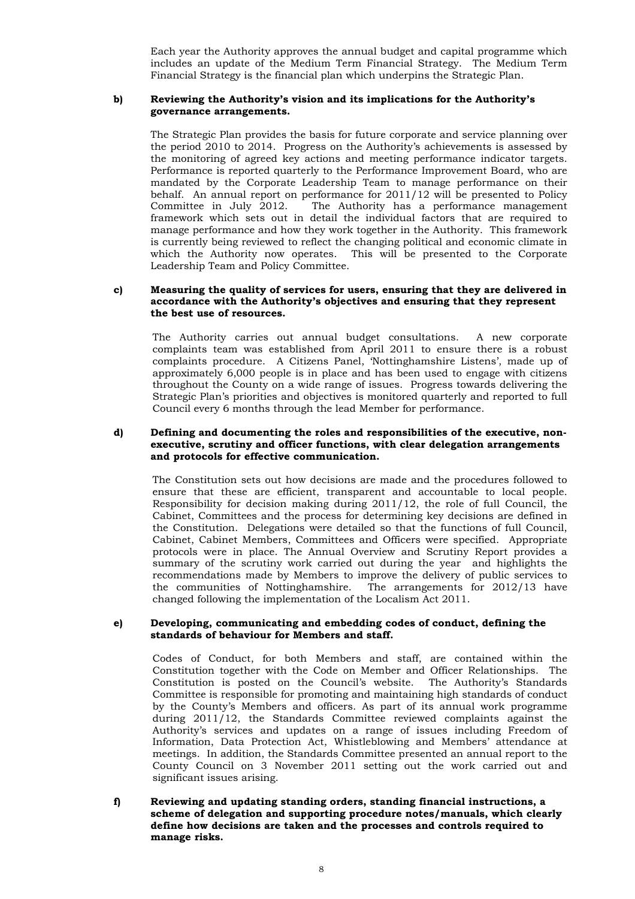Each year the Authority approves the annual budget and capital programme which includes an update of the Medium Term Financial Strategy. The Medium Term Financial Strategy is the financial plan which underpins the Strategic Plan.

**b) Reviewing the Authority's vision and its implications for the Authority's governance arrangements.**

The Strategic Plan provides the basis for future corporate and service planning over the period 2010 to 2014. Progress on the Authority's achievements is assessed by the monitoring of agreed key actions and meeting performance indicator targets. Performance is reported quarterly to the Performance Improvement Board, who are mandated by the Corporate Leadership Team to manage performance on their behalf. An annual report on performance for 2011/12 will be presented to Policy Committee in July 2012. The Authority has a performance management framework which sets out in detail the individual factors that are required to manage performance and how they work together in the Authority. This framework is currently being reviewed to reflect the changing political and economic climate in which the Authority now operates. This will be presented to the Corporate Leadership Team and Policy Committee.

**c) Measuring the quality of services for users, ensuring that they are delivered in accordance with the Authority's objectives and ensuring that they represent the best use of resources.**

The Authority carries out annual budget consultations. A new corporate complaints team was established from April 2011 to ensure there is a robust complaints procedure. A Citizens Panel, 'Nottinghamshire Listens', made up of approximately 6,000 people is in place and has been used to engage with citizens throughout the County on a wide range of issues. Progress towards delivering the Strategic Plan's priorities and objectives is monitored quarterly and reported to full Council every 6 months through the lead Member for performance.

**d) Defining and documenting the roles and responsibilities of the executive, non-executive, scrutiny and officer functions, with clear delegation arrangements and protocols for effective communication.**

The Constitution sets out how decisions are made and the procedures followed to ensure that these are efficient, transparent and accountable to local people. Responsibility for decision making during 2011/12, the role of full Council, the Cabinet, Committees and the process for determining key decisions are defined in the Constitution. Delegations were detailed so that the functions of full Council, Cabinet, Cabinet Members, Committees and Officers were specified. Appropriate protocols were in place. The Annual Overview and Scrutiny Report provides a summary of the scrutiny work carried out during the year and highlights the recommendations made by Members to improve the delivery of public services to the communities of Nottinghamshire. The arrangements for 2012/13 have changed following the implementation of the Localism Act 2011.

**e) Developing, communicating and embedding codes of conduct, defining the standards of behaviour for Members and staff.**

Codes of Conduct, for both Members and staff, are contained within the Constitution together with the Code on Member and Officer Relationships. The Constitution is posted on the Council's website. The Authority's Standards Committee is responsible for promoting and maintaining high standards of conduct by the County's Members and officers. As part of its annual work programme during 2011/12, the Standards Committee reviewed complaints against the Authority's services and updates on a range of issues including Freedom of Information, Data Protection Act, Whistleblowing and Members' attendance at meetings. In addition, the Standards Committee presented an annual report to the County Council on 3 November 2011 setting out the work carried out and significant issues arising.

**f) Reviewing and updating standing orders, standing financial instructions, a scheme of delegation and supporting procedure notes/manuals, which clearly define how decisions are taken and the processes and controls required to manage risks.**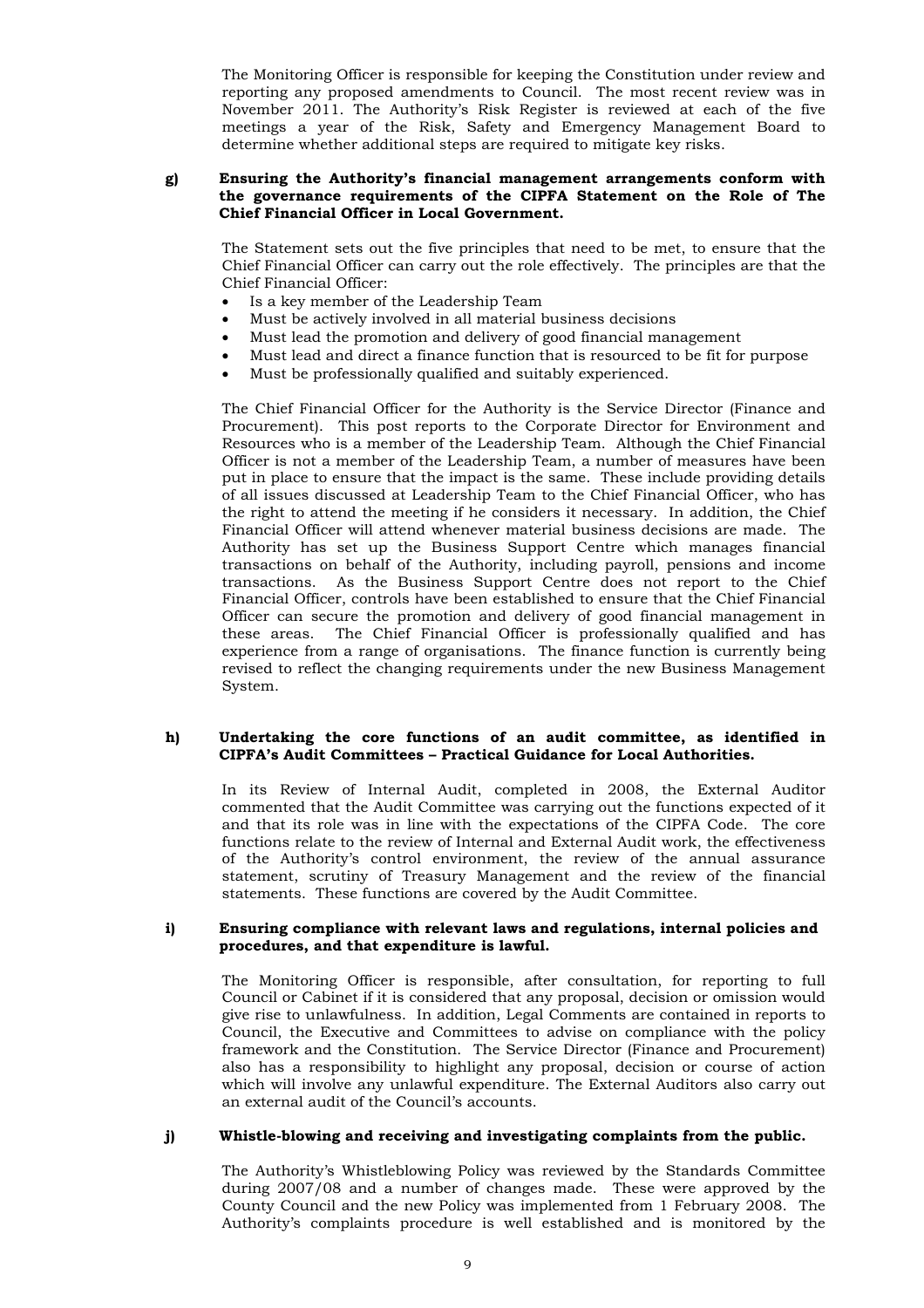The Monitoring Officer is responsible for keeping the Constitution under review and reporting any proposed amendments to Council. The most recent review was in November 2011. The Authority's Risk Register is reviewed at each of the five meetings a year of the Risk, Safety and Emergency Management Board to determine whether additional steps are required to mitigate key risks.

**g) Ensuring the Authority's financial management arrangements conform with the governance requirements of the CIPFA Statement on the Role of The Chief Financial Officer in Local Government.**

The Statement sets out the five principles that need to be met, to ensure that the Chief Financial Officer can carry out the role effectively. The principles are that the Chief Financial Officer:

- Is a key member of the Leadership Team
- Must be actively involved in all material business decisions
- Must lead the promotion and delivery of good financial management
- Must lead and direct a finance function that is resourced to be fit for purpose
- Must be professionally qualified and suitably experienced.

The Chief Financial Officer for the Authority is the Service Director (Finance and Procurement). This post reports to the Corporate Director for Environment and Resources who is a member of the Leadership Team. Although the Chief Financial Officer is not a member of the Leadership Team, a number of measures have been put in place to ensure that the impact is the same. These include providing details of all issues discussed at Leadership Team to the Chief Financial Officer, who has the right to attend the meeting if he considers it necessary. In addition, the Chief Financial Officer will attend whenever material business decisions are made. The Authority has set up the Business Support Centre which manages financial transactions on behalf of the Authority, including payroll, pensions and income transactions. As the Business Support Centre does not report to the Chief Financial Officer, controls have been established to ensure that the Chief Financial Officer can secure the promotion and delivery of good financial management in these areas. The Chief Financial Officer is professionally qualified and has experience from a range of organisations. The finance function is currently being revised to reflect the changing requirements under the new Business Management System.

**h) Undertaking the core functions of an audit committee, as identified in CIPFA's Audit Committees – Practical Guidance for Local Authorities.**

In its Review of Internal Audit, completed in 2008, the External Auditor commented that the Audit Committee was carrying out the functions expected of it and that its role was in line with the expectations of the CIPFA Code. The core functions relate to the review of Internal and External Audit work, the effectiveness of the Authority's control environment, the review of the annual assurance statement, scrutiny of Treasury Management and the review of the financial statements. These functions are covered by the Audit Committee.

**i) Ensuring compliance with relevant laws and regulations, internal policies and procedures, and that expenditure is lawful.**

The Monitoring Officer is responsible, after consultation, for reporting to full Council or Cabinet if it is considered that any proposal, decision or omission would give rise to unlawfulness. In addition, Legal Comments are contained in reports to Council, the Executive and Committees to advise on compliance with the policy framework and the Constitution. The Service Director (Finance and Procurement) also has a responsibility to highlight any proposal, decision or course of action which will involve any unlawful expenditure. The External Auditors also carry out an external audit of the Council's accounts.

**j) Whistle-blowing and receiving and investigating complaints from the public.**

The Authority's Whistleblowing Policy was reviewed by the Standards Committee during 2007/08 and a number of changes made. These were approved by the County Council and the new Policy was implemented from 1 February 2008. The Authority's complaints procedure is well established and is monitored by the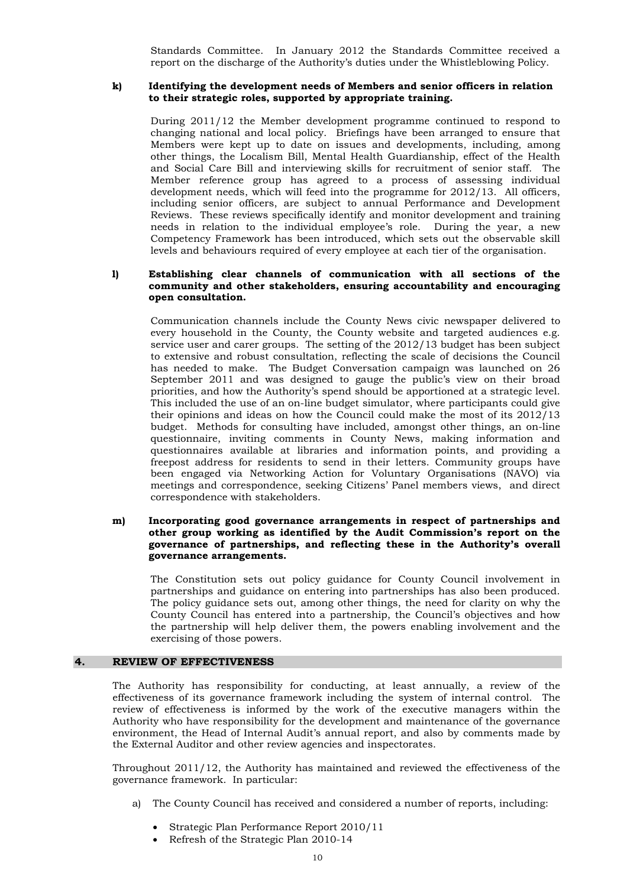Standards Committee. In January 2012 the Standards Committee received a report on the discharge of the Authority's duties under the Whistleblowing Policy.

**k) Identifying the development needs of Members and senior officers in relation to their strategic roles, supported by appropriate training.**

During 2011/12 the Member development programme continued to respond to changing national and local policy. Briefings have been arranged to ensure that Members were kept up to date on issues and developments, including, among other things, the Localism Bill, Mental Health Guardianship, effect of the Health and Social Care Bill and interviewing skills for recruitment of senior staff. The Member reference group has agreed to a process of assessing individual development needs, which will feed into the programme for 2012/13. All officers, including senior officers, are subject to annual Performance and Development Reviews. These reviews specifically identify and monitor development and training needs in relation to the individual employee's role. During the year, a new Competency Framework has been introduced, which sets out the observable skill levels and behaviours required of every employee at each tier of the organisation.

**l) Establishing clear channels of communication with all sections of the community and other stakeholders, ensuring accountability and encouraging open consultation.**

Communication channels include the County News civic newspaper delivered to every household in the County, the County website and targeted audiences e.g. service user and carer groups. The setting of the 2012/13 budget has been subject to extensive and robust consultation, reflecting the scale of decisions the Council has needed to make. The Budget Conversation campaign was launched on 26 September 2011 and was designed to gauge the public's view on their broad priorities, and how the Authority's spend should be apportioned at a strategic level. This included the use of an on-line budget simulator, where participants could give their opinions and ideas on how the Council could make the most of its 2012/13 budget. Methods for consulting have included, amongst other things, an on-line questionnaire, inviting comments in County News, making information and questionnaires available at libraries and information points, and providing a freepost address for residents to send in their letters. Community groups have been engaged via Networking Action for Voluntary Organisations (NAVO) via meetings and correspondence, seeking Citizens' Panel members views, and direct correspondence with stakeholders.

**m) Incorporating good governance arrangements in respect of partnerships and other group working as identified by the Audit Commission's report on the governance of partnerships, and reflecting these in the Authority's overall governance arrangements.**

The Constitution sets out policy guidance for County Council involvement in partnerships and guidance on entering into partnerships has also been produced. The policy guidance sets out, among other things, the need for clarity on why the County Council has entered into a partnership, the Council's objectives and how the partnership will help deliver them, the powers enabling involvement and the exercising of those powers.

## 4. REVIEW OF EFFECTIVENESS

The Authority has responsibility for conducting, at least annually, a review of the effectiveness of its governance framework including the system of internal control. The review of effectiveness is informed by the work of the executive managers within the Authority who have responsibility for the development and maintenance of the governance environment, the Head of Internal Audit's annual report, and also by comments made by the External Auditor and other review agencies and inspectorates.

Throughout 2011/12, the Authority has maintained and reviewed the effectiveness of the governance framework. In particular:

a) The County Council has received and considered a number of reports, including:

- Strategic Plan Performance Report 2010/11
- Refresh of the Strategic Plan 2010-14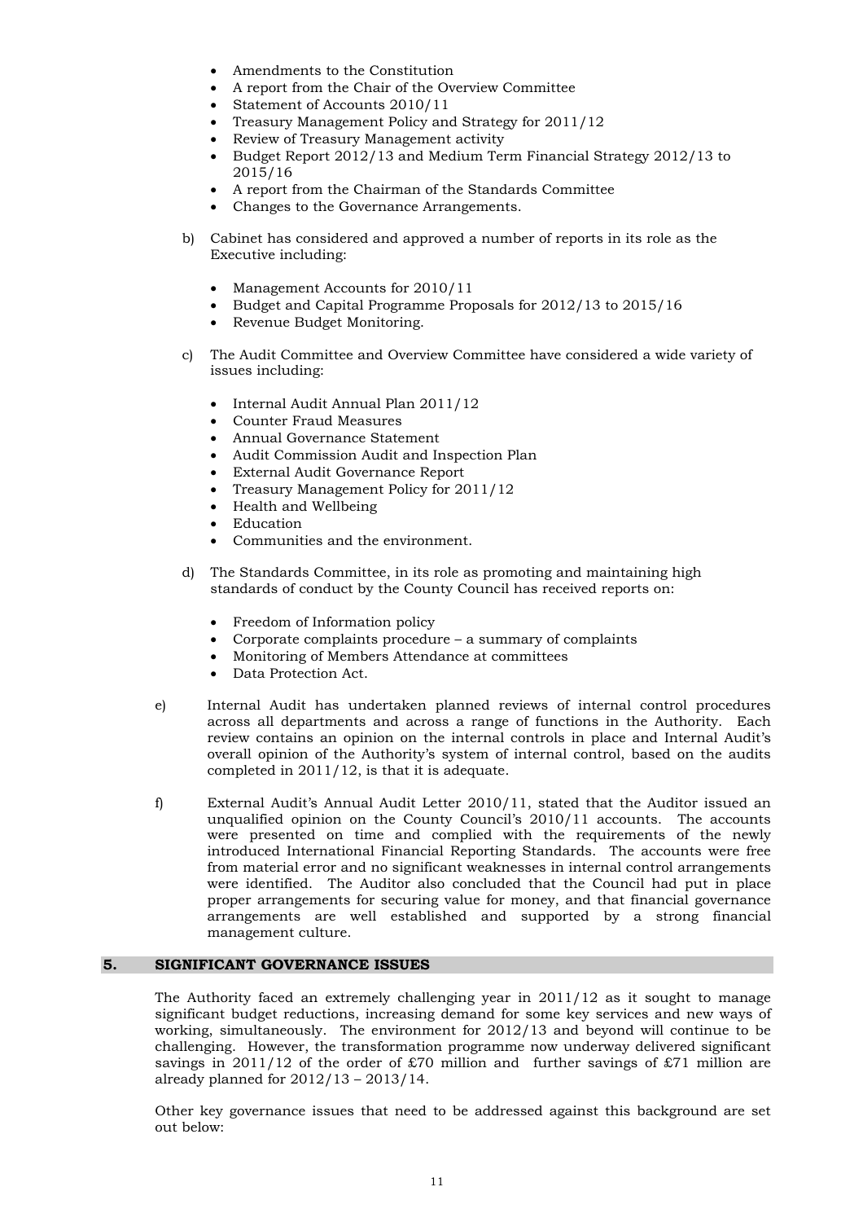- Amendments to the Constitution
- A report from the Chair of the Overview Committee
- Statement of Accounts 2010/11
- Treasury Management Policy and Strategy for 2011/12
- Review of Treasury Management activity
- Budget Report 2012/13 and Medium Term Financial Strategy 2012/13 to 2015/16
- A report from the Chairman of the Standards Committee
- Changes to the Governance Arrangements.

b) Cabinet has considered and approved a number of reports in its role as the Executive including:

- Management Accounts for 2010/11
- Budget and Capital Programme Proposals for 2012/13 to 2015/16
- Revenue Budget Monitoring.

c) The Audit Committee and Overview Committee have considered a wide variety of issues including:

- Internal Audit Annual Plan 2011/12
- Counter Fraud Measures
- Annual Governance Statement
- Audit Commission Audit and Inspection Plan
- External Audit Governance Report
- Treasury Management Policy for 2011/12
- Health and Wellbeing
- Education
- Communities and the environment.

d) The Standards Committee, in its role as promoting and maintaining high standards of conduct by the County Council has received reports on:

- Freedom of Information policy
- Corporate complaints procedure – a summary of complaints
- Monitoring of Members Attendance at committees
- Data Protection Act.

e) Internal Audit has undertaken planned reviews of internal control procedures across all departments and across a range of functions in the Authority. Each review contains an opinion on the internal controls in place and Internal Audit's overall opinion of the Authority's system of internal control, based on the audits completed in 2011/12, is that it is adequate.

f) External Audit's Annual Audit Letter 2010/11, stated that the Auditor issued an unqualified opinion on the County Council's 2010/11 accounts. The accounts were presented on time and complied with the requirements of the newly introduced International Financial Reporting Standards. The accounts were free from material error and no significant weaknesses in internal control arrangements were identified. The Auditor also concluded that the Council had put in place proper arrangements for securing value for money, and that financial governance arrangements are well established and supported by a strong financial management culture.

## 5. SIGNIFICANT GOVERNANCE ISSUES

The Authority faced an extremely challenging year in 2011/12 as it sought to manage significant budget reductions, increasing demand for some key services and new ways of working, simultaneously. The environment for 2012/13 and beyond will continue to be challenging. However, the transformation programme now underway delivered significant savings in 2011/12 of the order of £70 million and further savings of £71 million are already planned for 2012/13 – 2013/14.

Other key governance issues that need to be addressed against this background are set out below: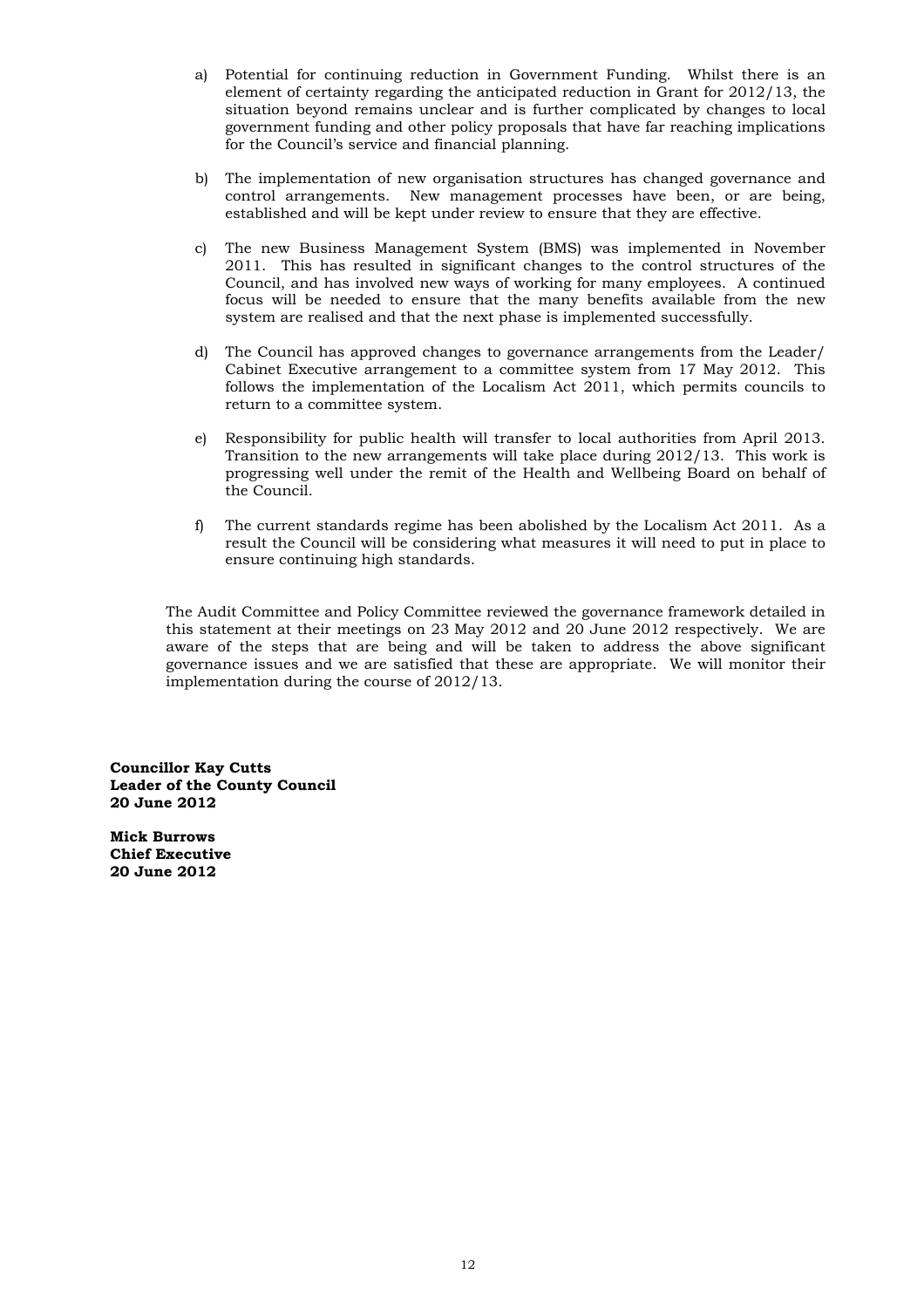a) Potential for continuing reduction in Government Funding. Whilst there is an element of certainty regarding the anticipated reduction in Grant for 2012/13, the situation beyond remains unclear and is further complicated by changes to local government funding and other policy proposals that have far reaching implications for the Council's service and financial planning.

b) The implementation of new organisation structures has changed governance and control arrangements. New management processes have been, or are being, established and will be kept under review to ensure that they are effective.

c) The new Business Management System (BMS) was implemented in November 2011. This has resulted in significant changes to the control structures of the Council, and has involved new ways of working for many employees. A continued focus will be needed to ensure that the many benefits available from the new system are realised and that the next phase is implemented successfully.

d) The Council has approved changes to governance arrangements from the Leader/ Cabinet Executive arrangement to a committee system from 17 May 2012. This follows the implementation of the Localism Act 2011, which permits councils to return to a committee system.

e) Responsibility for public health will transfer to local authorities from April 2013. Transition to the new arrangements will take place during 2012/13. This work is progressing well under the remit of the Health and Wellbeing Board on behalf of the Council.

f) The current standards regime has been abolished by the Localism Act 2011. As a result the Council will be considering what measures it will need to put in place to ensure continuing high standards.

The Audit Committee and Policy Committee reviewed the governance framework detailed in this statement at their meetings on 23 May 2012 and 20 June 2012 respectively. We are aware of the steps that are being and will be taken to address the above significant governance issues and we are satisfied that these are appropriate. We will monitor their implementation during the course of 2012/13.

**Councillor Kay Cutts**
**Leader of the County Council**
**20 June 2012**

**Mick Burrows**
**Chief Executive**
**20 June 2012**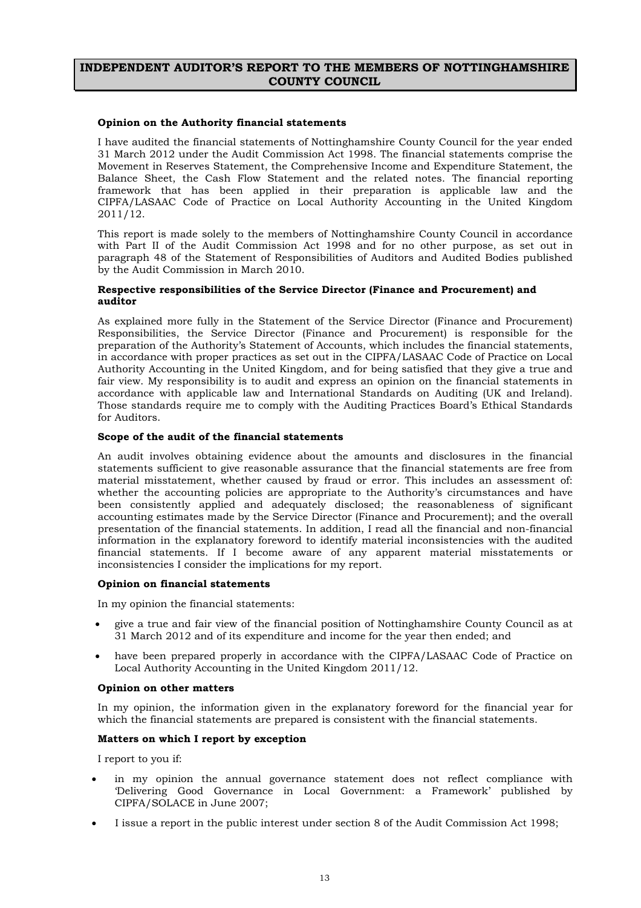# INDEPENDENT AUDITOR'S REPORT TO THE MEMBERS OF NOTTINGHAMSHIRE COUNTY COUNCIL

**Opinion on the Authority financial statements**

I have audited the financial statements of Nottinghamshire County Council for the year ended 31 March 2012 under the Audit Commission Act 1998. The financial statements comprise the Movement in Reserves Statement, the Comprehensive Income and Expenditure Statement, the Balance Sheet, the Cash Flow Statement and the related notes. The financial reporting framework that has been applied in their preparation is applicable law and the CIPFA/LASAAC Code of Practice on Local Authority Accounting in the United Kingdom 2011/12.

This report is made solely to the members of Nottinghamshire County Council in accordance with Part II of the Audit Commission Act 1998 and for no other purpose, as set out in paragraph 48 of the Statement of Responsibilities of Auditors and Audited Bodies published by the Audit Commission in March 2010.

**Respective responsibilities of the Service Director (Finance and Procurement) and auditor**

As explained more fully in the Statement of the Service Director (Finance and Procurement) Responsibilities, the Service Director (Finance and Procurement) is responsible for the preparation of the Authority's Statement of Accounts, which includes the financial statements, in accordance with proper practices as set out in the CIPFA/LASAAC Code of Practice on Local Authority Accounting in the United Kingdom, and for being satisfied that they give a true and fair view. My responsibility is to audit and express an opinion on the financial statements in accordance with applicable law and International Standards on Auditing (UK and Ireland). Those standards require me to comply with the Auditing Practices Board's Ethical Standards for Auditors.

**Scope of the audit of the financial statements**

An audit involves obtaining evidence about the amounts and disclosures in the financial statements sufficient to give reasonable assurance that the financial statements are free from material misstatement, whether caused by fraud or error. This includes an assessment of: whether the accounting policies are appropriate to the Authority's circumstances and have been consistently applied and adequately disclosed; the reasonableness of significant accounting estimates made by the Service Director (Finance and Procurement); and the overall presentation of the financial statements. In addition, I read all the financial and non-financial information in the explanatory foreword to identify material inconsistencies with the audited financial statements. If I become aware of any apparent material misstatements or inconsistencies I consider the implications for my report.

**Opinion on financial statements**

In my opinion the financial statements:

- give a true and fair view of the financial position of Nottinghamshire County Council as at 31 March 2012 and of its expenditure and income for the year then ended; and
- have been prepared properly in accordance with the CIPFA/LASAAC Code of Practice on Local Authority Accounting in the United Kingdom 2011/12.

**Opinion on other matters**

In my opinion, the information given in the explanatory foreword for the financial year for which the financial statements are prepared is consistent with the financial statements.

**Matters on which I report by exception**

I report to you if:

- in my opinion the annual governance statement does not reflect compliance with 'Delivering Good Governance in Local Government: a Framework' published by CIPFA/SOLACE in June 2007;
- I issue a report in the public interest under section 8 of the Audit Commission Act 1998;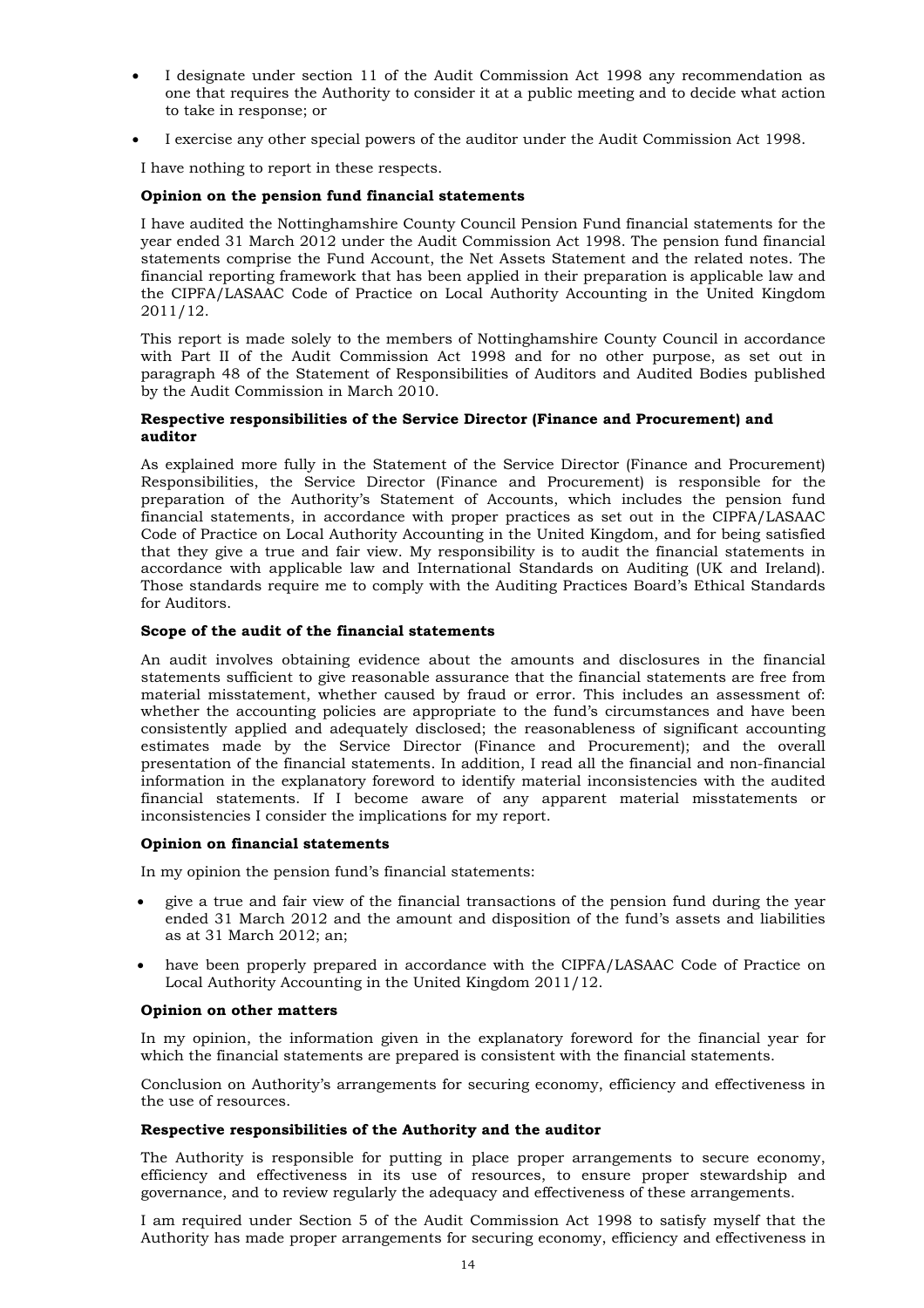- I designate under section 11 of the Audit Commission Act 1998 any recommendation as one that requires the Authority to consider it at a public meeting and to decide what action to take in response; or
- I exercise any other special powers of the auditor under the Audit Commission Act 1998.

I have nothing to report in these respects.

**Opinion on the pension fund financial statements**

I have audited the Nottinghamshire County Council Pension Fund financial statements for the year ended 31 March 2012 under the Audit Commission Act 1998. The pension fund financial statements comprise the Fund Account, the Net Assets Statement and the related notes. The financial reporting framework that has been applied in their preparation is applicable law and the CIPFA/LASAAC Code of Practice on Local Authority Accounting in the United Kingdom 2011/12.

This report is made solely to the members of Nottinghamshire County Council in accordance with Part II of the Audit Commission Act 1998 and for no other purpose, as set out in paragraph 48 of the Statement of Responsibilities of Auditors and Audited Bodies published by the Audit Commission in March 2010.

**Respective responsibilities of the Service Director (Finance and Procurement) and auditor**

As explained more fully in the Statement of the Service Director (Finance and Procurement) Responsibilities, the Service Director (Finance and Procurement) is responsible for the preparation of the Authority's Statement of Accounts, which includes the pension fund financial statements, in accordance with proper practices as set out in the CIPFA/LASAAC Code of Practice on Local Authority Accounting in the United Kingdom, and for being satisfied that they give a true and fair view. My responsibility is to audit the financial statements in accordance with applicable law and International Standards on Auditing (UK and Ireland). Those standards require me to comply with the Auditing Practices Board's Ethical Standards for Auditors.

**Scope of the audit of the financial statements**

An audit involves obtaining evidence about the amounts and disclosures in the financial statements sufficient to give reasonable assurance that the financial statements are free from material misstatement, whether caused by fraud or error. This includes an assessment of: whether the accounting policies are appropriate to the fund's circumstances and have been consistently applied and adequately disclosed; the reasonableness of significant accounting estimates made by the Service Director (Finance and Procurement); and the overall presentation of the financial statements. In addition, I read all the financial and non-financial information in the explanatory foreword to identify material inconsistencies with the audited financial statements. If I become aware of any apparent material misstatements or inconsistencies I consider the implications for my report.

**Opinion on financial statements**

In my opinion the pension fund's financial statements:

- give a true and fair view of the financial transactions of the pension fund during the year ended 31 March 2012 and the amount and disposition of the fund's assets and liabilities as at 31 March 2012; an;
- have been properly prepared in accordance with the CIPFA/LASAAC Code of Practice on Local Authority Accounting in the United Kingdom 2011/12.

**Opinion on other matters**

In my opinion, the information given in the explanatory foreword for the financial year for which the financial statements are prepared is consistent with the financial statements.

Conclusion on Authority's arrangements for securing economy, efficiency and effectiveness in the use of resources.

**Respective responsibilities of the Authority and the auditor**

The Authority is responsible for putting in place proper arrangements to secure economy, efficiency and effectiveness in its use of resources, to ensure proper stewardship and governance, and to review regularly the adequacy and effectiveness of these arrangements.

I am required under Section 5 of the Audit Commission Act 1998 to satisfy myself that the Authority has made proper arrangements for securing economy, efficiency and effectiveness in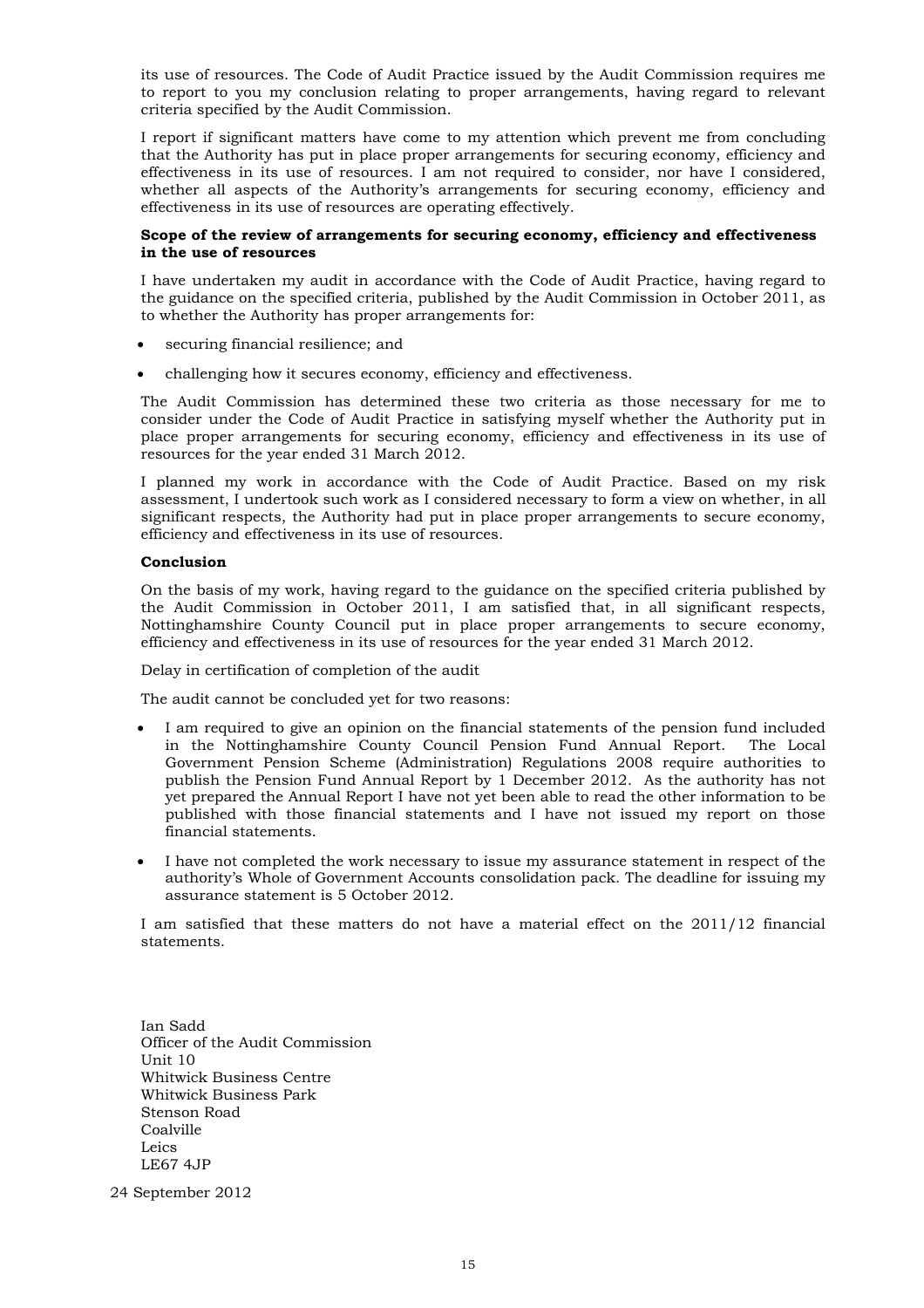its use of resources. The Code of Audit Practice issued by the Audit Commission requires me to report to you my conclusion relating to proper arrangements, having regard to relevant criteria specified by the Audit Commission.

I report if significant matters have come to my attention which prevent me from concluding that the Authority has put in place proper arrangements for securing economy, efficiency and effectiveness in its use of resources. I am not required to consider, nor have I considered, whether all aspects of the Authority's arrangements for securing economy, efficiency and effectiveness in its use of resources are operating effectively.

**Scope of the review of arrangements for securing economy, efficiency and effectiveness in the use of resources**

I have undertaken my audit in accordance with the Code of Audit Practice, having regard to the guidance on the specified criteria, published by the Audit Commission in October 2011, as to whether the Authority has proper arrangements for:

- securing financial resilience; and
- challenging how it secures economy, efficiency and effectiveness.

The Audit Commission has determined these two criteria as those necessary for me to consider under the Code of Audit Practice in satisfying myself whether the Authority put in place proper arrangements for securing economy, efficiency and effectiveness in its use of resources for the year ended 31 March 2012.

I planned my work in accordance with the Code of Audit Practice. Based on my risk assessment, I undertook such work as I considered necessary to form a view on whether, in all significant respects, the Authority had put in place proper arrangements to secure economy, efficiency and effectiveness in its use of resources.

**Conclusion**

On the basis of my work, having regard to the guidance on the specified criteria published by the Audit Commission in October 2011, I am satisfied that, in all significant respects, Nottinghamshire County Council put in place proper arrangements to secure economy, efficiency and effectiveness in its use of resources for the year ended 31 March 2012.

Delay in certification of completion of the audit

The audit cannot be concluded yet for two reasons:

- I am required to give an opinion on the financial statements of the pension fund included in the Nottinghamshire County Council Pension Fund Annual Report. The Local Government Pension Scheme (Administration) Regulations 2008 require authorities to publish the Pension Fund Annual Report by 1 December 2012. As the authority has not yet prepared the Annual Report I have not yet been able to read the other information to be published with those financial statements and I have not issued my report on those financial statements.
- I have not completed the work necessary to issue my assurance statement in respect of the authority's Whole of Government Accounts consolidation pack. The deadline for issuing my assurance statement is 5 October 2012.

I am satisfied that these matters do not have a material effect on the 2011/12 financial statements.

Ian Sadd
Officer of the Audit Commission
Unit 10
Whitwick Business Centre
Whitwick Business Park
Stenson Road
Coalville
Leics
LE67 4JP

24 September 2012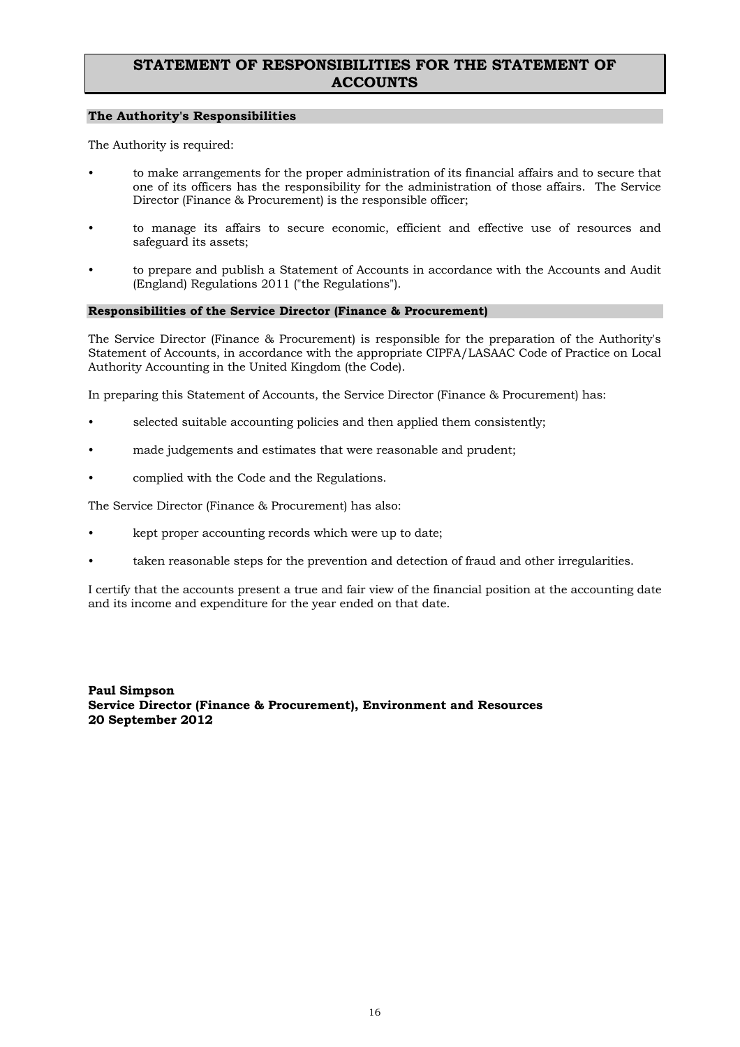# STATEMENT OF RESPONSIBILITIES FOR THE STATEMENT OF ACCOUNTS

## The Authority's Responsibilities

The Authority is required:

- to make arrangements for the proper administration of its financial affairs and to secure that one of its officers has the responsibility for the administration of those affairs. The Service Director (Finance & Procurement) is the responsible officer;
- to manage its affairs to secure economic, efficient and effective use of resources and safeguard its assets;
- to prepare and publish a Statement of Accounts in accordance with the Accounts and Audit (England) Regulations 2011 ("the Regulations").

## Responsibilities of the Service Director (Finance & Procurement)

The Service Director (Finance & Procurement) is responsible for the preparation of the Authority's Statement of Accounts, in accordance with the appropriate CIPFA/LASAAC Code of Practice on Local Authority Accounting in the United Kingdom (the Code).

In preparing this Statement of Accounts, the Service Director (Finance & Procurement) has:

- selected suitable accounting policies and then applied them consistently;
- made judgements and estimates that were reasonable and prudent;
- complied with the Code and the Regulations.

The Service Director (Finance & Procurement) has also:

- kept proper accounting records which were up to date;
- taken reasonable steps for the prevention and detection of fraud and other irregularities.

I certify that the accounts present a true and fair view of the financial position at the accounting date and its income and expenditure for the year ended on that date.

**Paul Simpson**
**Service Director (Finance & Procurement), Environment and Resources**
**20 September 2012**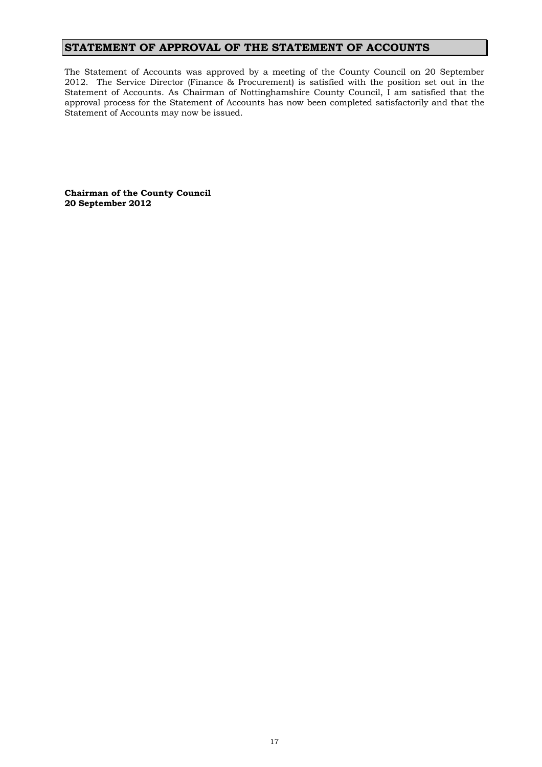# STATEMENT OF APPROVAL OF THE STATEMENT OF ACCOUNTS

The Statement of Accounts was approved by a meeting of the County Council on 20 September 2012. The Service Director (Finance & Procurement) is satisfied with the position set out in the Statement of Accounts. As Chairman of Nottinghamshire County Council, I am satisfied that the approval process for the Statement of Accounts has now been completed satisfactorily and that the Statement of Accounts may now be issued.

**Chairman of the County Council**
**20 September 2012**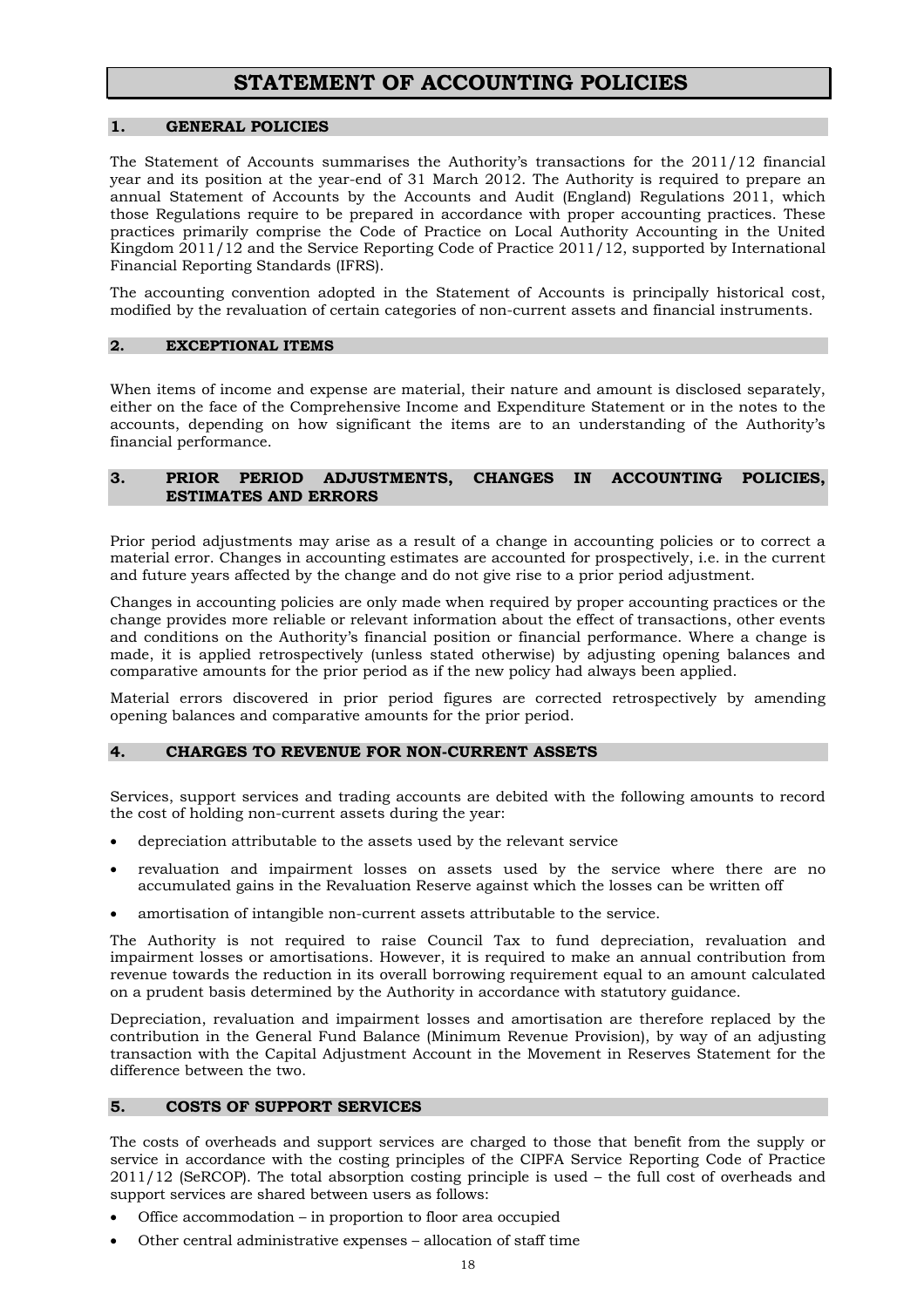# STATEMENT OF ACCOUNTING POLICIES

## 1. GENERAL POLICIES

The Statement of Accounts summarises the Authority's transactions for the 2011/12 financial year and its position at the year-end of 31 March 2012. The Authority is required to prepare an annual Statement of Accounts by the Accounts and Audit (England) Regulations 2011, which those Regulations require to be prepared in accordance with proper accounting practices. These practices primarily comprise the Code of Practice on Local Authority Accounting in the United Kingdom 2011/12 and the Service Reporting Code of Practice 2011/12, supported by International Financial Reporting Standards (IFRS).

The accounting convention adopted in the Statement of Accounts is principally historical cost, modified by the revaluation of certain categories of non-current assets and financial instruments.

## 2. EXCEPTIONAL ITEMS

When items of income and expense are material, their nature and amount is disclosed separately, either on the face of the Comprehensive Income and Expenditure Statement or in the notes to the accounts, depending on how significant the items are to an understanding of the Authority's financial performance.

## 3. PRIOR PERIOD ADJUSTMENTS, CHANGES IN ACCOUNTING POLICIES, ESTIMATES AND ERRORS

Prior period adjustments may arise as a result of a change in accounting policies or to correct a material error. Changes in accounting estimates are accounted for prospectively, i.e. in the current and future years affected by the change and do not give rise to a prior period adjustment.

Changes in accounting policies are only made when required by proper accounting practices or the change provides more reliable or relevant information about the effect of transactions, other events and conditions on the Authority's financial position or financial performance. Where a change is made, it is applied retrospectively (unless stated otherwise) by adjusting opening balances and comparative amounts for the prior period as if the new policy had always been applied.

Material errors discovered in prior period figures are corrected retrospectively by amending opening balances and comparative amounts for the prior period.

## 4. CHARGES TO REVENUE FOR NON-CURRENT ASSETS

Services, support services and trading accounts are debited with the following amounts to record the cost of holding non-current assets during the year:

- depreciation attributable to the assets used by the relevant service
- revaluation and impairment losses on assets used by the service where there are no accumulated gains in the Revaluation Reserve against which the losses can be written off
- amortisation of intangible non-current assets attributable to the service.

The Authority is not required to raise Council Tax to fund depreciation, revaluation and impairment losses or amortisations. However, it is required to make an annual contribution from revenue towards the reduction in its overall borrowing requirement equal to an amount calculated on a prudent basis determined by the Authority in accordance with statutory guidance.

Depreciation, revaluation and impairment losses and amortisation are therefore replaced by the contribution in the General Fund Balance (Minimum Revenue Provision), by way of an adjusting transaction with the Capital Adjustment Account in the Movement in Reserves Statement for the difference between the two.

## 5. COSTS OF SUPPORT SERVICES

The costs of overheads and support services are charged to those that benefit from the supply or service in accordance with the costing principles of the CIPFA Service Reporting Code of Practice 2011/12 (SeRCOP). The total absorption costing principle is used – the full cost of overheads and support services are shared between users as follows:

- Office accommodation – in proportion to floor area occupied
- Other central administrative expenses – allocation of staff time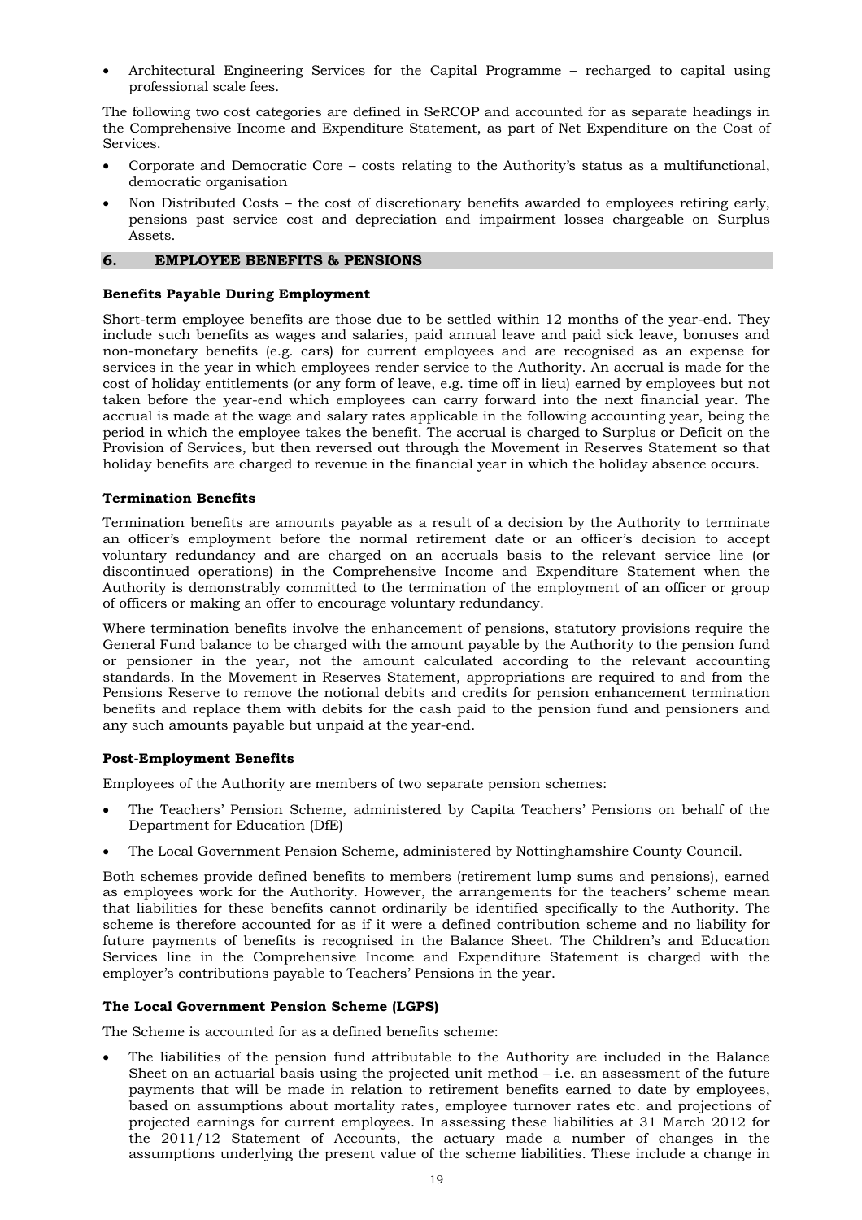- Architectural Engineering Services for the Capital Programme – recharged to capital using professional scale fees.

The following two cost categories are defined in SeRCOP and accounted for as separate headings in the Comprehensive Income and Expenditure Statement, as part of Net Expenditure on the Cost of Services.

- Corporate and Democratic Core – costs relating to the Authority's status as a multifunctional, democratic organisation
- Non Distributed Costs – the cost of discretionary benefits awarded to employees retiring early, pensions past service cost and depreciation and impairment losses chargeable on Surplus Assets.

## 6. EMPLOYEE BENEFITS & PENSIONS

**Benefits Payable During Employment**

Short-term employee benefits are those due to be settled within 12 months of the year-end. They include such benefits as wages and salaries, paid annual leave and paid sick leave, bonuses and non-monetary benefits (e.g. cars) for current employees and are recognised as an expense for services in the year in which employees render service to the Authority. An accrual is made for the cost of holiday entitlements (or any form of leave, e.g. time off in lieu) earned by employees but not taken before the year-end which employees can carry forward into the next financial year. The accrual is made at the wage and salary rates applicable in the following accounting year, being the period in which the employee takes the benefit. The accrual is charged to Surplus or Deficit on the Provision of Services, but then reversed out through the Movement in Reserves Statement so that holiday benefits are charged to revenue in the financial year in which the holiday absence occurs.

**Termination Benefits**

Termination benefits are amounts payable as a result of a decision by the Authority to terminate an officer's employment before the normal retirement date or an officer's decision to accept voluntary redundancy and are charged on an accruals basis to the relevant service line (or discontinued operations) in the Comprehensive Income and Expenditure Statement when the Authority is demonstrably committed to the termination of the employment of an officer or group of officers or making an offer to encourage voluntary redundancy.

Where termination benefits involve the enhancement of pensions, statutory provisions require the General Fund balance to be charged with the amount payable by the Authority to the pension fund or pensioner in the year, not the amount calculated according to the relevant accounting standards. In the Movement in Reserves Statement, appropriations are required to and from the Pensions Reserve to remove the notional debits and credits for pension enhancement termination benefits and replace them with debits for the cash paid to the pension fund and pensioners and any such amounts payable but unpaid at the year-end.

**Post-Employment Benefits**

Employees of the Authority are members of two separate pension schemes:

- The Teachers' Pension Scheme, administered by Capita Teachers' Pensions on behalf of the Department for Education (DfE)
- The Local Government Pension Scheme, administered by Nottinghamshire County Council.

Both schemes provide defined benefits to members (retirement lump sums and pensions), earned as employees work for the Authority. However, the arrangements for the teachers' scheme mean that liabilities for these benefits cannot ordinarily be identified specifically to the Authority. The scheme is therefore accounted for as if it were a defined contribution scheme and no liability for future payments of benefits is recognised in the Balance Sheet. The Children's and Education Services line in the Comprehensive Income and Expenditure Statement is charged with the employer's contributions payable to Teachers' Pensions in the year.

**The Local Government Pension Scheme (LGPS)**

The Scheme is accounted for as a defined benefits scheme:

- The liabilities of the pension fund attributable to the Authority are included in the Balance Sheet on an actuarial basis using the projected unit method – i.e. an assessment of the future payments that will be made in relation to retirement benefits earned to date by employees, based on assumptions about mortality rates, employee turnover rates etc. and projections of projected earnings for current employees. In assessing these liabilities at 31 March 2012 for the 2011/12 Statement of Accounts, the actuary made a number of changes in the assumptions underlying the present value of the scheme liabilities. These include a change in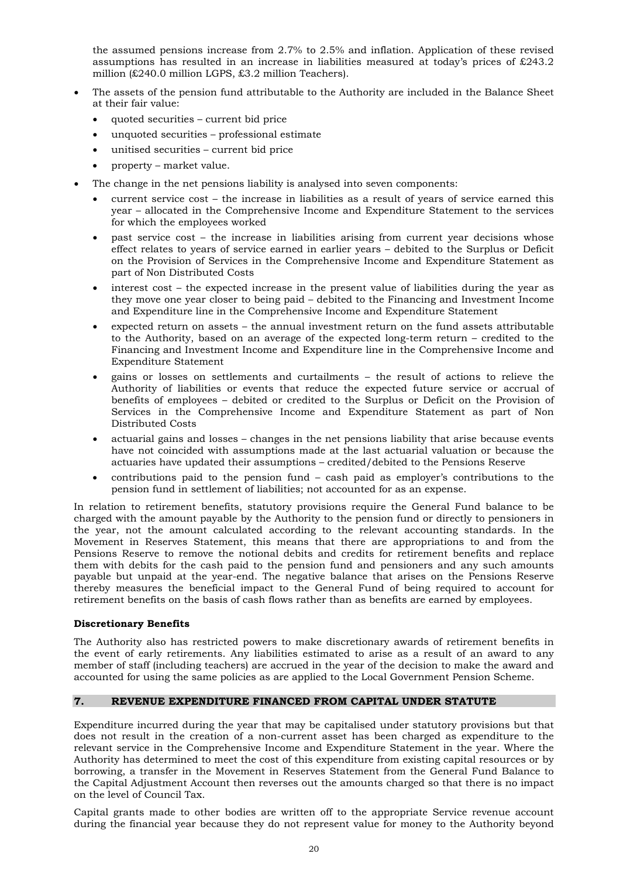the assumed pensions increase from 2.7% to 2.5% and inflation. Application of these revised assumptions has resulted in an increase in liabilities measured at today's prices of £243.2 million (£240.0 million LGPS, £3.2 million Teachers).

- The assets of the pension fund attributable to the Authority are included in the Balance Sheet at their fair value:
  - quoted securities – current bid price
  - unquoted securities – professional estimate
  - unitised securities – current bid price
  - property – market value.
- The change in the net pensions liability is analysed into seven components:
  - current service cost – the increase in liabilities as a result of years of service earned this year – allocated in the Comprehensive Income and Expenditure Statement to the services for which the employees worked
  - past service cost – the increase in liabilities arising from current year decisions whose effect relates to years of service earned in earlier years – debited to the Surplus or Deficit on the Provision of Services in the Comprehensive Income and Expenditure Statement as part of Non Distributed Costs
  - interest cost – the expected increase in the present value of liabilities during the year as they move one year closer to being paid – debited to the Financing and Investment Income and Expenditure line in the Comprehensive Income and Expenditure Statement
  - expected return on assets – the annual investment return on the fund assets attributable to the Authority, based on an average of the expected long-term return – credited to the Financing and Investment Income and Expenditure line in the Comprehensive Income and Expenditure Statement
  - gains or losses on settlements and curtailments – the result of actions to relieve the Authority of liabilities or events that reduce the expected future service or accrual of benefits of employees – debited or credited to the Surplus or Deficit on the Provision of Services in the Comprehensive Income and Expenditure Statement as part of Non Distributed Costs
  - actuarial gains and losses – changes in the net pensions liability that arise because events have not coincided with assumptions made at the last actuarial valuation or because the actuaries have updated their assumptions – credited/debited to the Pensions Reserve
  - contributions paid to the pension fund – cash paid as employer's contributions to the pension fund in settlement of liabilities; not accounted for as an expense.

In relation to retirement benefits, statutory provisions require the General Fund balance to be charged with the amount payable by the Authority to the pension fund or directly to pensioners in the year, not the amount calculated according to the relevant accounting standards. In the Movement in Reserves Statement, this means that there are appropriations to and from the Pensions Reserve to remove the notional debits and credits for retirement benefits and replace them with debits for the cash paid to the pension fund and pensioners and any such amounts payable but unpaid at the year-end. The negative balance that arises on the Pensions Reserve thereby measures the beneficial impact to the General Fund of being required to account for retirement benefits on the basis of cash flows rather than as benefits are earned by employees.

**Discretionary Benefits**

The Authority also has restricted powers to make discretionary awards of retirement benefits in the event of early retirements. Any liabilities estimated to arise as a result of an award to any member of staff (including teachers) are accrued in the year of the decision to make the award and accounted for using the same policies as are applied to the Local Government Pension Scheme.

## 7. REVENUE EXPENDITURE FINANCED FROM CAPITAL UNDER STATUTE

Expenditure incurred during the year that may be capitalised under statutory provisions but that does not result in the creation of a non-current asset has been charged as expenditure to the relevant service in the Comprehensive Income and Expenditure Statement in the year. Where the Authority has determined to meet the cost of this expenditure from existing capital resources or by borrowing, a transfer in the Movement in Reserves Statement from the General Fund Balance to the Capital Adjustment Account then reverses out the amounts charged so that there is no impact on the level of Council Tax.

Capital grants made to other bodies are written off to the appropriate Service revenue account during the financial year because they do not represent value for money to the Authority beyond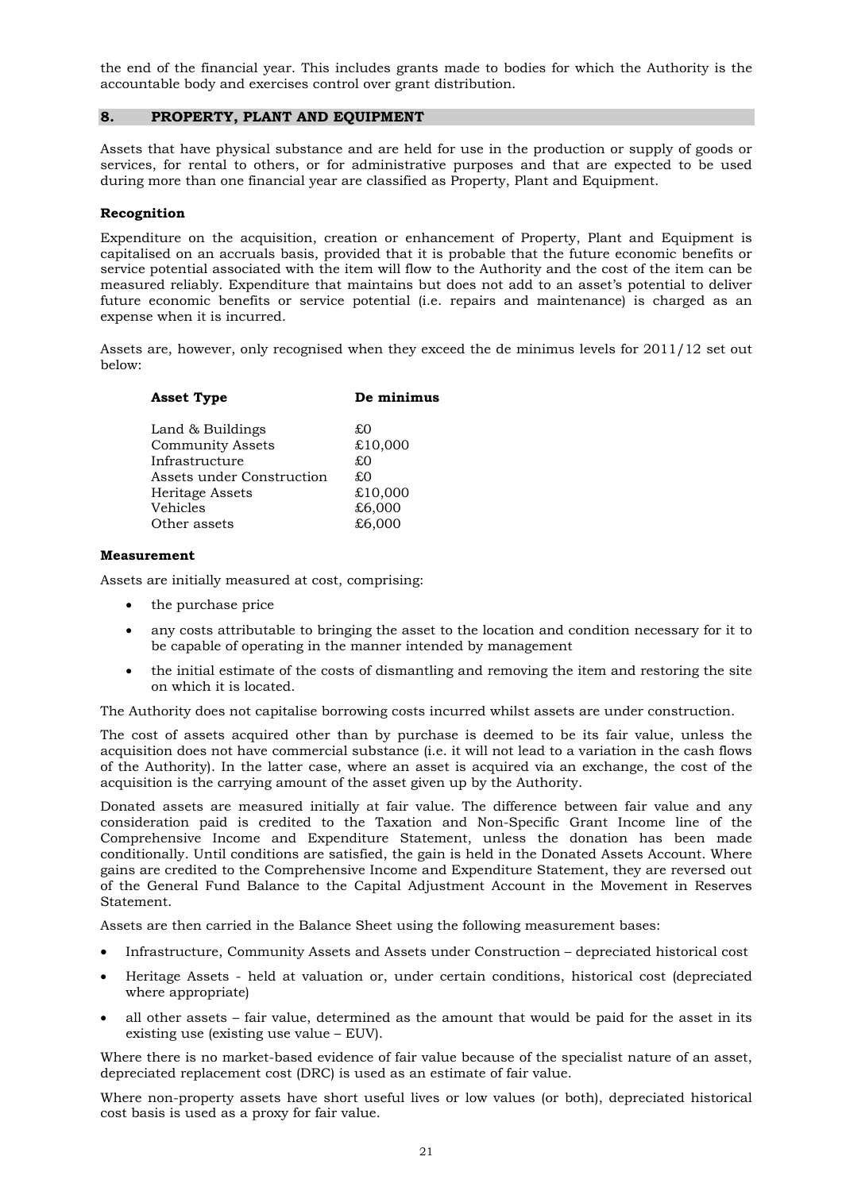the end of the financial year. This includes grants made to bodies for which the Authority is the accountable body and exercises control over grant distribution.

## 8. PROPERTY, PLANT AND EQUIPMENT

Assets that have physical substance and are held for use in the production or supply of goods or services, for rental to others, or for administrative purposes and that are expected to be used during more than one financial year are classified as Property, Plant and Equipment.

**Recognition**

Expenditure on the acquisition, creation or enhancement of Property, Plant and Equipment is capitalised on an accruals basis, provided that it is probable that the future economic benefits or service potential associated with the item will flow to the Authority and the cost of the item can be measured reliably. Expenditure that maintains but does not add to an asset's potential to deliver future economic benefits or service potential (i.e. repairs and maintenance) is charged as an expense when it is incurred.

Assets are, however, only recognised when they exceed the de minimus levels for 2011/12 set out below:

| Asset Type | De minimus |
|---|---|
| Land & Buildings | £0 |
| Community Assets | £10,000 |
| Infrastructure | £0 |
| Assets under Construction | £0 |
| Heritage Assets | £10,000 |
| Vehicles | £6,000 |
| Other assets | £6,000 |

**Measurement**

Assets are initially measured at cost, comprising:

- the purchase price
- any costs attributable to bringing the asset to the location and condition necessary for it to be capable of operating in the manner intended by management
- the initial estimate of the costs of dismantling and removing the item and restoring the site on which it is located.

The Authority does not capitalise borrowing costs incurred whilst assets are under construction.

The cost of assets acquired other than by purchase is deemed to be its fair value, unless the acquisition does not have commercial substance (i.e. it will not lead to a variation in the cash flows of the Authority). In the latter case, where an asset is acquired via an exchange, the cost of the acquisition is the carrying amount of the asset given up by the Authority.

Donated assets are measured initially at fair value. The difference between fair value and any consideration paid is credited to the Taxation and Non-Specific Grant Income line of the Comprehensive Income and Expenditure Statement, unless the donation has been made conditionally. Until conditions are satisfied, the gain is held in the Donated Assets Account. Where gains are credited to the Comprehensive Income and Expenditure Statement, they are reversed out of the General Fund Balance to the Capital Adjustment Account in the Movement in Reserves Statement.

Assets are then carried in the Balance Sheet using the following measurement bases:

- Infrastructure, Community Assets and Assets under Construction – depreciated historical cost
- Heritage Assets - held at valuation or, under certain conditions, historical cost (depreciated where appropriate)
- all other assets – fair value, determined as the amount that would be paid for the asset in its existing use (existing use value – EUV).

Where there is no market-based evidence of fair value because of the specialist nature of an asset, depreciated replacement cost (DRC) is used as an estimate of fair value.

Where non-property assets have short useful lives or low values (or both), depreciated historical cost basis is used as a proxy for fair value.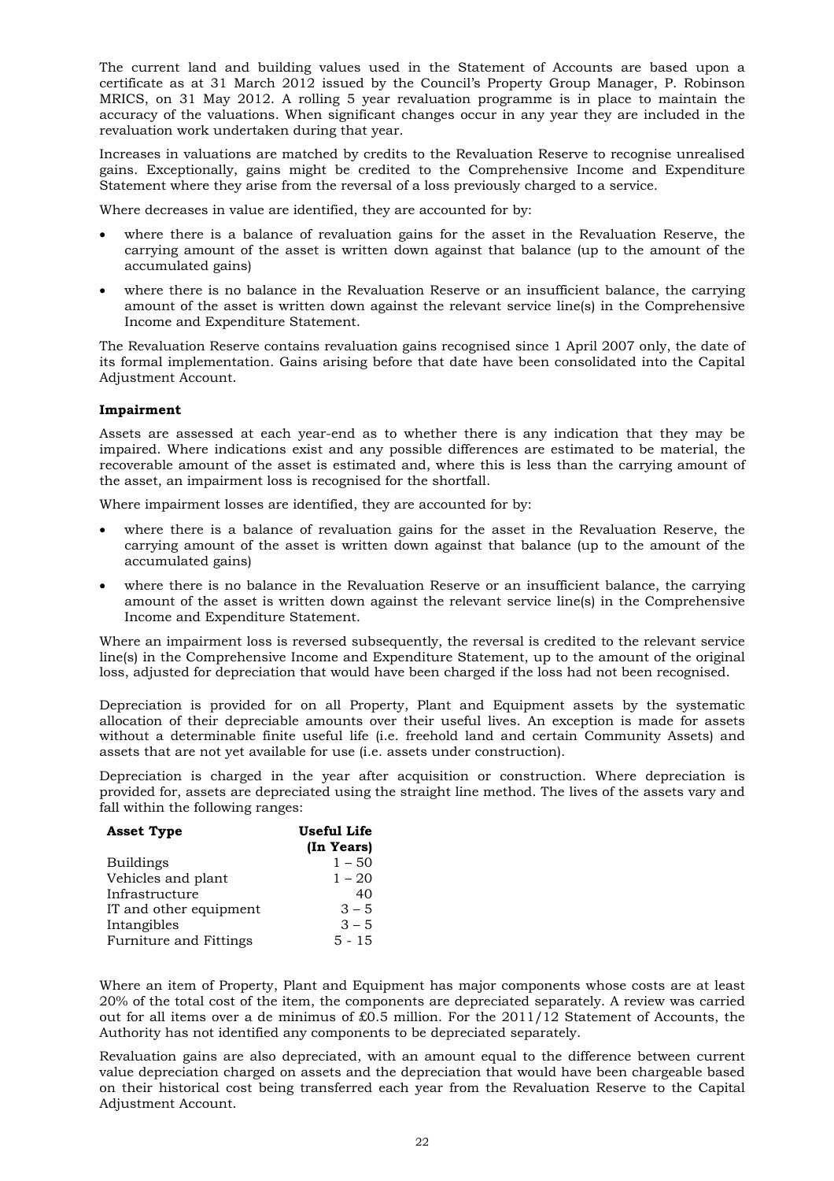The current land and building values used in the Statement of Accounts are based upon a certificate as at 31 March 2012 issued by the Council's Property Group Manager, P. Robinson MRICS, on 31 May 2012. A rolling 5 year revaluation programme is in place to maintain the accuracy of the valuations. When significant changes occur in any year they are included in the revaluation work undertaken during that year.

Increases in valuations are matched by credits to the Revaluation Reserve to recognise unrealised gains. Exceptionally, gains might be credited to the Comprehensive Income and Expenditure Statement where they arise from the reversal of a loss previously charged to a service.

Where decreases in value are identified, they are accounted for by:

- where there is a balance of revaluation gains for the asset in the Revaluation Reserve, the carrying amount of the asset is written down against that balance (up to the amount of the accumulated gains)
- where there is no balance in the Revaluation Reserve or an insufficient balance, the carrying amount of the asset is written down against the relevant service line(s) in the Comprehensive Income and Expenditure Statement.

The Revaluation Reserve contains revaluation gains recognised since 1 April 2007 only, the date of its formal implementation. Gains arising before that date have been consolidated into the Capital Adjustment Account.

**Impairment**

Assets are assessed at each year-end as to whether there is any indication that they may be impaired. Where indications exist and any possible differences are estimated to be material, the recoverable amount of the asset is estimated and, where this is less than the carrying amount of the asset, an impairment loss is recognised for the shortfall.

Where impairment losses are identified, they are accounted for by:

- where there is a balance of revaluation gains for the asset in the Revaluation Reserve, the carrying amount of the asset is written down against that balance (up to the amount of the accumulated gains)
- where there is no balance in the Revaluation Reserve or an insufficient balance, the carrying amount of the asset is written down against the relevant service line(s) in the Comprehensive Income and Expenditure Statement.

Where an impairment loss is reversed subsequently, the reversal is credited to the relevant service line(s) in the Comprehensive Income and Expenditure Statement, up to the amount of the original loss, adjusted for depreciation that would have been charged if the loss had not been recognised.

Depreciation is provided for on all Property, Plant and Equipment assets by the systematic allocation of their depreciable amounts over their useful lives. An exception is made for assets without a determinable finite useful life (i.e. freehold land and certain Community Assets) and assets that are not yet available for use (i.e. assets under construction).

Depreciation is charged in the year after acquisition or construction. Where depreciation is provided for, assets are depreciated using the straight line method. The lives of the assets vary and fall within the following ranges:

| **Asset Type** | **Useful Life (In Years)** |
|---|---|
| Buildings | 1 – 50 |
| Vehicles and plant | 1 – 20 |
| Infrastructure | 40 |
| IT and other equipment | 3 – 5 |
| Intangibles | 3 – 5 |
| Furniture and Fittings | 5 - 15 |

Where an item of Property, Plant and Equipment has major components whose costs are at least 20% of the total cost of the item, the components are depreciated separately. A review was carried out for all items over a de minimus of £0.5 million. For the 2011/12 Statement of Accounts, the Authority has not identified any components to be depreciated separately.

Revaluation gains are also depreciated, with an amount equal to the difference between current value depreciation charged on assets and the depreciation that would have been chargeable based on their historical cost being transferred each year from the Revaluation Reserve to the Capital Adjustment Account.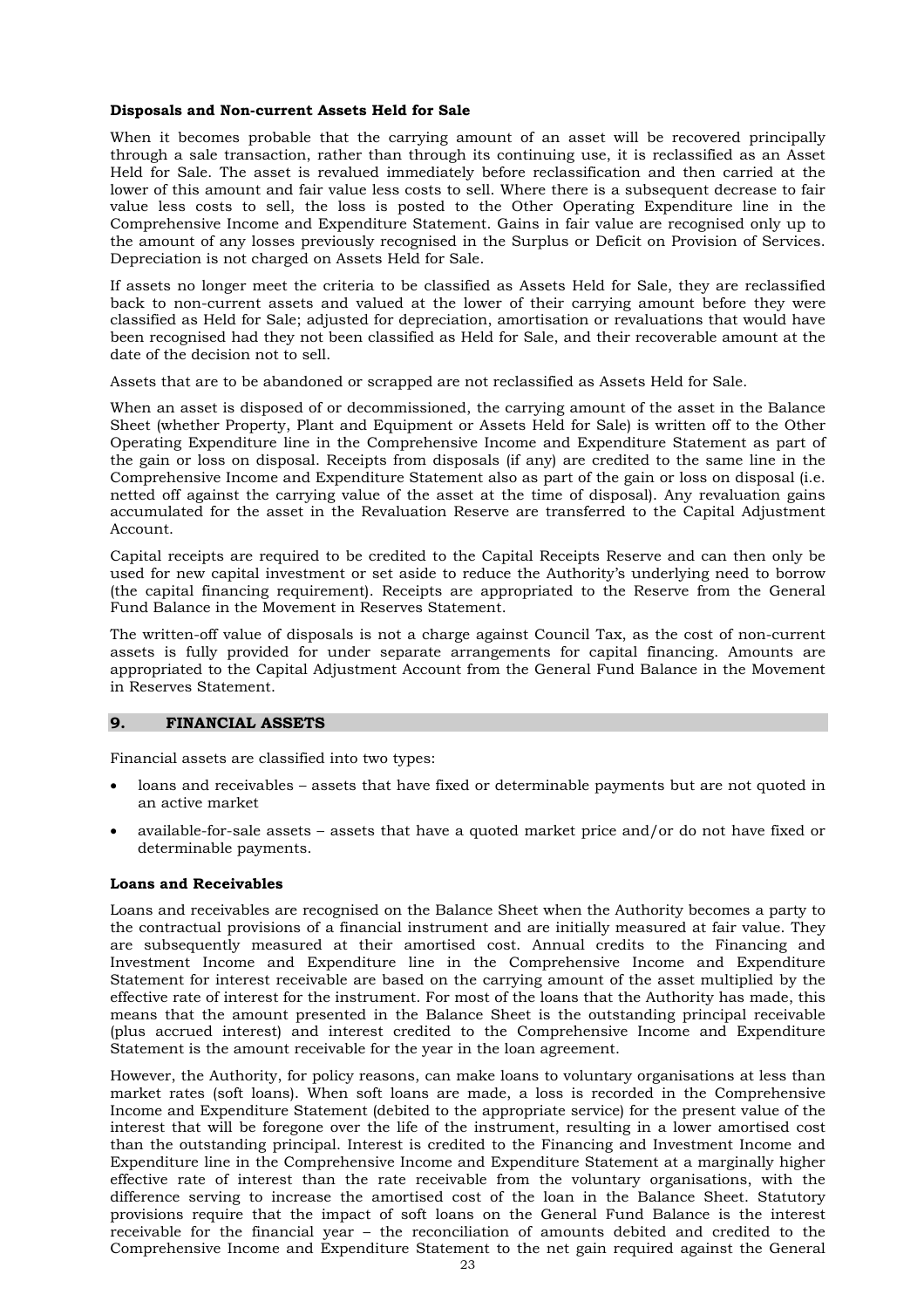**Disposals and Non-current Assets Held for Sale**

When it becomes probable that the carrying amount of an asset will be recovered principally through a sale transaction, rather than through its continuing use, it is reclassified as an Asset Held for Sale. The asset is revalued immediately before reclassification and then carried at the lower of this amount and fair value less costs to sell. Where there is a subsequent decrease to fair value less costs to sell, the loss is posted to the Other Operating Expenditure line in the Comprehensive Income and Expenditure Statement. Gains in fair value are recognised only up to the amount of any losses previously recognised in the Surplus or Deficit on Provision of Services. Depreciation is not charged on Assets Held for Sale.

If assets no longer meet the criteria to be classified as Assets Held for Sale, they are reclassified back to non-current assets and valued at the lower of their carrying amount before they were classified as Held for Sale; adjusted for depreciation, amortisation or revaluations that would have been recognised had they not been classified as Held for Sale, and their recoverable amount at the date of the decision not to sell.

Assets that are to be abandoned or scrapped are not reclassified as Assets Held for Sale.

When an asset is disposed of or decommissioned, the carrying amount of the asset in the Balance Sheet (whether Property, Plant and Equipment or Assets Held for Sale) is written off to the Other Operating Expenditure line in the Comprehensive Income and Expenditure Statement as part of the gain or loss on disposal. Receipts from disposals (if any) are credited to the same line in the Comprehensive Income and Expenditure Statement also as part of the gain or loss on disposal (i.e. netted off against the carrying value of the asset at the time of disposal). Any revaluation gains accumulated for the asset in the Revaluation Reserve are transferred to the Capital Adjustment Account.

Capital receipts are required to be credited to the Capital Receipts Reserve and can then only be used for new capital investment or set aside to reduce the Authority's underlying need to borrow (the capital financing requirement). Receipts are appropriated to the Reserve from the General Fund Balance in the Movement in Reserves Statement.

The written-off value of disposals is not a charge against Council Tax, as the cost of non-current assets is fully provided for under separate arrangements for capital financing. Amounts are appropriated to the Capital Adjustment Account from the General Fund Balance in the Movement in Reserves Statement.

## 9. FINANCIAL ASSETS

Financial assets are classified into two types:

- loans and receivables – assets that have fixed or determinable payments but are not quoted in an active market
- available-for-sale assets – assets that have a quoted market price and/or do not have fixed or determinable payments.

**Loans and Receivables**

Loans and receivables are recognised on the Balance Sheet when the Authority becomes a party to the contractual provisions of a financial instrument and are initially measured at fair value. They are subsequently measured at their amortised cost. Annual credits to the Financing and Investment Income and Expenditure line in the Comprehensive Income and Expenditure Statement for interest receivable are based on the carrying amount of the asset multiplied by the effective rate of interest for the instrument. For most of the loans that the Authority has made, this means that the amount presented in the Balance Sheet is the outstanding principal receivable (plus accrued interest) and interest credited to the Comprehensive Income and Expenditure Statement is the amount receivable for the year in the loan agreement.

However, the Authority, for policy reasons, can make loans to voluntary organisations at less than market rates (soft loans). When soft loans are made, a loss is recorded in the Comprehensive Income and Expenditure Statement (debited to the appropriate service) for the present value of the interest that will be foregone over the life of the instrument, resulting in a lower amortised cost than the outstanding principal. Interest is credited to the Financing and Investment Income and Expenditure line in the Comprehensive Income and Expenditure Statement at a marginally higher effective rate of interest than the rate receivable from the voluntary organisations, with the difference serving to increase the amortised cost of the loan in the Balance Sheet. Statutory provisions require that the impact of soft loans on the General Fund Balance is the interest receivable for the financial year – the reconciliation of amounts debited and credited to the Comprehensive Income and Expenditure Statement to the net gain required against the General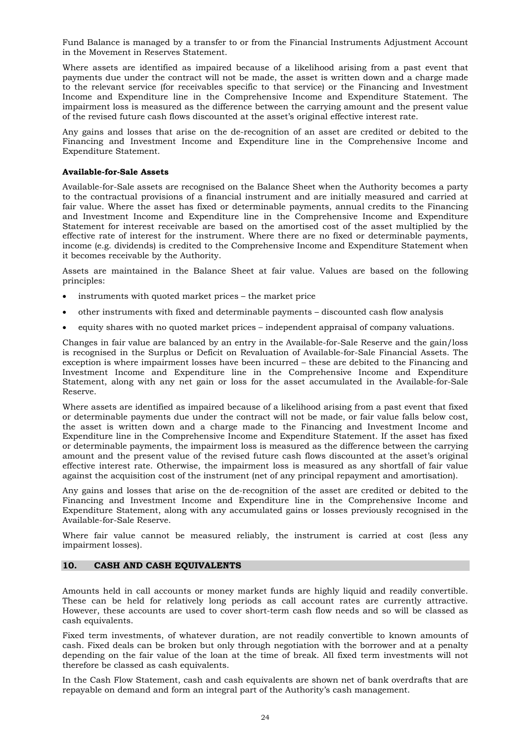Fund Balance is managed by a transfer to or from the Financial Instruments Adjustment Account in the Movement in Reserves Statement.

Where assets are identified as impaired because of a likelihood arising from a past event that payments due under the contract will not be made, the asset is written down and a charge made to the relevant service (for receivables specific to that service) or the Financing and Investment Income and Expenditure line in the Comprehensive Income and Expenditure Statement. The impairment loss is measured as the difference between the carrying amount and the present value of the revised future cash flows discounted at the asset's original effective interest rate.

Any gains and losses that arise on the de-recognition of an asset are credited or debited to the Financing and Investment Income and Expenditure line in the Comprehensive Income and Expenditure Statement.

**Available-for-Sale Assets**

Available-for-Sale assets are recognised on the Balance Sheet when the Authority becomes a party to the contractual provisions of a financial instrument and are initially measured and carried at fair value. Where the asset has fixed or determinable payments, annual credits to the Financing and Investment Income and Expenditure line in the Comprehensive Income and Expenditure Statement for interest receivable are based on the amortised cost of the asset multiplied by the effective rate of interest for the instrument. Where there are no fixed or determinable payments, income (e.g. dividends) is credited to the Comprehensive Income and Expenditure Statement when it becomes receivable by the Authority.

Assets are maintained in the Balance Sheet at fair value. Values are based on the following principles:

- instruments with quoted market prices – the market price
- other instruments with fixed and determinable payments – discounted cash flow analysis
- equity shares with no quoted market prices – independent appraisal of company valuations.

Changes in fair value are balanced by an entry in the Available-for-Sale Reserve and the gain/loss is recognised in the Surplus or Deficit on Revaluation of Available-for-Sale Financial Assets. The exception is where impairment losses have been incurred – these are debited to the Financing and Investment Income and Expenditure line in the Comprehensive Income and Expenditure Statement, along with any net gain or loss for the asset accumulated in the Available-for-Sale Reserve.

Where assets are identified as impaired because of a likelihood arising from a past event that fixed or determinable payments due under the contract will not be made, or fair value falls below cost, the asset is written down and a charge made to the Financing and Investment Income and Expenditure line in the Comprehensive Income and Expenditure Statement. If the asset has fixed or determinable payments, the impairment loss is measured as the difference between the carrying amount and the present value of the revised future cash flows discounted at the asset's original effective interest rate. Otherwise, the impairment loss is measured as any shortfall of fair value against the acquisition cost of the instrument (net of any principal repayment and amortisation).

Any gains and losses that arise on the de-recognition of the asset are credited or debited to the Financing and Investment Income and Expenditure line in the Comprehensive Income and Expenditure Statement, along with any accumulated gains or losses previously recognised in the Available-for-Sale Reserve.

Where fair value cannot be measured reliably, the instrument is carried at cost (less any impairment losses).

## 10. CASH AND CASH EQUIVALENTS

Amounts held in call accounts or money market funds are highly liquid and readily convertible. These can be held for relatively long periods as call account rates are currently attractive. However, these accounts are used to cover short-term cash flow needs and so will be classed as cash equivalents.

Fixed term investments, of whatever duration, are not readily convertible to known amounts of cash. Fixed deals can be broken but only through negotiation with the borrower and at a penalty depending on the fair value of the loan at the time of break. All fixed term investments will not therefore be classed as cash equivalents.

In the Cash Flow Statement, cash and cash equivalents are shown net of bank overdrafts that are repayable on demand and form an integral part of the Authority's cash management.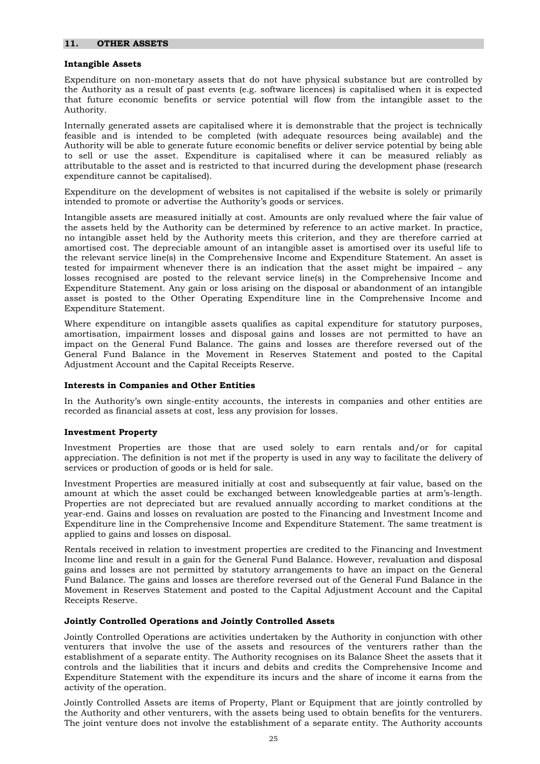## 11. OTHER ASSETS

### Intangible Assets

Expenditure on non-monetary assets that do not have physical substance but are controlled by the Authority as a result of past events (e.g. software licences) is capitalised when it is expected that future economic benefits or service potential will flow from the intangible asset to the Authority.

Internally generated assets are capitalised where it is demonstrable that the project is technically feasible and is intended to be completed (with adequate resources being available) and the Authority will be able to generate future economic benefits or deliver service potential by being able to sell or use the asset. Expenditure is capitalised where it can be measured reliably as attributable to the asset and is restricted to that incurred during the development phase (research expenditure cannot be capitalised).

Expenditure on the development of websites is not capitalised if the website is solely or primarily intended to promote or advertise the Authority's goods or services.

Intangible assets are measured initially at cost. Amounts are only revalued where the fair value of the assets held by the Authority can be determined by reference to an active market. In practice, no intangible asset held by the Authority meets this criterion, and they are therefore carried at amortised cost. The depreciable amount of an intangible asset is amortised over its useful life to the relevant service line(s) in the Comprehensive Income and Expenditure Statement. An asset is tested for impairment whenever there is an indication that the asset might be impaired – any losses recognised are posted to the relevant service line(s) in the Comprehensive Income and Expenditure Statement. Any gain or loss arising on the disposal or abandonment of an intangible asset is posted to the Other Operating Expenditure line in the Comprehensive Income and Expenditure Statement.

Where expenditure on intangible assets qualifies as capital expenditure for statutory purposes, amortisation, impairment losses and disposal gains and losses are not permitted to have an impact on the General Fund Balance. The gains and losses are therefore reversed out of the General Fund Balance in the Movement in Reserves Statement and posted to the Capital Adjustment Account and the Capital Receipts Reserve.

### Interests in Companies and Other Entities

In the Authority's own single-entity accounts, the interests in companies and other entities are recorded as financial assets at cost, less any provision for losses.

### Investment Property

Investment Properties are those that are used solely to earn rentals and/or for capital appreciation. The definition is not met if the property is used in any way to facilitate the delivery of services or production of goods or is held for sale.

Investment Properties are measured initially at cost and subsequently at fair value, based on the amount at which the asset could be exchanged between knowledgeable parties at arm's-length. Properties are not depreciated but are revalued annually according to market conditions at the year-end. Gains and losses on revaluation are posted to the Financing and Investment Income and Expenditure line in the Comprehensive Income and Expenditure Statement. The same treatment is applied to gains and losses on disposal.

Rentals received in relation to investment properties are credited to the Financing and Investment Income line and result in a gain for the General Fund Balance. However, revaluation and disposal gains and losses are not permitted by statutory arrangements to have an impact on the General Fund Balance. The gains and losses are therefore reversed out of the General Fund Balance in the Movement in Reserves Statement and posted to the Capital Adjustment Account and the Capital Receipts Reserve.

### Jointly Controlled Operations and Jointly Controlled Assets

Jointly Controlled Operations are activities undertaken by the Authority in conjunction with other venturers that involve the use of the assets and resources of the venturers rather than the establishment of a separate entity. The Authority recognises on its Balance Sheet the assets that it controls and the liabilities that it incurs and debits and credits the Comprehensive Income and Expenditure Statement with the expenditure its incurs and the share of income it earns from the activity of the operation.

Jointly Controlled Assets are items of Property, Plant or Equipment that are jointly controlled by the Authority and other venturers, with the assets being used to obtain benefits for the venturers. The joint venture does not involve the establishment of a separate entity. The Authority accounts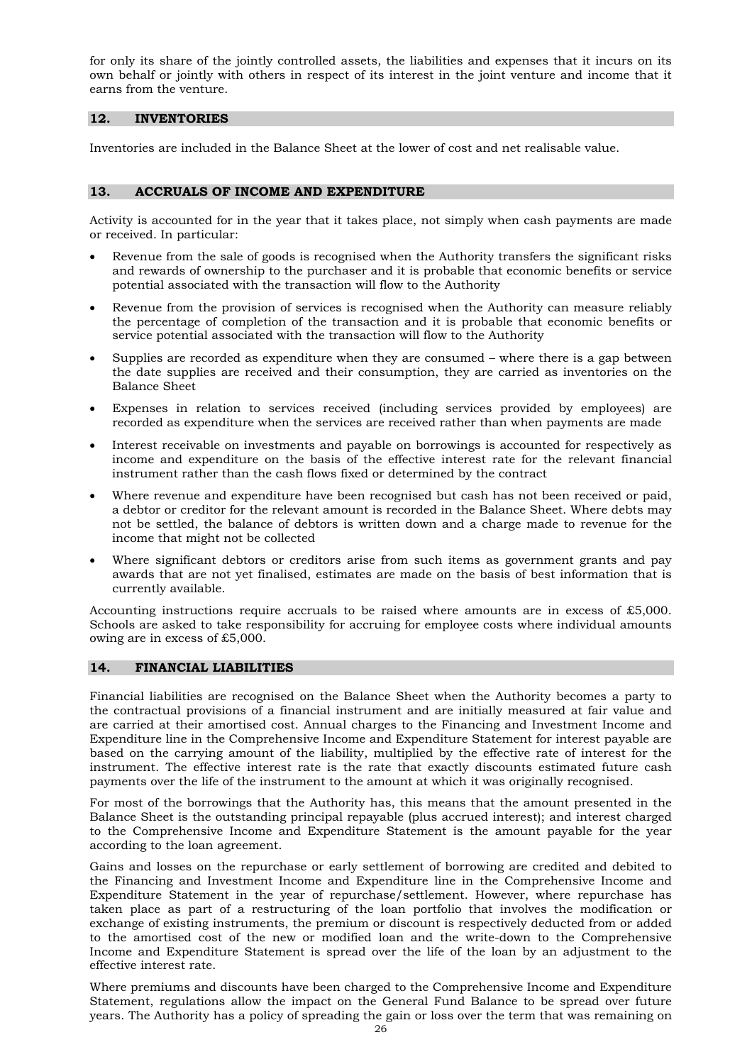for only its share of the jointly controlled assets, the liabilities and expenses that it incurs on its own behalf or jointly with others in respect of its interest in the joint venture and income that it earns from the venture.

## 12. INVENTORIES

Inventories are included in the Balance Sheet at the lower of cost and net realisable value.

## 13. ACCRUALS OF INCOME AND EXPENDITURE

Activity is accounted for in the year that it takes place, not simply when cash payments are made or received. In particular:

- Revenue from the sale of goods is recognised when the Authority transfers the significant risks and rewards of ownership to the purchaser and it is probable that economic benefits or service potential associated with the transaction will flow to the Authority
- Revenue from the provision of services is recognised when the Authority can measure reliably the percentage of completion of the transaction and it is probable that economic benefits or service potential associated with the transaction will flow to the Authority
- Supplies are recorded as expenditure when they are consumed – where there is a gap between the date supplies are received and their consumption, they are carried as inventories on the Balance Sheet
- Expenses in relation to services received (including services provided by employees) are recorded as expenditure when the services are received rather than when payments are made
- Interest receivable on investments and payable on borrowings is accounted for respectively as income and expenditure on the basis of the effective interest rate for the relevant financial instrument rather than the cash flows fixed or determined by the contract
- Where revenue and expenditure have been recognised but cash has not been received or paid, a debtor or creditor for the relevant amount is recorded in the Balance Sheet. Where debts may not be settled, the balance of debtors is written down and a charge made to revenue for the income that might not be collected
- Where significant debtors or creditors arise from such items as government grants and pay awards that are not yet finalised, estimates are made on the basis of best information that is currently available.

Accounting instructions require accruals to be raised where amounts are in excess of £5,000. Schools are asked to take responsibility for accruing for employee costs where individual amounts owing are in excess of £5,000.

## 14. FINANCIAL LIABILITIES

Financial liabilities are recognised on the Balance Sheet when the Authority becomes a party to the contractual provisions of a financial instrument and are initially measured at fair value and are carried at their amortised cost. Annual charges to the Financing and Investment Income and Expenditure line in the Comprehensive Income and Expenditure Statement for interest payable are based on the carrying amount of the liability, multiplied by the effective rate of interest for the instrument. The effective interest rate is the rate that exactly discounts estimated future cash payments over the life of the instrument to the amount at which it was originally recognised.

For most of the borrowings that the Authority has, this means that the amount presented in the Balance Sheet is the outstanding principal repayable (plus accrued interest); and interest charged to the Comprehensive Income and Expenditure Statement is the amount payable for the year according to the loan agreement.

Gains and losses on the repurchase or early settlement of borrowing are credited and debited to the Financing and Investment Income and Expenditure line in the Comprehensive Income and Expenditure Statement in the year of repurchase/settlement. However, where repurchase has taken place as part of a restructuring of the loan portfolio that involves the modification or exchange of existing instruments, the premium or discount is respectively deducted from or added to the amortised cost of the new or modified loan and the write-down to the Comprehensive Income and Expenditure Statement is spread over the life of the loan by an adjustment to the effective interest rate.

Where premiums and discounts have been charged to the Comprehensive Income and Expenditure Statement, regulations allow the impact on the General Fund Balance to be spread over future years. The Authority has a policy of spreading the gain or loss over the term that was remaining on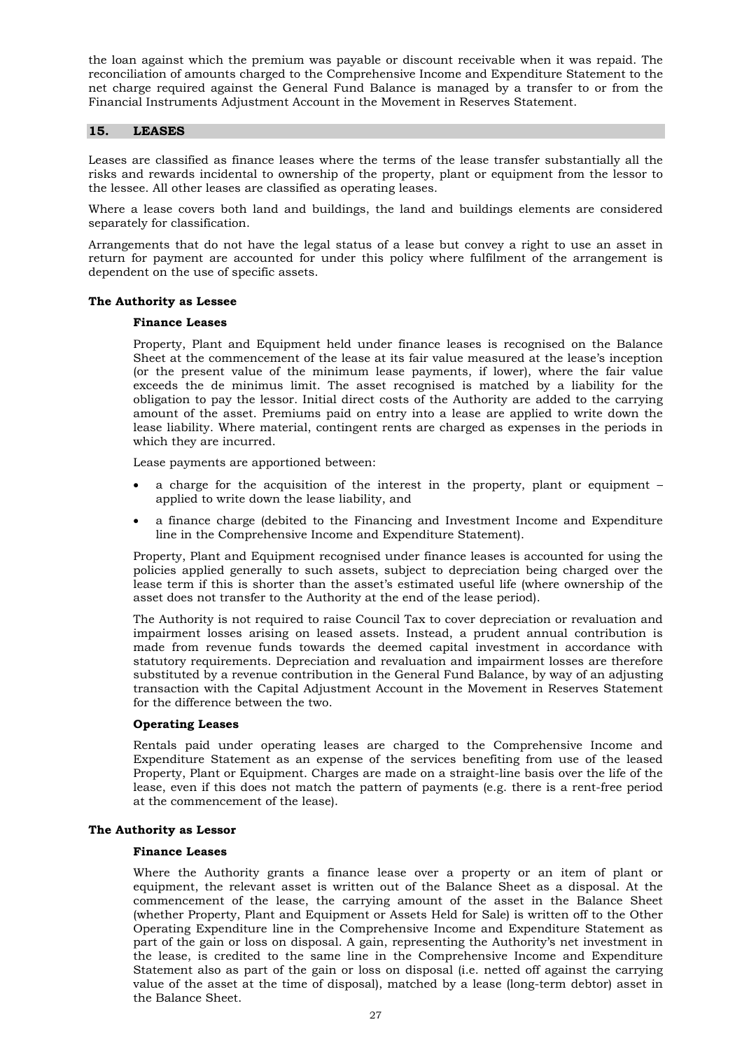the loan against which the premium was payable or discount receivable when it was repaid. The reconciliation of amounts charged to the Comprehensive Income and Expenditure Statement to the net charge required against the General Fund Balance is managed by a transfer to or from the Financial Instruments Adjustment Account in the Movement in Reserves Statement.

## 15. LEASES

Leases are classified as finance leases where the terms of the lease transfer substantially all the risks and rewards incidental to ownership of the property, plant or equipment from the lessor to the lessee. All other leases are classified as operating leases.

Where a lease covers both land and buildings, the land and buildings elements are considered separately for classification.

Arrangements that do not have the legal status of a lease but convey a right to use an asset in return for payment are accounted for under this policy where fulfilment of the arrangement is dependent on the use of specific assets.

### The Authority as Lessee

#### Finance Leases

Property, Plant and Equipment held under finance leases is recognised on the Balance Sheet at the commencement of the lease at its fair value measured at the lease's inception (or the present value of the minimum lease payments, if lower), where the fair value exceeds the de minimus limit. The asset recognised is matched by a liability for the obligation to pay the lessor. Initial direct costs of the Authority are added to the carrying amount of the asset. Premiums paid on entry into a lease are applied to write down the lease liability. Where material, contingent rents are charged as expenses in the periods in which they are incurred.

Lease payments are apportioned between:

- a charge for the acquisition of the interest in the property, plant or equipment – applied to write down the lease liability, and
- a finance charge (debited to the Financing and Investment Income and Expenditure line in the Comprehensive Income and Expenditure Statement).

Property, Plant and Equipment recognised under finance leases is accounted for using the policies applied generally to such assets, subject to depreciation being charged over the lease term if this is shorter than the asset's estimated useful life (where ownership of the asset does not transfer to the Authority at the end of the lease period).

The Authority is not required to raise Council Tax to cover depreciation or revaluation and impairment losses arising on leased assets. Instead, a prudent annual contribution is made from revenue funds towards the deemed capital investment in accordance with statutory requirements. Depreciation and revaluation and impairment losses are therefore substituted by a revenue contribution in the General Fund Balance, by way of an adjusting transaction with the Capital Adjustment Account in the Movement in Reserves Statement for the difference between the two.

#### Operating Leases

Rentals paid under operating leases are charged to the Comprehensive Income and Expenditure Statement as an expense of the services benefiting from use of the leased Property, Plant or Equipment. Charges are made on a straight-line basis over the life of the lease, even if this does not match the pattern of payments (e.g. there is a rent-free period at the commencement of the lease).

### The Authority as Lessor

#### Finance Leases

Where the Authority grants a finance lease over a property or an item of plant or equipment, the relevant asset is written out of the Balance Sheet as a disposal. At the commencement of the lease, the carrying amount of the asset in the Balance Sheet (whether Property, Plant and Equipment or Assets Held for Sale) is written off to the Other Operating Expenditure line in the Comprehensive Income and Expenditure Statement as part of the gain or loss on disposal. A gain, representing the Authority's net investment in the lease, is credited to the same line in the Comprehensive Income and Expenditure Statement also as part of the gain or loss on disposal (i.e. netted off against the carrying value of the asset at the time of disposal), matched by a lease (long-term debtor) asset in the Balance Sheet.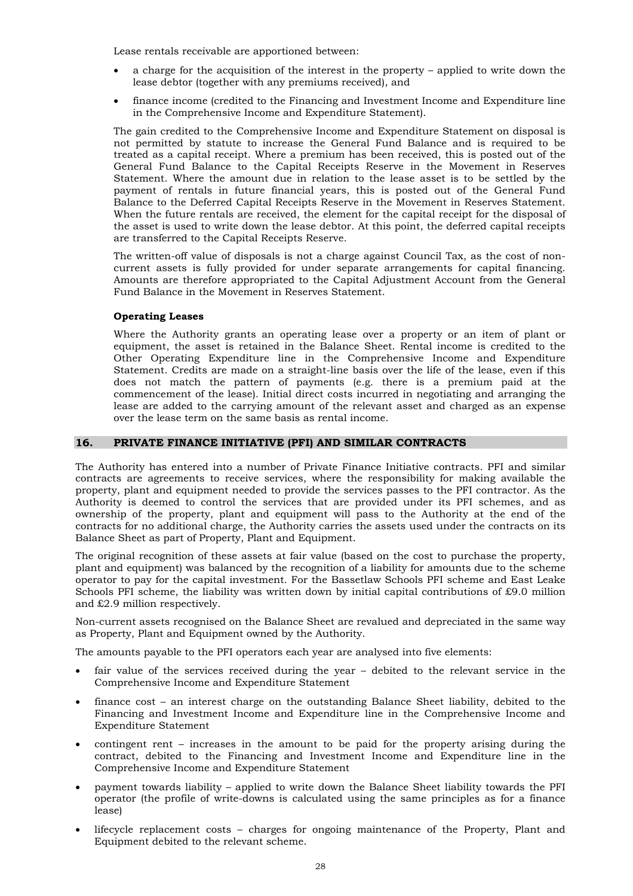Lease rentals receivable are apportioned between:

- a charge for the acquisition of the interest in the property – applied to write down the lease debtor (together with any premiums received), and
- finance income (credited to the Financing and Investment Income and Expenditure line in the Comprehensive Income and Expenditure Statement).

The gain credited to the Comprehensive Income and Expenditure Statement on disposal is not permitted by statute to increase the General Fund Balance and is required to be treated as a capital receipt. Where a premium has been received, this is posted out of the General Fund Balance to the Capital Receipts Reserve in the Movement in Reserves Statement. Where the amount due in relation to the lease asset is to be settled by the payment of rentals in future financial years, this is posted out of the General Fund Balance to the Deferred Capital Receipts Reserve in the Movement in Reserves Statement. When the future rentals are received, the element for the capital receipt for the disposal of the asset is used to write down the lease debtor. At this point, the deferred capital receipts are transferred to the Capital Receipts Reserve.

The written-off value of disposals is not a charge against Council Tax, as the cost of non-current assets is fully provided for under separate arrangements for capital financing. Amounts are therefore appropriated to the Capital Adjustment Account from the General Fund Balance in the Movement in Reserves Statement.

**Operating Leases**

Where the Authority grants an operating lease over a property or an item of plant or equipment, the asset is retained in the Balance Sheet. Rental income is credited to the Other Operating Expenditure line in the Comprehensive Income and Expenditure Statement. Credits are made on a straight-line basis over the life of the lease, even if this does not match the pattern of payments (e.g. there is a premium paid at the commencement of the lease). Initial direct costs incurred in negotiating and arranging the lease are added to the carrying amount of the relevant asset and charged as an expense over the lease term on the same basis as rental income.

## 16. PRIVATE FINANCE INITIATIVE (PFI) AND SIMILAR CONTRACTS

The Authority has entered into a number of Private Finance Initiative contracts. PFI and similar contracts are agreements to receive services, where the responsibility for making available the property, plant and equipment needed to provide the services passes to the PFI contractor. As the Authority is deemed to control the services that are provided under its PFI schemes, and as ownership of the property, plant and equipment will pass to the Authority at the end of the contracts for no additional charge, the Authority carries the assets used under the contracts on its Balance Sheet as part of Property, Plant and Equipment.

The original recognition of these assets at fair value (based on the cost to purchase the property, plant and equipment) was balanced by the recognition of a liability for amounts due to the scheme operator to pay for the capital investment. For the Bassetlaw Schools PFI scheme and East Leake Schools PFI scheme, the liability was written down by initial capital contributions of £9.0 million and £2.9 million respectively.

Non-current assets recognised on the Balance Sheet are revalued and depreciated in the same way as Property, Plant and Equipment owned by the Authority.

The amounts payable to the PFI operators each year are analysed into five elements:

- fair value of the services received during the year – debited to the relevant service in the Comprehensive Income and Expenditure Statement
- finance cost – an interest charge on the outstanding Balance Sheet liability, debited to the Financing and Investment Income and Expenditure line in the Comprehensive Income and Expenditure Statement
- contingent rent – increases in the amount to be paid for the property arising during the contract, debited to the Financing and Investment Income and Expenditure line in the Comprehensive Income and Expenditure Statement
- payment towards liability – applied to write down the Balance Sheet liability towards the PFI operator (the profile of write-downs is calculated using the same principles as for a finance lease)
- lifecycle replacement costs – charges for ongoing maintenance of the Property, Plant and Equipment debited to the relevant scheme.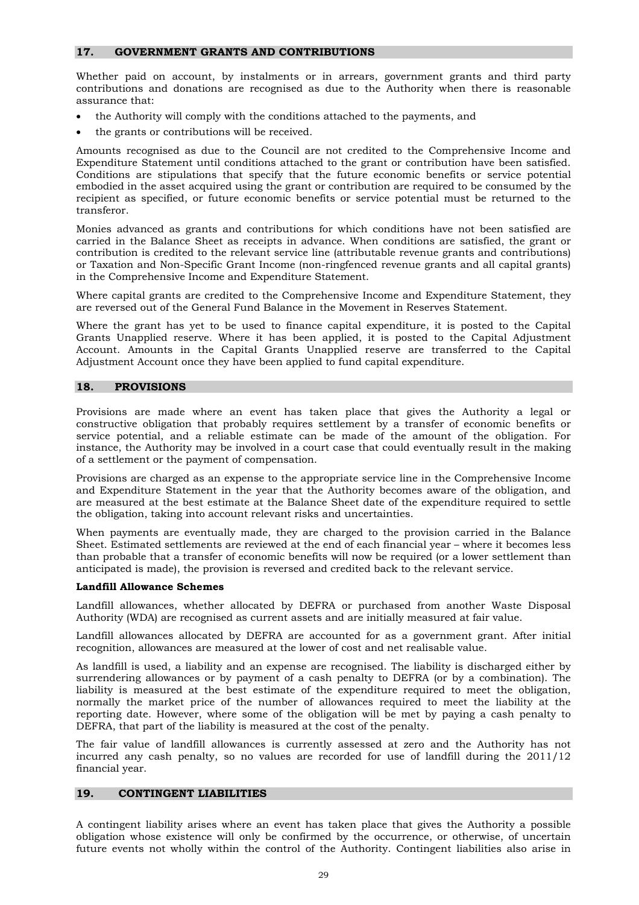## 17. GOVERNMENT GRANTS AND CONTRIBUTIONS

Whether paid on account, by instalments or in arrears, government grants and third party contributions and donations are recognised as due to the Authority when there is reasonable assurance that:

- the Authority will comply with the conditions attached to the payments, and
- the grants or contributions will be received.

Amounts recognised as due to the Council are not credited to the Comprehensive Income and Expenditure Statement until conditions attached to the grant or contribution have been satisfied. Conditions are stipulations that specify that the future economic benefits or service potential embodied in the asset acquired using the grant or contribution are required to be consumed by the recipient as specified, or future economic benefits or service potential must be returned to the transferor.

Monies advanced as grants and contributions for which conditions have not been satisfied are carried in the Balance Sheet as receipts in advance. When conditions are satisfied, the grant or contribution is credited to the relevant service line (attributable revenue grants and contributions) or Taxation and Non-Specific Grant Income (non-ringfenced revenue grants and all capital grants) in the Comprehensive Income and Expenditure Statement.

Where capital grants are credited to the Comprehensive Income and Expenditure Statement, they are reversed out of the General Fund Balance in the Movement in Reserves Statement.

Where the grant has yet to be used to finance capital expenditure, it is posted to the Capital Grants Unapplied reserve. Where it has been applied, it is posted to the Capital Adjustment Account. Amounts in the Capital Grants Unapplied reserve are transferred to the Capital Adjustment Account once they have been applied to fund capital expenditure.

## 18. PROVISIONS

Provisions are made where an event has taken place that gives the Authority a legal or constructive obligation that probably requires settlement by a transfer of economic benefits or service potential, and a reliable estimate can be made of the amount of the obligation. For instance, the Authority may be involved in a court case that could eventually result in the making of a settlement or the payment of compensation.

Provisions are charged as an expense to the appropriate service line in the Comprehensive Income and Expenditure Statement in the year that the Authority becomes aware of the obligation, and are measured at the best estimate at the Balance Sheet date of the expenditure required to settle the obligation, taking into account relevant risks and uncertainties.

When payments are eventually made, they are charged to the provision carried in the Balance Sheet. Estimated settlements are reviewed at the end of each financial year – where it becomes less than probable that a transfer of economic benefits will now be required (or a lower settlement than anticipated is made), the provision is reversed and credited back to the relevant service.

**Landfill Allowance Schemes**

Landfill allowances, whether allocated by DEFRA or purchased from another Waste Disposal Authority (WDA) are recognised as current assets and are initially measured at fair value.

Landfill allowances allocated by DEFRA are accounted for as a government grant. After initial recognition, allowances are measured at the lower of cost and net realisable value.

As landfill is used, a liability and an expense are recognised. The liability is discharged either by surrendering allowances or by payment of a cash penalty to DEFRA (or by a combination). The liability is measured at the best estimate of the expenditure required to meet the obligation, normally the market price of the number of allowances required to meet the liability at the reporting date. However, where some of the obligation will be met by paying a cash penalty to DEFRA, that part of the liability is measured at the cost of the penalty.

The fair value of landfill allowances is currently assessed at zero and the Authority has not incurred any cash penalty, so no values are recorded for use of landfill during the 2011/12 financial year.

## 19. CONTINGENT LIABILITIES

A contingent liability arises where an event has taken place that gives the Authority a possible obligation whose existence will only be confirmed by the occurrence, or otherwise, of uncertain future events not wholly within the control of the Authority. Contingent liabilities also arise in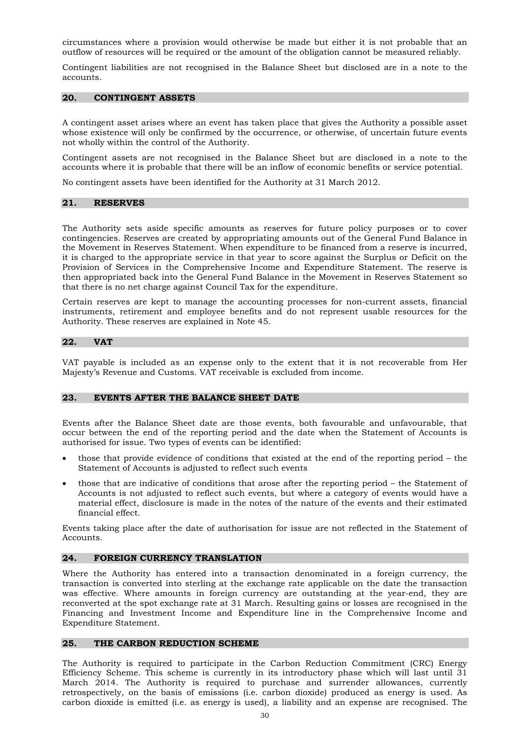circumstances where a provision would otherwise be made but either it is not probable that an outflow of resources will be required or the amount of the obligation cannot be measured reliably.

Contingent liabilities are not recognised in the Balance Sheet but disclosed are in a note to the accounts.

## 20. CONTINGENT ASSETS

A contingent asset arises where an event has taken place that gives the Authority a possible asset whose existence will only be confirmed by the occurrence, or otherwise, of uncertain future events not wholly within the control of the Authority.

Contingent assets are not recognised in the Balance Sheet but are disclosed in a note to the accounts where it is probable that there will be an inflow of economic benefits or service potential.

No contingent assets have been identified for the Authority at 31 March 2012.

## 21. RESERVES

The Authority sets aside specific amounts as reserves for future policy purposes or to cover contingencies. Reserves are created by appropriating amounts out of the General Fund Balance in the Movement in Reserves Statement. When expenditure to be financed from a reserve is incurred, it is charged to the appropriate service in that year to score against the Surplus or Deficit on the Provision of Services in the Comprehensive Income and Expenditure Statement. The reserve is then appropriated back into the General Fund Balance in the Movement in Reserves Statement so that there is no net charge against Council Tax for the expenditure.

Certain reserves are kept to manage the accounting processes for non-current assets, financial instruments, retirement and employee benefits and do not represent usable resources for the Authority. These reserves are explained in Note 45.

## 22. VAT

VAT payable is included as an expense only to the extent that it is not recoverable from Her Majesty's Revenue and Customs. VAT receivable is excluded from income.

## 23. EVENTS AFTER THE BALANCE SHEET DATE

Events after the Balance Sheet date are those events, both favourable and unfavourable, that occur between the end of the reporting period and the date when the Statement of Accounts is authorised for issue. Two types of events can be identified:

- those that provide evidence of conditions that existed at the end of the reporting period – the Statement of Accounts is adjusted to reflect such events
- those that are indicative of conditions that arose after the reporting period – the Statement of Accounts is not adjusted to reflect such events, but where a category of events would have a material effect, disclosure is made in the notes of the nature of the events and their estimated financial effect.

Events taking place after the date of authorisation for issue are not reflected in the Statement of Accounts.

## 24. FOREIGN CURRENCY TRANSLATION

Where the Authority has entered into a transaction denominated in a foreign currency, the transaction is converted into sterling at the exchange rate applicable on the date the transaction was effective. Where amounts in foreign currency are outstanding at the year-end, they are reconverted at the spot exchange rate at 31 March. Resulting gains or losses are recognised in the Financing and Investment Income and Expenditure line in the Comprehensive Income and Expenditure Statement.

## 25. THE CARBON REDUCTION SCHEME

The Authority is required to participate in the Carbon Reduction Commitment (CRC) Energy Efficiency Scheme. This scheme is currently in its introductory phase which will last until 31 March 2014. The Authority is required to purchase and surrender allowances, currently retrospectively, on the basis of emissions (i.e. carbon dioxide) produced as energy is used. As carbon dioxide is emitted (i.e. as energy is used), a liability and an expense are recognised. The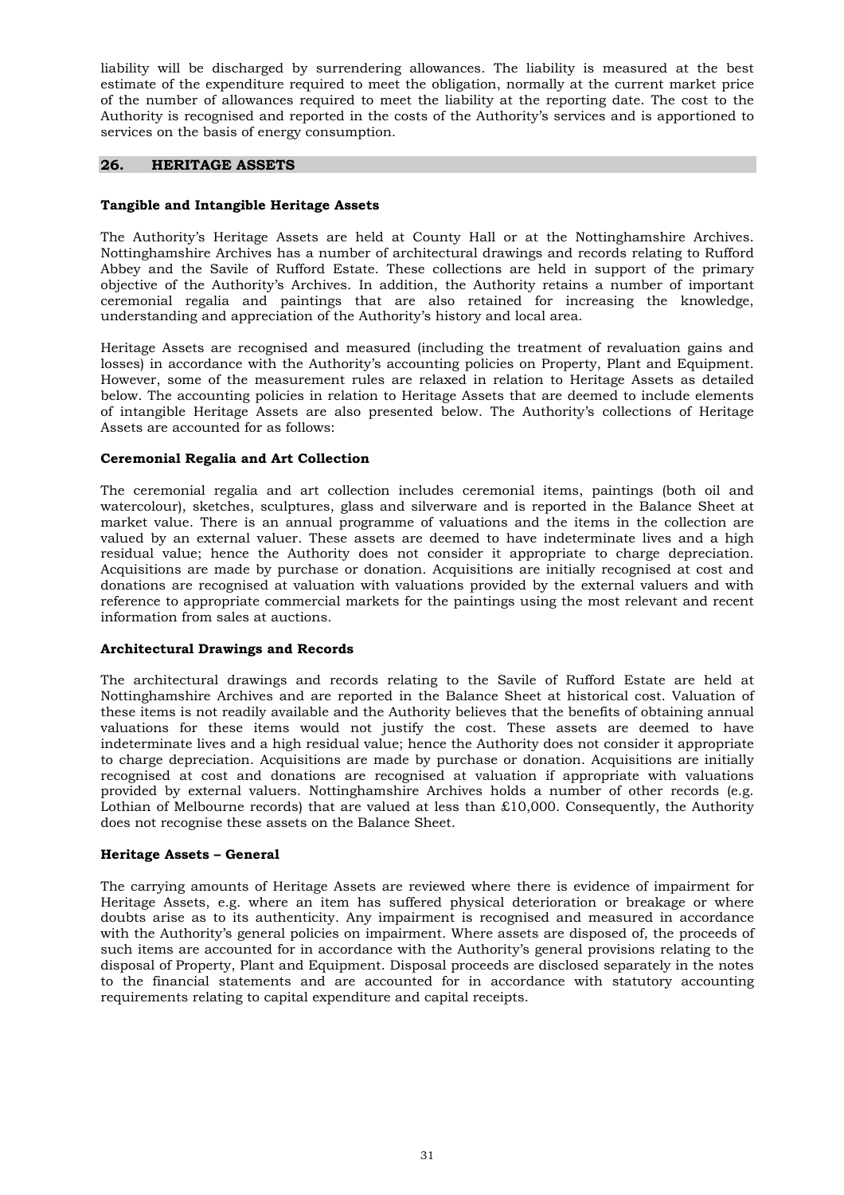liability will be discharged by surrendering allowances. The liability is measured at the best estimate of the expenditure required to meet the obligation, normally at the current market price of the number of allowances required to meet the liability at the reporting date. The cost to the Authority is recognised and reported in the costs of the Authority's services and is apportioned to services on the basis of energy consumption.

## 26. HERITAGE ASSETS

**Tangible and Intangible Heritage Assets**

The Authority's Heritage Assets are held at County Hall or at the Nottinghamshire Archives. Nottinghamshire Archives has a number of architectural drawings and records relating to Rufford Abbey and the Savile of Rufford Estate. These collections are held in support of the primary objective of the Authority's Archives. In addition, the Authority retains a number of important ceremonial regalia and paintings that are also retained for increasing the knowledge, understanding and appreciation of the Authority's history and local area.

Heritage Assets are recognised and measured (including the treatment of revaluation gains and losses) in accordance with the Authority's accounting policies on Property, Plant and Equipment. However, some of the measurement rules are relaxed in relation to Heritage Assets as detailed below. The accounting policies in relation to Heritage Assets that are deemed to include elements of intangible Heritage Assets are also presented below. The Authority's collections of Heritage Assets are accounted for as follows:

**Ceremonial Regalia and Art Collection**

The ceremonial regalia and art collection includes ceremonial items, paintings (both oil and watercolour), sketches, sculptures, glass and silverware and is reported in the Balance Sheet at market value. There is an annual programme of valuations and the items in the collection are valued by an external valuer. These assets are deemed to have indeterminate lives and a high residual value; hence the Authority does not consider it appropriate to charge depreciation. Acquisitions are made by purchase or donation. Acquisitions are initially recognised at cost and donations are recognised at valuation with valuations provided by the external valuers and with reference to appropriate commercial markets for the paintings using the most relevant and recent information from sales at auctions.

**Architectural Drawings and Records**

The architectural drawings and records relating to the Savile of Rufford Estate are held at Nottinghamshire Archives and are reported in the Balance Sheet at historical cost. Valuation of these items is not readily available and the Authority believes that the benefits of obtaining annual valuations for these items would not justify the cost. These assets are deemed to have indeterminate lives and a high residual value; hence the Authority does not consider it appropriate to charge depreciation. Acquisitions are made by purchase or donation. Acquisitions are initially recognised at cost and donations are recognised at valuation if appropriate with valuations provided by external valuers. Nottinghamshire Archives holds a number of other records (e.g. Lothian of Melbourne records) that are valued at less than £10,000. Consequently, the Authority does not recognise these assets on the Balance Sheet.

**Heritage Assets – General**

The carrying amounts of Heritage Assets are reviewed where there is evidence of impairment for Heritage Assets, e.g. where an item has suffered physical deterioration or breakage or where doubts arise as to its authenticity. Any impairment is recognised and measured in accordance with the Authority's general policies on impairment. Where assets are disposed of, the proceeds of such items are accounted for in accordance with the Authority's general provisions relating to the disposal of Property, Plant and Equipment. Disposal proceeds are disclosed separately in the notes to the financial statements and are accounted for in accordance with statutory accounting requirements relating to capital expenditure and capital receipts.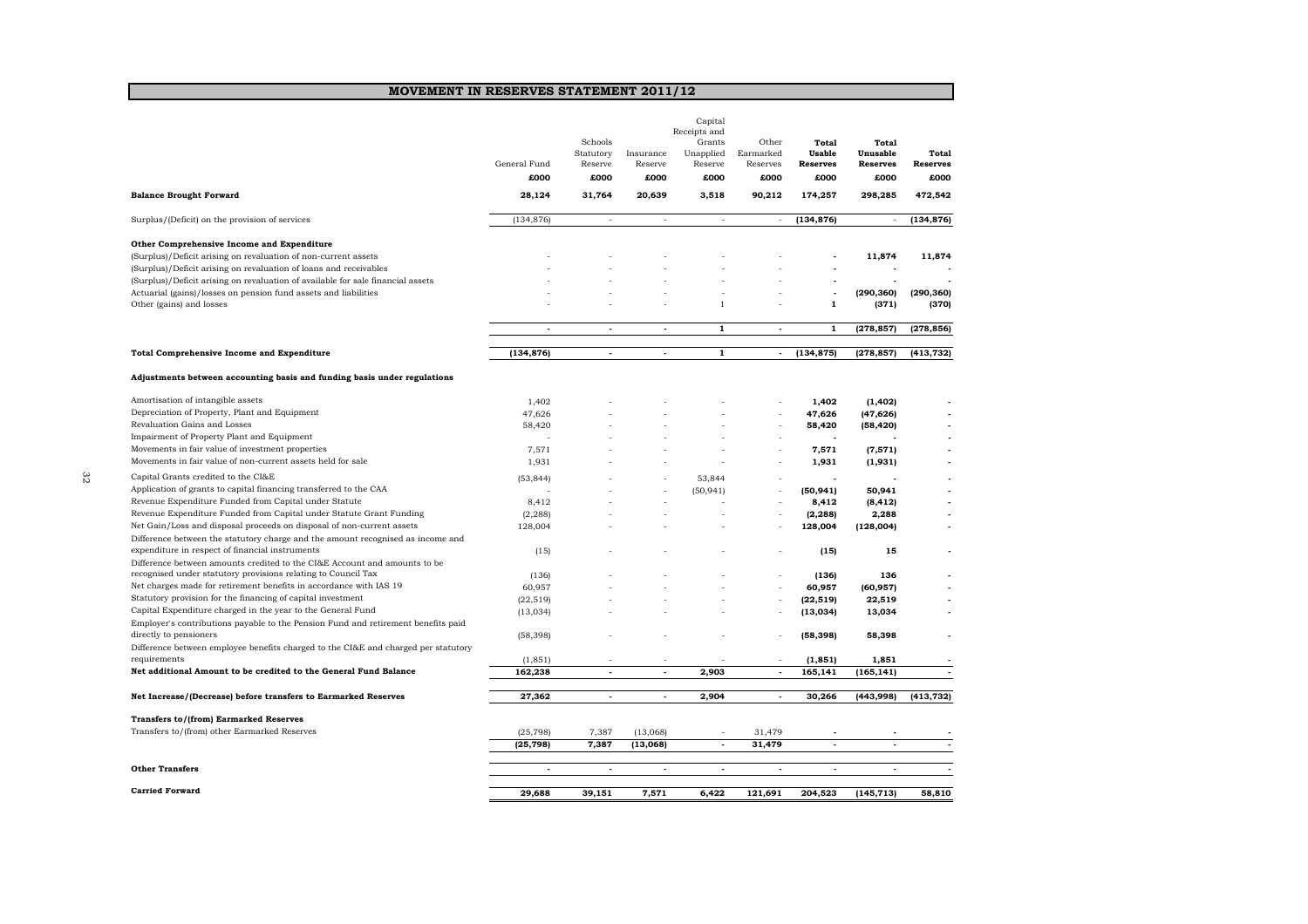# MOVEMENT IN RESERVES STATEMENT 2011/12

| | General Fund | Schools Statutory Reserve | Insurance Reserve | Capital Receipts and Grants Unapplied Reserve | Other Earmarked Reserves | Total Usable Reserves | Total Unusable Reserves | Total Reserves |
|---|---|---|---|---|---|---|---|---|
| | £000 | £000 | £000 | £000 | £000 | £000 | £000 | £000 |
| **Balance Brought Forward** | **28,124** | **31,764** | **20,639** | **3,518** | **90,212** | **174,257** | **298,285** | **472,542** |
| Surplus/(Deficit) on the provision of services | (134,876) | - | - | - | - | **(134,876)** | - | **(134,876)** |
| **Other Comprehensive Income and Expenditure** | | | | | | | | |
| (Surplus)/Deficit arising on revaluation of non-current assets | - | - | - | - | - | - | **11,874** | **11,874** |
| (Surplus)/Deficit arising on revaluation of loans and receivables | - | - | - | - | - | - | - | - |
| (Surplus)/Deficit arising on revaluation of available for sale financial assets | - | - | - | - | - | - | - | - |
| Actuarial (gains)/losses on pension fund assets and liabilities | - | - | - | - | - | - | **(290,360)** | **(290,360)** |
| Other (gains) and losses | - | - | - | 1 | - | **1** | **(371)** | **(370)** |
| | **-** | **-** | **-** | **1** | **-** | **1** | **(278,857)** | **(278,856)** |
| **Total Comprehensive Income and Expenditure** | **(134,876)** | **-** | **-** | **1** | **-** | **(134,875)** | **(278,857)** | **(413,732)** |
| **Adjustments between accounting basis and funding basis under regulations** | | | | | | | | |
| Amortisation of intangible assets | 1,402 | - | - | - | - | **1,402** | **(1,402)** | **-** |
| Depreciation of Property, Plant and Equipment | 47,626 | - | - | - | - | **47,626** | **(47,626)** | **-** |
| Revaluation Gains and Losses | 58,420 | - | - | - | - | **58,420** | **(58,420)** | **-** |
| Impairment of Property Plant and Equipment | - | - | - | - | - | **-** | **-** | **-** |
| Movements in fair value of investment properties | 7,571 | - | - | - | - | **7,571** | **(7,571)** | **-** |
| Movements in fair value of non-current assets held for sale | 1,931 | - | - | - | - | **1,931** | **(1,931)** | **-** |
| Capital Grants credited to the CI&E | (53,844) | - | - | 53,844 | - | **-** | **-** | **-** |
| Application of grants to capital financing transferred to the CAA | - | - | - | (50,941) | - | **(50,941)** | **50,941** | **-** |
| Revenue Expenditure Funded from Capital under Statute | 8,412 | - | - | - | - | **8,412** | **(8,412)** | **-** |
| Revenue Expenditure Funded from Capital under Statute Grant Funding | (2,288) | - | - | - | - | **(2,288)** | **2,288** | **-** |
| Net Gain/Loss and disposal proceeds on disposal of non-current assets | 128,004 | - | - | - | - | **128,004** | **(128,004)** | **-** |
| Difference between the statutory charge and the amount recognised as income and expenditure in respect of financial instruments | (15) | - | - | - | - | **(15)** | **15** | **-** |
| Difference between amounts credited to the CI&E Account and amounts to be recognised under statutory provisions relating to Council Tax | (136) | - | - | - | - | **(136)** | **136** | **-** |
| Net charges made for retirement benefits in accordance with IAS 19 | 60,957 | - | - | - | - | **60,957** | **(60,957)** | **-** |
| Statutory provision for the financing of capital investment | (22,519) | - | - | - | - | **(22,519)** | **22,519** | **-** |
| Capital Expenditure charged in the year to the General Fund | (13,034) | - | - | - | - | **(13,034)** | **13,034** | **-** |
| Employer's contributions payable to the Pension Fund and retirement benefits paid directly to pensioners | (58,398) | - | - | - | - | **(58,398)** | **58,398** | **-** |
| Difference between employee benefits charged to the CI&E and charged per statutory requirements | (1,851) | - | - | - | - | **(1,851)** | **1,851** | **-** |
| **Net additional Amount to be credited to the General Fund Balance** | **162,238** | **-** | **-** | **2,903** | **-** | **165,141** | **(165,141)** | **-** |
| **Net Increase/(Decrease) before transfers to Earmarked Reserves** | **27,362** | **-** | **-** | **2,904** | **-** | **30,266** | **(443,998)** | **(413,732)** |
| **Transfers to/(from) Earmarked Reserves** | | | | | | | | |
| Transfers to/(from) other Earmarked Reserves | (25,798) | 7,387 | (13,068) | - | 31,479 | **-** | **-** | **-** |
| | **(25,798)** | **7,387** | **(13,068)** | **-** | **31,479** | **-** | **-** | **-** |
| **Other Transfers** | **-** | **-** | **-** | **-** | **-** | **-** | **-** | **-** |
| **Carried Forward** | **29,688** | **39,151** | **7,571** | **6,422** | **121,691** | **204,523** | **(145,713)** | **58,810** |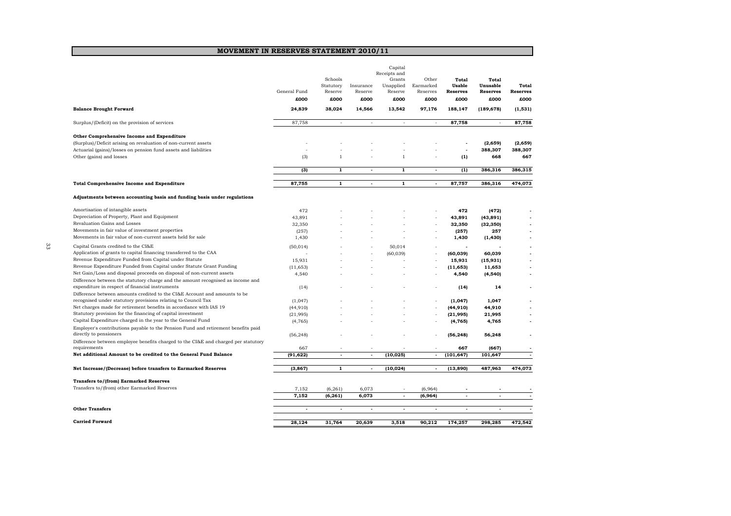# MOVEMENT IN RESERVES STATEMENT 2010/11

| | General Fund | Schools Statutory Reserve | Insurance Reserve | Capital Receipts and Grants Unapplied Reserve | Other Earmarked Reserves | **Total Usable Reserves** | **Total Unusable Reserves** | **Total Reserves** |
|---|---|---|---|---|---|---|---|---|
| | £000 | £000 | £000 | £000 | £000 | £000 | £000 | £000 |
| **Balance Brought Forward** | **24,839** | **38,024** | **14,566** | **13,542** | **97,176** | **188,147** | **(189,678)** | **(1,531)** |
| Surplus/(Deficit) on the provision of services | 87,758 | - | - | - | - | **87,758** | - | **87,758** |
| **Other Comprehensive Income and Expenditure** | | | | | | | | |
| (Surplus)/Deficit arising on revaluation of non-current assets | - | - | - | - | - | **-** | **(2,659)** | **(2,659)** |
| Actuarial (gains)/losses on pension fund assets and liabilities | - | - | - | - | - | **-** | **388,307** | **388,307** |
| Other (gains) and losses | (3) | 1 | - | 1 | - | **(1)** | **668** | **667** |
| | **(3)** | **1** | **-** | **1** | **-** | **(1)** | **386,316** | **386,315** |
| **Total Comprehensive Income and Expenditure** | **87,755** | **1** | **-** | **1** | **-** | **87,757** | **386,316** | **474,073** |
| **Adjustments between accounting basis and funding basis under regulations** | | | | | | | | |
| Amortisation of intangible assets | 472 | - | - | - | - | **472** | **(472)** | **-** |
| Depreciation of Property, Plant and Equipment | 43,891 | - | - | - | - | **43,891** | **(43,891)** | **-** |
| Revaluation Gains and Losses | 32,350 | - | - | - | - | **32,350** | **(32,350)** | **-** |
| Movements in fair value of investment properties | (257) | - | - | - | - | **(257)** | **257** | **-** |
| Movements in fair value of non-current assets held for sale | 1,430 | - | - | - | - | **1,430** | **(1,430)** | **-** |
| Capital Grants credited to the CI&E | (50,014) | - | - | 50,014 | - | **-** | **-** | **-** |
| Application of grants to capital financing transferred to the CAA | - | - | - | (60,039) | - | **(60,039)** | **60,039** | **-** |
| Revenue Expenditure Funded from Capital under Statute | 15,931 | - | - | - | - | **15,931** | **(15,931)** | **-** |
| Revenue Expenditure Funded from Capital under Statute Grant Funding | (11,653) | - | - | - | - | **(11,653)** | **11,653** | **-** |
| Net Gain/Loss and disposal proceeds on disposal of non-current assets | 4,540 | - | - | - | - | **4,540** | **(4,540)** | **-** |
| Difference between the statutory charge and the amount recognised as income and expenditure in respect of financial instruments | (14) | - | - | - | - | **(14)** | **14** | **-** |
| Difference between amounts credited to the CI&E Account and amounts to be recognised under statutory provisions relating to Council Tax | (1,047) | - | - | - | - | **(1,047)** | **1,047** | **-** |
| Net charges made for retirement benefits in accordance with IAS 19 | (44,910) | - | - | - | - | **(44,910)** | **44,910** | **-** |
| Statutory provision for the financing of capital investment | (21,995) | - | - | - | - | **(21,995)** | **21,995** | **-** |
| Capital Expenditure charged in the year to the General Fund | (4,765) | - | - | - | - | **(4,765)** | **4,765** | **-** |
| Employer's contributions payable to the Pension Fund and retirement benefits paid directly to pensioners | (56,248) | - | - | - | - | **(56,248)** | **56,248** | **-** |
| Difference between employee benefits charged to the CI&E and charged per statutory requirements | 667 | - | - | - | - | **667** | **(667)** | **-** |
| **Net additional Amount to be credited to the General Fund Balance** | **(91,622)** | **-** | **-** | **(10,025)** | **-** | **(101,647)** | **101,647** | **-** |
| **Net Increase/(Decrease) before transfers to Earmarked Reserves** | **(3,867)** | **1** | **-** | **(10,024)** | **-** | **(13,890)** | **487,963** | **474,073** |
| **Transfers to/(from) Earmarked Reserves** | | | | | | | | |
| Transfers to/(from) other Earmarked Reserves | 7,152 | (6,261) | 6,073 | - | (6,964) | **-** | **-** | **-** |
| | **7,152** | **(6,261)** | **6,073** | **-** | **(6,964)** | **-** | **-** | **-** |
| **Other Transfers** | **-** | **-** | **-** | **-** | **-** | **-** | **-** | **-** |
| **Carried Forward** | **28,124** | **31,764** | **20,639** | **3,518** | **90,212** | **174,257** | **298,285** | **472,542** |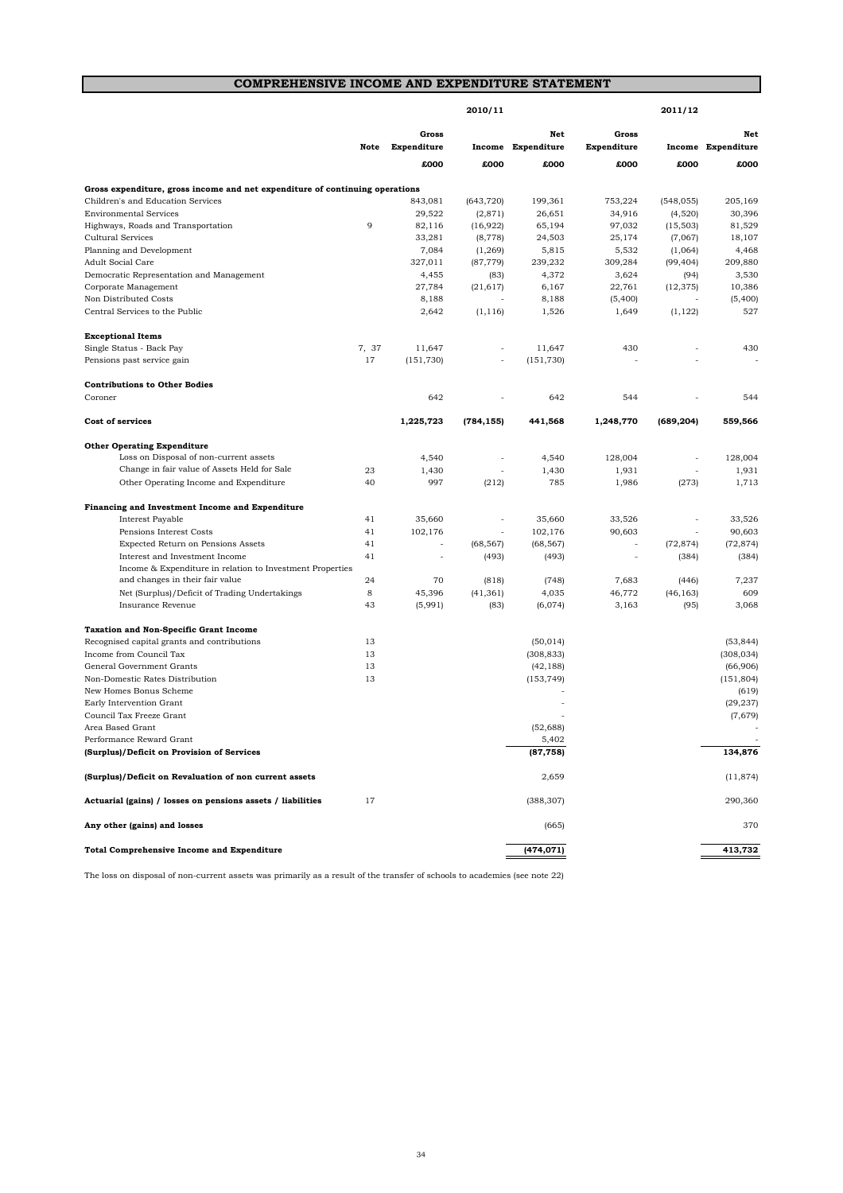## COMPREHENSIVE INCOME AND EXPENDITURE STATEMENT

| | Note | 2010/11 Gross Expenditure | 2010/11 Income | 2010/11 Net Expenditure | 2011/12 Gross Expenditure | 2011/12 Income | 2011/12 Net Expenditure |
|---|---|---|---|---|---|---|---|
| | | £000 | £000 | £000 | £000 | £000 | £000 |
| **Gross expenditure, gross income and net expenditure of continuing operations** | | | | | | | |
| Children's and Education Services | | 843,081 | (643,720) | 199,361 | 753,224 | (548,055) | 205,169 |
| Environmental Services | | 29,522 | (2,871) | 26,651 | 34,916 | (4,520) | 30,396 |
| Highways, Roads and Transportation | 9 | 82,116 | (16,922) | 65,194 | 97,032 | (15,503) | 81,529 |
| Cultural Services | | 33,281 | (8,778) | 24,503 | 25,174 | (7,067) | 18,107 |
| Planning and Development | | 7,084 | (1,269) | 5,815 | 5,532 | (1,064) | 4,468 |
| Adult Social Care | | 327,011 | (87,779) | 239,232 | 309,284 | (99,404) | 209,880 |
| Democratic Representation and Management | | 4,455 | (83) | 4,372 | 3,624 | (94) | 3,530 |
| Corporate Management | | 27,784 | (21,617) | 6,167 | 22,761 | (12,375) | 10,386 |
| Non Distributed Costs | | 8,188 | - | 8,188 | (5,400) | - | (5,400) |
| Central Services to the Public | | 2,642 | (1,116) | 1,526 | 1,649 | (1,122) | 527 |
| **Exceptional Items** | | | | | | | |
| Single Status - Back Pay | 7, 37 | 11,647 | - | 11,647 | 430 | - | 430 |
| Pensions past service gain | 17 | (151,730) | - | (151,730) | - | - | - |
| **Contributions to Other Bodies** | | | | | | | |
| Coroner | | 642 | - | 642 | 544 | - | 544 |
| **Cost of services** | | **1,225,723** | **(784,155)** | **441,568** | **1,248,770** | **(689,204)** | **559,566** |
| **Other Operating Expenditure** | | | | | | | |
| Loss on Disposal of non-current assets | | 4,540 | - | 4,540 | 128,004 | - | 128,004 |
| Change in fair value of Assets Held for Sale | 23 | 1,430 | - | 1,430 | 1,931 | - | 1,931 |
| Other Operating Income and Expenditure | 40 | 997 | (212) | 785 | 1,986 | (273) | 1,713 |
| **Financing and Investment Income and Expenditure** | | | | | | | |
| Interest Payable | 41 | 35,660 | - | 35,660 | 33,526 | - | 33,526 |
| Pensions Interest Costs | 41 | 102,176 | - | 102,176 | 90,603 | - | 90,603 |
| Expected Return on Pensions Assets | 41 | - | (68,567) | (68,567) | - | (72,874) | (72,874) |
| Interest and Investment Income | 41 | - | (493) | (493) | - | (384) | (384) |
| Income & Expenditure in relation to Investment Properties and changes in their fair value | 24 | 70 | (818) | (748) | 7,683 | (446) | 7,237 |
| Net (Surplus)/Deficit of Trading Undertakings | 8 | 45,396 | (41,361) | 4,035 | 46,772 | (46,163) | 609 |
| Insurance Revenue | 43 | (5,991) | (83) | (6,074) | 3,163 | (95) | 3,068 |
| **Taxation and Non-Specific Grant Income** | | | | | | | |
| Recognised capital grants and contributions | 13 | | | (50,014) | | | (53,844) |
| Income from Council Tax | 13 | | | (308,833) | | | (308,034) |
| General Government Grants | 13 | | | (42,188) | | | (66,906) |
| Non-Domestic Rates Distribution | 13 | | | (153,749) | | | (151,804) |
| New Homes Bonus Scheme | | | | - | | | (619) |
| Early Intervention Grant | | | | - | | | (29,237) |
| Council Tax Freeze Grant | | | | - | | | (7,679) |
| Area Based Grant | | | | (52,688) | | | - |
| Performance Reward Grant | | | | 5,402 | | | - |
| **(Surplus)/Deficit on Provision of Services** | | | | **(87,758)** | | | **134,876** |
| **(Surplus)/Deficit on Revaluation of non current assets** | | | | 2,659 | | | (11,874) |
| **Actuarial (gains) / losses on pensions assets / liabilities** | 17 | | | (388,307) | | | 290,360 |
| **Any other (gains) and losses** | | | | (665) | | | 370 |
| **Total Comprehensive Income and Expenditure** | | | | **(474,071)** | | | **413,732** |

The loss on disposal of non-current assets was primarily as a result of the transfer of schools to academies (see note 22)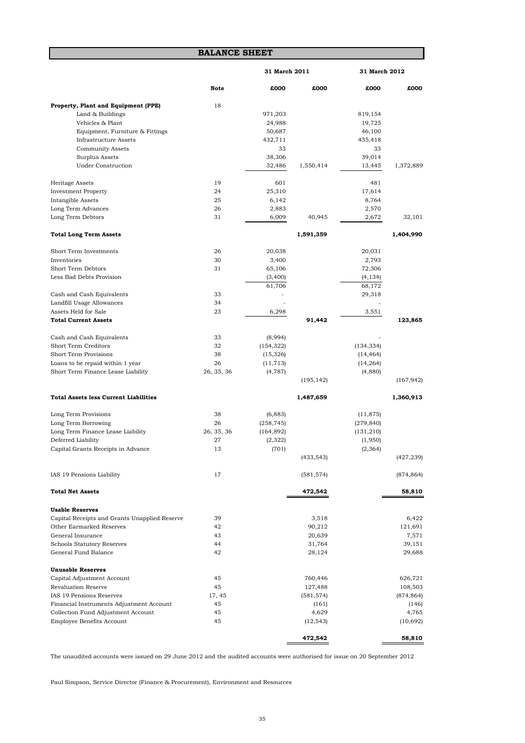## BALANCE SHEET

| | Note | 31 March 2011 £000 | 31 March 2011 £000 | 31 March 2012 £000 | 31 March 2012 £000 |
|---|---|---|---|---|---|
| **Property, Plant and Equipment (PPE)** | 18 | | | | |
| Land & Buildings | | 971,203 | | 819,154 | |
| Vehicles & Plant | | 24,988 | | 19,725 | |
| Equipment, Furniture & Fittings | | 50,687 | | 46,100 | |
| Infrastructure Assets | | 432,711 | | 435,418 | |
| Community Assets | | 33 | | 33 | |
| Surplus Assets | | 38,306 | | 39,014 | |
| Under Construction | | 32,486 | 1,550,414 | 13,445 | 1,372,889 |
| Heritage Assets | 19 | 601 | | 481 | |
| Investment Property | 24 | 25,310 | | 17,614 | |
| Intangible Assets | 25 | 6,142 | | 8,764 | |
| Long Term Advances | 26 | 2,883 | | 2,570 | |
| Long Term Debtors | 31 | 6,009 | 40,945 | 2,672 | 32,101 |
| **Total Long Term Assets** | | | **1,591,359** | | **1,404,990** |
| Short Term Investments | 26 | 20,038 | | 20,031 | |
| Inventories | 30 | 3,400 | | 2,793 | |
| Short Term Debtors | 31 | 65,106 | | 72,306 | |
| Less Bad Debts Provision | | (3,400) | | (4,134) | |
| | | 61,706 | | 68,172 | |
| Cash and Cash Equivalents | 33 | - | | 29,318 | |
| Landfill Usage Allowances | 34 | - | | - | |
| Assets Held for Sale | 23 | 6,298 | | 3,551 | |
| **Total Current Assets** | | | **91,442** | | **123,865** |
| Cash and Cash Equivalents | 33 | (8,994) | | - | |
| Short Term Creditors | 32 | (154,322) | | (134,334) | |
| Short Term Provisions | 38 | (15,326) | | (14,464) | |
| Loans to be repaid within 1 year | 26 | (11,713) | | (14,264) | |
| Short Term Finance Lease Liability | 26, 35, 36 | (4,787) | | (4,880) | |
| | | | (195,142) | | (167,942) |
| **Total Assets less Current Liabilities** | | | **1,487,659** | | **1,360,913** |
| Long Term Provisions | 38 | (6,883) | | (11,875) | |
| Long Term Borrowing | 26 | (258,745) | | (279,840) | |
| Long Term Finance Lease Liability | 26, 35, 36 | (164,892) | | (131,210) | |
| Deferred Liability | 27 | (2,322) | | (1,950) | |
| Capital Grants Receipts in Advance | 13 | (701) | | (2,364) | |
| | | | (433,543) | | (427,239) |
| IAS 19 Pensions Liability | 17 | | (581,574) | | (874,864) |
| **Total Net Assets** | | | **472,542** | | **58,810** |
| **Usable Reserves** | | | | | |
| Capital Receipts and Grants Unapplied Reserve | 39 | | 3,518 | | 6,422 |
| Other Earmarked Reserves | 42 | | 90,212 | | 121,691 |
| General Insurance | 43 | | 20,639 | | 7,571 |
| Schools Statutory Reserves | 44 | | 31,764 | | 39,151 |
| General Fund Balance | 42 | | 28,124 | | 29,688 |
| **Unusable Reserves** | | | | | |
| Capital Adjustment Account | 45 | | 760,446 | | 626,721 |
| Revaluation Reserve | 45 | | 127,488 | | 108,503 |
| IAS 19 Pensions Reserves | 17, 45 | | (581,574) | | (874,864) |
| Financial Instruments Adjustment Account | 45 | | (161) | | (146) |
| Collection Fund Adjustment Account | 45 | | 4,629 | | 4,765 |
| Employee Benefits Account | 45 | | (12,543) | | (10,692) |
| | | | **472,542** | | **58,810** |

The unaudited accounts were issued on 29 June 2012 and the audited accounts were authorised for issue on 20 September 2012

Paul Simpson, Service Director (Finance & Procurement), Environment and Resources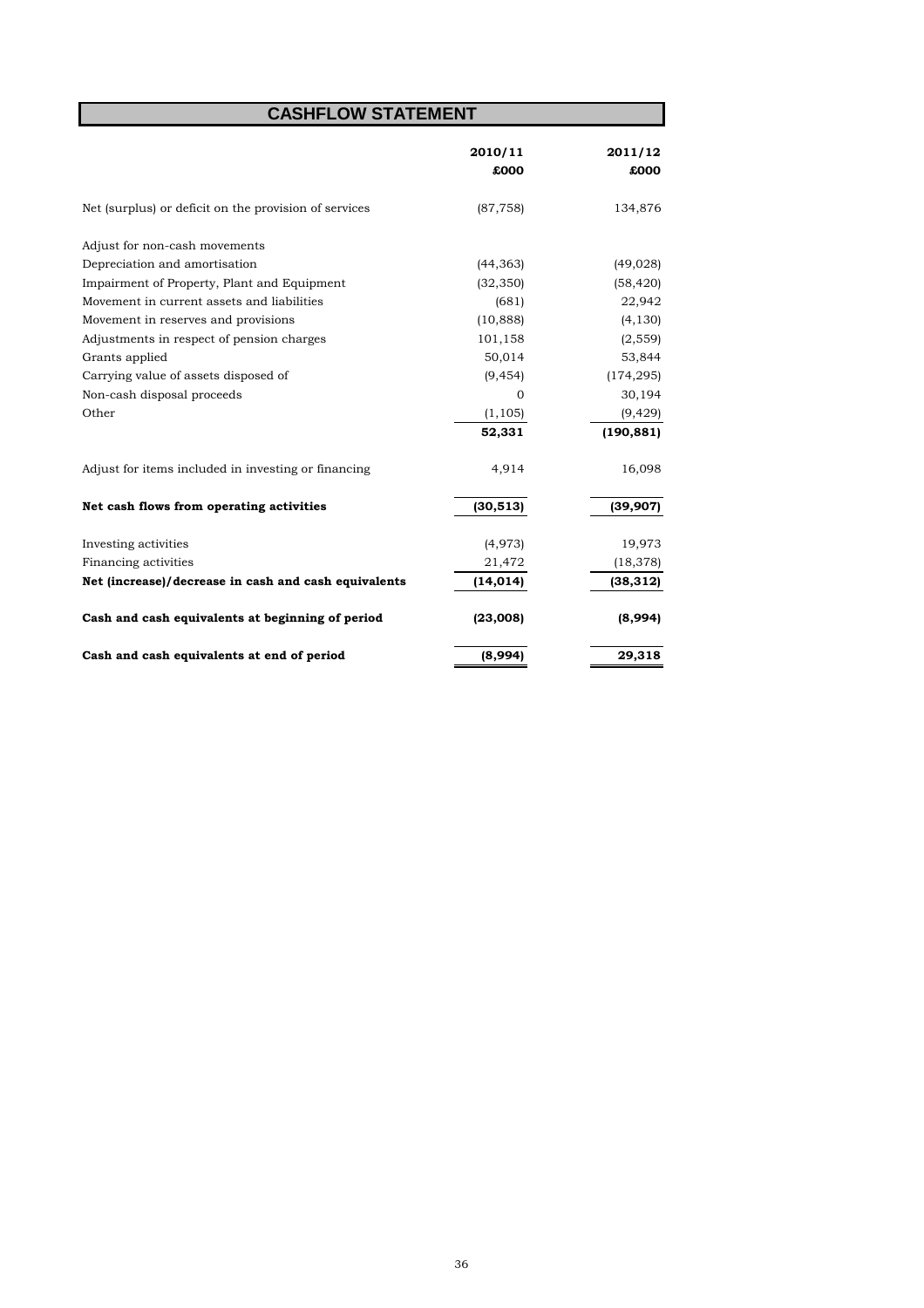# CASHFLOW STATEMENT

| | 2010/11<br>£000 | 2011/12<br>£000 |
|---|---|---|
| Net (surplus) or deficit on the provision of services | (87,758) | 134,876 |
| | | |
| Adjust for non-cash movements | | |
| Depreciation and amortisation | (44,363) | (49,028) |
| Impairment of Property, Plant and Equipment | (32,350) | (58,420) |
| Movement in current assets and liabilities | (681) | 22,942 |
| Movement in reserves and provisions | (10,888) | (4,130) |
| Adjustments in respect of pension charges | 101,158 | (2,559) |
| Grants applied | 50,014 | 53,844 |
| Carrying value of assets disposed of | (9,454) | (174,295) |
| Non-cash disposal proceeds | 0 | 30,194 |
| Other | (1,105) | (9,429) |
| | **52,331** | **(190,881)** |
| | | |
| Adjust for items included in investing or financing | 4,914 | 16,098 |
| | | |
| **Net cash flows from operating activities** | **(30,513)** | **(39,907)** |
| | | |
| Investing activities | (4,973) | 19,973 |
| Financing activities | 21,472 | (18,378) |
| **Net (increase)/decrease in cash and cash equivalents** | **(14,014)** | **(38,312)** |
| | | |
| **Cash and cash equivalents at beginning of period** | **(23,008)** | **(8,994)** |
| | | |
| **Cash and cash equivalents at end of period** | **(8,994)** | **29,318** |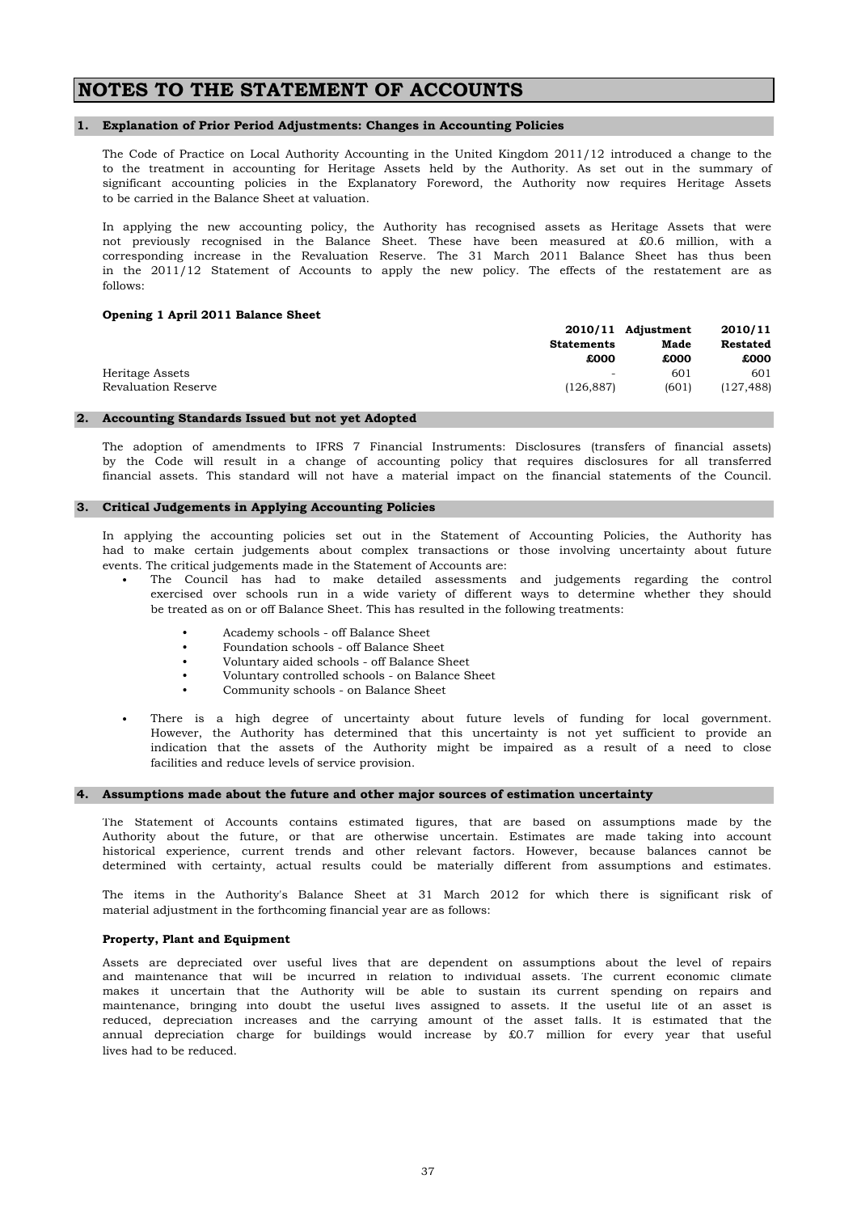# NOTES TO THE STATEMENT OF ACCOUNTS

## 1. Explanation of Prior Period Adjustments: Changes in Accounting Policies

The Code of Practice on Local Authority Accounting in the United Kingdom 2011/12 introduced a change to the to the treatment in accounting for Heritage Assets held by the Authority. As set out in the summary of significant accounting policies in the Explanatory Foreword, the Authority now requires Heritage Assets to be carried in the Balance Sheet at valuation.

In applying the new accounting policy, the Authority has recognised assets as Heritage Assets that were not previously recognised in the Balance Sheet. These have been measured at £0.6 million, with a corresponding increase in the Revaluation Reserve. The 31 March 2011 Balance Sheet has thus been in the 2011/12 Statement of Accounts to apply the new policy. The effects of the restatement are as follows:

**Opening 1 April 2011 Balance Sheet**

| | 2010/11 Statements £000 | Adjustment Made £000 | 2010/11 Restated £000 |
|---|---|---|---|
| Heritage Assets | - | 601 | 601 |
| Revaluation Reserve | (126,887) | (601) | (127,488) |

## 2. Accounting Standards Issued but not yet Adopted

The adoption of amendments to IFRS 7 Financial Instruments: Disclosures (transfers of financial assets) by the Code will result in a change of accounting policy that requires disclosures for all transferred financial assets. This standard will not have a material impact on the financial statements of the Council.

## 3. Critical Judgements in Applying Accounting Policies

In applying the accounting policies set out in the Statement of Accounting Policies, the Authority has had to make certain judgements about complex transactions or those involving uncertainty about future events. The critical judgements made in the Statement of Accounts are:

- The Council has had to make detailed assessments and judgements regarding the control exercised over schools run in a wide variety of different ways to determine whether they should be treated as on or off Balance Sheet. This has resulted in the following treatments:
  - Academy schools - off Balance Sheet
  - Foundation schools - off Balance Sheet
  - Voluntary aided schools - off Balance Sheet
  - Voluntary controlled schools - on Balance Sheet
  - Community schools - on Balance Sheet
- There is a high degree of uncertainty about future levels of funding for local government. However, the Authority has determined that this uncertainty is not yet sufficient to provide an indication that the assets of the Authority might be impaired as a result of a need to close facilities and reduce levels of service provision.

## 4. Assumptions made about the future and other major sources of estimation uncertainty

The Statement of Accounts contains estimated figures, that are based on assumptions made by the Authority about the future, or that are otherwise uncertain. Estimates are made taking into account historical experience, current trends and other relevant factors. However, because balances cannot be determined with certainty, actual results could be materially different from assumptions and estimates.

The items in the Authority's Balance Sheet at 31 March 2012 for which there is significant risk of material adjustment in the forthcoming financial year are as follows:

**Property, Plant and Equipment**

Assets are depreciated over useful lives that are dependent on assumptions about the level of repairs and maintenance that will be incurred in relation to individual assets. The current economic climate makes it uncertain that the Authority will be able to sustain its current spending on repairs and maintenance, bringing into doubt the useful lives assigned to assets. If the useful life of an asset is reduced, depreciation increases and the carrying amount of the asset falls. It is estimated that the annual depreciation charge for buildings would increase by £0.7 million for every year that useful lives had to be reduced.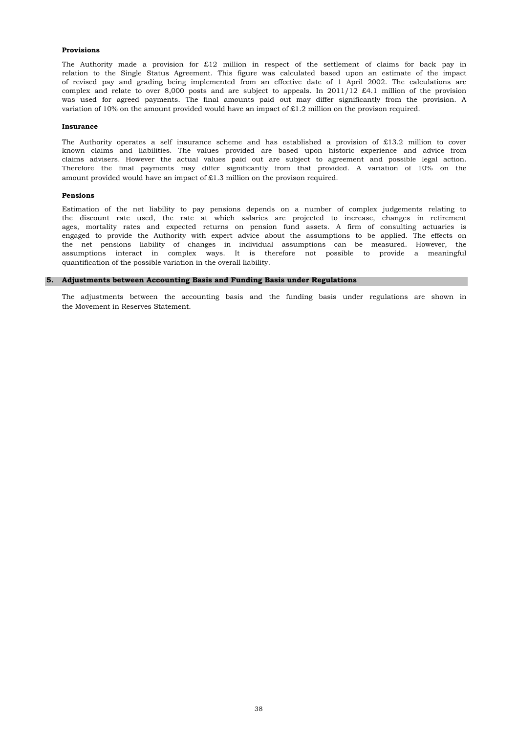**Provisions**

The Authority made a provision for £12 million in respect of the settlement of claims for back pay in relation to the Single Status Agreement. This figure was calculated based upon an estimate of the impact of revised pay and grading being implemented from an effective date of 1 April 2002. The calculations are complex and relate to over 8,000 posts and are subject to appeals. In 2011/12 £4.1 million of the provision was used for agreed payments. The final amounts paid out may differ significantly from the provision. A variation of 10% on the amount provided would have an impact of £1.2 million on the provison required.

**Insurance**

The Authority operates a self insurance scheme and has established a provision of £13.2 million to cover known claims and liabilities. The values provided are based upon historic experience and advice from claims advisers. However the actual values paid out are subject to agreement and possible legal action. Therefore the final payments may differ significantly from that provided. A variation of 10% on the amount provided would have an impact of £1.3 million on the provison required.

**Pensions**

Estimation of the net liability to pay pensions depends on a number of complex judgements relating to the discount rate used, the rate at which salaries are projected to increase, changes in retirement ages, mortality rates and expected returns on pension fund assets. A firm of consulting actuaries is engaged to provide the Authority with expert advice about the assumptions to be applied. The effects on the net pensions liability of changes in individual assumptions can be measured. However, the assumptions interact in complex ways. It is therefore not possible to provide a meaningful quantification of the possible variation in the overall liability.

## 5. Adjustments between Accounting Basis and Funding Basis under Regulations

The adjustments between the accounting basis and the funding basis under regulations are shown in the Movement in Reserves Statement.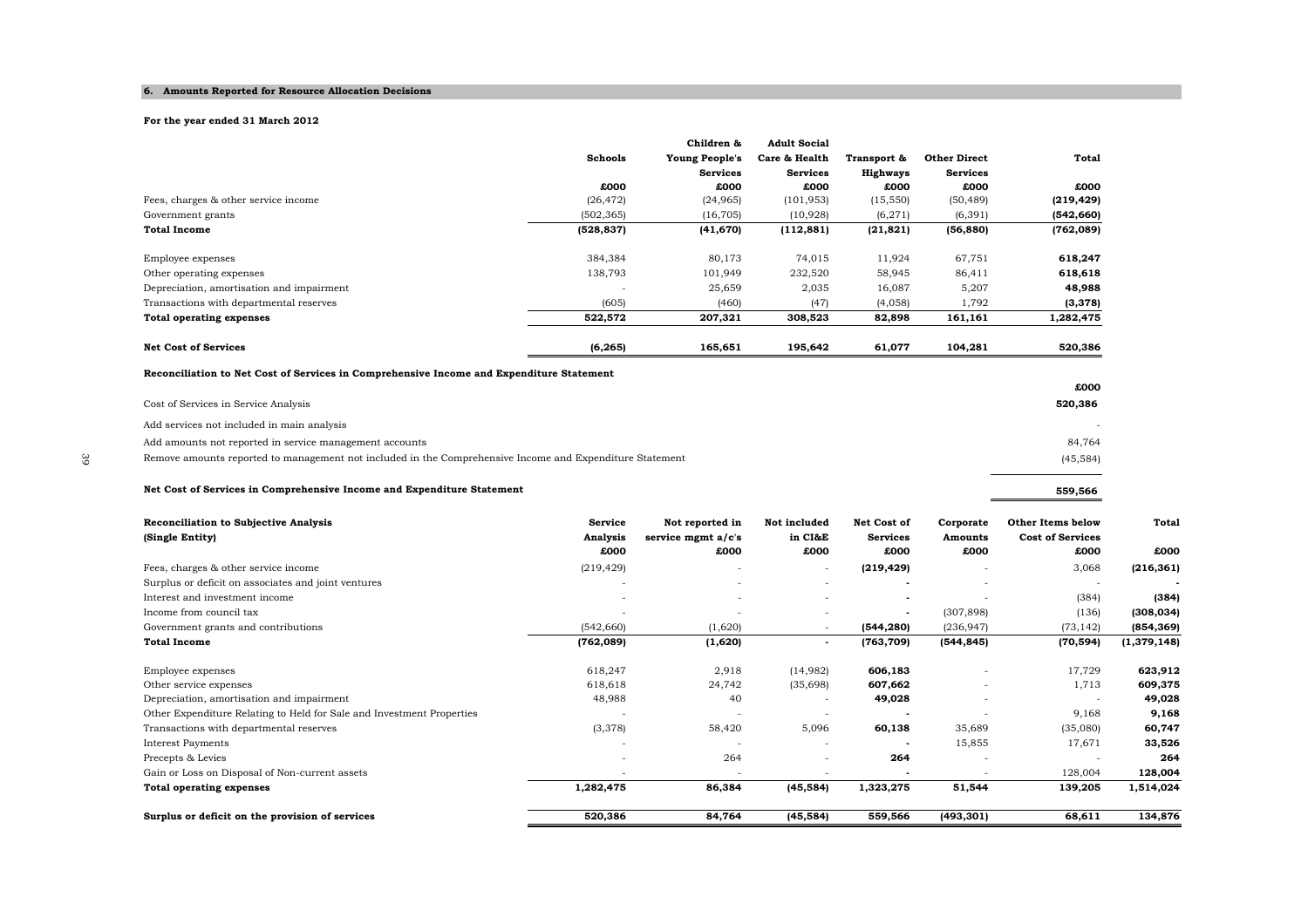## 6. Amounts Reported for Resource Allocation Decisions

**For the year ended 31 March 2012**

| | Schools | Children & Young People's Services | Adult Social Care & Health Services | Transport & Highways | Other Direct Services | Total |
|---|---|---|---|---|---|---|
| | £000 | £000 | £000 | £000 | £000 | £000 |
| Fees, charges & other service income | (26,472) | (24,965) | (101,953) | (15,550) | (50,489) | **(219,429)** |
| Government grants | (502,365) | (16,705) | (10,928) | (6,271) | (6,391) | **(542,660)** |
| **Total Income** | **(528,837)** | **(41,670)** | **(112,881)** | **(21,821)** | **(56,880)** | **(762,089)** |
| Employee expenses | 384,384 | 80,173 | 74,015 | 11,924 | 67,751 | **618,247** |
| Other operating expenses | 138,793 | 101,949 | 232,520 | 58,945 | 86,411 | **618,618** |
| Depreciation, amortisation and impairment | - | 25,659 | 2,035 | 16,087 | 5,207 | **48,988** |
| Transactions with departmental reserves | (605) | (460) | (47) | (4,058) | 1,792 | **(3,378)** |
| **Total operating expenses** | **522,572** | **207,321** | **308,523** | **82,898** | **161,161** | **1,282,475** |
| **Net Cost of Services** | **(6,265)** | **165,651** | **195,642** | **61,077** | **104,281** | **520,386** |

**Reconciliation to Net Cost of Services in Comprehensive Income and Expenditure Statement**

| | £000 |
|---|---|
| Cost of Services in Service Analysis | **520,386** |
| Add services not included in main analysis | - |
| Add amounts not reported in service management accounts | 84,764 |
| Remove amounts reported to management not included in the Comprehensive Income and Expenditure Statement | (45,584) |
| **Net Cost of Services in Comprehensive Income and Expenditure Statement** | **559,566** |

| **Reconciliation to Subjective Analysis (Single Entity)** | Service Analysis | Not reported in service mgmt a/c's | Not included in CI&E | Net Cost of Services | Corporate Amounts | Other Items below Cost of Services | Total |
|---|---|---|---|---|---|---|---|
| | £000 | £000 | £000 | £000 | £000 | £000 | £000 |
| Fees, charges & other service income | (219,429) | - | - | **(219,429)** | - | 3,068 | **(216,361)** |
| Surplus or deficit on associates and joint ventures | - | - | - | **-** | - | - | **-** |
| Interest and investment income | - | - | - | **-** | - | (384) | **(384)** |
| Income from council tax | - | - | - | **-** | (307,898) | (136) | **(308,034)** |
| Government grants and contributions | (542,660) | (1,620) | - | **(544,280)** | (236,947) | (73,142) | **(854,369)** |
| **Total Income** | **(762,089)** | **(1,620)** | **-** | **(763,709)** | **(544,845)** | **(70,594)** | **(1,379,148)** |
| Employee expenses | 618,247 | 2,918 | (14,982) | **606,183** | - | 17,729 | **623,912** |
| Other service expenses | 618,618 | 24,742 | (35,698) | **607,662** | - | 1,713 | **609,375** |
| Depreciation, amortisation and impairment | 48,988 | 40 | - | **49,028** | - | - | **49,028** |
| Other Expenditure Relating to Held for Sale and Investment Properties | - | - | - | **-** | - | 9,168 | **9,168** |
| Transactions with departmental reserves | (3,378) | 58,420 | 5,096 | **60,138** | 35,689 | (35,080) | **60,747** |
| Interest Payments | - | - | - | **-** | 15,855 | 17,671 | **33,526** |
| Precepts & Levies | - | 264 | - | **264** | - | - | **264** |
| Gain or Loss on Disposal of Non-current assets | - | - | - | **-** | - | 128,004 | **128,004** |
| **Total operating expenses** | **1,282,475** | **86,384** | **(45,584)** | **1,323,275** | **51,544** | **139,205** | **1,514,024** |
| **Surplus or deficit on the provision of services** | **520,386** | **84,764** | **(45,584)** | **559,566** | **(493,301)** | **68,611** | **134,876** |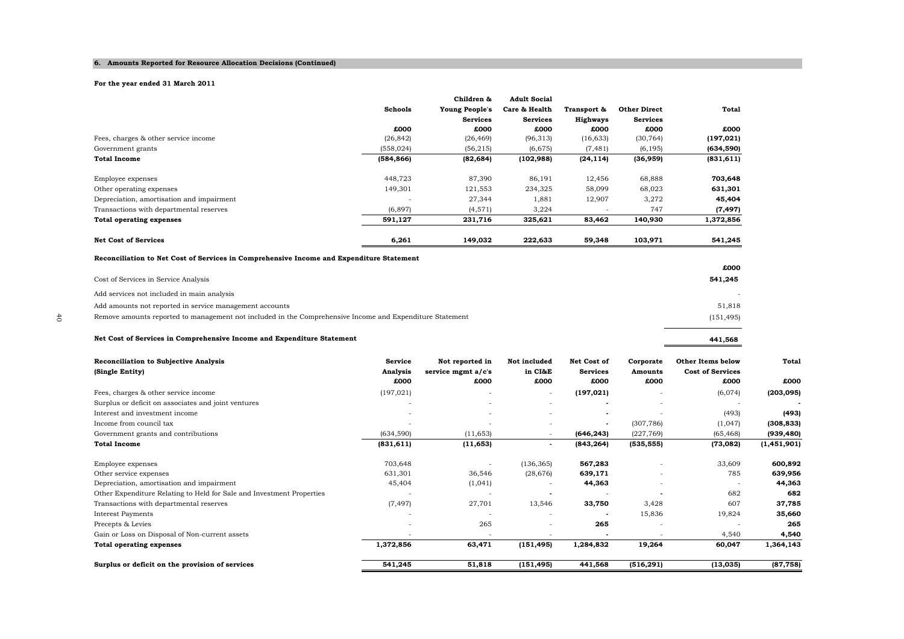## 6. Amounts Reported for Resource Allocation Decisions (Continued)

**For the year ended 31 March 2011**

| | Schools | Children & Young People's Services | Adult Social Care & Health Services | Transport & Highways | Other Direct Services | Total |
|---|---|---|---|---|---|---|
| | £000 | £000 | £000 | £000 | £000 | £000 |
| Fees, charges & other service income | (26,842) | (26,469) | (96,313) | (16,633) | (30,764) | **(197,021)** |
| Government grants | (558,024) | (56,215) | (6,675) | (7,481) | (6,195) | **(634,590)** |
| **Total Income** | **(584,866)** | **(82,684)** | **(102,988)** | **(24,114)** | **(36,959)** | **(831,611)** |
| | | | | | | |
| Employee expenses | 448,723 | 87,390 | 86,191 | 12,456 | 68,888 | **703,648** |
| Other operating expenses | 149,301 | 121,553 | 234,325 | 58,099 | 68,023 | **631,301** |
| Depreciation, amortisation and impairment | - | 27,344 | 1,881 | 12,907 | 3,272 | **45,404** |
| Transactions with departmental reserves | (6,897) | (4,571) | 3,224 | - | 747 | **(7,497)** |
| **Total operating expenses** | **591,127** | **231,716** | **325,621** | **83,462** | **140,930** | **1,372,856** |
| | | | | | | |
| **Net Cost of Services** | **6,261** | **149,032** | **222,633** | **59,348** | **103,971** | **541,245** |

**Reconciliation to Net Cost of Services in Comprehensive Income and Expenditure Statement**

| | £000 |
|---|---|
| Cost of Services in Service Analysis | **541,245** |
| Add services not included in main analysis | - |
| Add amounts not reported in service management accounts | 51,818 |
| Remove amounts reported to management not included in the Comprehensive Income and Expenditure Statement | (151,495) |
| **Net Cost of Services in Comprehensive Income and Expenditure Statement** | **441,568** |

| **Reconciliation to Subjective Analysis (Single Entity)** | Service Analysis | Not reported in service mgmt a/c's | Not included in CI&E | Net Cost of Services | Corporate Amounts | Other Items below Cost of Services | Total |
|---|---|---|---|---|---|---|---|
| | £000 | £000 | £000 | £000 | £000 | £000 | £000 |
| Fees, charges & other service income | (197,021) | - | - | **(197,021)** | - | (6,074) | **(203,095)** |
| Surplus or deficit on associates and joint ventures | - | - | - | **-** | - | - | **-** |
| Interest and investment income | - | - | - | **-** | - | (493) | **(493)** |
| Income from council tax | - | - | - | **-** | (307,786) | (1,047) | **(308,833)** |
| Government grants and contributions | (634,590) | (11,653) | - | **(646,243)** | (227,769) | (65,468) | **(939,480)** |
| **Total Income** | **(831,611)** | **(11,653)** | **-** | **(843,264)** | **(535,555)** | **(73,082)** | **(1,451,901)** |
| | | | | | | | |
| Employee expenses | 703,648 | - | (136,365) | **567,283** | - | 33,609 | **600,892** |
| Other service expenses | 631,301 | 36,546 | (28,676) | **639,171** | - | 785 | **639,956** |
| Depreciation, amortisation and impairment | 45,404 | (1,041) | - | **44,363** | - | - | **44,363** |
| Other Expenditure Relating to Held for Sale and Investment Properties | - | - | **-** | - | **-** | 682 | **682** |
| Transactions with departmental reserves | (7,497) | 27,701 | 13,546 | **33,750** | 3,428 | 607 | **37,785** |
| Interest Payments | - | - | - | **-** | 15,836 | 19,824 | **35,660** |
| Precepts & Levies | - | 265 | - | **265** | - | - | **265** |
| Gain or Loss on Disposal of Non-current assets | - | - | - | **-** | - | 4,540 | **4,540** |
| **Total operating expenses** | **1,372,856** | **63,471** | **(151,495)** | **1,284,832** | **19,264** | **60,047** | **1,364,143** |
| | | | | | | | |
| **Surplus or deficit on the provision of services** | **541,245** | **51,818** | **(151,495)** | **441,568** | **(516,291)** | **(13,035)** | **(87,758)** |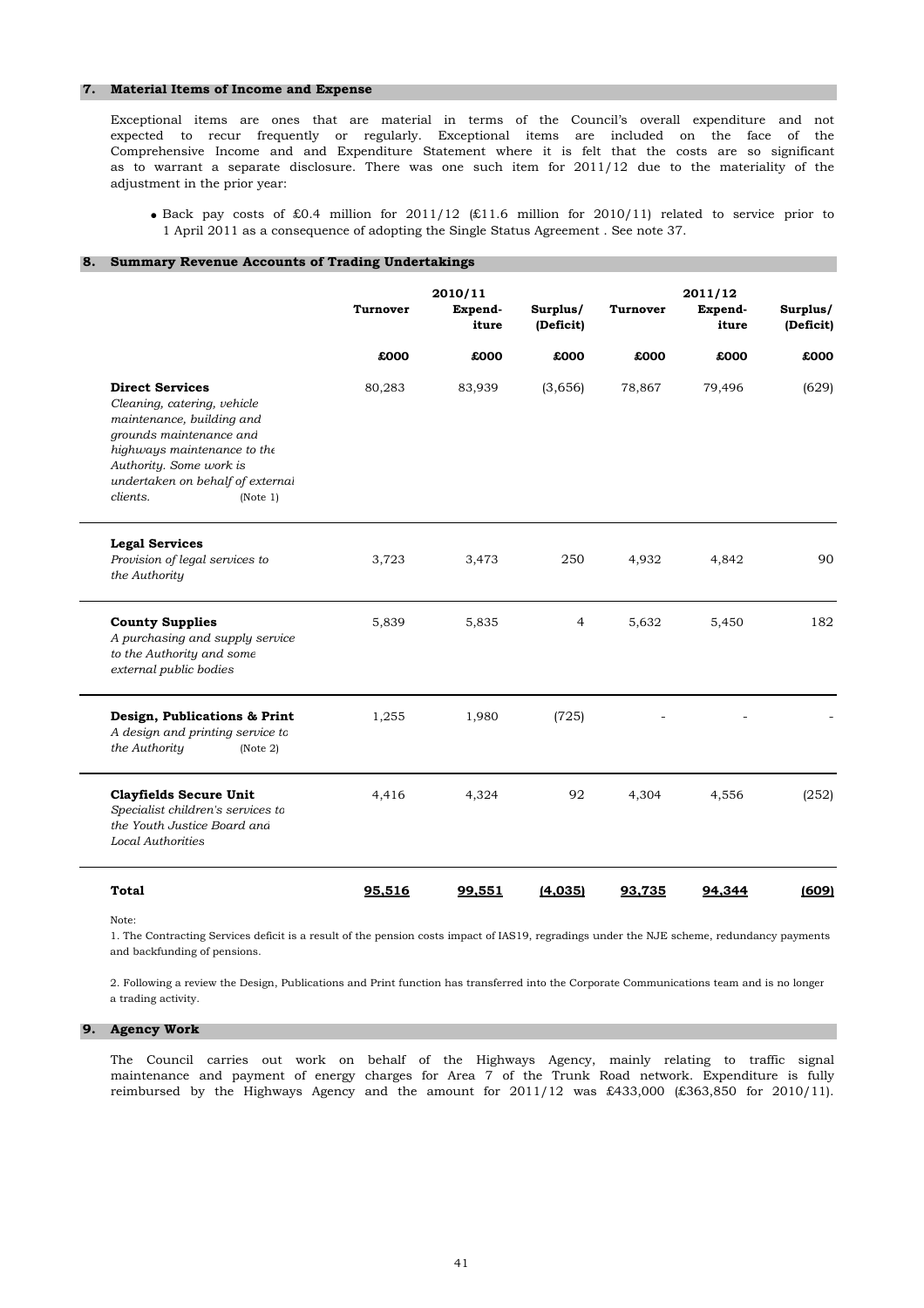## 7. Material Items of Income and Expense

Exceptional items are ones that are material in terms of the Council's overall expenditure and not expected to recur frequently or regularly. Exceptional items are included on the face of the Comprehensive Income and and Expenditure Statement where it is felt that the costs are so significant as to warrant a separate disclosure. There was one such item for 2011/12 due to the materiality of the adjustment in the prior year:

- Back pay costs of £0.4 million for 2011/12 (£11.6 million for 2010/11) related to service prior to 1 April 2011 as a consequence of adopting the Single Status Agreement . See note 37.

## 8. Summary Revenue Accounts of Trading Undertakings

| | 2010/11 | | | 2011/12 | | |
|---|---|---|---|---|---|---|
| | Turnover | Expend-iture | Surplus/ (Deficit) | Turnover | Expend-iture | Surplus/ (Deficit) |
| | £000 | £000 | £000 | £000 | £000 | £000 |
| **Direct Services** *Cleaning, catering, vehicle maintenance, building and grounds maintenance and highways maintenance to the Authority. Some work is undertaken on behalf of external clients.* (Note 1) | 80,283 | 83,939 | (3,656) | 78,867 | 79,496 | (629) |
| **Legal Services** *Provision of legal services to the Authority* | 3,723 | 3,473 | 250 | 4,932 | 4,842 | 90 |
| **County Supplies** *A purchasing and supply service to the Authority and some external public bodies* | 5,839 | 5,835 | 4 | 5,632 | 5,450 | 182 |
| **Design, Publications & Print** *A design and printing service to the Authority* (Note 2) | 1,255 | 1,980 | (725) | - | - | - |
| **Clayfields Secure Unit** *Specialist children's services to the Youth Justice Board and Local Authorities* | 4,416 | 4,324 | 92 | 4,304 | 4,556 | (252) |
| **Total** | **95,516** | **99,551** | **(4,035)** | **93,735** | **94,344** | **(609)** |

Note:

1. The Contracting Services deficit is a result of the pension costs impact of IAS19, regradings under the NJE scheme, redundancy payments and backfunding of pensions.

2. Following a review the Design, Publications and Print function has transferred into the Corporate Communications team and is no longer a trading activity.

## 9. Agency Work

The Council carries out work on behalf of the Highways Agency, mainly relating to traffic signal maintenance and payment of energy charges for Area 7 of the Trunk Road network. Expenditure is fully reimbursed by the Highways Agency and the amount for 2011/12 was £433,000 (£363,850 for 2010/11).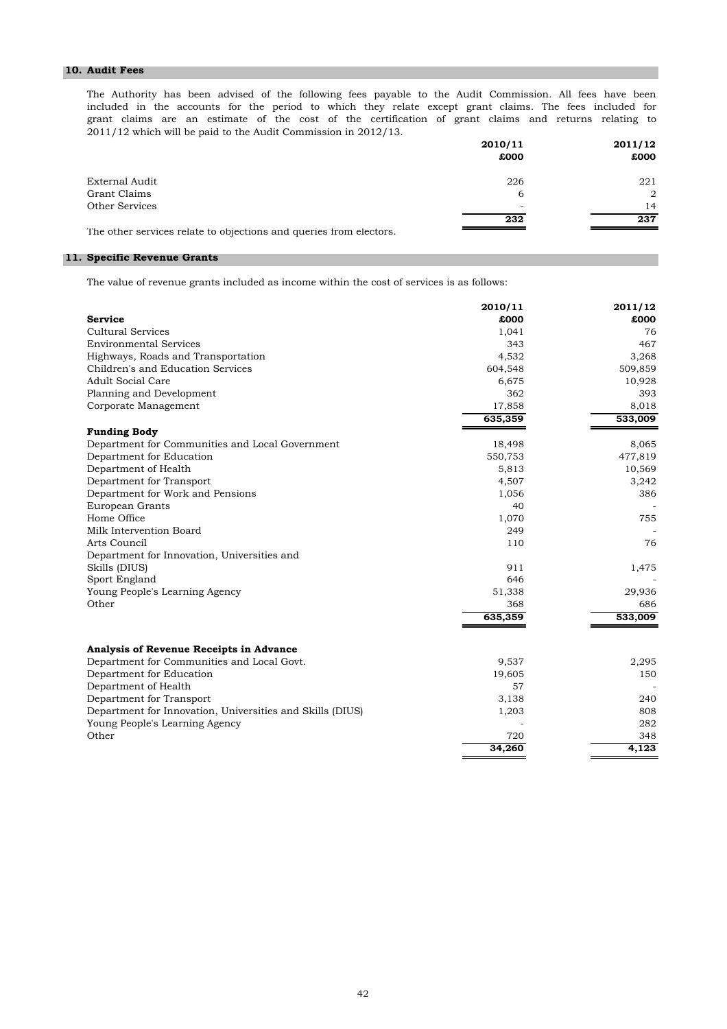## 10. Audit Fees

The Authority has been advised of the following fees payable to the Audit Commission. All fees have been included in the accounts for the period to which they relate except grant claims. The fees included for grant claims are an estimate of the cost of the certification of grant claims and returns relating to 2011/12 which will be paid to the Audit Commission in 2012/13.

| | 2010/11 £000 | 2011/12 £000 |
|---|---|---|
| External Audit | 226 | 221 |
| Grant Claims | 6 | 2 |
| Other Services | - | 14 |
| | **232** | **237** |

The other services relate to objections and queries from electors.

## 11. Specific Revenue Grants

The value of revenue grants included as income within the cost of services is as follows:

| | 2010/11 | 2011/12 |
|---|---|---|
| **Service** | **£000** | **£000** |
| Cultural Services | 1,041 | 76 |
| Environmental Services | 343 | 467 |
| Highways, Roads and Transportation | 4,532 | 3,268 |
| Children's and Education Services | 604,548 | 509,859 |
| Adult Social Care | 6,675 | 10,928 |
| Planning and Development | 362 | 393 |
| Corporate Management | 17,858 | 8,018 |
| | **635,359** | **533,009** |
| **Funding Body** | | |
| Department for Communities and Local Government | 18,498 | 8,065 |
| Department for Education | 550,753 | 477,819 |
| Department of Health | 5,813 | 10,569 |
| Department for Transport | 4,507 | 3,242 |
| Department for Work and Pensions | 1,056 | 386 |
| European Grants | 40 | - |
| Home Office | 1,070 | 755 |
| Milk Intervention Board | 249 | - |
| Arts Council | 110 | 76 |
| Department for Innovation, Universities and Skills (DIUS) | 911 | 1,475 |
| Sport England | 646 | - |
| Young People's Learning Agency | 51,338 | 29,936 |
| Other | 368 | 686 |
| | **635,359** | **533,009** |

| **Analysis of Revenue Receipts in Advance** | | |
|---|---|---|
| Department for Communities and Local Govt. | 9,537 | 2,295 |
| Department for Education | 19,605 | 150 |
| Department of Health | 57 | - |
| Department for Transport | 3,138 | 240 |
| Department for Innovation, Universities and Skills (DIUS) | 1,203 | 808 |
| Young People's Learning Agency | - | 282 |
| Other | 720 | 348 |
| | **34,260** | **4,123** |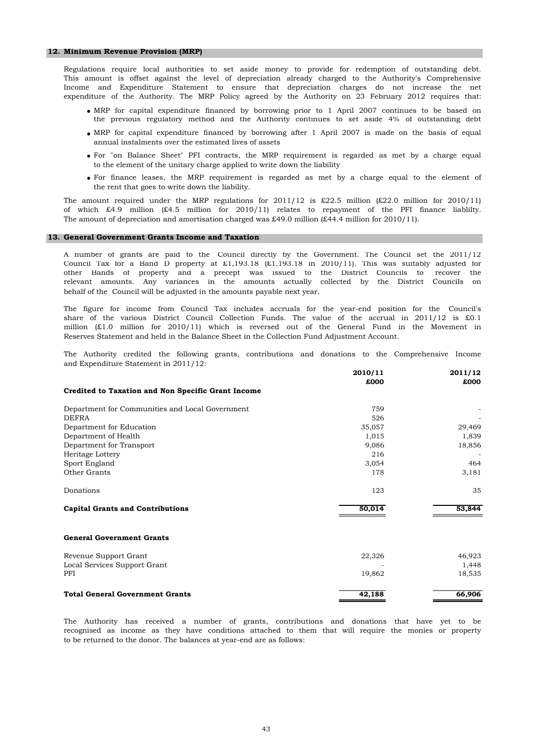## 12. Minimum Revenue Provision (MRP)

Regulations require local authorities to set aside money to provide for redemption of outstanding debt. This amount is offset against the level of depreciation already charged to the Authority's Comprehensive Income and Expenditure Statement to ensure that depreciation charges do not increase the net expenditure of the Authority. The MRP Policy agreed by the Authority on 23 February 2012 requires that:

- MRP for capital expenditure financed by borrowing prior to 1 April 2007 continues to be based on the previous regulatory method and the Authority continues to set aside 4% of outstanding debt
- MRP for capital expenditure financed by borrowing after 1 April 2007 is made on the basis of equal annual instalments over the estimated lives of assets
- For "on Balance Sheet" PFI contracts, the MRP requirement is regarded as met by a charge equal to the element of the unitary charge applied to write down the liability
- For finance leases, the MRP requirement is regarded as met by a charge equal to the element of the rent that goes to write down the liability.

The amount required under the MRP regulations for 2011/12 is £22.5 million (£22.0 million for 2010/11) of which £4.9 million (£4.5 million for 2010/11) relates to repayment of the PFI finance liablilty. The amount of depreciation and amortisation charged was £49.0 million (£44.4 million for 2010/11).

## 13. General Government Grants Income and Taxation

A number of grants are paid to the Council directly by the Government. The Council set the 2011/12 Council Tax for a Band D property at £1,193.18 (£1,193.18 in 2010/11). This was suitably adjusted for other Bands of property and a precept was issued to the District Councils to recover the relevant amounts. Any variances in the amounts actually collected by the District Councils on behalf of the Council will be adjusted in the amounts payable next year.

The figure for income from Council Tax includes accruals for the year-end position for the Council's share of the various District Council Collection Funds. The value of the accrual in 2011/12 is £0.1 million (£1.0 million for 2010/11) which is reversed out of the General Fund in the Movement in Reserves Statement and held in the Balance Sheet in the Collection Fund Adjustment Account.

The Authority credited the following grants, contributions and donations to the Comprehensive Income and Expenditure Statement in 2011/12:

| | 2010/11 £000 | 2011/12 £000 |
|---|---|---|
| **Credited to Taxation and Non Specific Grant Income** | | |
| Department for Communities and Local Government | 759 | - |
| DEFRA | 526 | - |
| Department for Education | 35,057 | 29,469 |
| Department of Health | 1,015 | 1,839 |
| Department for Transport | 9,086 | 18,856 |
| Heritage Lottery | 216 | - |
| Sport England | 3,054 | 464 |
| Other Grants | 178 | 3,181 |
| Donations | 123 | 35 |
| **Capital Grants and Contributions** | **50,014** | **53,844** |
| **General Government Grants** | | |
| Revenue Support Grant | 22,326 | 46,923 |
| Local Services Support Grant | - | 1,448 |
| PFI | 19,862 | 18,535 |
| **Total General Government Grants** | **42,188** | **66,906** |

The Authority has received a number of grants, contributions and donations that have yet to be recognised as income as they have conditions attached to them that will require the monies or property to be returned to the donor. The balances at year-end are as follows: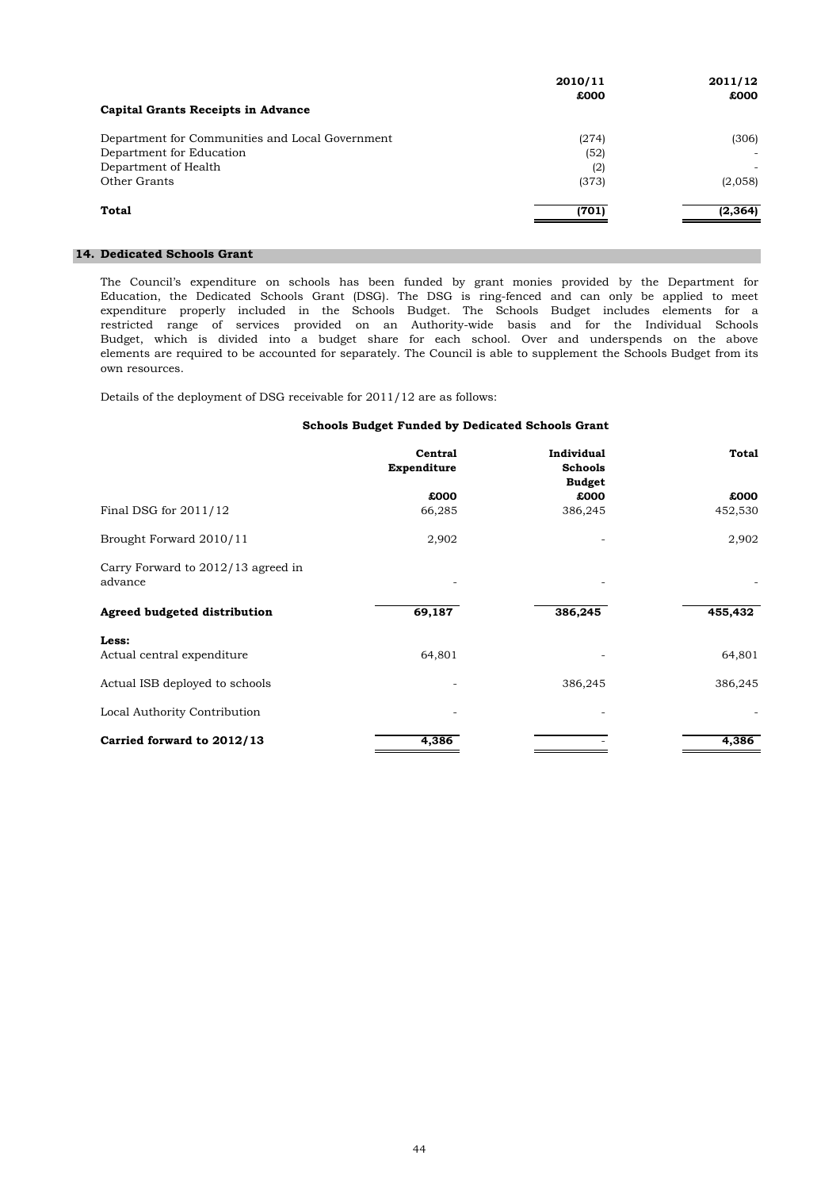| Capital Grants Receipts in Advance | 2010/11 £000 | 2011/12 £000 |
|---|---|---|
| Department for Communities and Local Government | (274) | (306) |
| Department for Education | (52) | - |
| Department of Health | (2) | - |
| Other Grants | (373) | (2,058) |
| **Total** | **(701)** | **(2,364)** |

## 14. Dedicated Schools Grant

The Council's expenditure on schools has been funded by grant monies provided by the Department for Education, the Dedicated Schools Grant (DSG). The DSG is ring-fenced and can only be applied to meet expenditure properly included in the Schools Budget. The Schools Budget includes elements for a restricted range of services provided on an Authority-wide basis and for the Individual Schools Budget, which is divided into a budget share for each school. Over and underspends on the above elements are required to be accounted for separately. The Council is able to supplement the Schools Budget from its own resources.

Details of the deployment of DSG receivable for 2011/12 are as follows:

**Schools Budget Funded by Dedicated Schools Grant**

| | Central Expenditure £000 | Individual Schools Budget £000 | Total £000 |
|---|---|---|---|
| Final DSG for 2011/12 | 66,285 | 386,245 | 452,530 |
| Brought Forward 2010/11 | 2,902 | - | 2,902 |
| Carry Forward to 2012/13 agreed in advance | - | - | - |
| **Agreed budgeted distribution** | **69,187** | **386,245** | **455,432** |
| **Less:** | | | |
| Actual central expenditure | 64,801 | - | 64,801 |
| Actual ISB deployed to schools | - | 386,245 | 386,245 |
| Local Authority Contribution | - | - | - |
| **Carried forward to 2012/13** | **4,386** | - | **4,386** |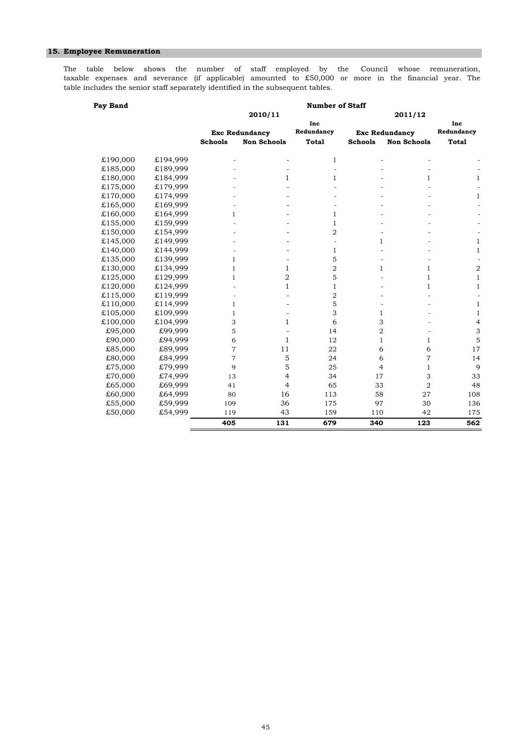## 15. Employee Remuneration

The table below shows the number of staff employed by the Council whose remuneration, taxable expenses and severance (if applicable) amounted to £50,000 or more in the financial year. The table includes the senior staff separately identified in the subsequent tables.

| Pay Band | | Number of Staff | | | | | |
|---|---|---|---|---|---|---|---|
| | | 2010/11 | | | 2011/12 | | |
| | | Exc Redundancy | | Inc Redundancy | Exc Redundancy | | Inc Redundancy |
| | | Schools | Non Schools | Total | Schools | Non Schools | Total |
| £190,000 | £194,999 | - | - | 1 | - | - | - |
| £185,000 | £189,999 | - | - | - | - | - | - |
| £180,000 | £184,999 | - | 1 | 1 | - | 1 | 1 |
| £175,000 | £179,999 | - | - | - | - | - | - |
| £170,000 | £174,999 | - | - | - | - | - | 1 |
| £165,000 | £169,999 | - | - | - | - | - | - |
| £160,000 | £164,999 | 1 | - | 1 | - | - | - |
| £155,000 | £159,999 | - | - | 1 | - | - | - |
| £150,000 | £154,999 | - | - | 2 | - | - | - |
| £145,000 | £149,999 | - | - | - | 1 | - | 1 |
| £140,000 | £144,999 | - | - | 1 | - | - | 1 |
| £135,000 | £139,999 | 1 | - | 5 | - | - | - |
| £130,000 | £134,999 | 1 | 1 | 2 | 1 | 1 | 2 |
| £125,000 | £129,999 | 1 | 2 | 5 | - | 1 | 1 |
| £120,000 | £124,999 | - | 1 | 1 | - | 1 | 1 |
| £115,000 | £119,999 | - | - | 2 | - | - | - |
| £110,000 | £114,999 | 1 | - | 5 | - | - | 1 |
| £105,000 | £109,999 | 1 | - | 3 | 1 | - | 1 |
| £100,000 | £104,999 | 3 | 1 | 6 | 3 | - | 4 |
| £95,000 | £99,999 | 5 | - | 14 | 2 | - | 3 |
| £90,000 | £94,999 | 6 | 1 | 12 | 1 | 1 | 5 |
| £85,000 | £89,999 | 7 | 11 | 22 | 6 | 6 | 17 |
| £80,000 | £84,999 | 7 | 5 | 24 | 6 | 7 | 14 |
| £75,000 | £79,999 | 9 | 5 | 25 | 4 | 1 | 9 |
| £70,000 | £74,999 | 13 | 4 | 34 | 17 | 3 | 33 |
| £65,000 | £69,999 | 41 | 4 | 65 | 33 | 2 | 48 |
| £60,000 | £64,999 | 80 | 16 | 113 | 58 | 27 | 108 |
| £55,000 | £59,999 | 109 | 36 | 175 | 97 | 30 | 136 |
| £50,000 | £54,999 | 119 | 43 | 159 | 110 | 42 | 175 |
| | | **405** | **131** | **679** | **340** | **123** | **562** |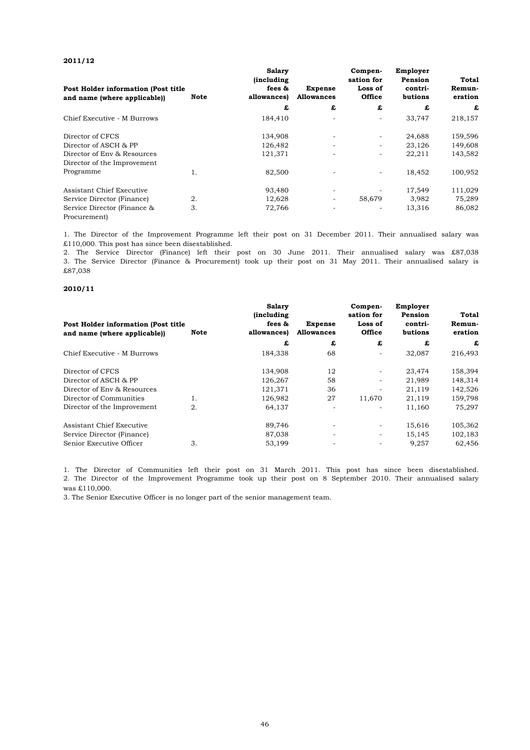**2011/12**

| Post Holder information (Post title and name (where applicable)) | Note | Salary (including fees & allowances) | Expense Allowances | Compen-sation for Loss of Office | Employer Pension contri-butions | Total Remun-eration |
|---|---|---|---|---|---|---|
| | | £ | £ | £ | £ | £ |
| Chief Executive - M Burrows | | 184,410 | - | - | 33,747 | 218,157 |
| Director of CFCS | | 134,908 | - | - | 24,688 | 159,596 |
| Director of ASCH & PP | | 126,482 | - | - | 23,126 | 149,608 |
| Director of Env & Resources | | 121,371 | - | - | 22,211 | 143,582 |
| Director of the Improvement Programme | 1. | 82,500 | - | - | 18,452 | 100,952 |
| Assistant Chief Executive | | 93,480 | - | - | 17,549 | 111,029 |
| Service Director (Finance) | 2. | 12,628 | - | 58,679 | 3,982 | 75,289 |
| Service Director (Finance & Procurement) | 3. | 72,766 | - | - | 13,316 | 86,082 |

1. The Director of the Improvement Programme left their post on 31 December 2011. Their annualised salary was £110,000. This post has since been disestablished.
2. The Service Director (Finance) left their post on 30 June 2011. Their annualised salary was £87,038
3. The Service Director (Finance & Procurement) took up their post on 31 May 2011. Their annualised salary is £87,038

**2010/11**

| Post Holder information (Post title and name (where applicable)) | Note | Salary (including fees & allowances) | Expense Allowances | Compen-sation for Loss of Office | Employer Pension contri-butions | Total Remun-eration |
|---|---|---|---|---|---|---|
| | | £ | £ | £ | £ | £ |
| Chief Executive - M Burrows | | 184,338 | 68 | - | 32,087 | 216,493 |
| Director of CFCS | | 134,908 | 12 | - | 23,474 | 158,394 |
| Director of ASCH & PP | | 126,267 | 58 | - | 21,989 | 148,314 |
| Director of Env & Resources | | 121,371 | 36 | - | 21,119 | 142,526 |
| Director of Communities | 1. | 126,982 | 27 | 11,670 | 21,119 | 159,798 |
| Director of the Improvement | 2. | 64,137 | - | - | 11,160 | 75,297 |
| Assistant Chief Executive | | 89,746 | - | - | 15,616 | 105,362 |
| Service Director (Finance) | | 87,038 | - | - | 15,145 | 102,183 |
| Senior Executive Officer | 3. | 53,199 | - | - | 9,257 | 62,456 |

1. The Director of Communities left their post on 31 March 2011. This post has since been disestablished.
2. The Director of the Improvement Programme took up their post on 8 September 2010. Their annualised salary was £110,000.
3. The Senior Executive Officer is no longer part of the senior management team.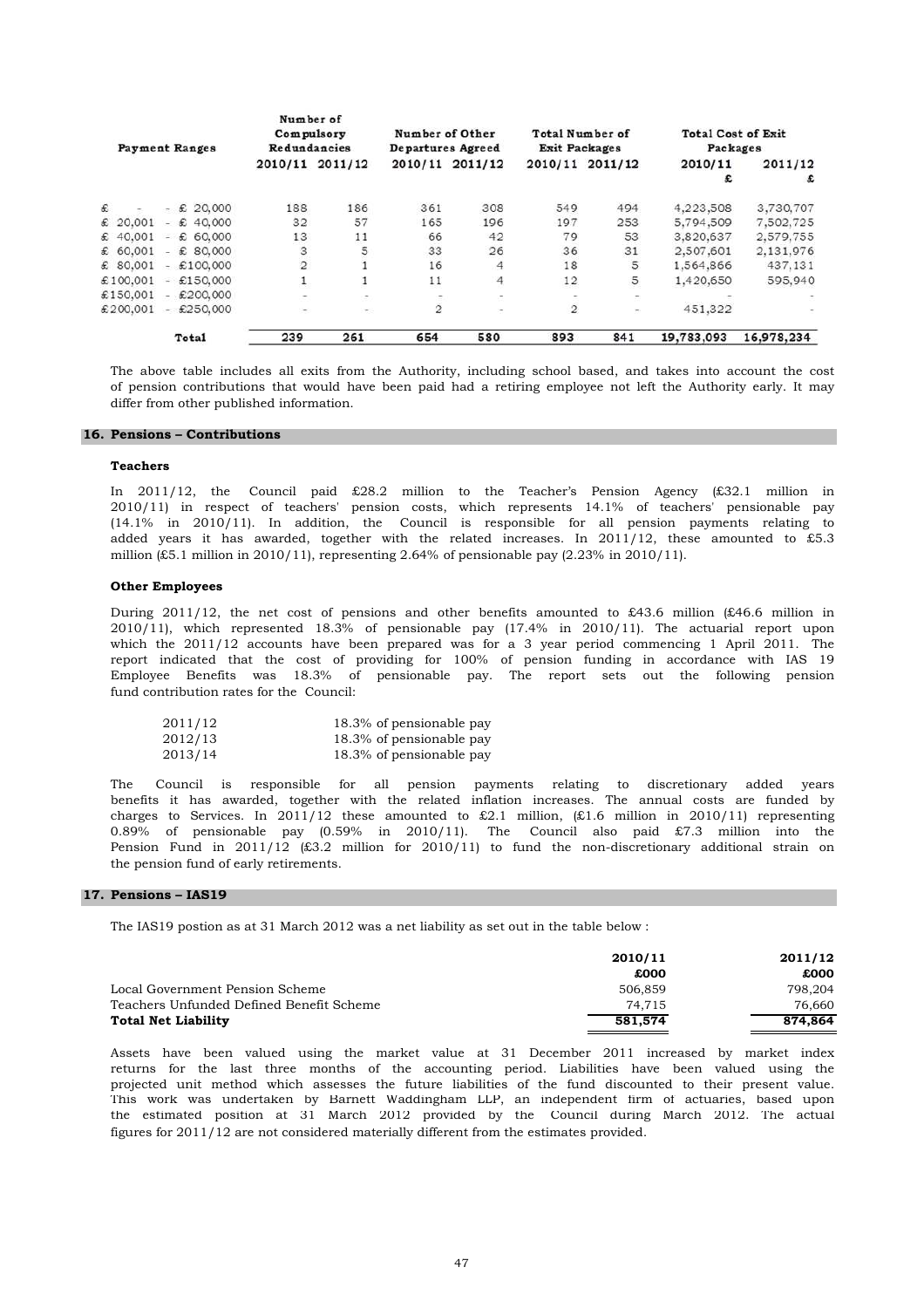| Payment Ranges | Number of Compulsory Redundancies | | Number of Other Departures Agreed | | Total Number of Exit Packages | | Total Cost of Exit Packages | |
|---|---|---|---|---|---|---|---|---|
| | 2010/11 | 2011/12 | 2010/11 | 2011/12 | 2010/11 | 2011/12 | 2010/11 £ | 2011/12 £ |
| £ - - £ 20,000 | 188 | 186 | 361 | 308 | 549 | 494 | 4,223,508 | 3,730,707 |
| £ 20,001 - £ 40,000 | 32 | 57 | 165 | 196 | 197 | 253 | 5,794,509 | 7,502,725 |
| £ 40,001 - £ 60,000 | 13 | 11 | 66 | 42 | 79 | 53 | 3,820,637 | 2,579,755 |
| £ 60,001 - £ 80,000 | 3 | 5 | 33 | 26 | 36 | 31 | 2,507,601 | 2,131,976 |
| £ 80,001 - £100,000 | 2 | 1 | 16 | 4 | 18 | 5 | 1,564,866 | 437,131 |
| £100,001 - £150,000 | 1 | 1 | 11 | 4 | 12 | 5 | 1,420,650 | 595,940 |
| £150,001 - £200,000 | - | - | - | - | - | - | - | - |
| £200,001 - £250,000 | - | - | 2 | - | 2 | - | 451,322 | - |
| **Total** | **239** | **261** | **654** | **580** | **893** | **841** | **19,783,093** | **16,978,234** |

The above table includes all exits from the Authority, including school based, and takes into account the cost of pension contributions that would have been paid had a retiring employee not left the Authority early. It may differ from other published information.

## 16. Pensions – Contributions

**Teachers**

In 2011/12, the Council paid £28.2 million to the Teacher's Pension Agency (£32.1 million in 2010/11) in respect of teachers' pension costs, which represents 14.1% of teachers' pensionable pay (14.1% in 2010/11). In addition, the Council is responsible for all pension payments relating to added years it has awarded, together with the related increases. In 2011/12, these amounted to £5.3 million (£5.1 million in 2010/11), representing 2.64% of pensionable pay (2.23% in 2010/11).

**Other Employees**

During 2011/12, the net cost of pensions and other benefits amounted to £43.6 million (£46.6 million in 2010/11), which represented 18.3% of pensionable pay (17.4% in 2010/11). The actuarial report upon which the 2011/12 accounts have been prepared was for a 3 year period commencing 1 April 2011. The report indicated that the cost of providing for 100% of pension funding in accordance with IAS 19 Employee Benefits was 18.3% of pensionable pay. The report sets out the following pension fund contribution rates for the Council:

| | |
|---|---|
| 2011/12 | 18.3% of pensionable pay |
| 2012/13 | 18.3% of pensionable pay |
| 2013/14 | 18.3% of pensionable pay |

The Council is responsible for all pension payments relating to discretionary added years benefits it has awarded, together with the related inflation increases. The annual costs are funded by charges to Services. In 2011/12 these amounted to £2.1 million, (£1.6 million in 2010/11) representing 0.89% of pensionable pay (0.59% in 2010/11). The Council also paid £7.3 million into the Pension Fund in 2011/12 (£3.2 million for 2010/11) to fund the non-discretionary additional strain on the pension fund of early retirements.

## 17. Pensions – IAS19

The IAS19 postion as at 31 March 2012 was a net liability as set out in the table below :

| | 2010/11 £000 | 2011/12 £000 |
|---|---|---|
| Local Government Pension Scheme | 506,859 | 798,204 |
| Teachers Unfunded Defined Benefit Scheme | 74,715 | 76,660 |
| **Total Net Liability** | **581,574** | **874,864** |

Assets have been valued using the market value at 31 December 2011 increased by market index returns for the last three months of the accounting period. Liabilities have been valued using the projected unit method which assesses the future liabilities of the fund discounted to their present value. This work was undertaken by Barnett Waddingham LLP, an independent firm of actuaries, based upon the estimated position at 31 March 2012 provided by the Council during March 2012. The actual figures for 2011/12 are not considered materially different from the estimates provided.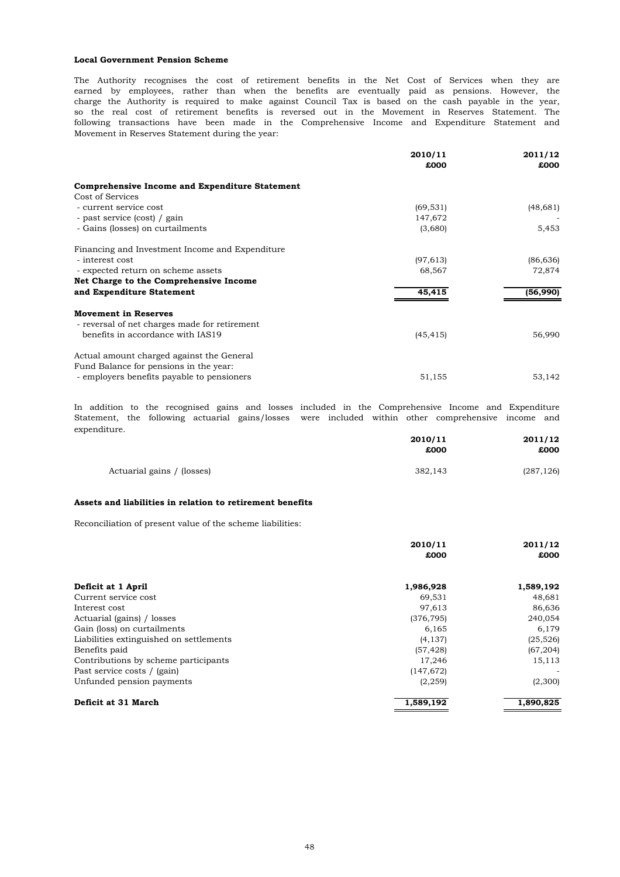**Local Government Pension Scheme**

The Authority recognises the cost of retirement benefits in the Net Cost of Services when they are earned by employees, rather than when the benefits are eventually paid as pensions. However, the charge the Authority is required to make against Council Tax is based on the cash payable in the year, so the real cost of retirement benefits is reversed out in the Movement in Reserves Statement. The following transactions have been made in the Comprehensive Income and Expenditure Statement and Movement in Reserves Statement during the year:

| | 2010/11 £000 | 2011/12 £000 |
|---|---|---|
| **Comprehensive Income and Expenditure Statement** | | |
| Cost of Services | | |
| - current service cost | (69,531) | (48,681) |
| - past service (cost) / gain | 147,672 | - |
| - Gains (losses) on curtailments | (3,680) | 5,453 |
| Financing and Investment Income and Expenditure | | |
| - interest cost | (97,613) | (86,636) |
| - expected return on scheme assets | 68,567 | 72,874 |
| **Net Charge to the Comprehensive Income and Expenditure Statement** | **45,415** | **(56,990)** |
| **Movement in Reserves** | | |
| - reversal of net charges made for retirement benefits in accordance with IAS19 | (45,415) | 56,990 |
| Actual amount charged against the General Fund Balance for pensions in the year: | | |
| - employers benefits payable to pensioners | 51,155 | 53,142 |

In addition to the recognised gains and losses included in the Comprehensive Income and Expenditure Statement, the following actuarial gains/losses were included within other comprehensive income and expenditure.

| | 2010/11 £000 | 2011/12 £000 |
|---|---|---|
| Actuarial gains / (losses) | 382,143 | (287,126) |

**Assets and liabilities in relation to retirement benefits**

Reconciliation of present value of the scheme liabilities:

| | 2010/11 £000 | 2011/12 £000 |
|---|---|---|
| **Deficit at 1 April** | **1,986,928** | **1,589,192** |
| Current service cost | 69,531 | 48,681 |
| Interest cost | 97,613 | 86,636 |
| Actuarial (gains) / losses | (376,795) | 240,054 |
| Gain (loss) on curtailments | 6,165 | 6,179 |
| Liabilities extinguished on settlements | (4,137) | (25,526) |
| Benefits paid | (57,428) | (67,204) |
| Contributions by scheme participants | 17,246 | 15,113 |
| Past service costs / (gain) | (147,672) | - |
| Unfunded pension payments | (2,259) | (2,300) |
| **Deficit at 31 March** | **1,589,192** | **1,890,825** |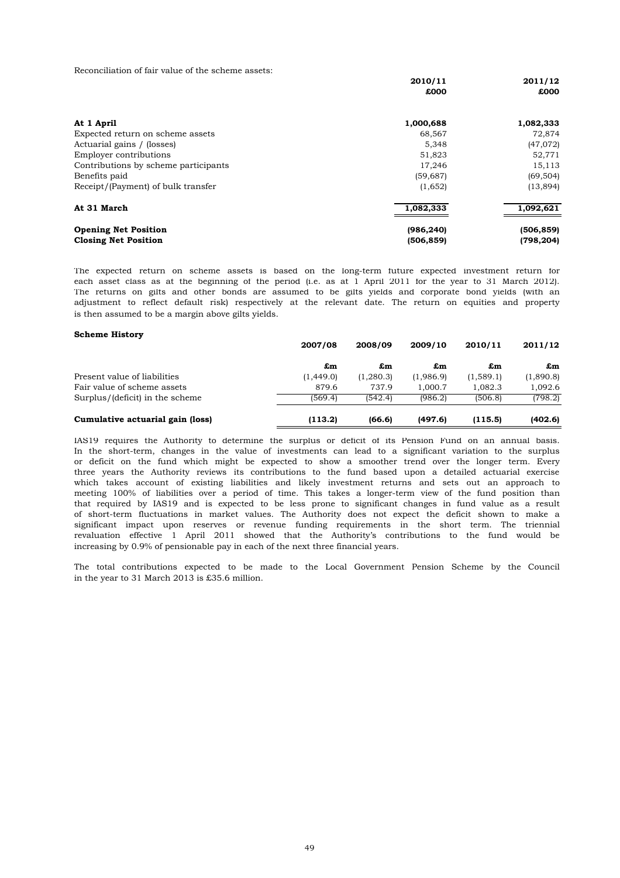Reconciliation of fair value of the scheme assets:

| | 2010/11 | 2011/12 |
|---|---|---|
| | £000 | £000 |
| **At 1 April** | **1,000,688** | **1,082,333** |
| Expected return on scheme assets | 68,567 | 72,874 |
| Actuarial gains / (losses) | 5,348 | (47,072) |
| Employer contributions | 51,823 | 52,771 |
| Contributions by scheme participants | 17,246 | 15,113 |
| Benefits paid | (59,687) | (69,504) |
| Receipt/(Payment) of bulk transfer | (1,652) | (13,894) |
| **At 31 March** | **1,082,333** | **1,092,621** |
| **Opening Net Position** | **(986,240)** | **(506,859)** |
| **Closing Net Position** | **(506,859)** | **(798,204)** |

The expected return on scheme assets is based on the long-term future expected investment return for each asset class as at the beginning of the period (i.e. as at 1 April 2011 for the year to 31 March 2012). The returns on gilts and other bonds are assumed to be gilts yields and corporate bond yields (with an adjustment to reflect default risk) respectively at the relevant date. The return on equities and property is then assumed to be a margin above gilts yields.

**Scheme History**

| | 2007/08 | 2008/09 | 2009/10 | 2010/11 | 2011/12 |
|---|---|---|---|---|---|
| | £m | £m | £m | £m | £m |
| Present value of liabilities | (1,449.0) | (1,280.3) | (1,986.9) | (1,589.1) | (1,890.8) |
| Fair value of scheme assets | 879.6 | 737.9 | 1,000.7 | 1,082.3 | 1,092.6 |
| Surplus/(deficit) in the scheme | (569.4) | (542.4) | (986.2) | (506.8) | (798.2) |
| **Cumulative actuarial gain (loss)** | **(113.2)** | **(66.6)** | **(497.6)** | **(115.5)** | **(402.6)** |

IAS19 requires the Authority to determine the surplus or deficit of its Pension Fund on an annual basis. In the short-term, changes in the value of investments can lead to a significant variation to the surplus or deficit on the fund which might be expected to show a smoother trend over the longer term. Every three years the Authority reviews its contributions to the fund based upon a detailed actuarial exercise which takes account of existing liabilities and likely investment returns and sets out an approach to meeting 100% of liabilities over a period of time. This takes a longer-term view of the fund position than that required by IAS19 and is expected to be less prone to significant changes in fund value as a result of short-term fluctuations in market values. The Authority does not expect the deficit shown to make a significant impact upon reserves or revenue funding requirements in the short term. The triennial revaluation effective 1 April 2011 showed that the Authority's contributions to the fund would be increasing by 0.9% of pensionable pay in each of the next three financial years.

The total contributions expected to be made to the Local Government Pension Scheme by the Council in the year to 31 March 2013 is £35.6 million.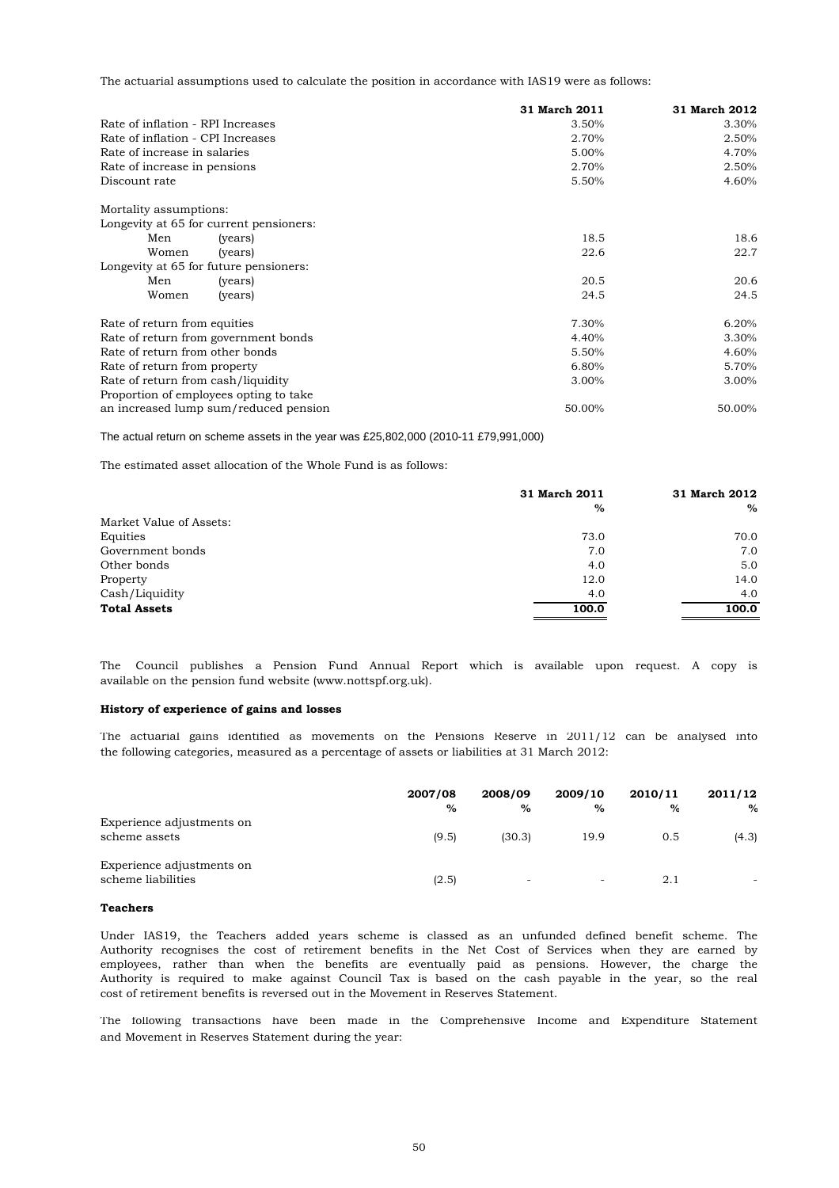The actuarial assumptions used to calculate the position in accordance with IAS19 were as follows:

| | 31 March 2011 | 31 March 2012 |
|---|---|---|
| Rate of inflation - RPI Increases | 3.50% | 3.30% |
| Rate of inflation - CPI Increases | 2.70% | 2.50% |
| Rate of increase in salaries | 5.00% | 4.70% |
| Rate of increase in pensions | 2.70% | 2.50% |
| Discount rate | 5.50% | 4.60% |
| Mortality assumptions: | | |
| Longevity at 65 for current pensioners: | | |
| Men (years) | 18.5 | 18.6 |
| Women (years) | 22.6 | 22.7 |
| Longevity at 65 for future pensioners: | | |
| Men (years) | 20.5 | 20.6 |
| Women (years) | 24.5 | 24.5 |
| Rate of return from equities | 7.30% | 6.20% |
| Rate of return from government bonds | 4.40% | 3.30% |
| Rate of return from other bonds | 5.50% | 4.60% |
| Rate of return from property | 6.80% | 5.70% |
| Rate of return from cash/liquidity | 3.00% | 3.00% |
| Proportion of employees opting to take an increased lump sum/reduced pension | 50.00% | 50.00% |

The actual return on scheme assets in the year was £25,802,000 (2010-11 £79,991,000)

The estimated asset allocation of the Whole Fund is as follows:

| | 31 March 2011 | 31 March 2012 |
|---|---|---|
| | % | % |
| Market Value of Assets: | | |
| Equities | 73.0 | 70.0 |
| Government bonds | 7.0 | 7.0 |
| Other bonds | 4.0 | 5.0 |
| Property | 12.0 | 14.0 |
| Cash/Liquidity | 4.0 | 4.0 |
| **Total Assets** | **100.0** | **100.0** |

The Council publishes a Pension Fund Annual Report which is available upon request. A copy is available on the pension fund website (www.nottspf.org.uk).

**History of experience of gains and losses**

The actuarial gains identified as movements on the Pensions Reserve in 2011/12 can be analysed into the following categories, measured as a percentage of assets or liabilities at 31 March 2012:

| | 2007/08 | 2008/09 | 2009/10 | 2010/11 | 2011/12 |
|---|---|---|---|---|---|
| | % | % | % | % | % |
| Experience adjustments on scheme assets | (9.5) | (30.3) | 19.9 | 0.5 | (4.3) |
| Experience adjustments on scheme liabilities | (2.5) | - | - | 2.1 | - |

**Teachers**

Under IAS19, the Teachers added years scheme is classed as an unfunded defined benefit scheme. The Authority recognises the cost of retirement benefits in the Net Cost of Services when they are earned by employees, rather than when the benefits are eventually paid as pensions. However, the charge the Authority is required to make against Council Tax is based on the cash payable in the year, so the real cost of retirement benefits is reversed out in the Movement in Reserves Statement.

The following transactions have been made in the Comprehensive Income and Expenditure Statement and Movement in Reserves Statement during the year: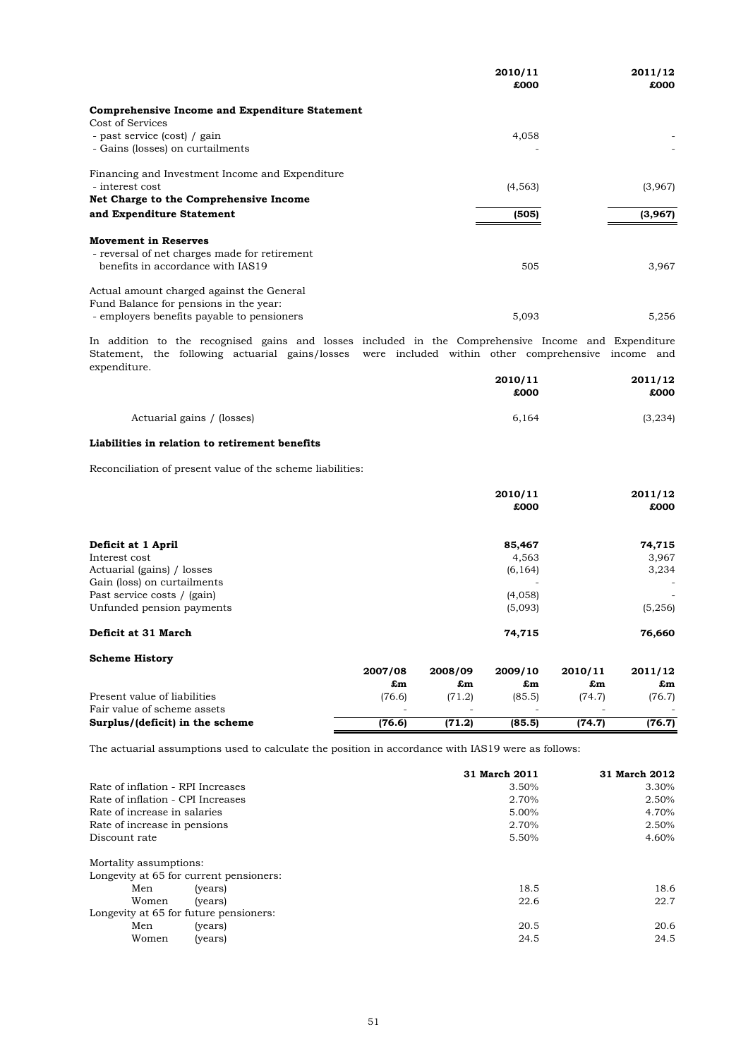| | 2010/11 £000 | 2011/12 £000 |
|---|---|---|
| **Comprehensive Income and Expenditure Statement** | | |
| Cost of Services | | |
| - past service (cost) / gain | 4,058 | - |
| - Gains (losses) on curtailments | - | - |
| Financing and Investment Income and Expenditure | | |
| - interest cost | (4,563) | (3,967) |
| **Net Charge to the Comprehensive Income and Expenditure Statement** | **(505)** | **(3,967)** |
| **Movement in Reserves** | | |
| - reversal of net charges made for retirement benefits in accordance with IAS19 | 505 | 3,967 |
| Actual amount charged against the General Fund Balance for pensions in the year: | | |
| - employers benefits payable to pensioners | 5,093 | 5,256 |

In addition to the recognised gains and losses included in the Comprehensive Income and Expenditure Statement, the following actuarial gains/losses were included within other comprehensive income and expenditure.

| | 2010/11 £000 | 2011/12 £000 |
|---|---|---|
| Actuarial gains / (losses) | 6,164 | (3,234) |

**Liabilities in relation to retirement benefits**

Reconciliation of present value of the scheme liabilities:

| | 2010/11 £000 | 2011/12 £000 |
|---|---|---|
| **Deficit at 1 April** | **85,467** | **74,715** |
| Interest cost | 4,563 | 3,967 |
| Actuarial (gains) / losses | (6,164) | 3,234 |
| Gain (loss) on curtailments | - | - |
| Past service costs / (gain) | (4,058) | - |
| Unfunded pension payments | (5,093) | (5,256) |
| **Deficit at 31 March** | **74,715** | **76,660** |

**Scheme History**

| | 2007/08 £m | 2008/09 £m | 2009/10 £m | 2010/11 £m | 2011/12 £m |
|---|---|---|---|---|---|
| Present value of liabilities | (76.6) | (71.2) | (85.5) | (74.7) | (76.7) |
| Fair value of scheme assets | - | - | - | - | - |
| **Surplus/(deficit) in the scheme** | **(76.6)** | **(71.2)** | **(85.5)** | **(74.7)** | **(76.7)** |

The actuarial assumptions used to calculate the position in accordance with IAS19 were as follows:

| | 31 March 2011 | 31 March 2012 |
|---|---|---|
| Rate of inflation - RPI Increases | 3.50% | 3.30% |
| Rate of inflation - CPI Increases | 2.70% | 2.50% |
| Rate of increase in salaries | 5.00% | 4.70% |
| Rate of increase in pensions | 2.70% | 2.50% |
| Discount rate | 5.50% | 4.60% |
| Mortality assumptions: | | |
| Longevity at 65 for current pensioners: | | |
| Men (years) | 18.5 | 18.6 |
| Women (years) | 22.6 | 22.7 |
| Longevity at 65 for future pensioners: | | |
| Men (years) | 20.5 | 20.6 |
| Women (years) | 24.5 | 24.5 |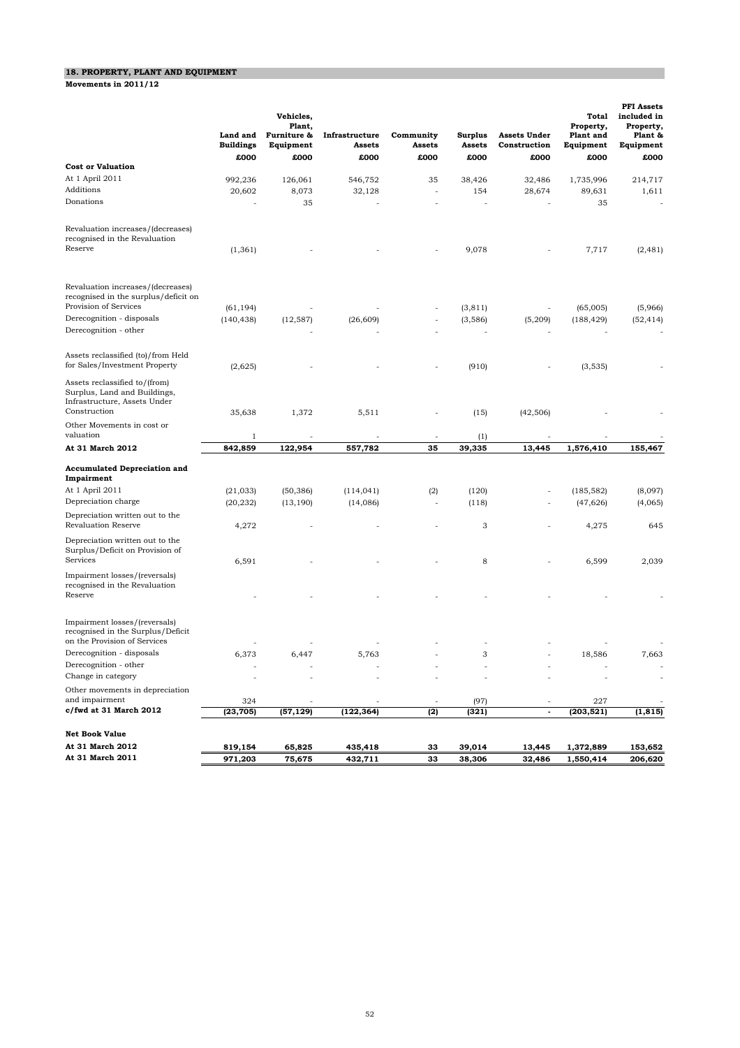## 18. PROPERTY, PLANT AND EQUIPMENT

**Movements in 2011/12**

| | Land and Buildings | Vehicles, Plant, Furniture & Equipment | Infrastructure Assets | Community Assets | Surplus Assets | Assets Under Construction | Total Property, Plant and Equipment | PFI Assets included in Property, Plant & Equipment |
|---|---|---|---|---|---|---|---|---|
| | £000 | £000 | £000 | £000 | £000 | £000 | £000 | £000 |
| **Cost or Valuation** | | | | | | | | |
| At 1 April 2011 | 992,236 | 126,061 | 546,752 | 35 | 38,426 | 32,486 | 1,735,996 | 214,717 |
| Additions | 20,602 | 8,073 | 32,128 | - | 154 | 28,674 | 89,631 | 1,611 |
| Donations | - | 35 | - | - | - | - | 35 | - |
| Revaluation increases/(decreases) recognised in the Revaluation Reserve | (1,361) | - | - | - | 9,078 | - | 7,717 | (2,481) |
| Revaluation increases/(decreases) recognised in the surplus/deficit on Provision of Services | (61,194) | - | - | - | (3,811) | - | (65,005) | (5,966) |
| Derecognition - disposals | (140,438) | (12,587) | (26,609) | - | (3,586) | (5,209) | (188,429) | (52,414) |
| Derecognition - other | - | - | - | - | - | - | - | - |
| Assets reclassified (to)/from Held for Sales/Investment Property | (2,625) | - | - | - | (910) | - | (3,535) | - |
| Assets reclassified to/(from) Surplus, Land and Buildings, Infrastructure, Assets Under Construction | 35,638 | 1,372 | 5,511 | - | (15) | (42,506) | - | - |
| Other Movements in cost or valuation | 1 | - | - | - | (1) | - | - | - |
| **At 31 March 2012** | **842,859** | **122,954** | **557,782** | **35** | **39,335** | **13,445** | **1,576,410** | **155,467** |
| **Accumulated Depreciation and Impairment** | | | | | | | | |
| At 1 April 2011 | (21,033) | (50,386) | (114,041) | (2) | (120) | - | (185,582) | (8,097) |
| Depreciation charge | (20,232) | (13,190) | (14,086) | - | (118) | - | (47,626) | (4,065) |
| Depreciation written out to the Revaluation Reserve | 4,272 | - | - | - | 3 | - | 4,275 | 645 |
| Depreciation written out to the Surplus/Deficit on Provision of Services | 6,591 | - | - | - | 8 | - | 6,599 | 2,039 |
| Impairment losses/(reversals) recognised in the Revaluation Reserve | - | - | - | - | - | - | - | - |
| Impairment losses/(reversals) recognised in the Surplus/Deficit on the Provision of Services | - | - | - | - | - | - | - | - |
| Derecognition - disposals | 6,373 | 6,447 | 5,763 | - | 3 | - | 18,586 | 7,663 |
| Derecognition - other | - | - | - | - | - | - | - | - |
| Change in category | - | - | - | - | - | - | - | - |
| Other movements in depreciation and impairment | 324 | - | - | - | (97) | - | 227 | - |
| **c/fwd at 31 March 2012** | **(23,705)** | **(57,129)** | **(122,364)** | **(2)** | **(321)** | **-** | **(203,521)** | **(1,815)** |
| **Net Book Value** | | | | | | | | |
| **At 31 March 2012** | **819,154** | **65,825** | **435,418** | **33** | **39,014** | **13,445** | **1,372,889** | **153,652** |
| **At 31 March 2011** | **971,203** | **75,675** | **432,711** | **33** | **38,306** | **32,486** | **1,550,414** | **206,620** |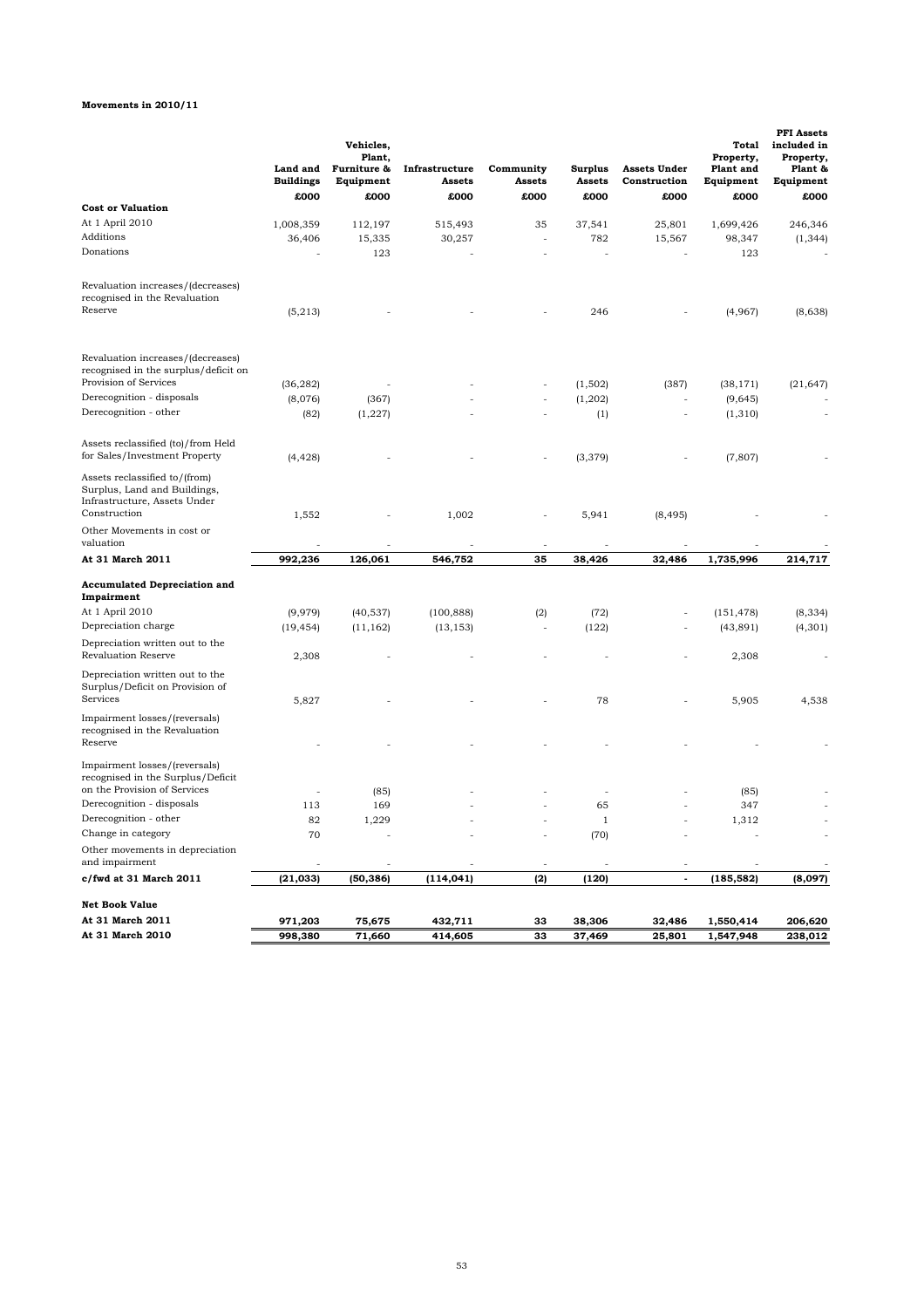**Movements in 2010/11**

| | Land and Buildings | Vehicles, Plant, Furniture & Equipment | Infrastructure Assets | Community Assets | Surplus Assets | Assets Under Construction | Total Property, Plant and Equipment | PFI Assets included in Property, Plant & Equipment |
|---|---|---|---|---|---|---|---|---|
| | £000 | £000 | £000 | £000 | £000 | £000 | £000 | £000 |
| **Cost or Valuation** | | | | | | | | |
| At 1 April 2010 | 1,008,359 | 112,197 | 515,493 | 35 | 37,541 | 25,801 | 1,699,426 | 246,346 |
| Additions | 36,406 | 15,335 | 30,257 | - | 782 | 15,567 | 98,347 | (1,344) |
| Donations | - | 123 | - | - | - | - | 123 | - |
| Revaluation increases/(decreases) recognised in the Revaluation Reserve | (5,213) | - | - | - | 246 | - | (4,967) | (8,638) |
| Revaluation increases/(decreases) recognised in the surplus/deficit on Provision of Services | (36,282) | - | - | - | (1,502) | (387) | (38,171) | (21,647) |
| Derecognition - disposals | (8,076) | (367) | - | - | (1,202) | - | (9,645) | - |
| Derecognition - other | (82) | (1,227) | - | - | (1) | - | (1,310) | - |
| Assets reclassified (to)/from Held for Sales/Investment Property | (4,428) | - | - | - | (3,379) | - | (7,807) | - |
| Assets reclassified to/(from) Surplus, Land and Buildings, Infrastructure, Assets Under Construction | 1,552 | - | 1,002 | - | 5,941 | (8,495) | - | - |
| Other Movements in cost or valuation | - | - | - | - | - | - | - | - |
| **At 31 March 2011** | **992,236** | **126,061** | **546,752** | **35** | **38,426** | **32,486** | **1,735,996** | **214,717** |
| **Accumulated Depreciation and Impairment** | | | | | | | | |
| At 1 April 2010 | (9,979) | (40,537) | (100,888) | (2) | (72) | - | (151,478) | (8,334) |
| Depreciation charge | (19,454) | (11,162) | (13,153) | - | (122) | - | (43,891) | (4,301) |
| Depreciation written out to the Revaluation Reserve | 2,308 | - | - | - | - | - | 2,308 | - |
| Depreciation written out to the Surplus/Deficit on Provision of Services | 5,827 | - | - | - | 78 | - | 5,905 | 4,538 |
| Impairment losses/(reversals) recognised in the Revaluation Reserve | - | - | - | - | - | - | - | - |
| Impairment losses/(reversals) recognised in the Surplus/Deficit on the Provision of Services | - | (85) | - | - | - | - | (85) | - |
| Derecognition - disposals | 113 | 169 | - | - | 65 | - | 347 | - |
| Derecognition - other | 82 | 1,229 | - | - | 1 | - | 1,312 | - |
| Change in category | 70 | - | - | - | (70) | - | - | - |
| Other movements in depreciation and impairment | - | - | - | - | - | - | - | - |
| **c/fwd at 31 March 2011** | **(21,033)** | **(50,386)** | **(114,041)** | **(2)** | **(120)** | **-** | **(185,582)** | **(8,097)** |
| **Net Book Value** | | | | | | | | |
| **At 31 March 2011** | **971,203** | **75,675** | **432,711** | **33** | **38,306** | **32,486** | **1,550,414** | **206,620** |
| **At 31 March 2010** | **998,380** | **71,660** | **414,605** | **33** | **37,469** | **25,801** | **1,547,948** | **238,012** |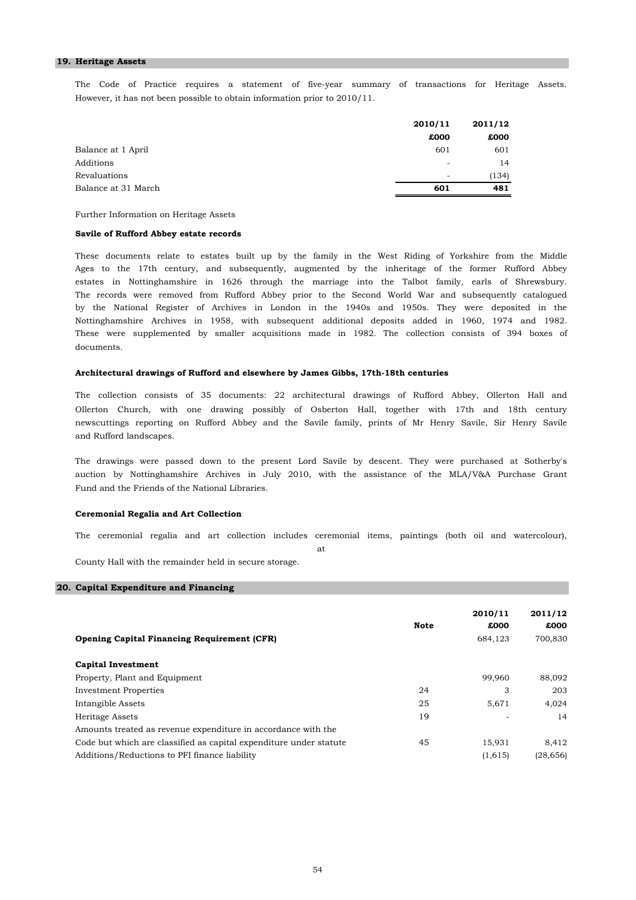## 19. Heritage Assets

The Code of Practice requires a statement of five-year summary of transactions for Heritage Assets. However, it has not been possible to obtain information prior to 2010/11.

| | 2010/11 | 2011/12 |
|---|---|---|
| | £000 | £000 |
| Balance at 1 April | 601 | 601 |
| Additions | - | 14 |
| Revaluations | - | (134) |
| Balance at 31 March | **601** | **481** |

Further Information on Heritage Assets

**Savile of Rufford Abbey estate records**

These documents relate to estates built up by the family in the West Riding of Yorkshire from the Middle Ages to the 17th century, and subsequently, augmented by the inheritage of the former Rufford Abbey estates in Nottinghamshire in 1626 through the marriage into the Talbot family, earls of Shrewsbury. The records were removed from Rufford Abbey prior to the Second World War and subsequently catalogued by the National Register of Archives in London in the 1940s and 1950s. They were deposited in the Nottinghamshire Archives in 1958, with subsequent additional deposits added in 1960, 1974 and 1982. These were supplemented by smaller acquisitions made in 1982. The collection consists of 394 boxes of documents.

**Architectural drawings of Rufford and elsewhere by James Gibbs, 17th-18th centuries**

The collection consists of 35 documents: 22 architectural drawings of Rufford Abbey, Ollerton Hall and Ollerton Church, with one drawing possibly of Osberton Hall, together with 17th and 18th century newscuttings reporting on Rufford Abbey and the Savile family, prints of Mr Henry Savile, Sir Henry Savile and Rufford landscapes.

The drawings were passed down to the present Lord Savile by descent. They were purchased at Sotherby's auction by Nottinghamshire Archives in July 2010, with the assistance of the MLA/V&A Purchase Grant Fund and the Friends of the National Libraries.

**Ceremonial Regalia and Art Collection**

The ceremonial regalia and art collection includes ceremonial items, paintings (both oil and watercolour), at County Hall with the remainder held in secure storage.

## 20. Capital Expenditure and Financing

| | Note | 2010/11 £000 | 2011/12 £000 |
|---|---|---|---|
| **Opening Capital Financing Requirement (CFR)** | | 684,123 | 700,830 |
| | | | |
| **Capital Investment** | | | |
| Property, Plant and Equipment | | 99,960 | 88,092 |
| Investment Properties | 24 | 3 | 203 |
| Intangible Assets | 25 | 5,671 | 4,024 |
| Heritage Assets | 19 | - | 14 |
| Amounts treated as revenue expenditure in accordance with the Code but which are classified as capital expenditure under statute | 45 | 15,931 | 8,412 |
| Additions/Reductions to PFI finance liability | | (1,615) | (28,656) |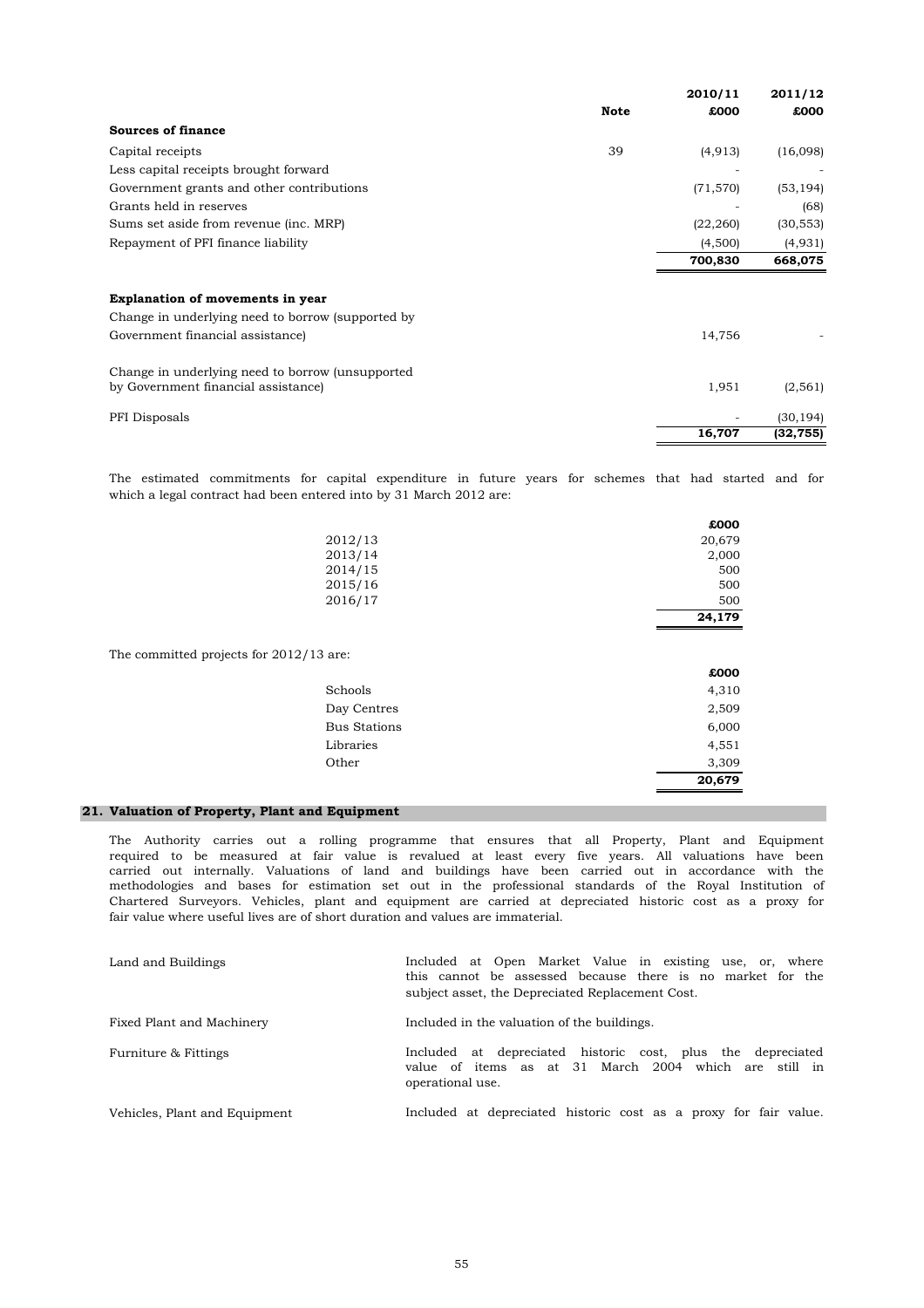| | Note | 2010/11 £000 | 2011/12 £000 |
|---|---|---|---|
| **Sources of finance** | | | |
| Capital receipts | 39 | (4,913) | (16,098) |
| Less capital receipts brought forward | | - | - |
| Government grants and other contributions | | (71,570) | (53,194) |
| Grants held in reserves | | - | (68) |
| Sums set aside from revenue (inc. MRP) | | (22,260) | (30,553) |
| Repayment of PFI finance liability | | (4,500) | (4,931) |
| | | **700,830** | **668,075** |
| | | | |
| **Explanation of movements in year** | | | |
| Change in underlying need to borrow (supported by Government financial assistance) | | 14,756 | - |
| Change in underlying need to borrow (unsupported by Government financial assistance) | | 1,951 | (2,561) |
| PFI Disposals | | - | (30,194) |
| | | **16,707** | **(32,755)** |

The estimated commitments for capital expenditure in future years for schemes that had started and for which a legal contract had been entered into by 31 March 2012 are:

| | £000 |
|---|---|
| 2012/13 | 20,679 |
| 2013/14 | 2,000 |
| 2014/15 | 500 |
| 2015/16 | 500 |
| 2016/17 | 500 |
| | **24,179** |

The committed projects for 2012/13 are:

| | £000 |
|---|---|
| Schools | 4,310 |
| Day Centres | 2,509 |
| Bus Stations | 6,000 |
| Libraries | 4,551 |
| Other | 3,309 |
| | **20,679** |

## 21. Valuation of Property, Plant and Equipment

The Authority carries out a rolling programme that ensures that all Property, Plant and Equipment required to be measured at fair value is revalued at least every five years. All valuations have been carried out internally. Valuations of land and buildings have been carried out in accordance with the methodologies and bases for estimation set out in the professional standards of the Royal Institution of Chartered Surveyors. Vehicles, plant and equipment are carried at depreciated historic cost as a proxy for fair value where useful lives are of short duration and values are immaterial.

| | |
|---|---|
| Land and Buildings | Included at Open Market Value in existing use, or, where this cannot be assessed because there is no market for the subject asset, the Depreciated Replacement Cost. |
| Fixed Plant and Machinery | Included in the valuation of the buildings. |
| Furniture & Fittings | Included at depreciated historic cost, plus the depreciated value of items as at 31 March 2004 which are still in operational use. |
| Vehicles, Plant and Equipment | Included at depreciated historic cost as a proxy for fair value. |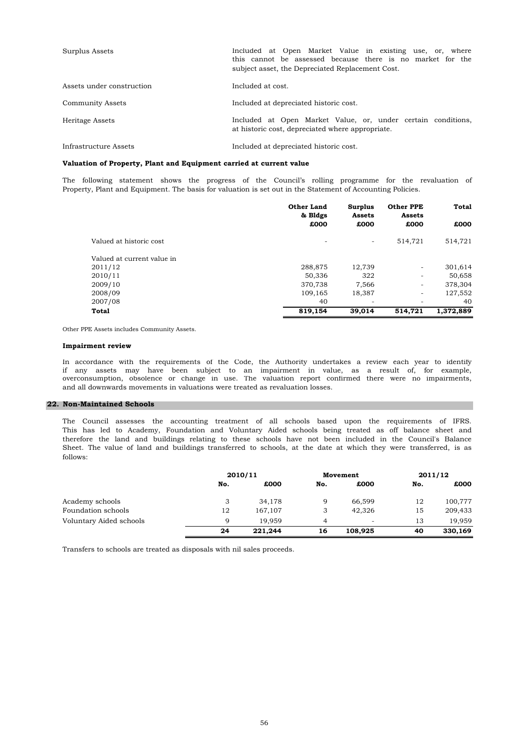| | |
|---|---|
| Surplus Assets | Included at Open Market Value in existing use, or, where this cannot be assessed because there is no market for the subject asset, the Depreciated Replacement Cost. |
| Assets under construction | Included at cost. |
| Community Assets | Included at depreciated historic cost. |
| Heritage Assets | Included at Open Market Value, or, under certain conditions, at historic cost, depreciated where appropriate. |
| Infrastructure Assets | Included at depreciated historic cost. |

**Valuation of Property, Plant and Equipment carried at current value**

The following statement shows the progress of the Council's rolling programme for the revaluation of Property, Plant and Equipment. The basis for valuation is set out in the Statement of Accounting Policies.

| | Other Land & Bldgs | Surplus Assets | Other PPE Assets | Total |
|---|---|---|---|---|
| | £000 | £000 | £000 | £000 |
| Valued at historic cost | - | - | 514,721 | 514,721 |
| Valued at current value in | | | | |
| 2011/12 | 288,875 | 12,739 | - | 301,614 |
| 2010/11 | 50,336 | 322 | - | 50,658 |
| 2009/10 | 370,738 | 7,566 | - | 378,304 |
| 2008/09 | 109,165 | 18,387 | - | 127,552 |
| 2007/08 | 40 | - | - | 40 |
| **Total** | **819,154** | **39,014** | **514,721** | **1,372,889** |

Other PPE Assets includes Community Assets.

**Impairment review**

In accordance with the requirements of the Code, the Authority undertakes a review each year to identify if any assets may have been subject to an impairment in value, as a result of, for example, overconsumption, obsolence or change in use. The valuation report confirmed there were no impairments, and all downwards movements in valuations were treated as revaluation losses.

## 22. Non-Maintained Schools

The Council assesses the accounting treatment of all schools based upon the requirements of IFRS. This has led to Academy, Foundation and Voluntary Aided schools being treated as off balance sheet and therefore the land and buildings relating to these schools have not been included in the Council's Balance Sheet. The value of land and buildings transferred to schools, at the date at which they were transferred, is as follows:

| | 2010/11 | | Movement | | 2011/12 | |
|---|---|---|---|---|---|---|
| | No. | £000 | No. | £000 | No. | £000 |
| Academy schools | 3 | 34,178 | 9 | 66,599 | 12 | 100,777 |
| Foundation schools | 12 | 167,107 | 3 | 42,326 | 15 | 209,433 |
| Voluntary Aided schools | 9 | 19,959 | 4 | - | 13 | 19,959 |
| | **24** | **221,244** | **16** | **108,925** | **40** | **330,169** |

Transfers to schools are treated as disposals with nil sales proceeds.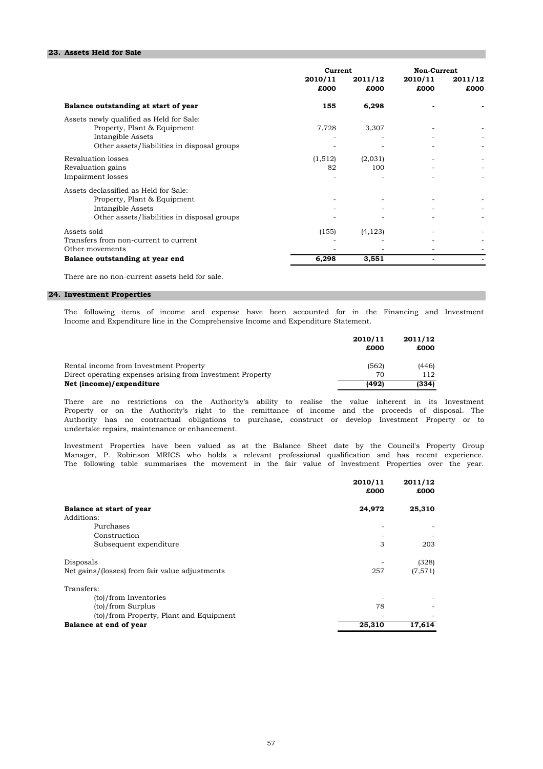## 23. Assets Held for Sale

| | Current | | Non-Current | |
|---|---|---|---|---|
| | 2010/11 | 2011/12 | 2010/11 | 2011/12 |
| | £000 | £000 | £000 | £000 |
| **Balance outstanding at start of year** | **155** | **6,298** | **-** | **-** |
| Assets newly qualified as Held for Sale: | | | | |
| Property, Plant & Equipment | 7,728 | 3,307 | - | - |
| Intangible Assets | - | - | - | - |
| Other assets/liabilities in disposal groups | - | - | - | - |
| Revaluation losses | (1,512) | (2,031) | - | - |
| Revaluation gains | 82 | 100 | - | - |
| Impairment losses | - | - | - | - |
| Assets declassified as Held for Sale: | | | | |
| Property, Plant & Equipment | - | - | - | - |
| Intangible Assets | - | - | - | - |
| Other assets/liabilities in disposal groups | - | - | - | - |
| Assets sold | (155) | (4,123) | - | - |
| Transfers from non-current to current | - | - | - | - |
| Other movements | - | - | - | - |
| **Balance outstanding at year end** | **6,298** | **3,551** | **-** | **-** |

There are no non-current assets held for sale.

## 24. Investment Properties

The following items of income and expense have been accounted for in the Financing and Investment Income and Expenditure line in the Comprehensive Income and Expenditure Statement.

| | 2010/11 | 2011/12 |
|---|---|---|
| | £000 | £000 |
| Rental income from Investment Property | (562) | (446) |
| Direct operating expenses arising from Investment Property | 70 | 112 |
| **Net (income)/expenditure** | **(492)** | **(334)** |

There are no restrictions on the Authority's ability to realise the value inherent in its Investment Property or on the Authority's right to the remittance of income and the proceeds of disposal. The Authority has no contractual obligations to purchase, construct or develop Investment Property or to undertake repairs, maintenance or enhancement.

Investment Properties have been valued as at the Balance Sheet date by the Council's Property Group Manager, P. Robinson MRICS who holds a relevant professional qualification and has recent experience. The following table summarises the movement in the fair value of Investment Properties over the year.

| | 2010/11 | 2011/12 |
|---|---|---|
| | £000 | £000 |
| **Balance at start of year** | **24,972** | **25,310** |
| Additions: | | |
| Purchases | - | - |
| Construction | - | - |
| Subsequent expenditure | 3 | 203 |
| Disposals | - | (328) |
| Net gains/(losses) from fair value adjustments | 257 | (7,571) |
| Transfers: | | |
| (to)/from Inventories | - | - |
| (to)/from Surplus | 78 | - |
| (to)/from Property, Plant and Equipment | - | - |
| **Balance at end of year** | **25,310** | **17,614** |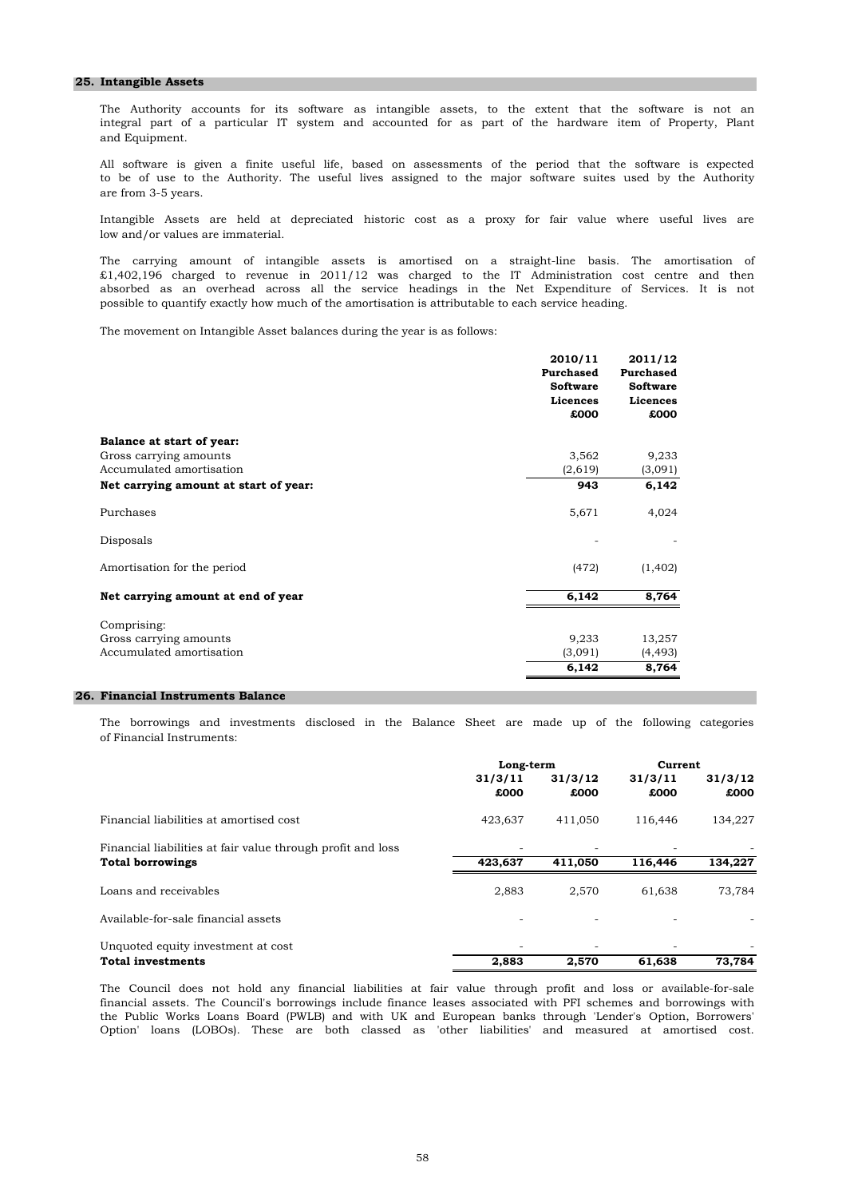## 25. Intangible Assets

The Authority accounts for its software as intangible assets, to the extent that the software is not an integral part of a particular IT system and accounted for as part of the hardware item of Property, Plant and Equipment.

All software is given a finite useful life, based on assessments of the period that the software is expected to be of use to the Authority. The useful lives assigned to the major software suites used by the Authority are from 3-5 years.

Intangible Assets are held at depreciated historic cost as a proxy for fair value where useful lives are low and/or values are immaterial.

The carrying amount of intangible assets is amortised on a straight-line basis. The amortisation of £1,402,196 charged to revenue in 2011/12 was charged to the IT Administration cost centre and then absorbed as an overhead across all the service headings in the Net Expenditure of Services. It is not possible to quantify exactly how much of the amortisation is attributable to each service heading.

The movement on Intangible Asset balances during the year is as follows:

| | 2010/11 Purchased Software Licences £000 | 2011/12 Purchased Software Licences £000 |
|---|---|---|
| **Balance at start of year:** | | |
| Gross carrying amounts | 3,562 | 9,233 |
| Accumulated amortisation | (2,619) | (3,091) |
| **Net carrying amount at start of year:** | **943** | **6,142** |
| Purchases | 5,671 | 4,024 |
| Disposals | - | - |
| Amortisation for the period | (472) | (1,402) |
| **Net carrying amount at end of year** | **6,142** | **8,764** |
| Comprising: | | |
| Gross carrying amounts | 9,233 | 13,257 |
| Accumulated amortisation | (3,091) | (4,493) |
| | **6,142** | **8,764** |

## 26. Financial Instruments Balance

The borrowings and investments disclosed in the Balance Sheet are made up of the following categories of Financial Instruments:

| | Long-term | | Current | |
|---|---|---|---|---|
| | 31/3/11 £000 | 31/3/12 £000 | 31/3/11 £000 | 31/3/12 £000 |
| Financial liabilities at amortised cost | 423,637 | 411,050 | 116,446 | 134,227 |
| Financial liabilities at fair value through profit and loss | - | - | - | - |
| **Total borrowings** | **423,637** | **411,050** | **116,446** | **134,227** |
| Loans and receivables | 2,883 | 2,570 | 61,638 | 73,784 |
| Available-for-sale financial assets | - | - | - | - |
| Unquoted equity investment at cost | - | - | - | - |
| **Total investments** | **2,883** | **2,570** | **61,638** | **73,784** |

The Council does not hold any financial liabilities at fair value through profit and loss or available-for-sale financial assets. The Council's borrowings include finance leases associated with PFI schemes and borrowings with the Public Works Loans Board (PWLB) and with UK and European banks through 'Lender's Option, Borrowers' Option' loans (LOBOs). These are both classed as 'other liabilities' and measured at amortised cost.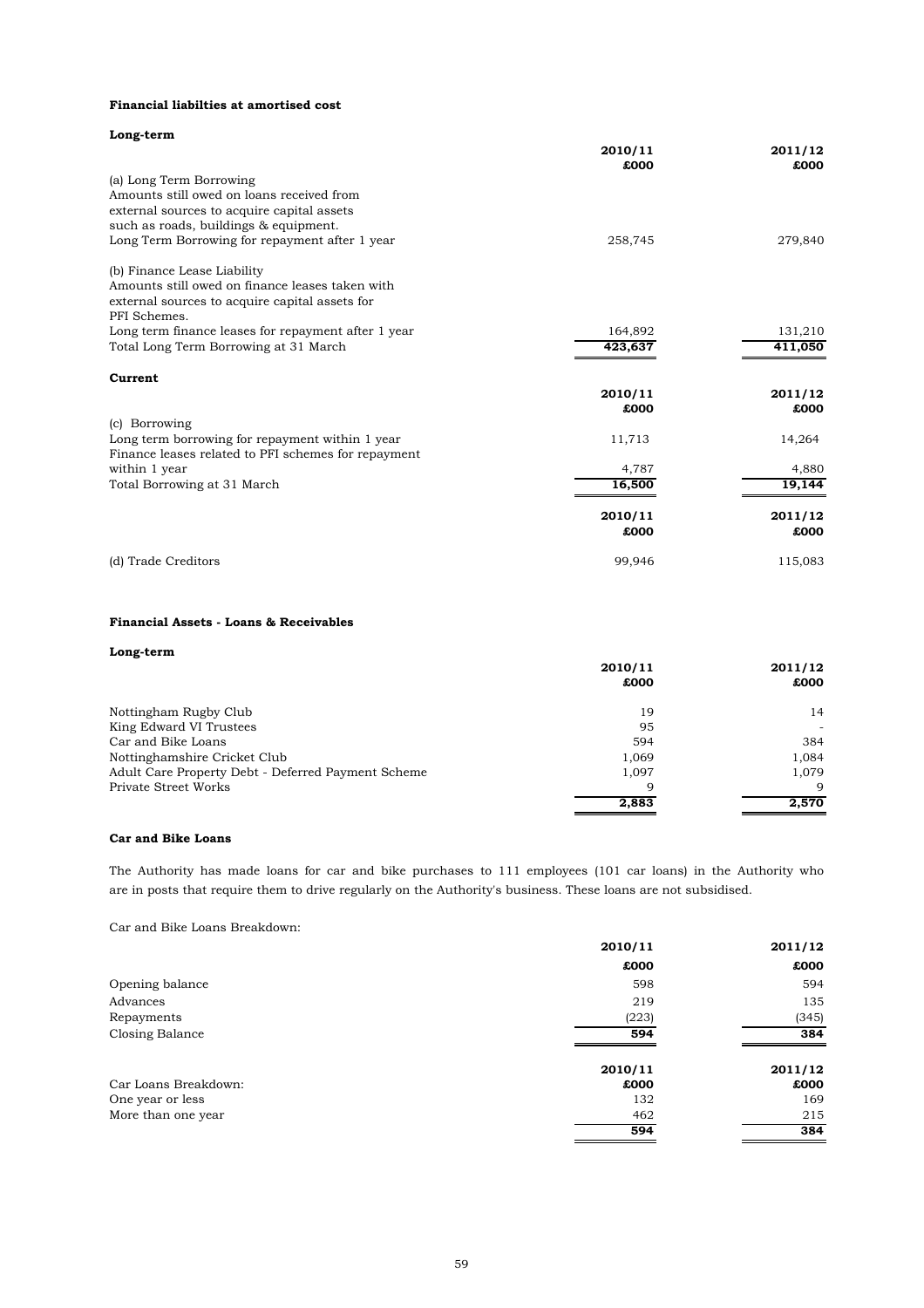**Financial liabilties at amortised cost**

**Long-term**

| | 2010/11 £000 | 2011/12 £000 |
|---|---|---|
| (a) Long Term Borrowing | | |
| Amounts still owed on loans received from external sources to acquire capital assets such as roads, buildings & equipment. | | |
| Long Term Borrowing for repayment after 1 year | 258,745 | 279,840 |
| (b) Finance Lease Liability | | |
| Amounts still owed on finance leases taken with external sources to acquire capital assets for PFI Schemes. | | |
| Long term finance leases for repayment after 1 year | 164,892 | 131,210 |
| Total Long Term Borrowing at 31 March | 423,637 | 411,050 |

**Current**

| | 2010/11 £000 | 2011/12 £000 |
|---|---|---|
| (c) Borrowing | | |
| Long term borrowing for repayment within 1 year | 11,713 | 14,264 |
| Finance leases related to PFI schemes for repayment within 1 year | 4,787 | 4,880 |
| Total Borrowing at 31 March | 16,500 | 19,144 |

| | 2010/11 £000 | 2011/12 £000 |
|---|---|---|
| (d) Trade Creditors | 99,946 | 115,083 |

**Financial Assets - Loans & Receivables**

**Long-term**

| | 2010/11 £000 | 2011/12 £000 |
|---|---|---|
| Nottingham Rugby Club | 19 | 14 |
| King Edward VI Trustees | 95 | - |
| Car and Bike Loans | 594 | 384 |
| Nottinghamshire Cricket Club | 1,069 | 1,084 |
| Adult Care Property Debt - Deferred Payment Scheme | 1,097 | 1,079 |
| Private Street Works | 9 | 9 |
| | 2,883 | 2,570 |

**Car and Bike Loans**

The Authority has made loans for car and bike purchases to 111 employees (101 car loans) in the Authority who are in posts that require them to drive regularly on the Authority's business. These loans are not subsidised.

Car and Bike Loans Breakdown:

| | 2010/11 £000 | 2011/12 £000 |
|---|---|---|
| Opening balance | 598 | 594 |
| Advances | 219 | 135 |
| Repayments | (223) | (345) |
| Closing Balance | 594 | 384 |

| Car Loans Breakdown: | 2010/11 £000 | 2011/12 £000 |
|---|---|---|
| One year or less | 132 | 169 |
| More than one year | 462 | 215 |
| | 594 | 384 |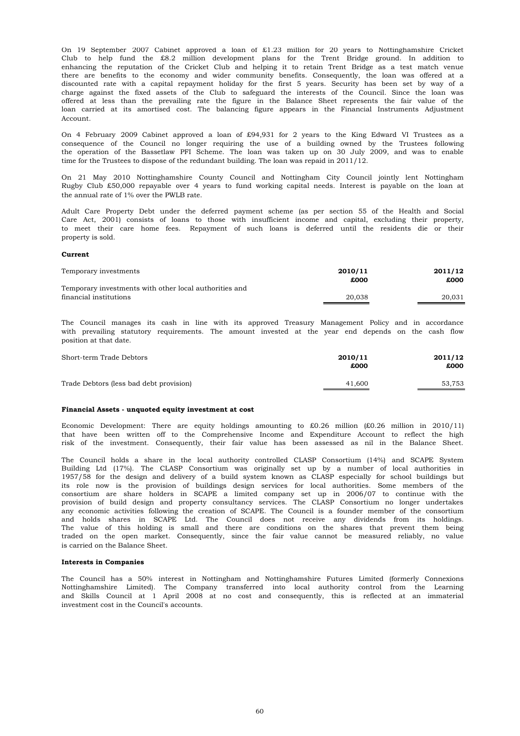On 19 September 2007 Cabinet approved a loan of £1.23 million for 20 years to Nottinghamshire Cricket Club to help fund the £8.2 million development plans for the Trent Bridge ground. In addition to enhancing the reputation of the Cricket Club and helping it to retain Trent Bridge as a test match venue there are benefits to the economy and wider community benefits. Consequently, the loan was offered at a discounted rate with a capital repayment holiday for the first 5 years. Security has been set by way of a charge against the fixed assets of the Club to safeguard the interests of the Council. Since the loan was offered at less than the prevailing rate the figure in the Balance Sheet represents the fair value of the loan carried at its amortised cost. The balancing figure appears in the Financial Instruments Adjustment Account.

On 4 February 2009 Cabinet approved a loan of £94,931 for 2 years to the King Edward VI Trustees as a consequence of the Council no longer requiring the use of a building owned by the Trustees following the operation of the Bassetlaw PFI Scheme. The loan was taken up on 30 July 2009, and was to enable time for the Trustees to dispose of the redundant building. The loan was repaid in 2011/12.

On 21 May 2010 Nottinghamshire County Council and Nottingham City Council jointly lent Nottingham Rugby Club £50,000 repayable over 4 years to fund working capital needs. Interest is payable on the loan at the annual rate of 1% over the PWLB rate.

Adult Care Property Debt under the deferred payment scheme (as per section 55 of the Health and Social Care Act, 2001) consists of loans to those with insufficient income and capital, excluding their property, to meet their care home fees. Repayment of such loans is deferred until the residents die or their property is sold.

**Current**

| Temporary investments | 2010/11 £000 | 2011/12 £000 |
|---|---|---|
| Temporary investments with other local authorities and financial institutions | 20,038 | 20,031 |

The Council manages its cash in line with its approved Treasury Management Policy and in accordance with prevailing statutory requirements. The amount invested at the year end depends on the cash flow position at that date.

| Short-term Trade Debtors | 2010/11 £000 | 2011/12 £000 |
|---|---|---|
| Trade Debtors (less bad debt provision) | 41,600 | 53,753 |

**Financial Assets - unquoted equity investment at cost**

Economic Development: There are equity holdings amounting to £0.26 million (£0.26 million in 2010/11) that have been written off to the Comprehensive Income and Expenditure Account to reflect the high risk of the investment. Consequently, their fair value has been assessed as nil in the Balance Sheet.

The Council holds a share in the local authority controlled CLASP Consortium (14%) and SCAPE System Building Ltd (17%). The CLASP Consortium was originally set up by a number of local authorities in 1957/58 for the design and delivery of a build system known as CLASP especially for school buildings but its role now is the provision of buildings design services for local authorities. Some members of the consortium are share holders in SCAPE a limited company set up in 2006/07 to continue with the provision of build design and property consultancy services. The CLASP Consortium no longer undertakes any economic activities following the creation of SCAPE. The Council is a founder member of the consortium and holds shares in SCAPE Ltd. The Council does not receive any dividends from its holdings. The value of this holding is small and there are conditions on the shares that prevent them being traded on the open market. Consequently, since the fair value cannot be measured reliably, no value is carried on the Balance Sheet.

**Interests in Companies**

The Council has a 50% interest in Nottingham and Nottinghamshire Futures Limited (formerly Connexions Nottinghamshire Limited). The Company transferred into local authority control from the Learning and Skills Council at 1 April 2008 at no cost and consequently, this is reflected at an immaterial investment cost in the Council's accounts.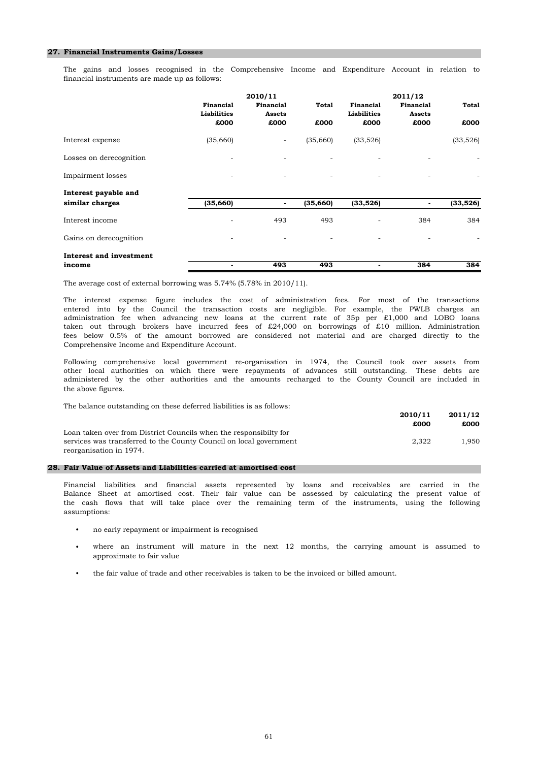## 27. Financial Instruments Gains/Losses

The gains and losses recognised in the Comprehensive Income and Expenditure Account in relation to financial instruments are made up as follows:

| | 2010/11 | | | 2011/12 | | |
|---|---|---|---|---|---|---|
| | **Financial Liabilities** | **Financial Assets** | **Total** | **Financial Liabilities** | **Financial Assets** | **Total** |
| | **£000** | **£000** | **£000** | **£000** | **£000** | **£000** |
| Interest expense | (35,660) | - | (35,660) | (33,526) | | (33,526) |
| Losses on derecognition | - | - | - | - | - | - |
| Impairment losses | - | - | - | - | - | - |
| **Interest payable and similar charges** | **(35,660)** | **-** | **(35,660)** | **(33,526)** | **-** | **(33,526)** |
| Interest income | - | 493 | 493 | - | 384 | 384 |
| Gains on derecognition | - | - | - | - | - | - |
| **Interest and investment income** | **-** | **493** | **493** | **-** | **384** | **384** |

The average cost of external borrowing was 5.74% (5.78% in 2010/11).

The interest expense figure includes the cost of administration fees. For most of the transactions entered into by the Council the transaction costs are negligible. For example, the PWLB charges an administration fee when advancing new loans at the current rate of 35p per £1,000 and LOBO loans taken out through brokers have incurred fees of £24,000 on borrowings of £10 million. Administration fees below 0.5% of the amount borrowed are considered not material and are charged directly to the Comprehensive Income and Expenditure Account.

Following comprehensive local government re-organisation in 1974, the Council took over assets from other local authorities on which there were repayments of advances still outstanding. These debts are administered by the other authorities and the amounts recharged to the County Council are included in the above figures.

The balance outstanding on these deferred liabilities is as follows:

| | 2010/11 | 2011/12 |
|---|---|---|
| | £000 | £000 |
| Loan taken over from District Councils when the responsibilty for services was transferred to the County Council on local government reorganisation in 1974. | 2,322 | 1,950 |

## 28. Fair Value of Assets and Liabilities carried at amortised cost

Financial liabilities and financial assets represented by loans and receivables are carried in the Balance Sheet at amortised cost. Their fair value can be assessed by calculating the present value of the cash flows that will take place over the remaining term of the instruments, using the following assumptions:

- no early repayment or impairment is recognised
- where an instrument will mature in the next 12 months, the carrying amount is assumed to approximate to fair value
- the fair value of trade and other receivables is taken to be the invoiced or billed amount.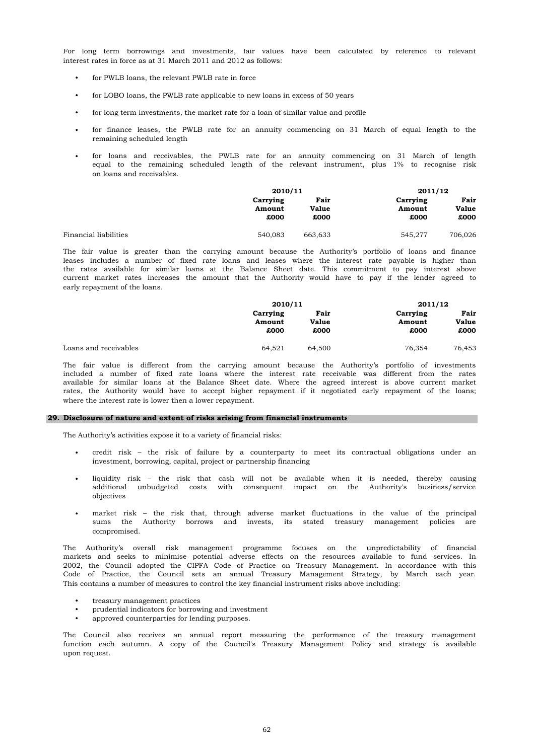For long term borrowings and investments, fair values have been calculated by reference to relevant interest rates in force as at 31 March 2011 and 2012 as follows:

- for PWLB loans, the relevant PWLB rate in force
- for LOBO loans, the PWLB rate applicable to new loans in excess of 50 years
- for long term investments, the market rate for a loan of similar value and profile
- for finance leases, the PWLB rate for an annuity commencing on 31 March of equal length to the remaining scheduled length
- for loans and receivables, the PWLB rate for an annuity commencing on 31 March of length equal to the remaining scheduled length of the relevant instrument, plus 1% to recognise risk on loans and receivables.

| | 2010/11 | | 2011/12 | |
|---|---|---|---|---|
| | **Carrying Amount £000** | **Fair Value £000** | **Carrying Amount £000** | **Fair Value £000** |
| Financial liabilities | 540,083 | 663,633 | 545,277 | 706,026 |

The fair value is greater than the carrying amount because the Authority's portfolio of loans and finance leases includes a number of fixed rate loans and leases where the interest rate payable is higher than the rates available for similar loans at the Balance Sheet date. This commitment to pay interest above current market rates increases the amount that the Authority would have to pay if the lender agreed to early repayment of the loans.

| | 2010/11 | | 2011/12 | |
|---|---|---|---|---|
| | **Carrying Amount £000** | **Fair Value £000** | **Carrying Amount £000** | **Fair Value £000** |
| Loans and receivables | 64,521 | 64,500 | 76,354 | 76,453 |

The fair value is different from the carrying amount because the Authority's portfolio of investments included a number of fixed rate loans where the interest rate receivable was different from the rates available for similar loans at the Balance Sheet date. Where the agreed interest is above current market rates, the Authority would have to accept higher repayment if it negotiated early repayment of the loans; where the interest rate is lower then a lower repayment.

## 29. Disclosure of nature and extent of risks arising from financial instruments

The Authority's activities expose it to a variety of financial risks:

- credit risk – the risk of failure by a counterparty to meet its contractual obligations under an investment, borrowing, capital, project or partnership financing
- liquidity risk – the risk that cash will not be available when it is needed, thereby causing additional unbudgeted costs with consequent impact on the Authority's business/service objectives
- market risk – the risk that, through adverse market fluctuations in the value of the principal sums the Authority borrows and invests, its stated treasury management policies are compromised.

The Authority's overall risk management programme focuses on the unpredictability of financial markets and seeks to minimise potential adverse effects on the resources available to fund services. In 2002, the Council adopted the CIPFA Code of Practice on Treasury Management. In accordance with this Code of Practice, the Council sets an annual Treasury Management Strategy, by March each year. This contains a number of measures to control the key financial instrument risks above including:

- treasury management practices
- prudential indicators for borrowing and investment
- approved counterparties for lending purposes.

The Council also receives an annual report measuring the performance of the treasury management function each autumn. A copy of the Council's Treasury Management Policy and strategy is available upon request.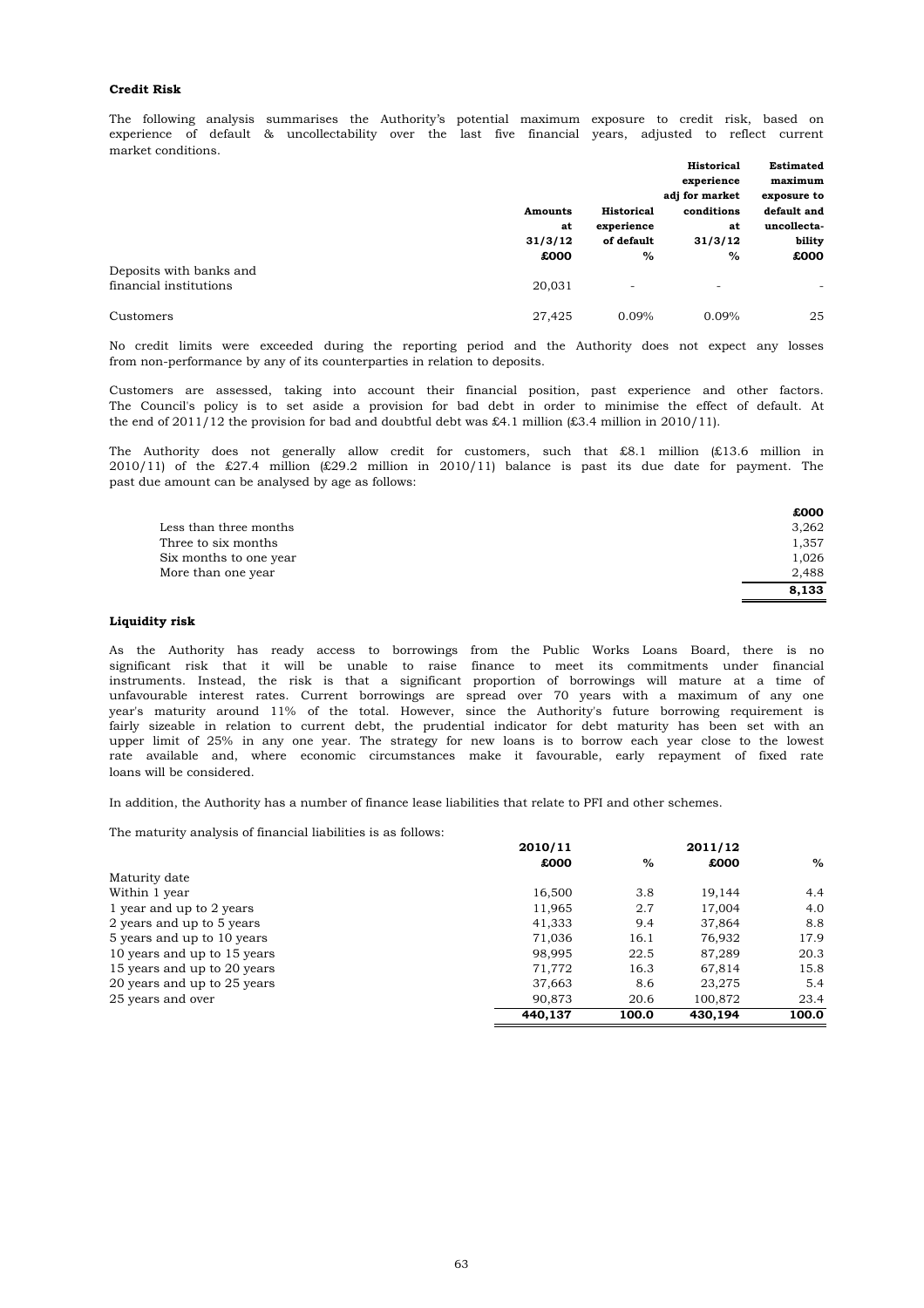**Credit Risk**

The following analysis summarises the Authority's potential maximum exposure to credit risk, based on experience of default & uncollectability over the last five financial years, adjusted to reflect current market conditions.

| | Amounts at 31/3/12 | Historical experience of default | Historical experience adj for market conditions at 31/3/12 | Estimated maximum exposure to default and uncollecta-bility |
|---|---|---|---|---|
| | £000 | % | % | £000 |
| Deposits with banks and financial institutions | 20,031 | - | - | - |
| Customers | 27,425 | 0.09% | 0.09% | 25 |

No credit limits were exceeded during the reporting period and the Authority does not expect any losses from non-performance by any of its counterparties in relation to deposits.

Customers are assessed, taking into account their financial position, past experience and other factors. The Council's policy is to set aside a provision for bad debt in order to minimise the effect of default. At the end of 2011/12 the provision for bad and doubtful debt was £4.1 million (£3.4 million in 2010/11).

The Authority does not generally allow credit for customers, such that £8.1 million (£13.6 million in 2010/11) of the £27.4 million (£29.2 million in 2010/11) balance is past its due date for payment. The past due amount can be analysed by age as follows:

| | £000 |
|---|---|
| Less than three months | 3,262 |
| Three to six months | 1,357 |
| Six months to one year | 1,026 |
| More than one year | 2,488 |
| | **8,133** |

**Liquidity risk**

As the Authority has ready access to borrowings from the Public Works Loans Board, there is no significant risk that it will be unable to raise finance to meet its commitments under financial instruments. Instead, the risk is that a significant proportion of borrowings will mature at a time of unfavourable interest rates. Current borrowings are spread over 70 years with a maximum of any one year's maturity around 11% of the total. However, since the Authority's future borrowing requirement is fairly sizeable in relation to current debt, the prudential indicator for debt maturity has been set with an upper limit of 25% in any one year. The strategy for new loans is to borrow each year close to the lowest rate available and, where economic circumstances make it favourable, early repayment of fixed rate loans will be considered.

In addition, the Authority has a number of finance lease liabilities that relate to PFI and other schemes.

The maturity analysis of financial liabilities is as follows:

| | 2010/11 | | 2011/12 | |
|---|---|---|---|---|
| | £000 | % | £000 | % |
| Maturity date | | | | |
| Within 1 year | 16,500 | 3.8 | 19,144 | 4.4 |
| 1 year and up to 2 years | 11,965 | 2.7 | 17,004 | 4.0 |
| 2 years and up to 5 years | 41,333 | 9.4 | 37,864 | 8.8 |
| 5 years and up to 10 years | 71,036 | 16.1 | 76,932 | 17.9 |
| 10 years and up to 15 years | 98,995 | 22.5 | 87,289 | 20.3 |
| 15 years and up to 20 years | 71,772 | 16.3 | 67,814 | 15.8 |
| 20 years and up to 25 years | 37,663 | 8.6 | 23,275 | 5.4 |
| 25 years and over | 90,873 | 20.6 | 100,872 | 23.4 |
| | **440,137** | **100.0** | **430,194** | **100.0** |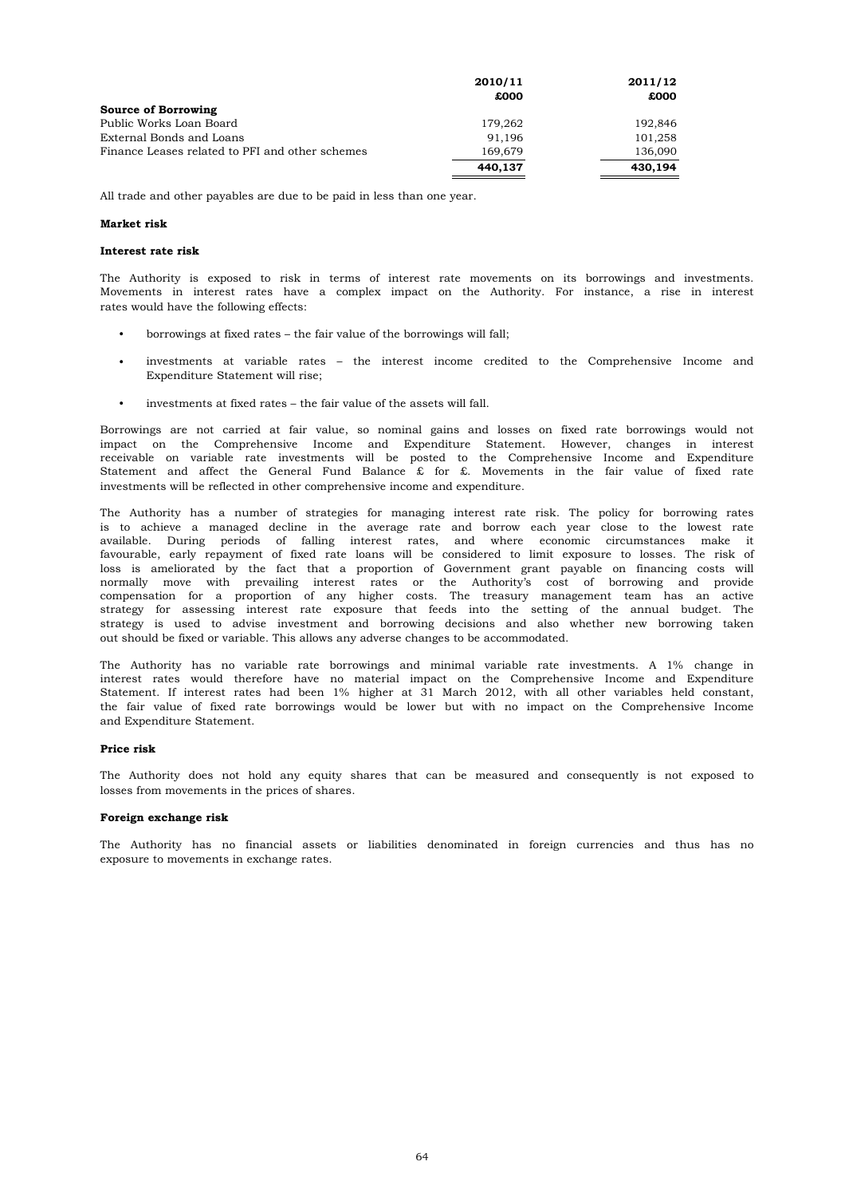| | 2010/11<br>£000 | 2011/12<br>£000 |
|---|---|---|
| **Source of Borrowing** | | |
| Public Works Loan Board | 179,262 | 192,846 |
| External Bonds and Loans | 91,196 | 101,258 |
| Finance Leases related to PFI and other schemes | 169,679 | 136,090 |
| | **440,137** | **430,194** |

All trade and other payables are due to be paid in less than one year.

**Market risk**

**Interest rate risk**

The Authority is exposed to risk in terms of interest rate movements on its borrowings and investments. Movements in interest rates have a complex impact on the Authority. For instance, a rise in interest rates would have the following effects:

- borrowings at fixed rates – the fair value of the borrowings will fall;
- investments at variable rates – the interest income credited to the Comprehensive Income and Expenditure Statement will rise;
- investments at fixed rates – the fair value of the assets will fall.

Borrowings are not carried at fair value, so nominal gains and losses on fixed rate borrowings would not impact on the Comprehensive Income and Expenditure Statement. However, changes in interest receivable on variable rate investments will be posted to the Comprehensive Income and Expenditure Statement and affect the General Fund Balance £ for £. Movements in the fair value of fixed rate investments will be reflected in other comprehensive income and expenditure.

The Authority has a number of strategies for managing interest rate risk. The policy for borrowing rates is to achieve a managed decline in the average rate and borrow each year close to the lowest rate available. During periods of falling interest rates, and where economic circumstances make it favourable, early repayment of fixed rate loans will be considered to limit exposure to losses. The risk of loss is ameliorated by the fact that a proportion of Government grant payable on financing costs will normally move with prevailing interest rates or the Authority's cost of borrowing and provide compensation for a proportion of any higher costs. The treasury management team has an active strategy for assessing interest rate exposure that feeds into the setting of the annual budget. The strategy is used to advise investment and borrowing decisions and also whether new borrowing taken out should be fixed or variable. This allows any adverse changes to be accommodated.

The Authority has no variable rate borrowings and minimal variable rate investments. A 1% change in interest rates would therefore have no material impact on the Comprehensive Income and Expenditure Statement. If interest rates had been 1% higher at 31 March 2012, with all other variables held constant, the fair value of fixed rate borrowings would be lower but with no impact on the Comprehensive Income and Expenditure Statement.

**Price risk**

The Authority does not hold any equity shares that can be measured and consequently is not exposed to losses from movements in the prices of shares.

**Foreign exchange risk**

The Authority has no financial assets or liabilities denominated in foreign currencies and thus has no exposure to movements in exchange rates.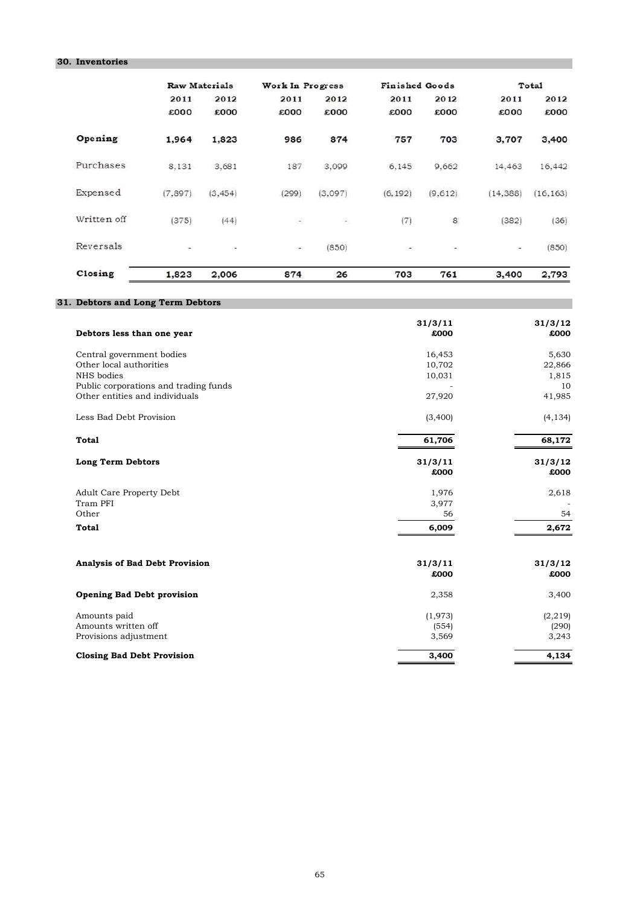## 30. Inventories

| | Raw Materials | | Work In Progress | | Finished Goods | | Total | |
|---|---|---|---|---|---|---|---|---|
| | 2011 | 2012 | 2011 | 2012 | 2011 | 2012 | 2011 | 2012 |
| | £000 | £000 | £000 | £000 | £000 | £000 | £000 | £000 |
| **Opening** | **1,964** | **1,823** | **986** | **874** | **757** | **703** | **3,707** | **3,400** |
| Purchases | 8,131 | 3,681 | 187 | 3,099 | 6,145 | 9,662 | 14,463 | 16,442 |
| Expensed | (7,897) | (3,454) | (299) | (3,097) | (6,192) | (9,612) | (14,388) | (16,163) |
| Written off | (375) | (44) | - | - | (7) | 8 | (382) | (36) |
| Reversals | - | - | - | (850) | - | - | - | (850) |
| **Closing** | **1,823** | **2,006** | **874** | **26** | **703** | **761** | **3,400** | **2,793** |

## 31. Debtors and Long Term Debtors

| **Debtors less than one year** | **31/3/11 £000** | **31/3/12 £000** |
|---|---|---|
| Central government bodies | 16,453 | 5,630 |
| Other local authorities | 10,702 | 22,866 |
| NHS bodies | 10,031 | 1,815 |
| Public corporations and trading funds | - | 10 |
| Other entities and individuals | 27,920 | 41,985 |
| Less Bad Debt Provision | (3,400) | (4,134) |
| **Total** | **61,706** | **68,172** |

| **Long Term Debtors** | **31/3/11 £000** | **31/3/12 £000** |
|---|---|---|
| Adult Care Property Debt | 1,976 | 2,618 |
| Tram PFI | 3,977 | - |
| Other | 56 | 54 |
| **Total** | **6,009** | **2,672** |

| **Analysis of Bad Debt Provision** | **31/3/11 £000** | **31/3/12 £000** |
|---|---|---|
| **Opening Bad Debt provision** | 2,358 | 3,400 |
| Amounts paid | (1,973) | (2,219) |
| Amounts written off | (554) | (290) |
| Provisions adjustment | 3,569 | 3,243 |
| **Closing Bad Debt Provision** | **3,400** | **4,134** |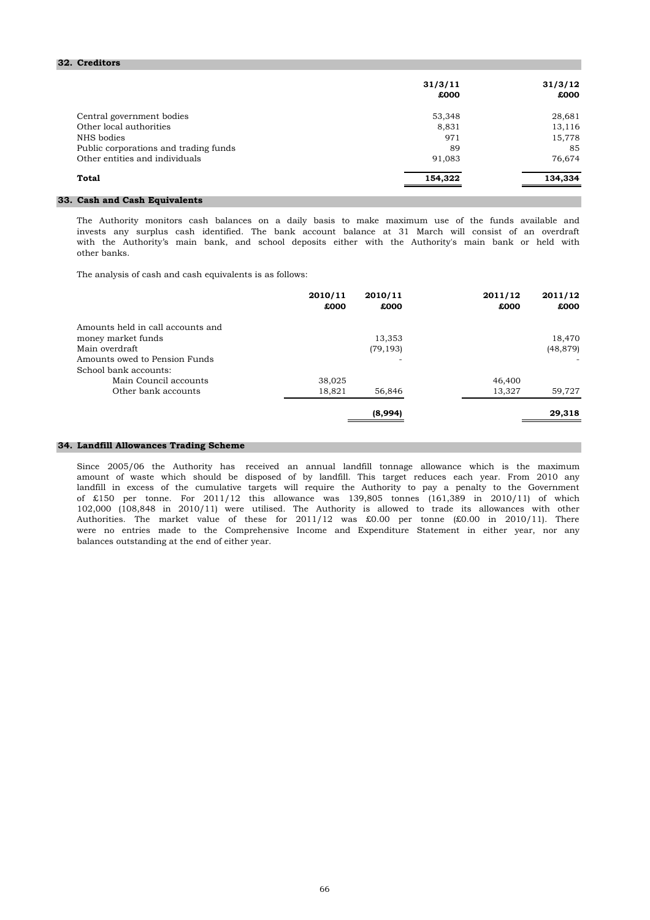## 32. Creditors

| | 31/3/11 £000 | 31/3/12 £000 |
|---|---|---|
| Central government bodies | 53,348 | 28,681 |
| Other local authorities | 8,831 | 13,116 |
| NHS bodies | 971 | 15,778 |
| Public corporations and trading funds | 89 | 85 |
| Other entities and individuals | 91,083 | 76,674 |
| **Total** | **154,322** | **134,334** |

## 33. Cash and Cash Equivalents

The Authority monitors cash balances on a daily basis to make maximum use of the funds available and invests any surplus cash identified. The bank account balance at 31 March will consist of an overdraft with the Authority's main bank, and school deposits either with the Authority's main bank or held with other banks.

The analysis of cash and cash equivalents is as follows:

| | 2010/11 £000 | 2010/11 £000 | 2011/12 £000 | 2011/12 £000 |
|---|---|---|---|---|
| Amounts held in call accounts and money market funds | | 13,353 | | 18,470 |
| Main overdraft | | (79,193) | | (48,879) |
| Amounts owed to Pension Funds | | - | | - |
| School bank accounts: | | | | |
| Main Council accounts | 38,025 | | 46,400 | |
| Other bank accounts | 18,821 | 56,846 | 13,327 | 59,727 |
| | | **(8,994)** | | **29,318** |

## 34. Landfill Allowances Trading Scheme

Since 2005/06 the Authority has received an annual landfill tonnage allowance which is the maximum amount of waste which should be disposed of by landfill. This target reduces each year. From 2010 any landfill in excess of the cumulative targets will require the Authority to pay a penalty to the Government of £150 per tonne. For 2011/12 this allowance was 139,805 tonnes (161,389 in 2010/11) of which 102,000 (108,848 in 2010/11) were utilised. The Authority is allowed to trade its allowances with other Authorities. The market value of these for 2011/12 was £0.00 per tonne (£0.00 in 2010/11). There were no entries made to the Comprehensive Income and Expenditure Statement in either year, nor any balances outstanding at the end of either year.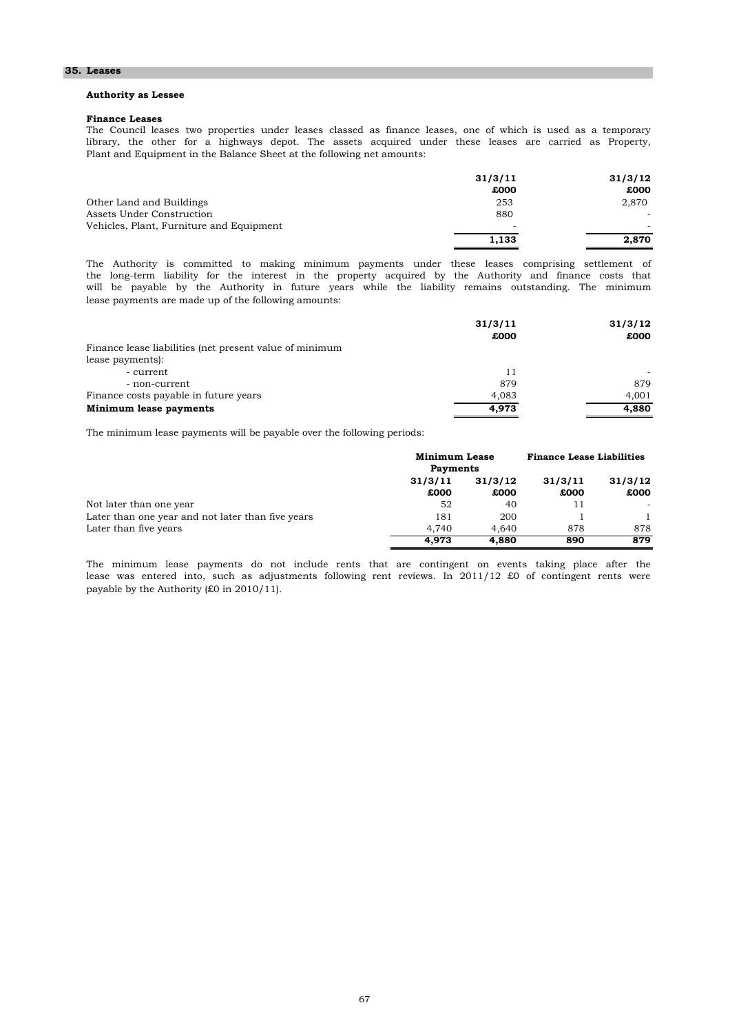## 35. Leases

### Authority as Lessee

#### Finance Leases

The Council leases two properties under leases classed as finance leases, one of which is used as a temporary library, the other for a highways depot. The assets acquired under these leases are carried as Property, Plant and Equipment in the Balance Sheet at the following net amounts:

| | 31/3/11 £000 | 31/3/12 £000 |
|---|---|---|
| Other Land and Buildings | 253 | 2,870 |
| Assets Under Construction | 880 | - |
| Vehicles, Plant, Furniture and Equipment | - | - |
| | **1,133** | **2,870** |

The Authority is committed to making minimum payments under these leases comprising settlement of the long-term liability for the interest in the property acquired by the Authority and finance costs that will be payable by the Authority in future years while the liability remains outstanding. The minimum lease payments are made up of the following amounts:

| | 31/3/11 £000 | 31/3/12 £000 |
|---|---|---|
| Finance lease liabilities (net present value of minimum lease payments): | | |
| - current | 11 | - |
| - non-current | 879 | 879 |
| Finance costs payable in future years | 4,083 | 4,001 |
| **Minimum lease payments** | **4,973** | **4,880** |

The minimum lease payments will be payable over the following periods:

| | Minimum Lease Payments | | Finance Lease Liabilities | |
|---|---|---|---|---|
| | 31/3/11 £000 | 31/3/12 £000 | 31/3/11 £000 | 31/3/12 £000 |
| Not later than one year | 52 | 40 | 11 | - |
| Later than one year and not later than five years | 181 | 200 | 1 | 1 |
| Later than five years | 4,740 | 4,640 | 878 | 878 |
| | **4,973** | **4,880** | **890** | **879** |

The minimum lease payments do not include rents that are contingent on events taking place after the lease was entered into, such as adjustments following rent reviews. In 2011/12 £0 of contingent rents were payable by the Authority (£0 in 2010/11).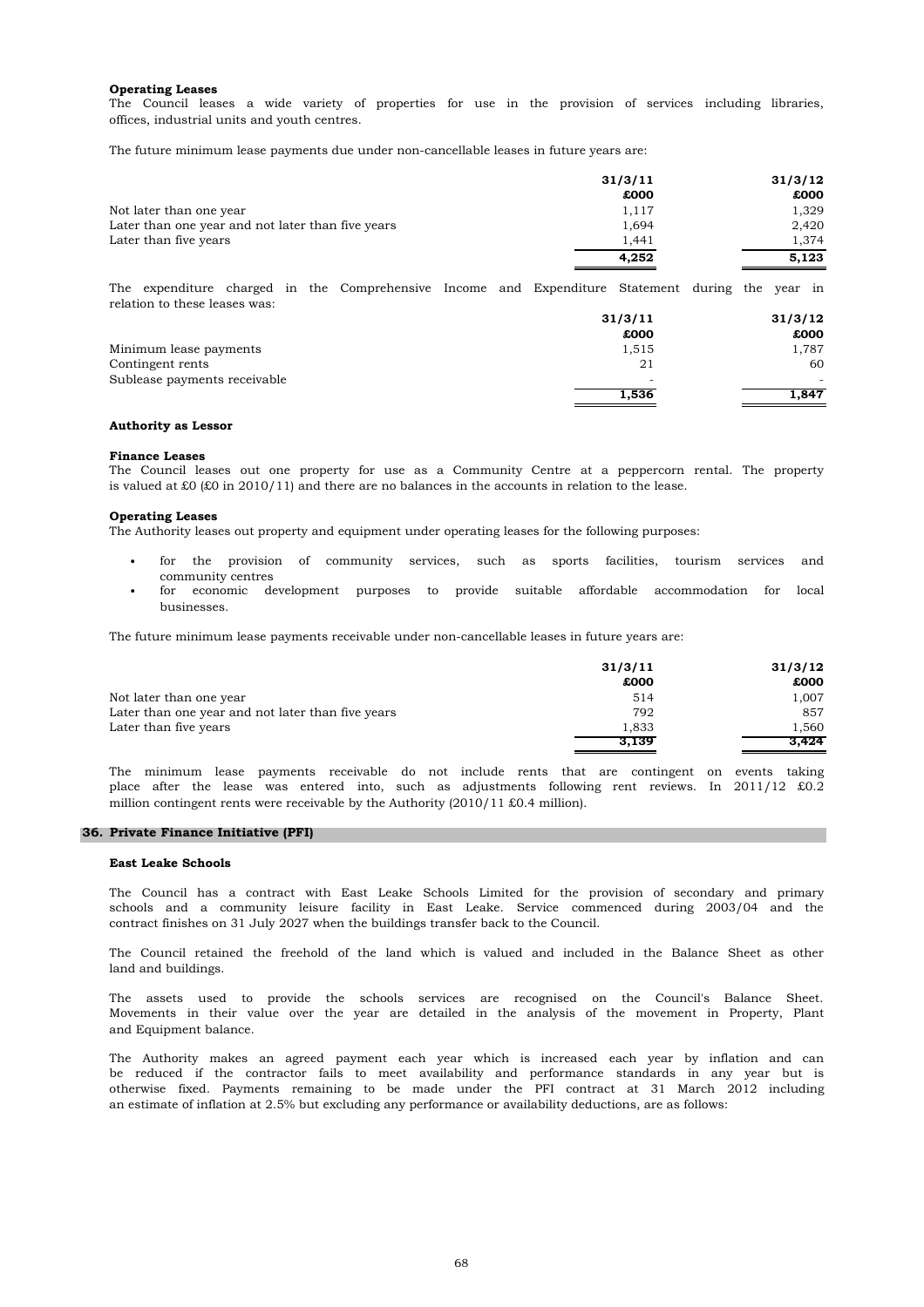**Operating Leases**

The Council leases a wide variety of properties for use in the provision of services including libraries, offices, industrial units and youth centres.

The future minimum lease payments due under non-cancellable leases in future years are:

| | 31/3/11 | 31/3/12 |
|---|---|---|
| | £000 | £000 |
| Not later than one year | 1,117 | 1,329 |
| Later than one year and not later than five years | 1,694 | 2,420 |
| Later than five years | 1,441 | 1,374 |
| | **4,252** | **5,123** |

The expenditure charged in the Comprehensive Income and Expenditure Statement during the year in relation to these leases was:

| | 31/3/11 | 31/3/12 |
|---|---|---|
| | £000 | £000 |
| Minimum lease payments | 1,515 | 1,787 |
| Contingent rents | 21 | 60 |
| Sublease payments receivable | - | - |
| | **1,536** | **1,847** |

**Authority as Lessor**

**Finance Leases**

The Council leases out one property for use as a Community Centre at a peppercorn rental. The property is valued at £0 (£0 in 2010/11) and there are no balances in the accounts in relation to the lease.

**Operating Leases**

The Authority leases out property and equipment under operating leases for the following purposes:

- for the provision of community services, such as sports facilities, tourism services and community centres
- for economic development purposes to provide suitable affordable accommodation for local businesses.

The future minimum lease payments receivable under non-cancellable leases in future years are:

| | 31/3/11 | 31/3/12 |
|---|---|---|
| | £000 | £000 |
| Not later than one year | 514 | 1,007 |
| Later than one year and not later than five years | 792 | 857 |
| Later than five years | 1,833 | 1,560 |
| | **3,139** | **3,424** |

The minimum lease payments receivable do not include rents that are contingent on events taking place after the lease was entered into, such as adjustments following rent reviews. In 2011/12 £0.2 million contingent rents were receivable by the Authority (2010/11 £0.4 million).

## 36. Private Finance Initiative (PFI)

**East Leake Schools**

The Council has a contract with East Leake Schools Limited for the provision of secondary and primary schools and a community leisure facility in East Leake. Service commenced during 2003/04 and the contract finishes on 31 July 2027 when the buildings transfer back to the Council.

The Council retained the freehold of the land which is valued and included in the Balance Sheet as other land and buildings.

The assets used to provide the schools services are recognised on the Council's Balance Sheet. Movements in their value over the year are detailed in the analysis of the movement in Property, Plant and Equipment balance.

The Authority makes an agreed payment each year which is increased each year by inflation and can be reduced if the contractor fails to meet availability and performance standards in any year but is otherwise fixed. Payments remaining to be made under the PFI contract at 31 March 2012 including an estimate of inflation at 2.5% but excluding any performance or availability deductions, are as follows: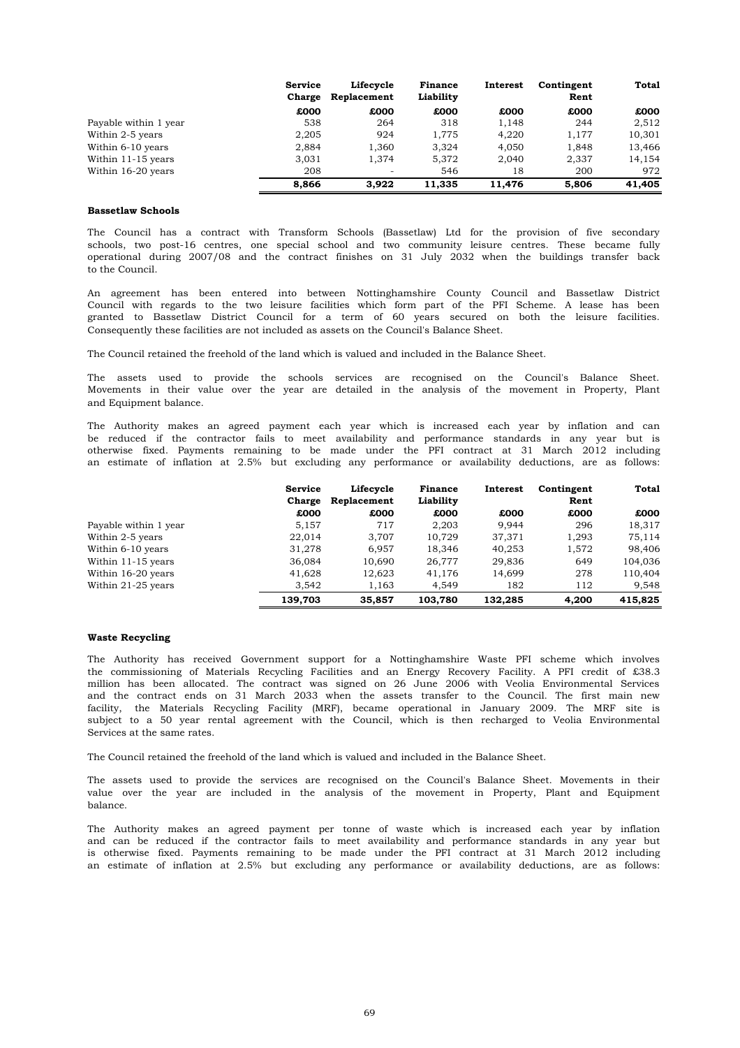| | Service Charge | Lifecycle Replacement | Finance Liability | Interest | Contingent Rent | Total |
|---|---|---|---|---|---|---|
| | £000 | £000 | £000 | £000 | £000 | £000 |
| Payable within 1 year | 538 | 264 | 318 | 1,148 | 244 | 2,512 |
| Within 2-5 years | 2,205 | 924 | 1,775 | 4,220 | 1,177 | 10,301 |
| Within 6-10 years | 2,884 | 1,360 | 3,324 | 4,050 | 1,848 | 13,466 |
| Within 11-15 years | 3,031 | 1,374 | 5,372 | 2,040 | 2,337 | 14,154 |
| Within 16-20 years | 208 | - | 546 | 18 | 200 | 972 |
| | 8,866 | 3,922 | 11,335 | 11,476 | 5,806 | 41,405 |

**Bassetlaw Schools**

The Council has a contract with Transform Schools (Bassetlaw) Ltd for the provision of five secondary schools, two post-16 centres, one special school and two community leisure centres. These became fully operational during 2007/08 and the contract finishes on 31 July 2032 when the buildings transfer back to the Council.

An agreement has been entered into between Nottinghamshire County Council and Bassetlaw District Council with regards to the two leisure facilities which form part of the PFI Scheme. A lease has been granted to Bassetlaw District Council for a term of 60 years secured on both the leisure facilities. Consequently these facilities are not included as assets on the Council's Balance Sheet.

The Council retained the freehold of the land which is valued and included in the Balance Sheet.

The assets used to provide the schools services are recognised on the Council's Balance Sheet. Movements in their value over the year are detailed in the analysis of the movement in Property, Plant and Equipment balance.

The Authority makes an agreed payment each year which is increased each year by inflation and can be reduced if the contractor fails to meet availability and performance standards in any year but is otherwise fixed. Payments remaining to be made under the PFI contract at 31 March 2012 including an estimate of inflation at 2.5% but excluding any performance or availability deductions, are as follows:

| | Service Charge | Lifecycle Replacement | Finance Liability | Interest | Contingent Rent | Total |
|---|---|---|---|---|---|---|
| | £000 | £000 | £000 | £000 | £000 | £000 |
| Payable within 1 year | 5,157 | 717 | 2,203 | 9,944 | 296 | 18,317 |
| Within 2-5 years | 22,014 | 3,707 | 10,729 | 37,371 | 1,293 | 75,114 |
| Within 6-10 years | 31,278 | 6,957 | 18,346 | 40,253 | 1,572 | 98,406 |
| Within 11-15 years | 36,084 | 10,690 | 26,777 | 29,836 | 649 | 104,036 |
| Within 16-20 years | 41,628 | 12,623 | 41,176 | 14,699 | 278 | 110,404 |
| Within 21-25 years | 3,542 | 1,163 | 4,549 | 182 | 112 | 9,548 |
| | 139,703 | 35,857 | 103,780 | 132,285 | 4,200 | 415,825 |

**Waste Recycling**

The Authority has received Government support for a Nottinghamshire Waste PFI scheme which involves the commissioning of Materials Recycling Facilities and an Energy Recovery Facility. A PFI credit of £38.3 million has been allocated. The contract was signed on 26 June 2006 with Veolia Environmental Services and the contract ends on 31 March 2033 when the assets transfer to the Council. The first main new facility, the Materials Recycling Facility (MRF), became operational in January 2009. The MRF site is subject to a 50 year rental agreement with the Council, which is then recharged to Veolia Environmental Services at the same rates.

The Council retained the freehold of the land which is valued and included in the Balance Sheet.

The assets used to provide the services are recognised on the Council's Balance Sheet. Movements in their value over the year are included in the analysis of the movement in Property, Plant and Equipment balance.

The Authority makes an agreed payment per tonne of waste which is increased each year by inflation and can be reduced if the contractor fails to meet availability and performance standards in any year but is otherwise fixed. Payments remaining to be made under the PFI contract at 31 March 2012 including an estimate of inflation at 2.5% but excluding any performance or availability deductions, are as follows: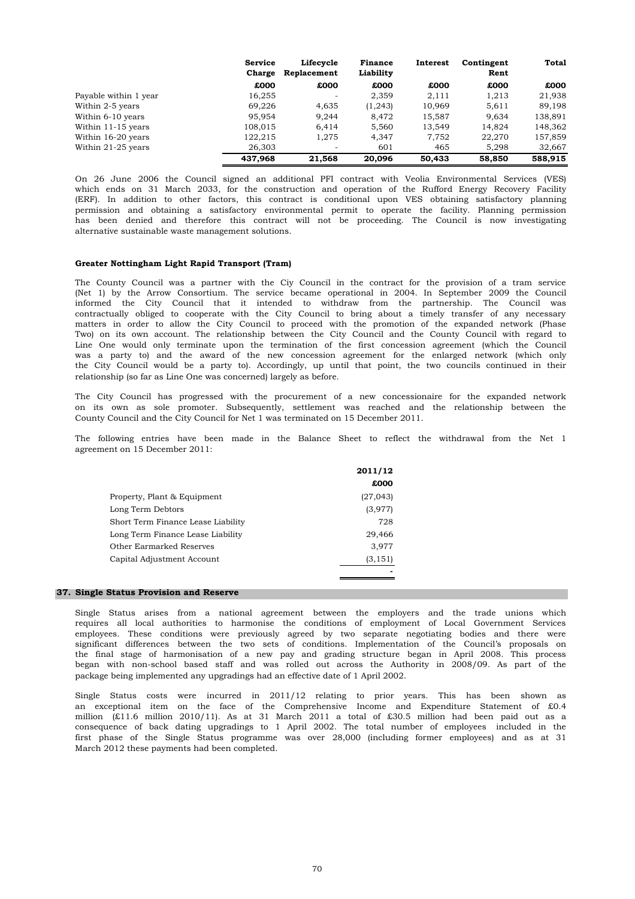| | Service Charge | Lifecycle Replacement | Finance Liability | Interest | Contingent Rent | Total |
|---|---|---|---|---|---|---|
| | £000 | £000 | £000 | £000 | £000 | £000 |
| Payable within 1 year | 16,255 | - | 2,359 | 2,111 | 1,213 | 21,938 |
| Within 2-5 years | 69,226 | 4,635 | (1,243) | 10,969 | 5,611 | 89,198 |
| Within 6-10 years | 95,954 | 9,244 | 8,472 | 15,587 | 9,634 | 138,891 |
| Within 11-15 years | 108,015 | 6,414 | 5,560 | 13,549 | 14,824 | 148,362 |
| Within 16-20 years | 122,215 | 1,275 | 4,347 | 7,752 | 22,270 | 157,859 |
| Within 21-25 years | 26,303 | - | 601 | 465 | 5,298 | 32,667 |
| | **437,968** | **21,568** | **20,096** | **50,433** | **58,850** | **588,915** |

On 26 June 2006 the Council signed an additional PFI contract with Veolia Environmental Services (VES) which ends on 31 March 2033, for the construction and operation of the Rufford Energy Recovery Facility (ERF). In addition to other factors, this contract is conditional upon VES obtaining satisfactory planning permission and obtaining a satisfactory environmental permit to operate the facility. Planning permission has been denied and therefore this contract will not be proceeding. The Council is now investigating alternative sustainable waste management solutions.

**Greater Nottingham Light Rapid Transport (Tram)**

The County Council was a partner with the Ciy Council in the contract for the provision of a tram service (Net 1) by the Arrow Consortium. The service became operational in 2004. In September 2009 the Council informed the City Council that it intended to withdraw from the partnership. The Council was contractually obliged to cooperate with the City Council to bring about a timely transfer of any necessary matters in order to allow the City Council to proceed with the promotion of the expanded network (Phase Two) on its own account. The relationship between the City Council and the County Council with regard to Line One would only terminate upon the termination of the first concession agreement (which the Council was a party to) and the award of the new concession agreement for the enlarged network (which only the City Council would be a party to). Accordingly, up until that point, the two councils continued in their relationship (so far as Line One was concerned) largely as before.

The City Council has progressed with the procurement of a new concessionaire for the expanded network on its own as sole promoter. Subsequently, settlement was reached and the relationship between the County Council and the City Council for Net 1 was terminated on 15 December 2011.

The following entries have been made in the Balance Sheet to reflect the withdrawal from the Net 1 agreement on 15 December 2011:

| | 2011/12 |
|---|---|
| | £000 |
| Property, Plant & Equipment | (27,043) |
| Long Term Debtors | (3,977) |
| Short Term Finance Lease Liability | 728 |
| Long Term Finance Lease Liability | 29,466 |
| Other Earmarked Reserves | 3,977 |
| Capital Adjustment Account | (3,151) |
| | - |

## 37. Single Status Provision and Reserve

Single Status arises from a national agreement between the employers and the trade unions which requires all local authorities to harmonise the conditions of employment of Local Government Services employees. These conditions were previously agreed by two separate negotiating bodies and there were significant differences between the two sets of conditions. Implementation of the Council's proposals on the final stage of harmonisation of a new pay and grading structure began in April 2008. This process began with non-school based staff and was rolled out across the Authority in 2008/09. As part of the package being implemented any upgradings had an effective date of 1 April 2002.

Single Status costs were incurred in 2011/12 relating to prior years. This has been shown as an exceptional item on the face of the Comprehensive Income and Expenditure Statement of £0.4 million (£11.6 million 2010/11). As at 31 March 2011 a total of £30.5 million had been paid out as a consequence of back dating upgradings to 1 April 2002. The total number of employees included in the first phase of the Single Status programme was over 28,000 (including former employees) and as at 31 March 2012 these payments had been completed.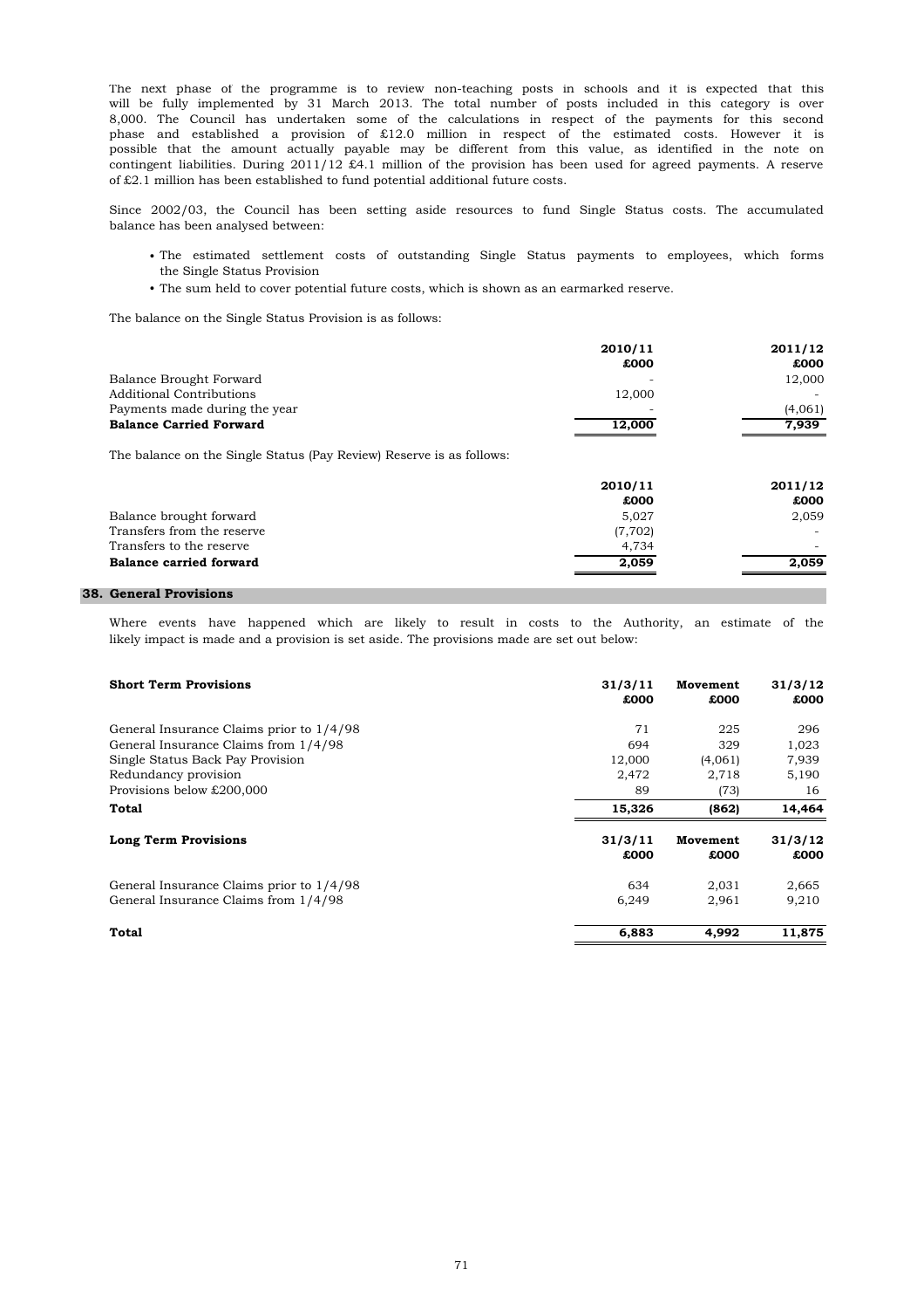The next phase of the programme is to review non-teaching posts in schools and it is expected that this will be fully implemented by 31 March 2013. The total number of posts included in this category is over 8,000. The Council has undertaken some of the calculations in respect of the payments for this second phase and established a provision of £12.0 million in respect of the estimated costs. However it is possible that the amount actually payable may be different from this value, as identified in the note on contingent liabilities. During 2011/12 £4.1 million of the provision has been used for agreed payments. A reserve of £2.1 million has been established to fund potential additional future costs.

Since 2002/03, the Council has been setting aside resources to fund Single Status costs. The accumulated balance has been analysed between:

- The estimated settlement costs of outstanding Single Status payments to employees, which forms the Single Status Provision
- The sum held to cover potential future costs, which is shown as an earmarked reserve.

The balance on the Single Status Provision is as follows:

| | 2010/11 £000 | 2011/12 £000 |
|---|---|---|
| Balance Brought Forward | - | 12,000 |
| Additional Contributions | 12,000 | - |
| Payments made during the year | - | (4,061) |
| **Balance Carried Forward** | **12,000** | **7,939** |

The balance on the Single Status (Pay Review) Reserve is as follows:

| | 2010/11 £000 | 2011/12 £000 |
|---|---|---|
| Balance brought forward | 5,027 | 2,059 |
| Transfers from the reserve | (7,702) | - |
| Transfers to the reserve | 4,734 | - |
| **Balance carried forward** | **2,059** | **2,059** |

## 38. General Provisions

Where events have happened which are likely to result in costs to the Authority, an estimate of the likely impact is made and a provision is set aside. The provisions made are set out below:

| **Short Term Provisions** | 31/3/11 £000 | Movement £000 | 31/3/12 £000 |
|---|---|---|---|
| General Insurance Claims prior to 1/4/98 | 71 | 225 | 296 |
| General Insurance Claims from 1/4/98 | 694 | 329 | 1,023 |
| Single Status Back Pay Provision | 12,000 | (4,061) | 7,939 |
| Redundancy provision | 2,472 | 2,718 | 5,190 |
| Provisions below £200,000 | 89 | (73) | 16 |
| **Total** | **15,326** | **(862)** | **14,464** |

| **Long Term Provisions** | 31/3/11 £000 | Movement £000 | 31/3/12 £000 |
|---|---|---|---|
| General Insurance Claims prior to 1/4/98 | 634 | 2,031 | 2,665 |
| General Insurance Claims from 1/4/98 | 6,249 | 2,961 | 9,210 |
| **Total** | **6,883** | **4,992** | **11,875** |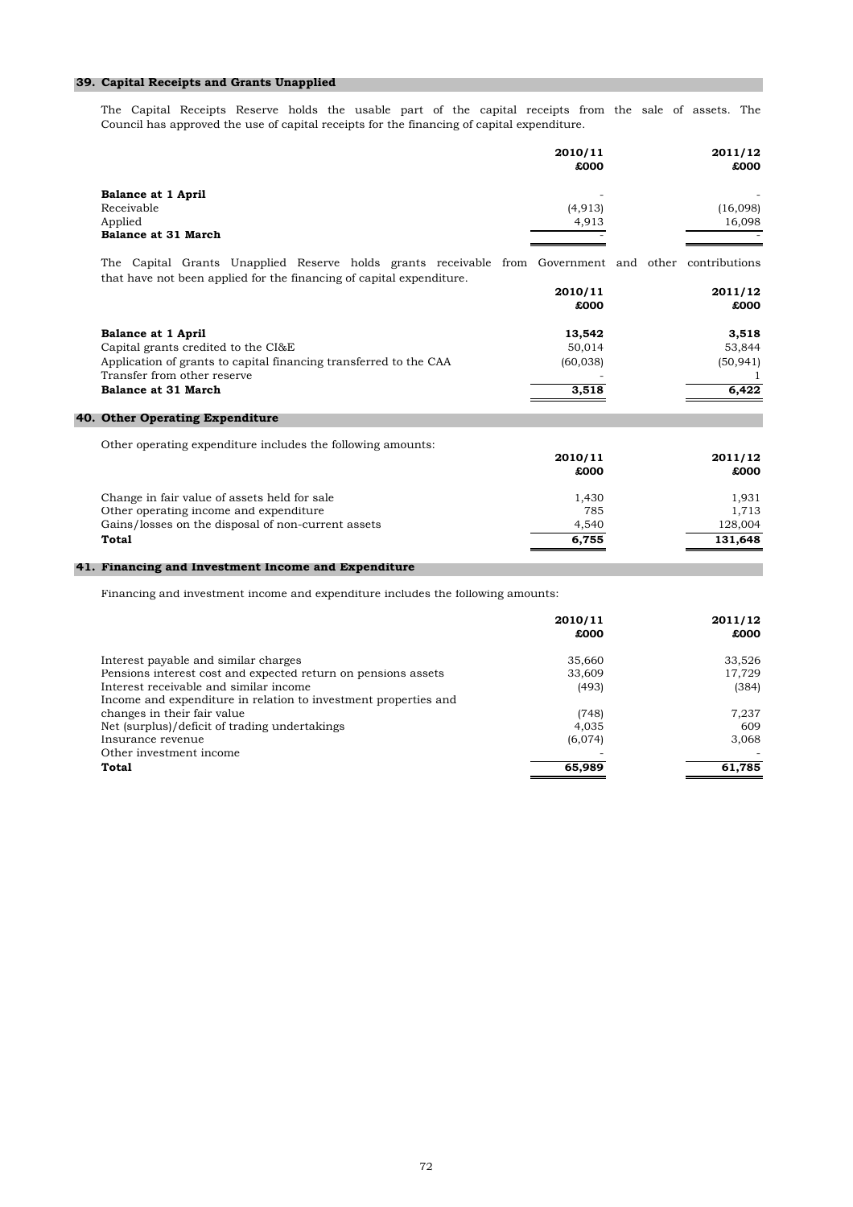## 39. Capital Receipts and Grants Unapplied

The Capital Receipts Reserve holds the usable part of the capital receipts from the sale of assets. The Council has approved the use of capital receipts for the financing of capital expenditure.

| | 2010/11<br>£000 | 2011/12<br>£000 |
|---|---|---|
| **Balance at 1 April** | - | - |
| Receivable | (4,913) | (16,098) |
| Applied | 4,913 | 16,098 |
| **Balance at 31 March** | - | - |

The Capital Grants Unapplied Reserve holds grants receivable from Government and other contributions that have not been applied for the financing of capital expenditure.

| | 2010/11<br>£000 | 2011/12<br>£000 |
|---|---|---|
| **Balance at 1 April** | **13,542** | **3,518** |
| Capital grants credited to the CI&E | 50,014 | 53,844 |
| Application of grants to capital financing transferred to the CAA | (60,038) | (50,941) |
| Transfer from other reserve | - | 1 |
| **Balance at 31 March** | **3,518** | **6,422** |

## 40. Other Operating Expenditure

Other operating expenditure includes the following amounts:

| | 2010/11<br>£000 | 2011/12<br>£000 |
|---|---|---|
| Change in fair value of assets held for sale | 1,430 | 1,931 |
| Other operating income and expenditure | 785 | 1,713 |
| Gains/losses on the disposal of non-current assets | 4,540 | 128,004 |
| **Total** | **6,755** | **131,648** |

## 41. Financing and Investment Income and Expenditure

Financing and investment income and expenditure includes the following amounts:

| | 2010/11<br>£000 | 2011/12<br>£000 |
|---|---|---|
| Interest payable and similar charges | 35,660 | 33,526 |
| Pensions interest cost and expected return on pensions assets | 33,609 | 17,729 |
| Interest receivable and similar income | (493) | (384) |
| Income and expenditure in relation to investment properties and changes in their fair value | (748) | 7,237 |
| Net (surplus)/deficit of trading undertakings | 4,035 | 609 |
| Insurance revenue | (6,074) | 3,068 |
| Other investment income | - | - |
| **Total** | **65,989** | **61,785** |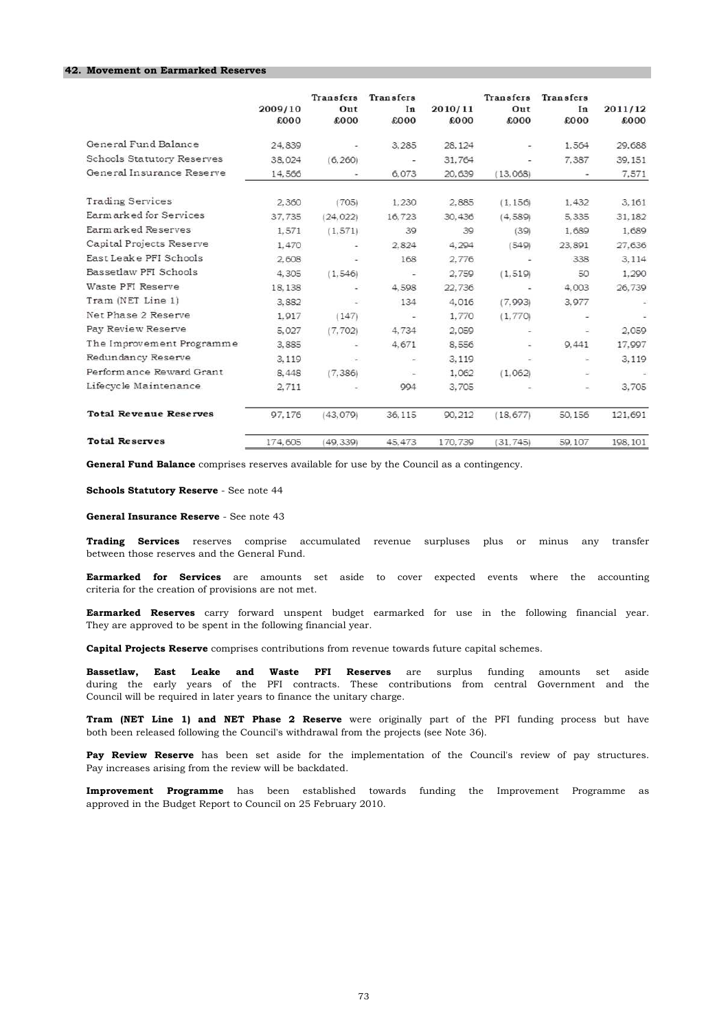## 42. Movement on Earmarked Reserves

| | 2009/10 £000 | Transfers Out £000 | Transfers In £000 | 2010/11 £000 | Transfers Out £000 | Transfers In £000 | 2011/12 £000 |
|---|---|---|---|---|---|---|---|
| General Fund Balance | 24,839 | - | 3,285 | 28,124 | - | 1,564 | 29,688 |
| Schools Statutory Reserves | 38,024 | (6,260) | - | 31,764 | - | 7,387 | 39,151 |
| General Insurance Reserve | 14,566 | - | 6,073 | 20,639 | (13,068) | - | 7,571 |
| Trading Services | 2,360 | (705) | 1,230 | 2,885 | (1,156) | 1,432 | 3,161 |
| Earmarked for Services | 37,735 | (24,022) | 16,723 | 30,436 | (4,589) | 5,335 | 31,182 |
| Earmarked Reserves | 1,571 | (1,571) | 39 | 39 | (39) | 1,689 | 1,689 |
| Capital Projects Reserve | 1,470 | - | 2,824 | 4,294 | (549) | 23,891 | 27,636 |
| East Leake PFI Schools | 2,608 | - | 168 | 2,776 | - | 338 | 3,114 |
| Bassetlaw PFI Schools | 4,305 | (1,546) | - | 2,759 | (1,519) | 50 | 1,290 |
| Waste PFI Reserve | 18,138 | - | 4,598 | 22,736 | - | 4,003 | 26,739 |
| Tram (NET Line 1) | 3,882 | - | 134 | 4,016 | (7,993) | 3,977 | - |
| Net Phase 2 Reserve | 1,917 | (147) | - | 1,770 | (1,770) | - | - |
| Pay Review Reserve | 5,027 | (7,702) | 4,734 | 2,059 | - | - | 2,059 |
| The Improvement Programme | 3,885 | - | 4,671 | 8,556 | - | 9,441 | 17,997 |
| Redundancy Reserve | 3,119 | - | - | 3,119 | - | - | 3,119 |
| Performance Reward Grant | 8,448 | (7,386) | - | 1,062 | (1,062) | - | - |
| Lifecycle Maintenance | 2,711 | - | 994 | 3,705 | - | - | 3,705 |
| **Total Revenue Reserves** | 97,176 | (43,079) | 36,115 | 90,212 | (18,677) | 50,156 | 121,691 |
| **Total Reserves** | 174,605 | (49,339) | 45,473 | 170,739 | (31,745) | 59,107 | 198,101 |

**General Fund Balance** comprises reserves available for use by the Council as a contingency.

**Schools Statutory Reserve** - See note 44

**General Insurance Reserve** - See note 43

**Trading Services** reserves comprise accumulated revenue surpluses plus or minus any transfer between those reserves and the General Fund.

**Earmarked for Services** are amounts set aside to cover expected events where the accounting criteria for the creation of provisions are not met.

**Earmarked Reserves** carry forward unspent budget earmarked for use in the following financial year. They are approved to be spent in the following financial year.

**Capital Projects Reserve** comprises contributions from revenue towards future capital schemes.

**Bassetlaw, East Leake and Waste PFI Reserves** are surplus funding amounts set aside during the early years of the PFI contracts. These contributions from central Government and the Council will be required in later years to finance the unitary charge.

**Tram (NET Line 1) and NET Phase 2 Reserve** were originally part of the PFI funding process but have both been released following the Council's withdrawal from the projects (see Note 36).

**Pay Review Reserve** has been set aside for the implementation of the Council's review of pay structures. Pay increases arising from the review will be backdated.

**Improvement Programme** has been established towards funding the Improvement Programme as approved in the Budget Report to Council on 25 February 2010.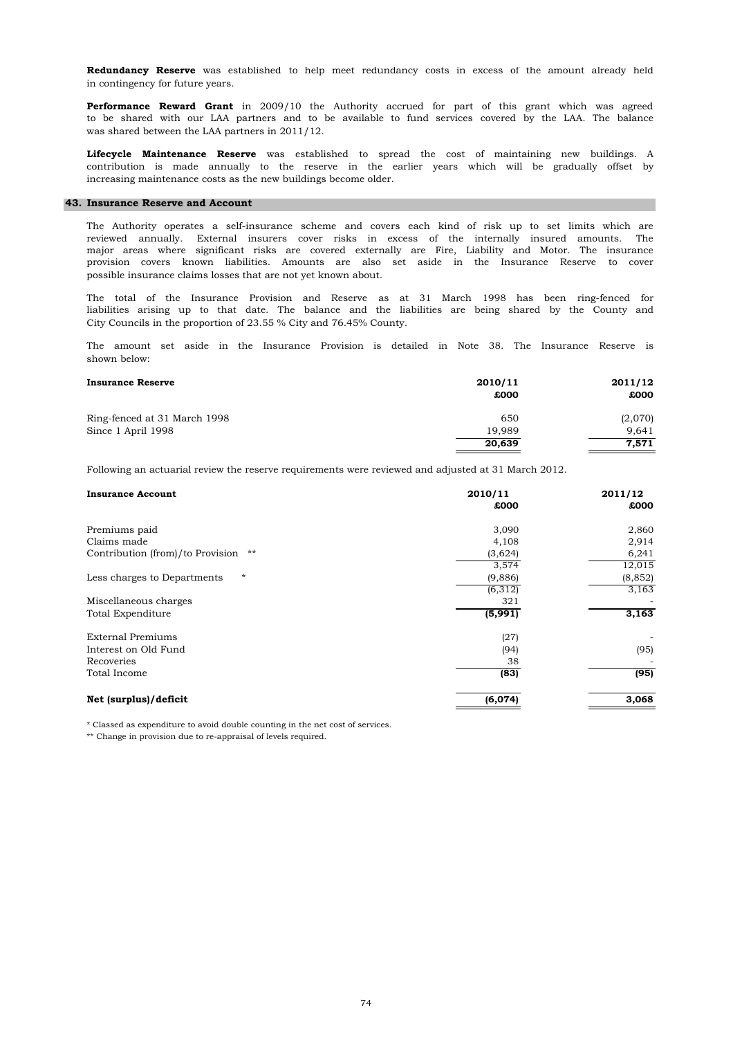**Redundancy Reserve** was established to help meet redundancy costs in excess of the amount already held in contingency for future years.

**Performance Reward Grant** in 2009/10 the Authority accrued for part of this grant which was agreed to be shared with our LAA partners and to be available to fund services covered by the LAA. The balance was shared between the LAA partners in 2011/12.

**Lifecycle Maintenance Reserve** was established to spread the cost of maintaining new buildings. A contribution is made annually to the reserve in the earlier years which will be gradually offset by increasing maintenance costs as the new buildings become older.

## 43. Insurance Reserve and Account

The Authority operates a self-insurance scheme and covers each kind of risk up to set limits which are reviewed annually. External insurers cover risks in excess of the internally insured amounts. The major areas where significant risks are covered externally are Fire, Liability and Motor. The insurance provision covers known liabilities. Amounts are also set aside in the Insurance Reserve to cover possible insurance claims losses that are not yet known about.

The total of the Insurance Provision and Reserve as at 31 March 1998 has been ring-fenced for liabilities arising up to that date. The balance and the liabilities are being shared by the County and City Councils in the proportion of 23.55 % City and 76.45% County.

The amount set aside in the Insurance Provision is detailed in Note 38. The Insurance Reserve is shown below:

| **Insurance Reserve** | **2010/11 £000** | **2011/12 £000** |
|---|---|---|
| Ring-fenced at 31 March 1998 | 650 | (2,070) |
| Since 1 April 1998 | 19,989 | 9,641 |
| | **20,639** | **7,571** |

Following an actuarial review the reserve requirements were reviewed and adjusted at 31 March 2012.

| **Insurance Account** | **2010/11 £000** | **2011/12 £000** |
|---|---|---|
| Premiums paid | 3,090 | 2,860 |
| Claims made | 4,108 | 2,914 |
| Contribution (from)/to Provision ** | (3,624) | 6,241 |
| | 3,574 | 12,015 |
| Less charges to Departments * | (9,886) | (8,852) |
| | (6,312) | 3,163 |
| Miscellaneous charges | 321 | - |
| Total Expenditure | **(5,991)** | **3,163** |
| External Premiums | (27) | - |
| Interest on Old Fund | (94) | (95) |
| Recoveries | 38 | - |
| Total Income | **(83)** | **(95)** |
| **Net (surplus)/deficit** | **(6,074)** | **3,068** |

* Classed as expenditure to avoid double counting in the net cost of services.

** Change in provision due to re-appraisal of levels required.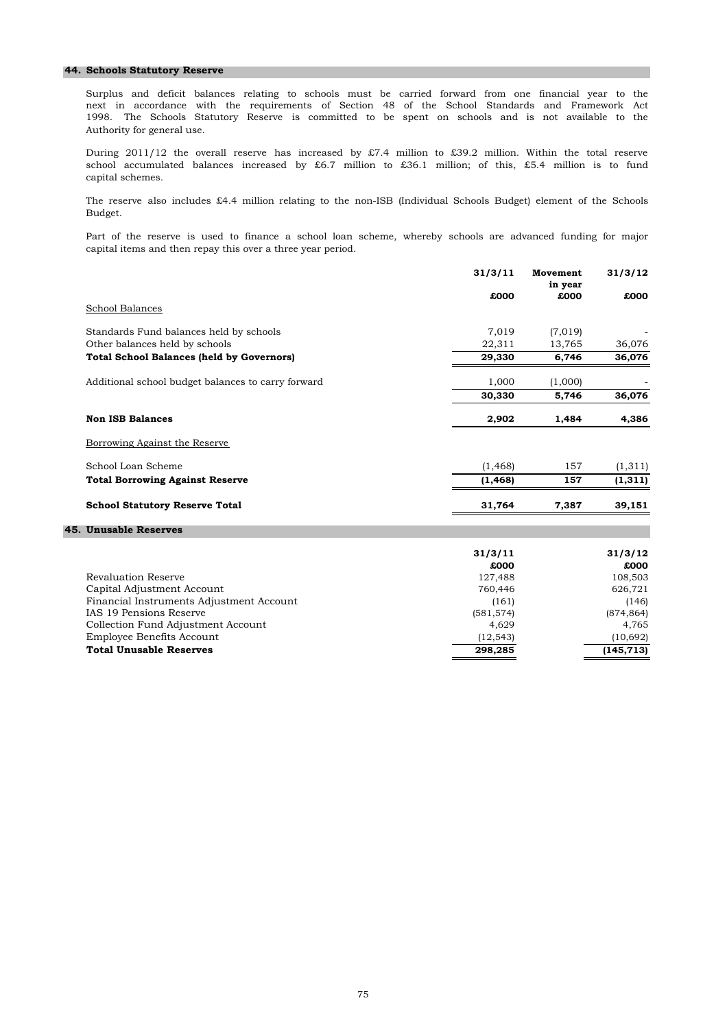## 44. Schools Statutory Reserve

Surplus and deficit balances relating to schools must be carried forward from one financial year to the next in accordance with the requirements of Section 48 of the School Standards and Framework Act 1998. The Schools Statutory Reserve is committed to be spent on schools and is not available to the Authority for general use.

During 2011/12 the overall reserve has increased by £7.4 million to £39.2 million. Within the total reserve school accumulated balances increased by £6.7 million to £36.1 million; of this, £5.4 million is to fund capital schemes.

The reserve also includes £4.4 million relating to the non-ISB (Individual Schools Budget) element of the Schools Budget.

Part of the reserve is used to finance a school loan scheme, whereby schools are advanced funding for major capital items and then repay this over a three year period.

| | 31/3/11 | Movement in year | 31/3/12 |
|---|---|---|---|
| | £000 | £000 | £000 |
| School Balances | | | |
| Standards Fund balances held by schools | 7,019 | (7,019) | - |
| Other balances held by schools | 22,311 | 13,765 | 36,076 |
| **Total School Balances (held by Governors)** | **29,330** | **6,746** | **36,076** |
| Additional school budget balances to carry forward | 1,000 | (1,000) | - |
| | **30,330** | **5,746** | **36,076** |
| **Non ISB Balances** | **2,902** | **1,484** | **4,386** |
| Borrowing Against the Reserve | | | |
| School Loan Scheme | (1,468) | 157 | (1,311) |
| **Total Borrowing Against Reserve** | **(1,468)** | **157** | **(1,311)** |
| **School Statutory Reserve Total** | **31,764** | **7,387** | **39,151** |

## 45. Unusable Reserves

| | 31/3/11 | 31/3/12 |
|---|---|---|
| | £000 | £000 |
| Revaluation Reserve | 127,488 | 108,503 |
| Capital Adjustment Account | 760,446 | 626,721 |
| Financial Instruments Adjustment Account | (161) | (146) |
| IAS 19 Pensions Reserve | (581,574) | (874,864) |
| Collection Fund Adjustment Account | 4,629 | 4,765 |
| Employee Benefits Account | (12,543) | (10,692) |
| **Total Unusable Reserves** | **298,285** | **(145,713)** |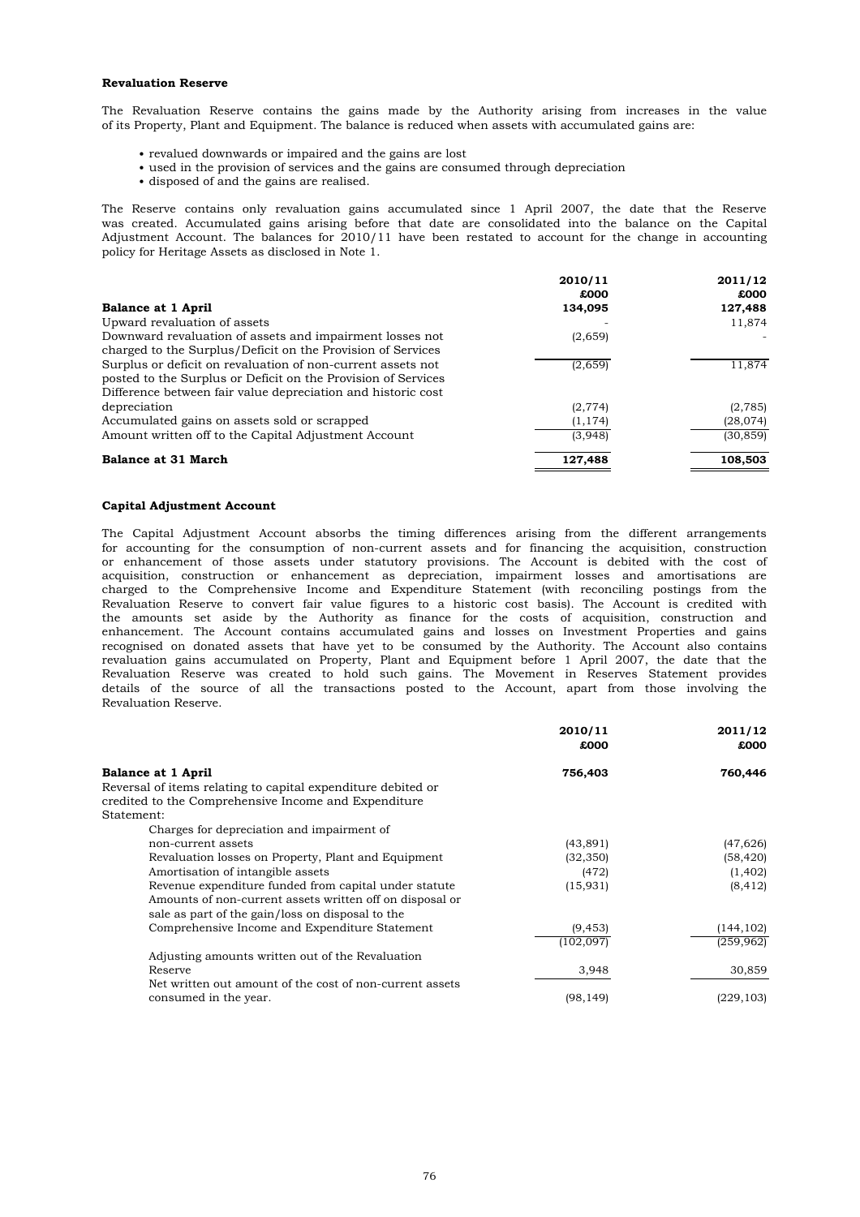**Revaluation Reserve**

The Revaluation Reserve contains the gains made by the Authority arising from increases in the value of its Property, Plant and Equipment. The balance is reduced when assets with accumulated gains are:

- revalued downwards or impaired and the gains are lost
- used in the provision of services and the gains are consumed through depreciation
- disposed of and the gains are realised.

The Reserve contains only revaluation gains accumulated since 1 April 2007, the date that the Reserve was created. Accumulated gains arising before that date are consolidated into the balance on the Capital Adjustment Account. The balances for 2010/11 have been restated to account for the change in accounting policy for Heritage Assets as disclosed in Note 1.

| | 2010/11<br>£000 | 2011/12<br>£000 |
|---|---|---|
| **Balance at 1 April** | **134,095** | **127,488** |
| Upward revaluation of assets | - | 11,874 |
| Downward revaluation of assets and impairment losses not charged to the Surplus/Deficit on the Provision of Services | (2,659) | - |
| Surplus or deficit on revaluation of non-current assets not posted to the Surplus or Deficit on the Provision of Services | (2,659) | 11,874 |
| Difference between fair value depreciation and historic cost depreciation | (2,774) | (2,785) |
| Accumulated gains on assets sold or scrapped | (1,174) | (28,074) |
| Amount written off to the Capital Adjustment Account | (3,948) | (30,859) |
| **Balance at 31 March** | **127,488** | **108,503** |

**Capital Adjustment Account**

The Capital Adjustment Account absorbs the timing differences arising from the different arrangements for accounting for the consumption of non-current assets and for financing the acquisition, construction or enhancement of those assets under statutory provisions. The Account is debited with the cost of acquisition, construction or enhancement as depreciation, impairment losses and amortisations are charged to the Comprehensive Income and Expenditure Statement (with reconciling postings from the Revaluation Reserve to convert fair value figures to a historic cost basis). The Account is credited with the amounts set aside by the Authority as finance for the costs of acquisition, construction and enhancement. The Account contains accumulated gains and losses on Investment Properties and gains recognised on donated assets that have yet to be consumed by the Authority. The Account also contains revaluation gains accumulated on Property, Plant and Equipment before 1 April 2007, the date that the Revaluation Reserve was created to hold such gains. The Movement in Reserves Statement provides details of the source of all the transactions posted to the Account, apart from those involving the Revaluation Reserve.

| | 2010/11<br>£000 | 2011/12<br>£000 |
|---|---|---|
| **Balance at 1 April** | **756,403** | **760,446** |
| Reversal of items relating to capital expenditure debited or credited to the Comprehensive Income and Expenditure Statement: | | |
| Charges for depreciation and impairment of non-current assets | (43,891) | (47,626) |
| Revaluation losses on Property, Plant and Equipment | (32,350) | (58,420) |
| Amortisation of intangible assets | (472) | (1,402) |
| Revenue expenditure funded from capital under statute | (15,931) | (8,412) |
| Amounts of non-current assets written off on disposal or sale as part of the gain/loss on disposal to the Comprehensive Income and Expenditure Statement | (9,453) | (144,102) |
| | (102,097) | (259,962) |
| Adjusting amounts written out of the Revaluation Reserve | 3,948 | 30,859 |
| Net written out amount of the cost of non-current assets consumed in the year. | (98,149) | (229,103) |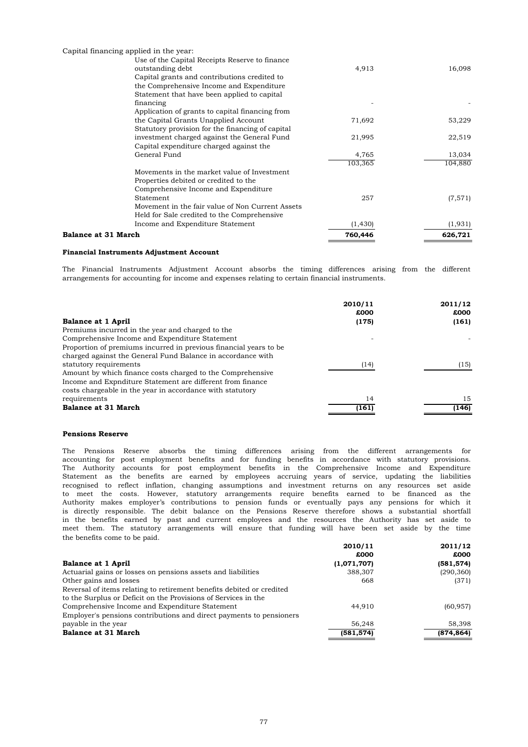| | | |
|---|---|---|
| Capital financing applied in the year: | | |
| Use of the Capital Receipts Reserve to finance outstanding debt | 4,913 | 16,098 |
| Capital grants and contributions credited to the Comprehensive Income and Expenditure Statement that have been applied to capital financing | - | - |
| Application of grants to capital financing from the Capital Grants Unapplied Account | 71,692 | 53,229 |
| Statutory provision for the financing of capital investment charged against the General Fund | 21,995 | 22,519 |
| Capital expenditure charged against the General Fund | 4,765 | 13,034 |
| | 103,365 | 104,880 |
| Movements in the market value of Investment Properties debited or credited to the Comprehensive Income and Expenditure Statement | 257 | (7,571) |
| Movement in the fair value of Non Current Assets Held for Sale credited to the Comprehensive Income and Expenditure Statement | (1,430) | (1,931) |
| **Balance at 31 March** | **760,446** | **626,721** |

**Financial Instruments Adjustment Account**

The Financial Instruments Adjustment Account absorbs the timing differences arising from the different arrangements for accounting for income and expenses relating to certain financial instruments.

| | 2010/11<br>£000 | 2011/12<br>£000 |
|---|---|---|
| **Balance at 1 April** | **(175)** | **(161)** |
| Premiums incurred in the year and charged to the Comprehensive Income and Expenditure Statement | - | - |
| Proportion of premiums incurred in previous financial years to be charged against the General Fund Balance in accordance with statutory requirements | (14) | (15) |
| Amount by which finance costs charged to the Comprehensive Income and Expnditure Statement are different from finance costs chargeable in the year in accordance with statutory requirements | 14 | 15 |
| **Balance at 31 March** | **(161)** | **(146)** |

**Pensions Reserve**

The Pensions Reserve absorbs the timing differences arising from the different arrangements for accounting for post employment benefits and for funding benefits in accordance with statutory provisions. The Authority accounts for post employment benefits in the Comprehensive Income and Expenditure Statement as the benefits are earned by employees accruing years of service, updating the liabilities recognised to reflect inflation, changing assumptions and investment returns on any resources set aside to meet the costs. However, statutory arrangements require benefits earned to be financed as the Authority makes employer's contributions to pension funds or eventually pays any pensions for which it is directly responsible. The debit balance on the Pensions Reserve therefore shows a substantial shortfall in the benefits earned by past and current employees and the resources the Authority has set aside to meet them. The statutory arrangements will ensure that funding will have been set aside by the time the benefits come to be paid.

| | 2010/11<br>£000 | 2011/12<br>£000 |
|---|---|---|
| **Balance at 1 April** | **(1,071,707)** | **(581,574)** |
| Actuarial gains or losses on pensions assets and liabilities | 388,307 | (290,360) |
| Other gains and losses | 668 | (371) |
| Reversal of items relating to retirement benefits debited or credited to the Surplus or Deficit on the Provisions of Services in the Comprehensive Income and Expenditure Statement | 44,910 | (60,957) |
| Employer's pensions contributions and direct payments to pensioners payable in the year | 56,248 | 58,398 |
| **Balance at 31 March** | **(581,574)** | **(874,864)** |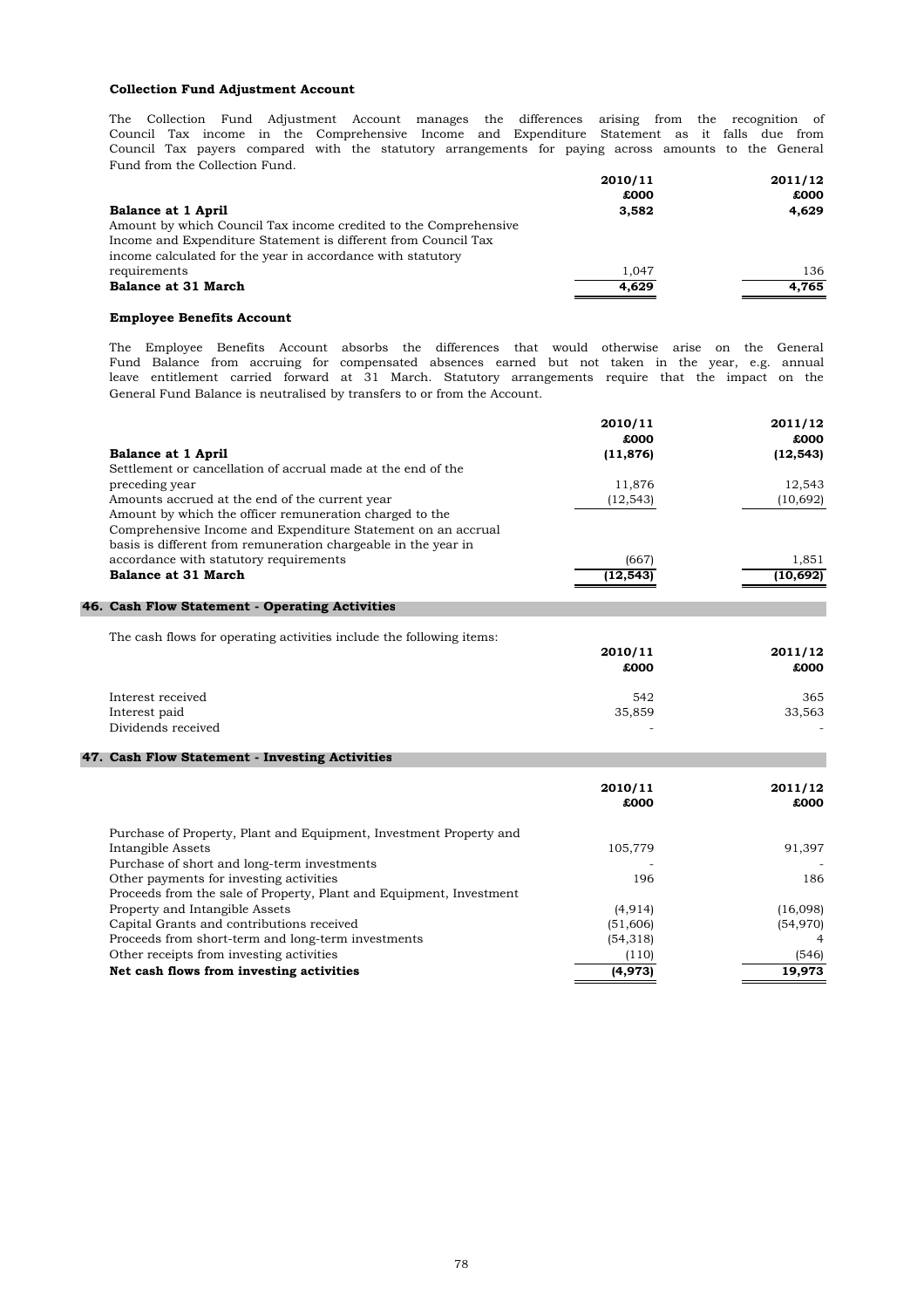### Collection Fund Adjustment Account

The Collection Fund Adjustment Account manages the differences arising from the recognition of Council Tax income in the Comprehensive Income and Expenditure Statement as it falls due from Council Tax payers compared with the statutory arrangements for paying across amounts to the General Fund from the Collection Fund.

| | 2010/11 £000 | 2011/12 £000 |
|---|---|---|
| **Balance at 1 April** | **3,582** | **4,629** |
| Amount by which Council Tax income credited to the Comprehensive Income and Expenditure Statement is different from Council Tax income calculated for the year in accordance with statutory requirements | 1,047 | 136 |
| **Balance at 31 March** | **4,629** | **4,765** |

### Employee Benefits Account

The Employee Benefits Account absorbs the differences that would otherwise arise on the General Fund Balance from accruing for compensated absences earned but not taken in the year, e.g. annual leave entitlement carried forward at 31 March. Statutory arrangements require that the impact on the General Fund Balance is neutralised by transfers to or from the Account.

| | 2010/11 £000 | 2011/12 £000 |
|---|---|---|
| **Balance at 1 April** | **(11,876)** | **(12,543)** |
| Settlement or cancellation of accrual made at the end of the preceding year | 11,876 | 12,543 |
| Amounts accrued at the end of the current year | (12,543) | (10,692) |
| Amount by which the officer remuneration charged to the Comprehensive Income and Expenditure Statement on an accrual basis is different from remuneration chargeable in the year in accordance with statutory requirements | (667) | 1,851 |
| **Balance at 31 March** | **(12,543)** | **(10,692)** |

## 46. Cash Flow Statement - Operating Activities

The cash flows for operating activities include the following items:

| | 2010/11 £000 | 2011/12 £000 |
|---|---|---|
| Interest received | 542 | 365 |
| Interest paid | 35,859 | 33,563 |
| Dividends received | - | - |

## 47. Cash Flow Statement - Investing Activities

| | 2010/11 £000 | 2011/12 £000 |
|---|---|---|
| Purchase of Property, Plant and Equipment, Investment Property and Intangible Assets | 105,779 | 91,397 |
| Purchase of short and long-term investments | - | - |
| Other payments for investing activities | 196 | 186 |
| Proceeds from the sale of Property, Plant and Equipment, Investment Property and Intangible Assets | (4,914) | (16,098) |
| Capital Grants and contributions received | (51,606) | (54,970) |
| Proceeds from short-term and long-term investments | (54,318) | 4 |
| Other receipts from investing activities | (110) | (546) |
| **Net cash flows from investing activities** | **(4,973)** | **19,973** |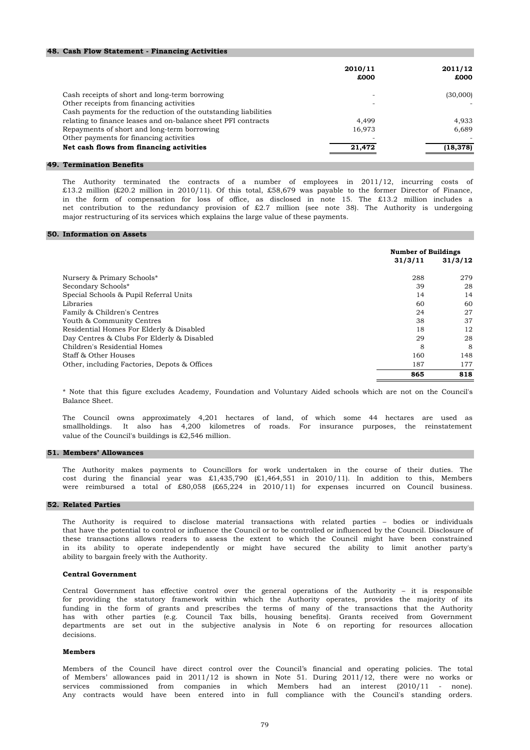## 48. Cash Flow Statement - Financing Activities

| | 2010/11 £000 | 2011/12 £000 |
|---|---|---|
| Cash receipts of short and long-term borrowing | - | (30,000) |
| Other receipts from financing activities | - | - |
| Cash payments for the reduction of the outstanding liabilities relating to finance leases and on-balance sheet PFI contracts | 4,499 | 4,933 |
| Repayments of short and long-term borrowing | 16,973 | 6,689 |
| Other payments for financing activities | - | - |
| **Net cash flows from financing activities** | **21,472** | **(18,378)** |

## 49. Termination Benefits

The Authority terminated the contracts of a number of employees in 2011/12, incurring costs of £13.2 million (£20.2 million in 2010/11). Of this total, £58,679 was payable to the former Director of Finance, in the form of compensation for loss of office, as disclosed in note 15. The £13.2 million includes a net contribution to the redundancy provision of £2.7 million (see note 38). The Authority is undergoing major restructuring of its services which explains the large value of these payments.

## 50. Information on Assets

| | Number of Buildings | |
|---|---|---|
| | 31/3/11 | 31/3/12 |
| Nursery & Primary Schools* | 288 | 279 |
| Secondary Schools* | 39 | 28 |
| Special Schools & Pupil Referral Units | 14 | 14 |
| Libraries | 60 | 60 |
| Family & Children's Centres | 24 | 27 |
| Youth & Community Centres | 38 | 37 |
| Residential Homes For Elderly & Disabled | 18 | 12 |
| Day Centres & Clubs For Elderly & Disabled | 29 | 28 |
| Children's Residential Homes | 8 | 8 |
| Staff & Other Houses | 160 | 148 |
| Other, including Factories, Depots & Offices | 187 | 177 |
| | **865** | **818** |

\* Note that this figure excludes Academy, Foundation and Voluntary Aided schools which are not on the Council's Balance Sheet.

The Council owns approximately 4,201 hectares of land, of which some 44 hectares are used as smallholdings. It also has 4,200 kilometres of roads. For insurance purposes, the reinstatement value of the Council's buildings is £2,546 million.

## 51. Members' Allowances

The Authority makes payments to Councillors for work undertaken in the course of their duties. The cost during the financial year was £1,435,790 (£1,464,551 in 2010/11). In addition to this, Members were reimbursed a total of £80,058 (£65,224 in 2010/11) for expenses incurred on Council business.

## 52. Related Parties

The Authority is required to disclose material transactions with related parties – bodies or individuals that have the potential to control or influence the Council or to be controlled or influenced by the Council. Disclosure of these transactions allows readers to assess the extent to which the Council might have been constrained in its ability to operate independently or might have secured the ability to limit another party's ability to bargain freely with the Authority.

**Central Government**

Central Government has effective control over the general operations of the Authority – it is responsible for providing the statutory framework within which the Authority operates, provides the majority of its funding in the form of grants and prescribes the terms of many of the transactions that the Authority has with other parties (e.g. Council Tax bills, housing benefits). Grants received from Government departments are set out in the subjective analysis in Note 6 on reporting for resources allocation decisions.

**Members**

Members of the Council have direct control over the Council's financial and operating policies. The total of Members' allowances paid in 2011/12 is shown in Note 51. During 2011/12, there were no works or services commissioned from companies in which Members had an interest (2010/11 - none). Any contracts would have been entered into in full compliance with the Council's standing orders.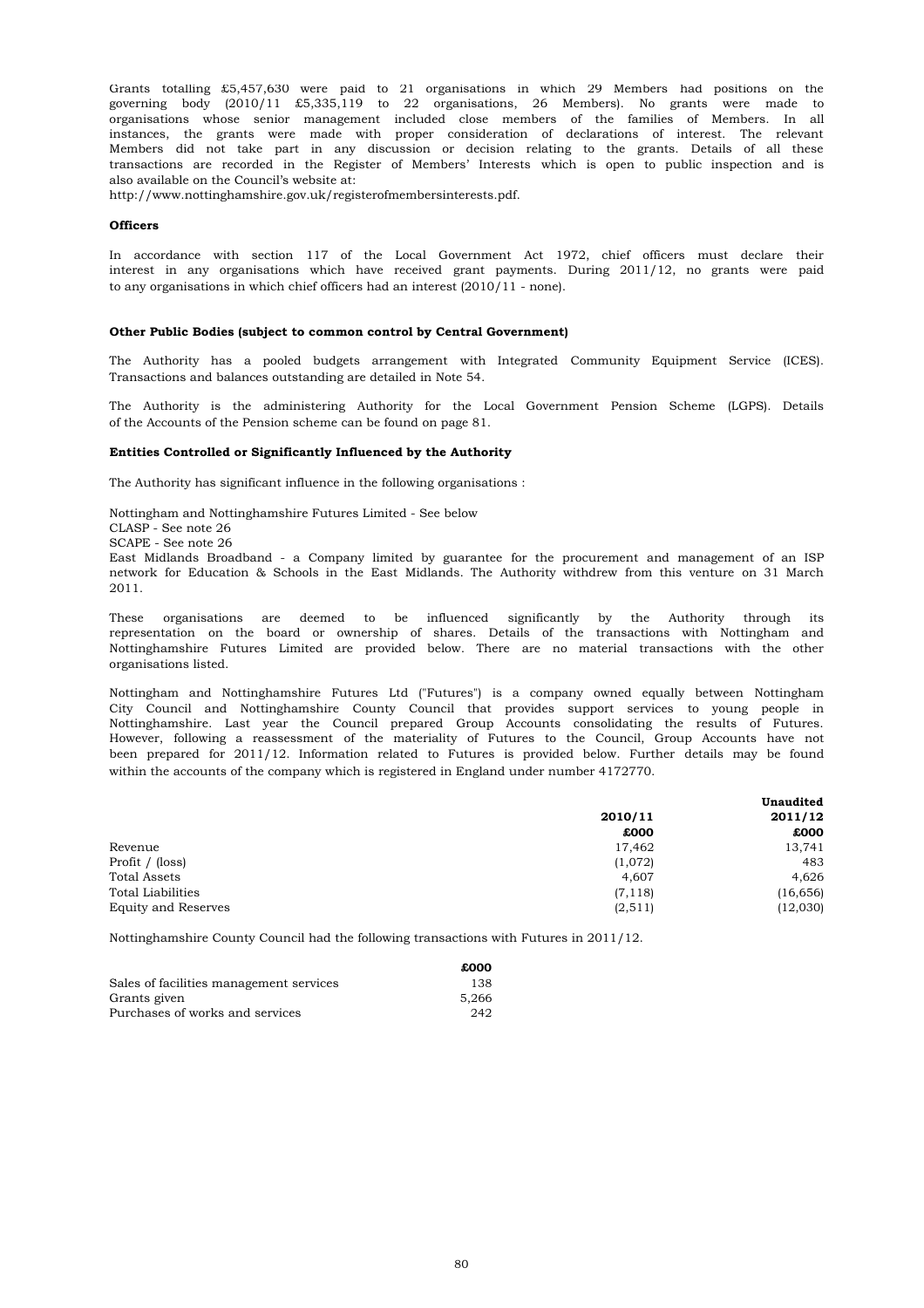Grants totalling £5,457,630 were paid to 21 organisations in which 29 Members had positions on the governing body (2010/11 £5,335,119 to 22 organisations, 26 Members). No grants were made to organisations whose senior management included close members of the families of Members. In all instances, the grants were made with proper consideration of declarations of interest. The relevant Members did not take part in any discussion or decision relating to the grants. Details of all these transactions are recorded in the Register of Members' Interests which is open to public inspection and is also available on the Council's website at:
http://www.nottinghamshire.gov.uk/registerofmembersinterests.pdf.

**Officers**

In accordance with section 117 of the Local Government Act 1972, chief officers must declare their interest in any organisations which have received grant payments. During 2011/12, no grants were paid to any organisations in which chief officers had an interest (2010/11 - none).

**Other Public Bodies (subject to common control by Central Government)**

The Authority has a pooled budgets arrangement with Integrated Community Equipment Service (ICES). Transactions and balances outstanding are detailed in Note 54.

The Authority is the administering Authority for the Local Government Pension Scheme (LGPS). Details of the Accounts of the Pension scheme can be found on page 81.

**Entities Controlled or Significantly Influenced by the Authority**

The Authority has significant influence in the following organisations :

Nottingham and Nottinghamshire Futures Limited - See below
CLASP - See note 26
SCAPE - See note 26
East Midlands Broadband - a Company limited by guarantee for the procurement and management of an ISP network for Education & Schools in the East Midlands. The Authority withdrew from this venture on 31 March 2011.

These organisations are deemed to be influenced significantly by the Authority through its representation on the board or ownership of shares. Details of the transactions with Nottingham and Nottinghamshire Futures Limited are provided below. There are no material transactions with the other organisations listed.

Nottingham and Nottinghamshire Futures Ltd ("Futures") is a company owned equally between Nottingham City Council and Nottinghamshire County Council that provides support services to young people in Nottinghamshire. Last year the Council prepared Group Accounts consolidating the results of Futures. However, following a reassessment of the materiality of Futures to the Council, Group Accounts have not been prepared for 2011/12. Information related to Futures is provided below. Further details may be found within the accounts of the company which is registered in England under number 4172770.

| | 2010/11 | Unaudited 2011/12 |
|---|---|---|
| | **£000** | **£000** |
| Revenue | 17,462 | 13,741 |
| Profit / (loss) | (1,072) | 483 |
| Total Assets | 4,607 | 4,626 |
| Total Liabilities | (7,118) | (16,656) |
| Equity and Reserves | (2,511) | (12,030) |

Nottinghamshire County Council had the following transactions with Futures in 2011/12.

| | £000 |
|---|---|
| Sales of facilities management services | 138 |
| Grants given | 5,266 |
| Purchases of works and services | 242 |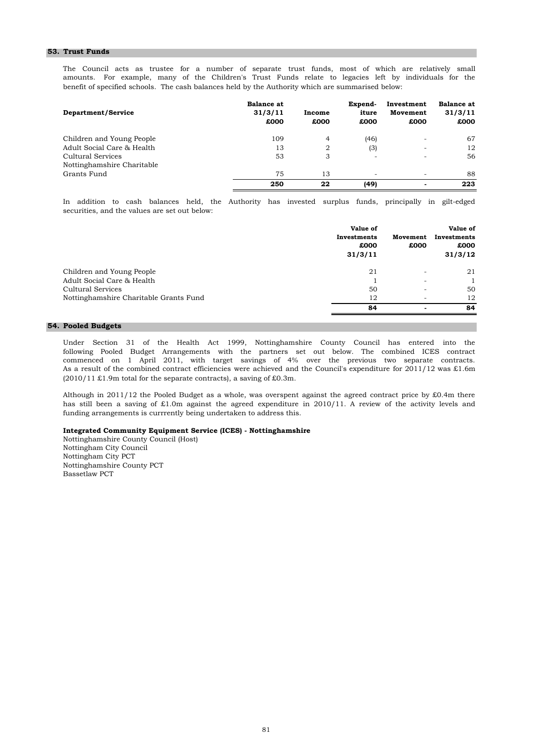## 53. Trust Funds

The Council acts as trustee for a number of separate trust funds, most of which are relatively small amounts. For example, many of the Children's Trust Funds relate to legacies left by individuals for the benefit of specified schools. The cash balances held by the Authority which are summarised below:

| Department/Service | Balance at 31/3/11 £000 | Income £000 | Expend-iture £000 | Investment Movement £000 | Balance at 31/3/11 £000 |
|---|---|---|---|---|---|
| Children and Young People | 109 | 4 | (46) | - | 67 |
| Adult Social Care & Health | 13 | 2 | (3) | - | 12 |
| Cultural Services | 53 | 3 | - | - | 56 |
| Nottinghamshire Charitable Grants Fund | 75 | 13 | - | - | 88 |
| | **250** | **22** | **(49)** | **-** | **223** |

In addition to cash balances held, the Authority has invested surplus funds, principally in gilt-edged securities, and the values are set out below:

| | Value of Investments £000 31/3/11 | Movement £000 | Value of Investments £000 31/3/12 |
|---|---|---|---|
| Children and Young People | 21 | - | 21 |
| Adult Social Care & Health | 1 | - | 1 |
| Cultural Services | 50 | - | 50 |
| Nottinghamshire Charitable Grants Fund | 12 | - | 12 |
| | **84** | **-** | **84** |

## 54. Pooled Budgets

Under Section 31 of the Health Act 1999, Nottinghamshire County Council has entered into the following Pooled Budget Arrangements with the partners set out below. The combined ICES contract commenced on 1 April 2011, with target savings of 4% over the previous two separate contracts. As a result of the combined contract efficiencies were achieved and the Council's expenditure for 2011/12 was £1.6m (2010/11 £1.9m total for the separate contracts), a saving of £0.3m.

Although in 2011/12 the Pooled Budget as a whole, was overspent against the agreed contract price by £0.4m there has still been a saving of £1.0m against the agreed expenditure in 2010/11. A review of the activity levels and funding arrangements is currrently being undertaken to address this.

**Integrated Community Equipment Service (ICES) - Nottinghamshire**

Nottinghamshire County Council (Host)
Nottingham City Council
Nottingham City PCT
Nottinghamshire County PCT
Bassetlaw PCT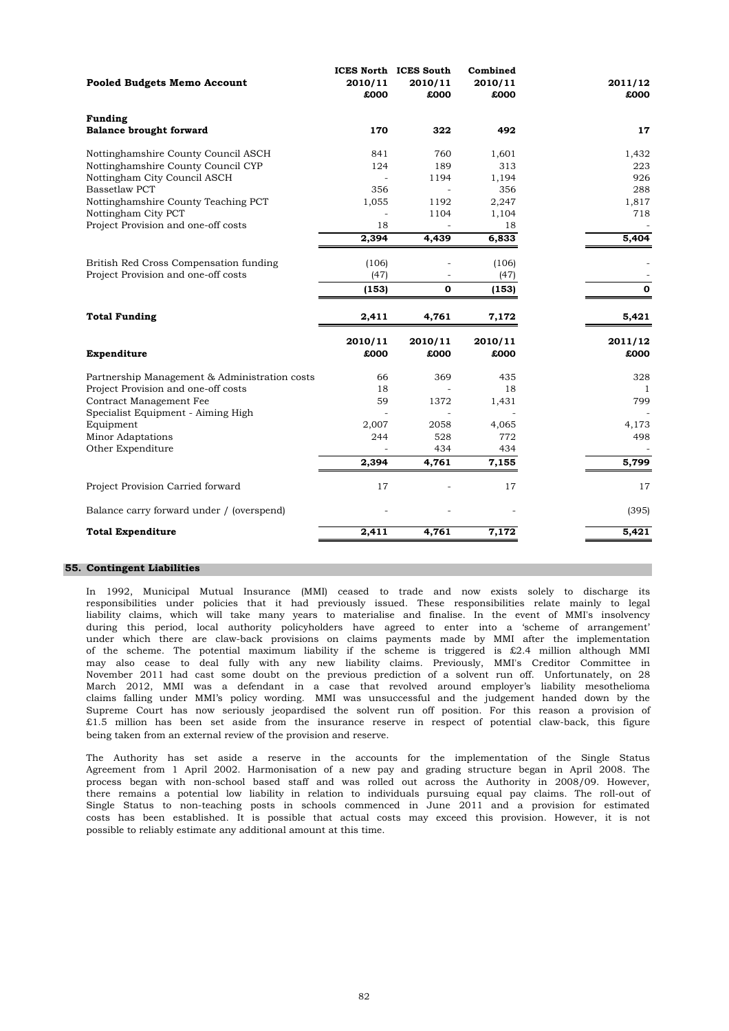| Pooled Budgets Memo Account | ICES North 2010/11 £000 | ICES South 2010/11 £000 | Combined 2010/11 £000 | 2011/12 £000 |
|---|---|---|---|---|
| **Funding** | | | | |
| **Balance brought forward** | **170** | **322** | **492** | **17** |
| Nottinghamshire County Council ASCH | 841 | 760 | 1,601 | 1,432 |
| Nottinghamshire County Council CYP | 124 | 189 | 313 | 223 |
| Nottingham City Council ASCH | - | 1194 | 1,194 | 926 |
| Bassetlaw PCT | 356 | - | 356 | 288 |
| Nottinghamshire County Teaching PCT | 1,055 | 1192 | 2,247 | 1,817 |
| Nottingham City PCT | - | 1104 | 1,104 | 718 |
| Project Provision and one-off costs | 18 | - | 18 | - |
| | **2,394** | **4,439** | **6,833** | **5,404** |
| British Red Cross Compensation funding | (106) | - | (106) | - |
| Project Provision and one-off costs | (47) | - | (47) | - |
| | **(153)** | **0** | **(153)** | **0** |
| **Total Funding** | **2,411** | **4,761** | **7,172** | **5,421** |

| Expenditure | 2010/11 £000 | 2010/11 £000 | 2010/11 £000 | 2011/12 £000 |
|---|---|---|---|---|
| Partnership Management & Administration costs | 66 | 369 | 435 | 328 |
| Project Provision and one-off costs | 18 | - | 18 | 1 |
| Contract Management Fee | 59 | 1372 | 1,431 | 799 |
| Specialist Equipment - Aiming High | - | - | - | - |
| Equipment | 2,007 | 2058 | 4,065 | 4,173 |
| Minor Adaptations | 244 | 528 | 772 | 498 |
| Other Expenditure | - | 434 | 434 | - |
| | **2,394** | **4,761** | **7,155** | **5,799** |
| Project Provision Carried forward | 17 | - | 17 | 17 |
| Balance carry forward under / (overspend) | - | - | - | (395) |
| **Total Expenditure** | **2,411** | **4,761** | **7,172** | **5,421** |

## 55. Contingent Liabilities

In 1992, Municipal Mutual Insurance (MMI) ceased to trade and now exists solely to discharge its responsibilities under policies that it had previously issued. These responsibilities relate mainly to legal liability claims, which will take many years to materialise and finalise. In the event of MMI's insolvency during this period, local authority policyholders have agreed to enter into a 'scheme of arrangement' under which there are claw-back provisions on claims payments made by MMI after the implementation of the scheme. The potential maximum liability if the scheme is triggered is £2.4 million although MMI may also cease to deal fully with any new liability claims. Previously, MMI's Creditor Committee in November 2011 had cast some doubt on the previous prediction of a solvent run off. Unfortunately, on 28 March 2012, MMI was a defendant in a case that revolved around employer's liability mesothelioma claims falling under MMI's policy wording. MMI was unsuccessful and the judgement handed down by the Supreme Court has now seriously jeopardised the solvent run off position. For this reason a provision of £1.5 million has been set aside from the insurance reserve in respect of potential claw-back, this figure being taken from an external review of the provision and reserve.

The Authority has set aside a reserve in the accounts for the implementation of the Single Status Agreement from 1 April 2002. Harmonisation of a new pay and grading structure began in April 2008. The process began with non-school based staff and was rolled out across the Authority in 2008/09. However, there remains a potential low liability in relation to individuals pursuing equal pay claims. The roll-out of Single Status to non-teaching posts in schools commenced in June 2011 and a provision for estimated costs has been established. It is possible that actual costs may exceed this provision. However, it is not possible to reliably estimate any additional amount at this time.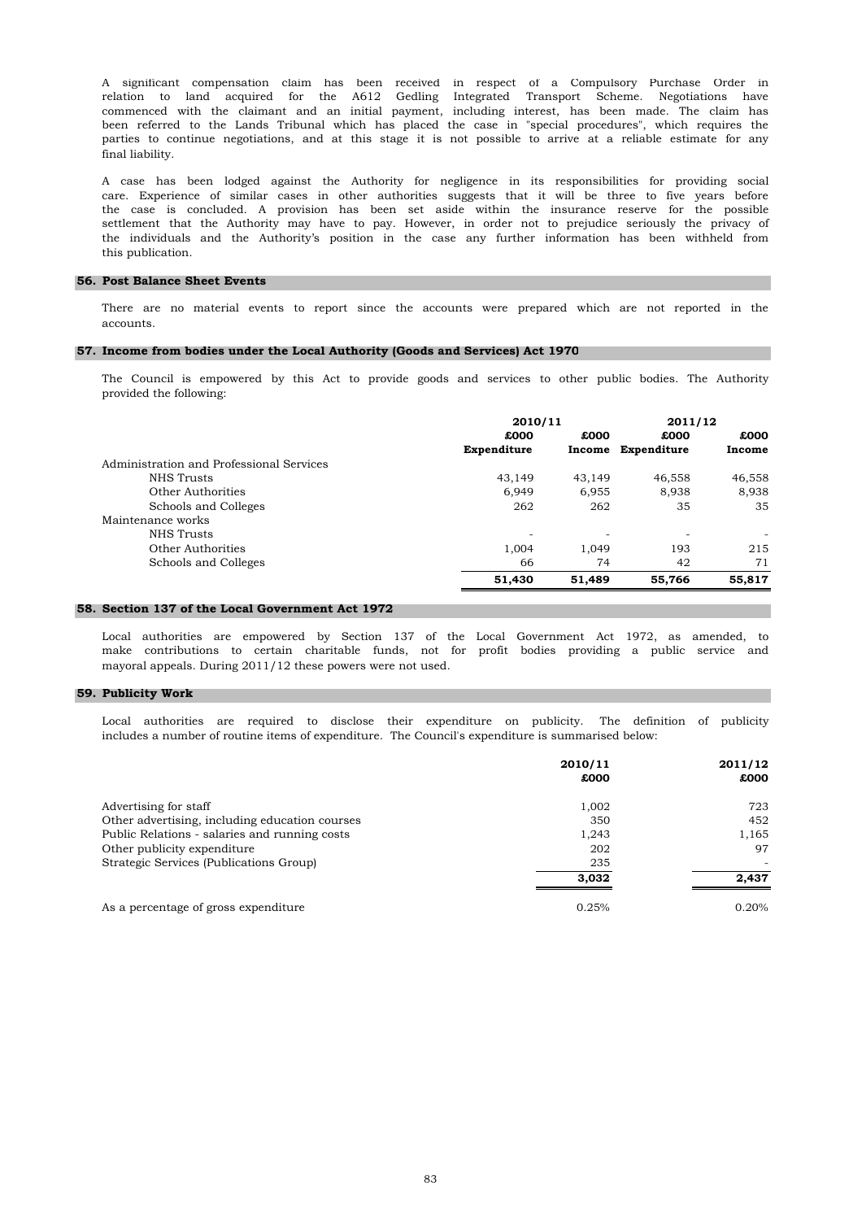A significant compensation claim has been received in respect of a Compulsory Purchase Order in relation to land acquired for the A612 Gedling Integrated Transport Scheme. Negotiations have commenced with the claimant and an initial payment, including interest, has been made. The claim has been referred to the Lands Tribunal which has placed the case in "special procedures", which requires the parties to continue negotiations, and at this stage it is not possible to arrive at a reliable estimate for any final liability.

A case has been lodged against the Authority for negligence in its responsibilities for providing social care. Experience of similar cases in other authorities suggests that it will be three to five years before the case is concluded. A provision has been set aside within the insurance reserve for the possible settlement that the Authority may have to pay. However, in order not to prejudice seriously the privacy of the individuals and the Authority's position in the case any further information has been withheld from this publication.

## 56. Post Balance Sheet Events

There are no material events to report since the accounts were prepared which are not reported in the accounts.

## 57. Income from bodies under the Local Authority (Goods and Services) Act 1970

The Council is empowered by this Act to provide goods and services to other public bodies. The Authority provided the following:

| | 2010/11 | | 2011/12 | |
|---|---|---|---|---|
| | £000 Expenditure | £000 Income | £000 Expenditure | £000 Income |
| Administration and Professional Services | | | | |
| NHS Trusts | 43,149 | 43,149 | 46,558 | 46,558 |
| Other Authorities | 6,949 | 6,955 | 8,938 | 8,938 |
| Schools and Colleges | 262 | 262 | 35 | 35 |
| Maintenance works | | | | |
| NHS Trusts | - | - | - | - |
| Other Authorities | 1,004 | 1,049 | 193 | 215 |
| Schools and Colleges | 66 | 74 | 42 | 71 |
| | **51,430** | **51,489** | **55,766** | **55,817** |

## 58. Section 137 of the Local Government Act 1972

Local authorities are empowered by Section 137 of the Local Government Act 1972, as amended, to make contributions to certain charitable funds, not for profit bodies providing a public service and mayoral appeals. During 2011/12 these powers were not used.

## 59. Publicity Work

Local authorities are required to disclose their expenditure on publicity. The definition of publicity includes a number of routine items of expenditure. The Council's expenditure is summarised below:

| | 2010/11 £000 | 2011/12 £000 |
|---|---|---|
| Advertising for staff | 1,002 | 723 |
| Other advertising, including education courses | 350 | 452 |
| Public Relations - salaries and running costs | 1,243 | 1,165 |
| Other publicity expenditure | 202 | 97 |
| Strategic Services (Publications Group) | 235 | - |
| | **3,032** | **2,437** |
| As a percentage of gross expenditure | 0.25% | 0.20% |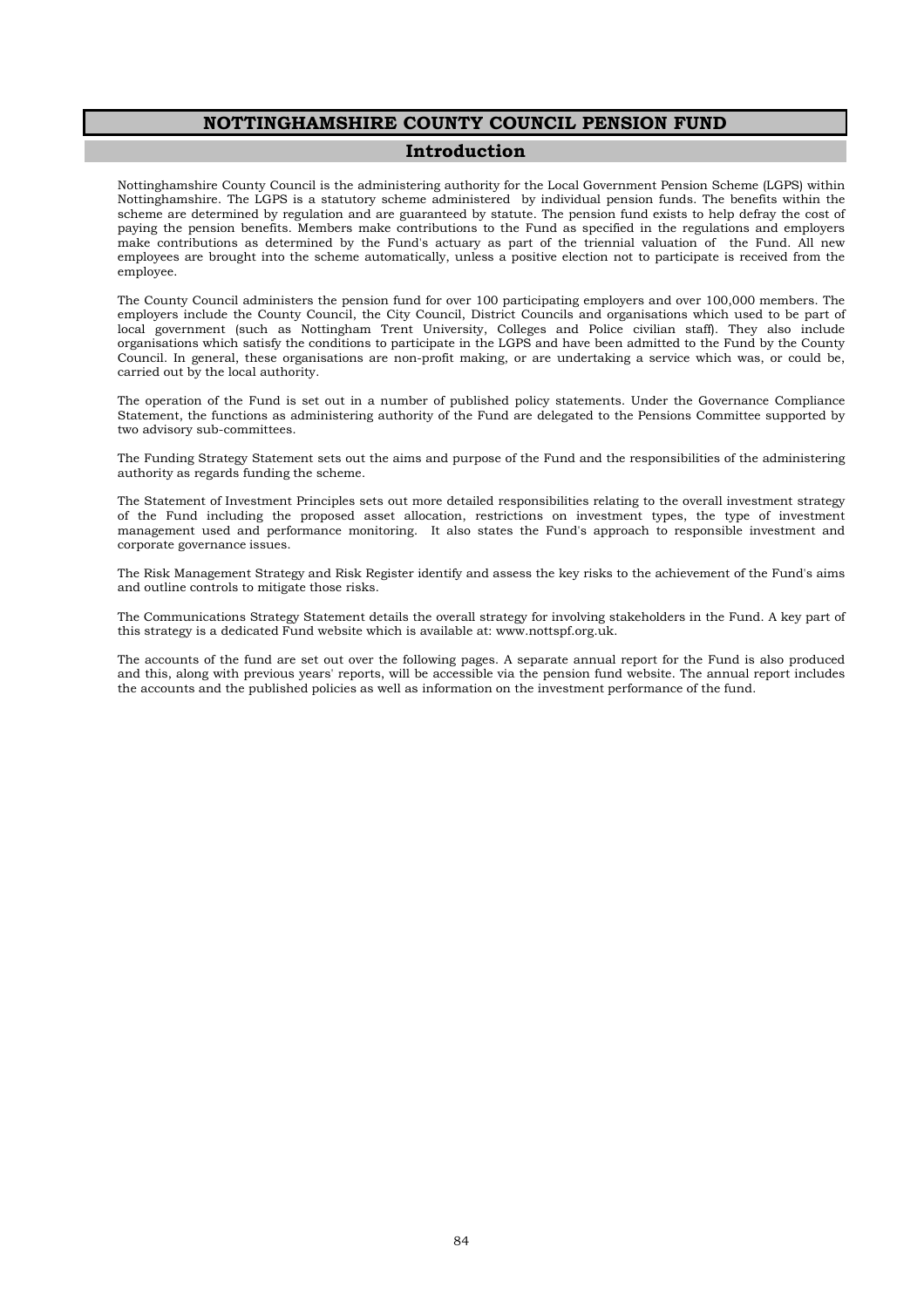# NOTTINGHAMSHIRE COUNTY COUNCIL PENSION FUND

## Introduction

Nottinghamshire County Council is the administering authority for the Local Government Pension Scheme (LGPS) within Nottinghamshire. The LGPS is a statutory scheme administered by individual pension funds. The benefits within the scheme are determined by regulation and are guaranteed by statute. The pension fund exists to help defray the cost of paying the pension benefits. Members make contributions to the Fund as specified in the regulations and employers make contributions as determined by the Fund's actuary as part of the triennial valuation of the Fund. All new employees are brought into the scheme automatically, unless a positive election not to participate is received from the employee.

The County Council administers the pension fund for over 100 participating employers and over 100,000 members. The employers include the County Council, the City Council, District Councils and organisations which used to be part of local government (such as Nottingham Trent University, Colleges and Police civilian staff). They also include organisations which satisfy the conditions to participate in the LGPS and have been admitted to the Fund by the County Council. In general, these organisations are non-profit making, or are undertaking a service which was, or could be, carried out by the local authority.

The operation of the Fund is set out in a number of published policy statements. Under the Governance Compliance Statement, the functions as administering authority of the Fund are delegated to the Pensions Committee supported by two advisory sub-committees.

The Funding Strategy Statement sets out the aims and purpose of the Fund and the responsibilities of the administering authority as regards funding the scheme.

The Statement of Investment Principles sets out more detailed responsibilities relating to the overall investment strategy of the Fund including the proposed asset allocation, restrictions on investment types, the type of investment management used and performance monitoring. It also states the Fund's approach to responsible investment and corporate governance issues.

The Risk Management Strategy and Risk Register identify and assess the key risks to the achievement of the Fund's aims and outline controls to mitigate those risks.

The Communications Strategy Statement details the overall strategy for involving stakeholders in the Fund. A key part of this strategy is a dedicated Fund website which is available at: www.nottspf.org.uk.

The accounts of the fund are set out over the following pages. A separate annual report for the Fund is also produced and this, along with previous years' reports, will be accessible via the pension fund website. The annual report includes the accounts and the published policies as well as information on the investment performance of the fund.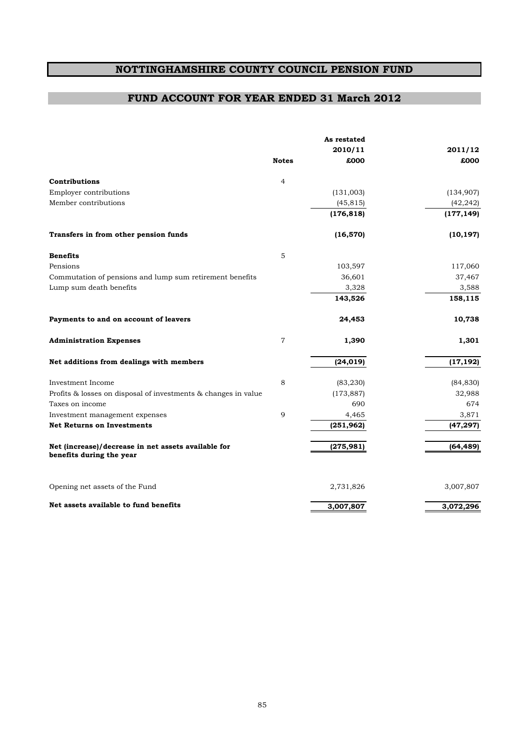# NOTTINGHAMSHIRE COUNTY COUNCIL PENSION FUND

## FUND ACCOUNT FOR YEAR ENDED 31 March 2012

| | Notes | As restated 2010/11 £000 | 2011/12 £000 |
|---|---|---|---|
| **Contributions** | 4 | | |
| Employer contributions | | (131,003) | (134,907) |
| Member contributions | | (45,815) | (42,242) |
| | | **(176,818)** | **(177,149)** |
| **Transfers in from other pension funds** | | **(16,570)** | **(10,197)** |
| **Benefits** | 5 | | |
| Pensions | | 103,597 | 117,060 |
| Commutation of pensions and lump sum retirement benefits | | 36,601 | 37,467 |
| Lump sum death benefits | | 3,328 | 3,588 |
| | | **143,526** | **158,115** |
| **Payments to and on account of leavers** | | **24,453** | **10,738** |
| **Administration Expenses** | 7 | **1,390** | **1,301** |
| **Net additions from dealings with members** | | **(24,019)** | **(17,192)** |
| Investment Income | 8 | (83,230) | (84,830) |
| Profits & losses on disposal of investments & changes in value | | (173,887) | 32,988 |
| Taxes on income | | 690 | 674 |
| Investment management expenses | 9 | 4,465 | 3,871 |
| **Net Returns on Investments** | | **(251,962)** | **(47,297)** |
| **Net (increase)/decrease in net assets available for benefits during the year** | | **(275,981)** | **(64,489)** |
| Opening net assets of the Fund | | 2,731,826 | 3,007,807 |
| **Net assets available to fund benefits** | | **3,007,807** | **3,072,296** |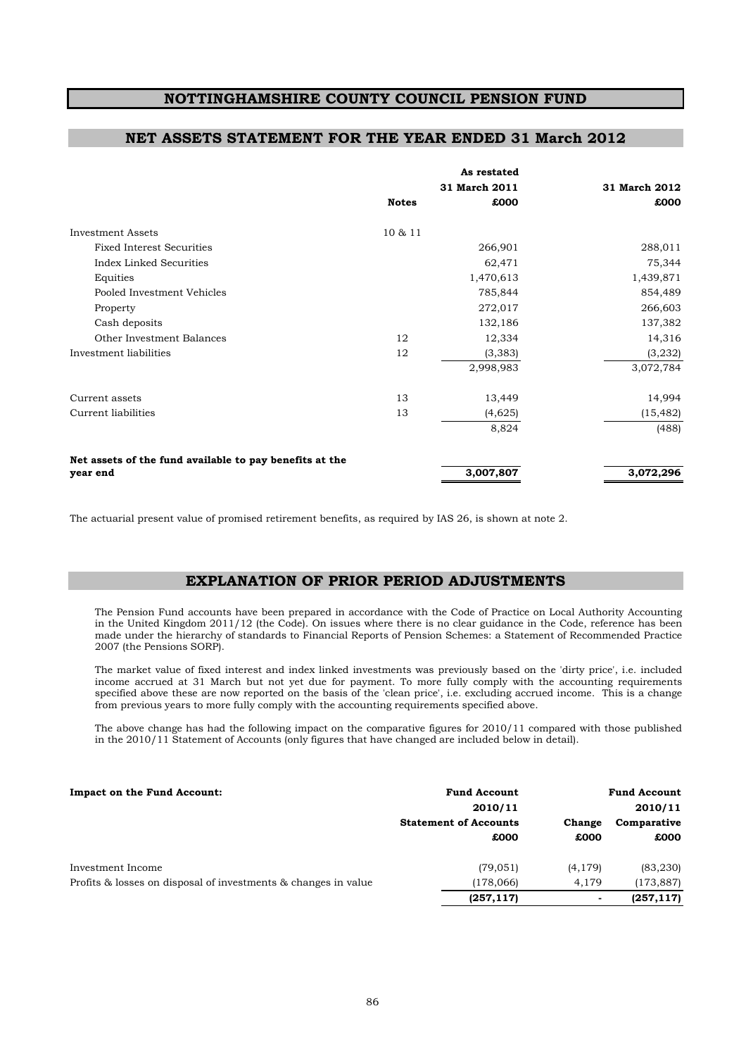# NOTTINGHAMSHIRE COUNTY COUNCIL PENSION FUND

## NET ASSETS STATEMENT FOR THE YEAR ENDED 31 March 2012

| | Notes | As restated 31 March 2011 £000 | 31 March 2012 £000 |
|---|---|---|---|
| Investment Assets | 10 & 11 | | |
| Fixed Interest Securities | | 266,901 | 288,011 |
| Index Linked Securities | | 62,471 | 75,344 |
| Equities | | 1,470,613 | 1,439,871 |
| Pooled Investment Vehicles | | 785,844 | 854,489 |
| Property | | 272,017 | 266,603 |
| Cash deposits | | 132,186 | 137,382 |
| Other Investment Balances | 12 | 12,334 | 14,316 |
| Investment liabilities | 12 | (3,383) | (3,232) |
| | | 2,998,983 | 3,072,784 |
| Current assets | 13 | 13,449 | 14,994 |
| Current liabilities | 13 | (4,625) | (15,482) |
| | | 8,824 | (488) |
| **Net assets of the fund available to pay benefits at the year end** | | **3,007,807** | **3,072,296** |

The actuarial present value of promised retirement benefits, as required by IAS 26, is shown at note 2.

## EXPLANATION OF PRIOR PERIOD ADJUSTMENTS

The Pension Fund accounts have been prepared in accordance with the Code of Practice on Local Authority Accounting in the United Kingdom 2011/12 (the Code). On issues where there is no clear guidance in the Code, reference has been made under the hierarchy of standards to Financial Reports of Pension Schemes: a Statement of Recommended Practice 2007 (the Pensions SORP).

The market value of fixed interest and index linked investments was previously based on the 'dirty price', i.e. included income accrued at 31 March but not yet due for payment. To more fully comply with the accounting requirements specified above these are now reported on the basis of the 'clean price', i.e. excluding accrued income. This is a change from previous years to more fully comply with the accounting requirements specified above.

The above change has had the following impact on the comparative figures for 2010/11 compared with those published in the 2010/11 Statement of Accounts (only figures that have changed are included below in detail).

| **Impact on the Fund Account:** | **Fund Account 2010/11 Statement of Accounts £000** | **Change £000** | **Fund Account 2010/11 Comparative £000** |
|---|---|---|---|
| Investment Income | (79,051) | (4,179) | (83,230) |
| Profits & losses on disposal of investments & changes in value | (178,066) | 4,179 | (173,887) |
| | **(257,117)** | **-** | **(257,117)** |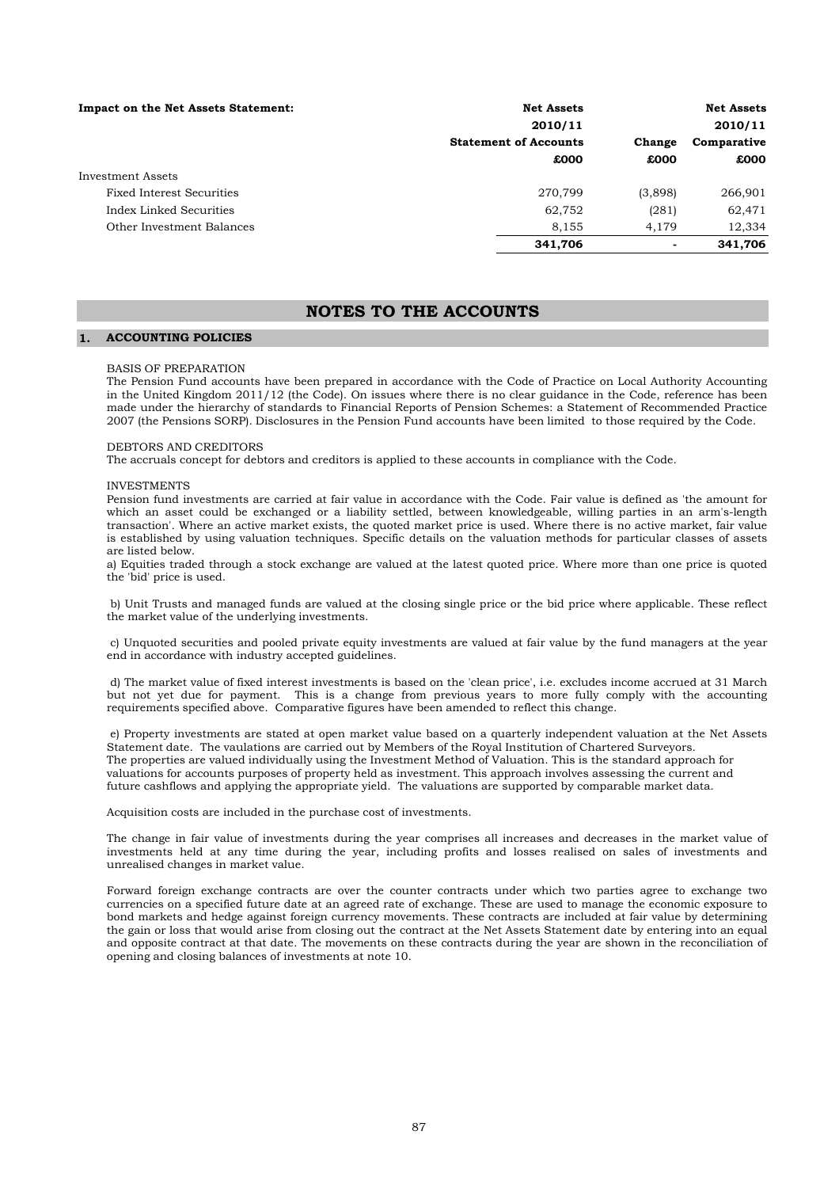| Impact on the Net Assets Statement: | Net Assets 2010/11 Statement of Accounts £000 | Change £000 | Net Assets 2010/11 Comparative £000 |
|---|---|---|---|
| Investment Assets | | | |
| Fixed Interest Securities | 270,799 | (3,898) | 266,901 |
| Index Linked Securities | 62,752 | (281) | 62,471 |
| Other Investment Balances | 8,155 | 4,179 | 12,334 |
| | **341,706** | **-** | **341,706** |

# NOTES TO THE ACCOUNTS

## 1. ACCOUNTING POLICIES

BASIS OF PREPARATION

The Pension Fund accounts have been prepared in accordance with the Code of Practice on Local Authority Accounting in the United Kingdom 2011/12 (the Code). On issues where there is no clear guidance in the Code, reference has been made under the hierarchy of standards to Financial Reports of Pension Schemes: a Statement of Recommended Practice 2007 (the Pensions SORP). Disclosures in the Pension Fund accounts have been limited to those required by the Code.

DEBTORS AND CREDITORS

The accruals concept for debtors and creditors is applied to these accounts in compliance with the Code.

INVESTMENTS

Pension fund investments are carried at fair value in accordance with the Code. Fair value is defined as 'the amount for which an asset could be exchanged or a liability settled, between knowledgeable, willing parties in an arm's-length transaction'. Where an active market exists, the quoted market price is used. Where there is no active market, fair value is established by using valuation techniques. Specific details on the valuation methods for particular classes of assets are listed below.

a) Equities traded through a stock exchange are valued at the latest quoted price. Where more than one price is quoted the 'bid' price is used.

b) Unit Trusts and managed funds are valued at the closing single price or the bid price where applicable. These reflect the market value of the underlying investments.

c) Unquoted securities and pooled private equity investments are valued at fair value by the fund managers at the year end in accordance with industry accepted guidelines.

d) The market value of fixed interest investments is based on the 'clean price', i.e. excludes income accrued at 31 March but not yet due for payment. This is a change from previous years to more fully comply with the accounting requirements specified above. Comparative figures have been amended to reflect this change.

e) Property investments are stated at open market value based on a quarterly independent valuation at the Net Assets Statement date. The vaulations are carried out by Members of the Royal Institution of Chartered Surveyors. The properties are valued individually using the Investment Method of Valuation. This is the standard approach for valuations for accounts purposes of property held as investment. This approach involves assessing the current and future cashflows and applying the appropriate yield. The valuations are supported by comparable market data.

Acquisition costs are included in the purchase cost of investments.

The change in fair value of investments during the year comprises all increases and decreases in the market value of investments held at any time during the year, including profits and losses realised on sales of investments and unrealised changes in market value.

Forward foreign exchange contracts are over the counter contracts under which two parties agree to exchange two currencies on a specified future date at an agreed rate of exchange. These are used to manage the economic exposure to bond markets and hedge against foreign currency movements. These contracts are included at fair value by determining the gain or loss that would arise from closing out the contract at the Net Assets Statement date by entering into an equal and opposite contract at that date. The movements on these contracts during the year are shown in the reconciliation of opening and closing balances of investments at note 10.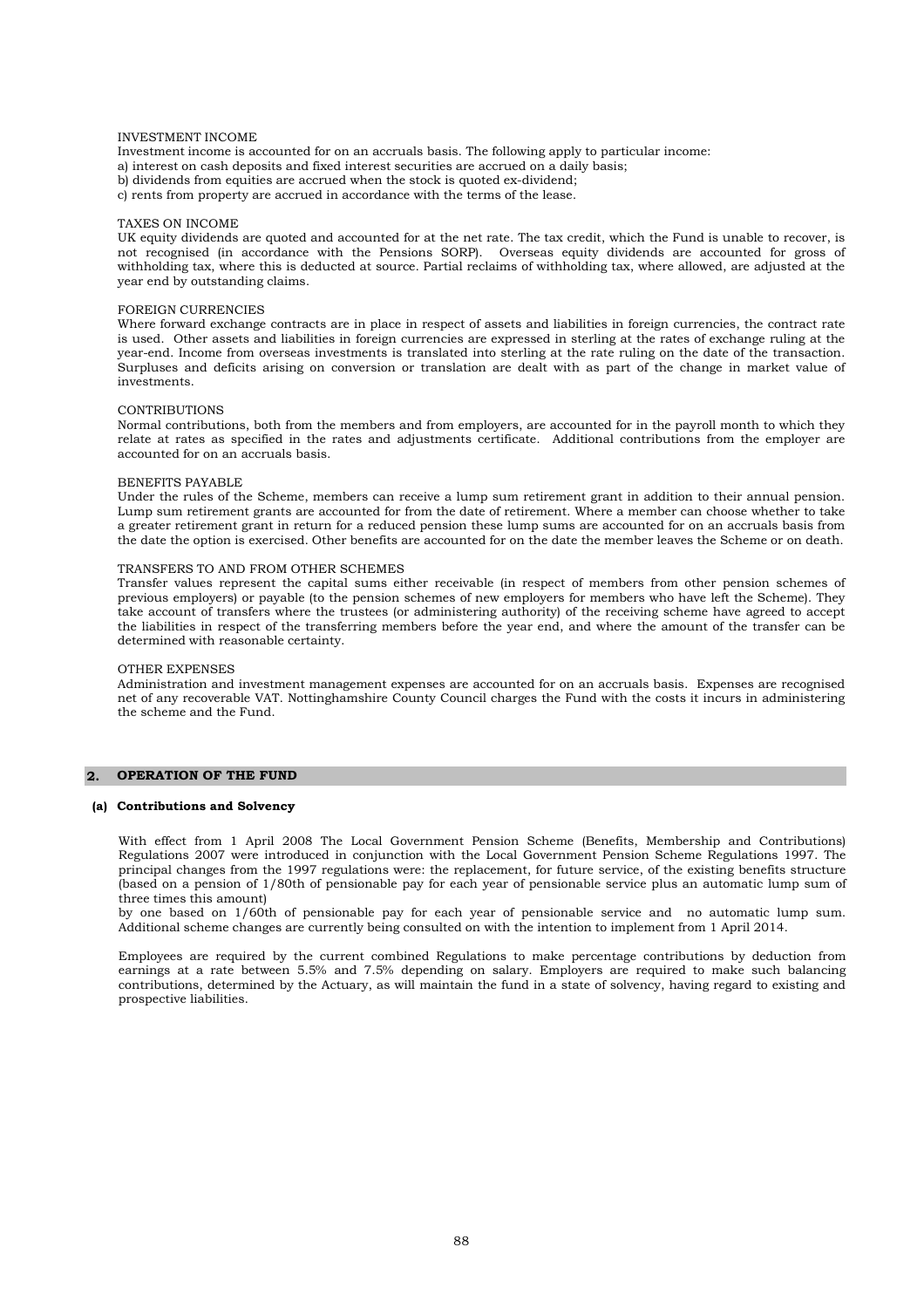INVESTMENT INCOME

Investment income is accounted for on an accruals basis. The following apply to particular income:
a) interest on cash deposits and fixed interest securities are accrued on a daily basis;
b) dividends from equities are accrued when the stock is quoted ex-dividend;
c) rents from property are accrued in accordance with the terms of the lease.

TAXES ON INCOME

UK equity dividends are quoted and accounted for at the net rate. The tax credit, which the Fund is unable to recover, is not recognised (in accordance with the Pensions SORP). Overseas equity dividends are accounted for gross of withholding tax, where this is deducted at source. Partial reclaims of withholding tax, where allowed, are adjusted at the year end by outstanding claims.

FOREIGN CURRENCIES

Where forward exchange contracts are in place in respect of assets and liabilities in foreign currencies, the contract rate is used. Other assets and liabilities in foreign currencies are expressed in sterling at the rates of exchange ruling at the year-end. Income from overseas investments is translated into sterling at the rate ruling on the date of the transaction. Surpluses and deficits arising on conversion or translation are dealt with as part of the change in market value of investments.

CONTRIBUTIONS

Normal contributions, both from the members and from employers, are accounted for in the payroll month to which they relate at rates as specified in the rates and adjustments certificate. Additional contributions from the employer are accounted for on an accruals basis.

BENEFITS PAYABLE

Under the rules of the Scheme, members can receive a lump sum retirement grant in addition to their annual pension. Lump sum retirement grants are accounted for from the date of retirement. Where a member can choose whether to take a greater retirement grant in return for a reduced pension these lump sums are accounted for on an accruals basis from the date the option is exercised. Other benefits are accounted for on the date the member leaves the Scheme or on death.

TRANSFERS TO AND FROM OTHER SCHEMES

Transfer values represent the capital sums either receivable (in respect of members from other pension schemes of previous employers) or payable (to the pension schemes of new employers for members who have left the Scheme). They take account of transfers where the trustees (or administering authority) of the receiving scheme have agreed to accept the liabilities in respect of the transferring members before the year end, and where the amount of the transfer can be determined with reasonable certainty.

OTHER EXPENSES

Administration and investment management expenses are accounted for on an accruals basis. Expenses are recognised net of any recoverable VAT. Nottinghamshire County Council charges the Fund with the costs it incurs in administering the scheme and the Fund.

## 2. OPERATION OF THE FUND

### (a) Contributions and Solvency

With effect from 1 April 2008 The Local Government Pension Scheme (Benefits, Membership and Contributions) Regulations 2007 were introduced in conjunction with the Local Government Pension Scheme Regulations 1997. The principal changes from the 1997 regulations were: the replacement, for future service, of the existing benefits structure (based on a pension of 1/80th of pensionable pay for each year of pensionable service plus an automatic lump sum of three times this amount)
by one based on 1/60th of pensionable pay for each year of pensionable service and no automatic lump sum. Additional scheme changes are currently being consulted on with the intention to implement from 1 April 2014.

Employees are required by the current combined Regulations to make percentage contributions by deduction from earnings at a rate between 5.5% and 7.5% depending on salary. Employers are required to make such balancing contributions, determined by the Actuary, as will maintain the fund in a state of solvency, having regard to existing and prospective liabilities.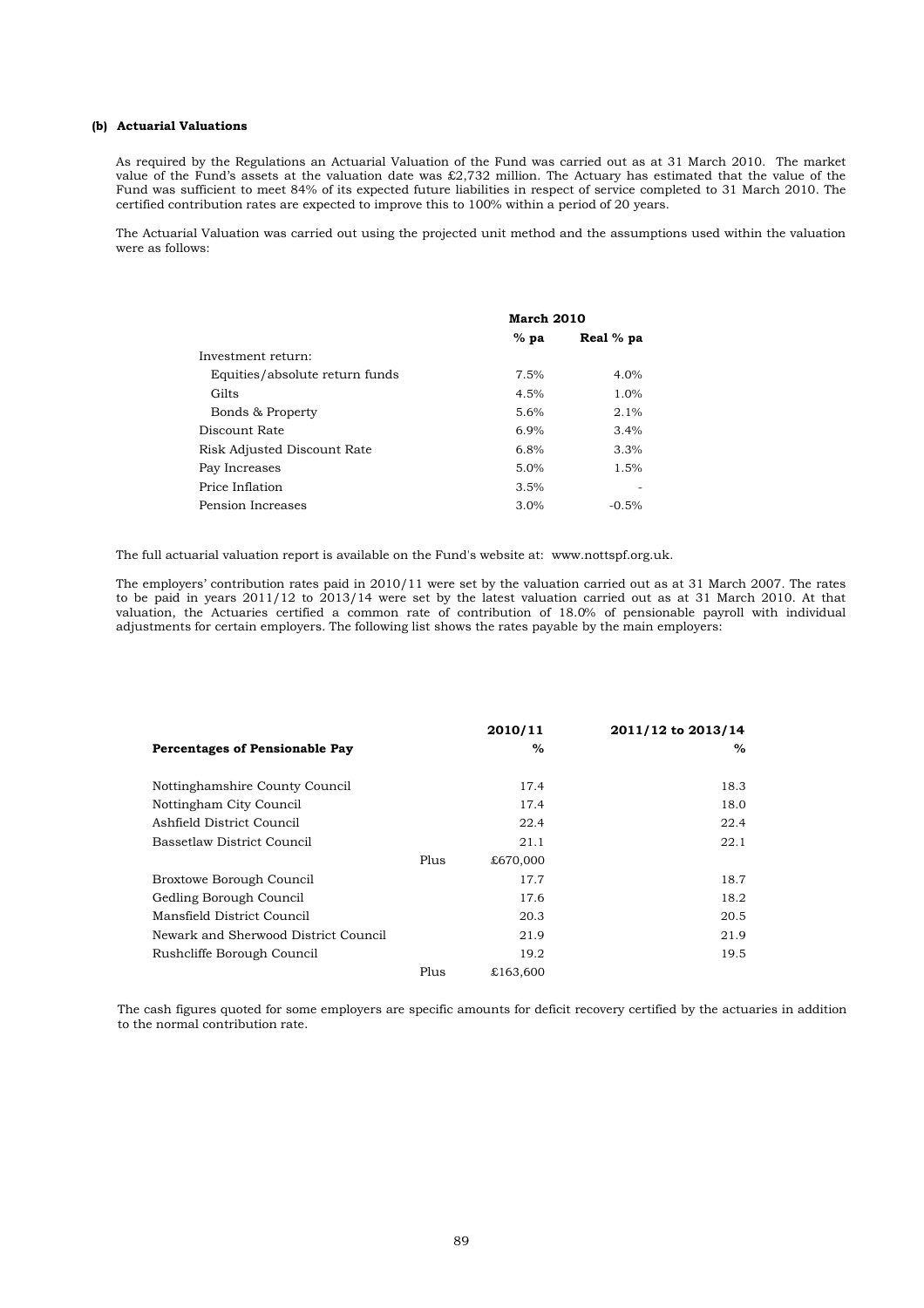### (b) Actuarial Valuations

As required by the Regulations an Actuarial Valuation of the Fund was carried out as at 31 March 2010. The market value of the Fund's assets at the valuation date was £2,732 million. The Actuary has estimated that the value of the Fund was sufficient to meet 84% of its expected future liabilities in respect of service completed to 31 March 2010. The certified contribution rates are expected to improve this to 100% within a period of 20 years.

The Actuarial Valuation was carried out using the projected unit method and the assumptions used within the valuation were as follows:

| | **March 2010** | |
|---|---|---|
| | **% pa** | **Real % pa** |
| Investment return: | | |
| Equities/absolute return funds | 7.5% | 4.0% |
| Gilts | 4.5% | 1.0% |
| Bonds & Property | 5.6% | 2.1% |
| Discount Rate | 6.9% | 3.4% |
| Risk Adjusted Discount Rate | 6.8% | 3.3% |
| Pay Increases | 5.0% | 1.5% |
| Price Inflation | 3.5% | - |
| Pension Increases | 3.0% | -0.5% |

The full actuarial valuation report is available on the Fund's website at: www.nottspf.org.uk.

The employers' contribution rates paid in 2010/11 were set by the valuation carried out as at 31 March 2007. The rates to be paid in years 2011/12 to 2013/14 were set by the latest valuation carried out as at 31 March 2010. At that valuation, the Actuaries certified a common rate of contribution of 18.0% of pensionable payroll with individual adjustments for certain employers. The following list shows the rates payable by the main employers:

| **Percentages of Pensionable Pay** | | **2010/11 %** | **2011/12 to 2013/14 %** |
|---|---|---|---|
| Nottinghamshire County Council | | 17.4 | 18.3 |
| Nottingham City Council | | 17.4 | 18.0 |
| Ashfield District Council | | 22.4 | 22.4 |
| Bassetlaw District Council | | 21.1 | 22.1 |
| | Plus | £670,000 | |
| Broxtowe Borough Council | | 17.7 | 18.7 |
| Gedling Borough Council | | 17.6 | 18.2 |
| Mansfield District Council | | 20.3 | 20.5 |
| Newark and Sherwood District Council | | 21.9 | 21.9 |
| Rushcliffe Borough Council | | 19.2 | 19.5 |
| | Plus | £163,600 | |

The cash figures quoted for some employers are specific amounts for deficit recovery certified by the actuaries in addition to the normal contribution rate.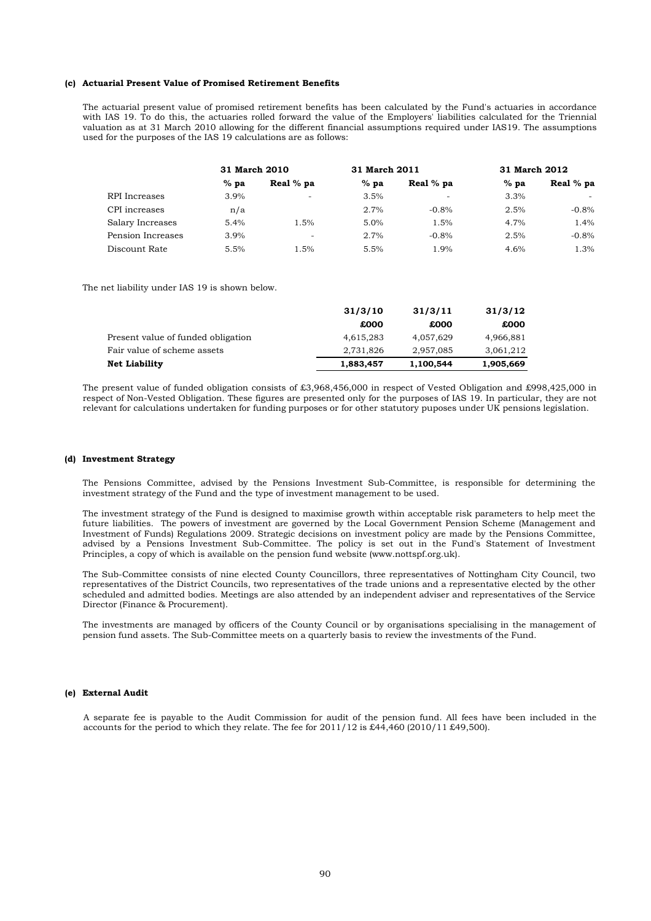### (c) Actuarial Present Value of Promised Retirement Benefits

The actuarial present value of promised retirement benefits has been calculated by the Fund's actuaries in accordance with IAS 19. To do this, the actuaries rolled forward the value of the Employers' liabilities calculated for the Triennial valuation as at 31 March 2010 allowing for the different financial assumptions required under IAS19. The assumptions used for the purposes of the IAS 19 calculations are as follows:

| | 31 March 2010 | | 31 March 2011 | | 31 March 2012 | |
|---|---|---|---|---|---|---|
| | % pa | Real % pa | % pa | Real % pa | % pa | Real % pa |
| RPI Increases | 3.9% | - | 3.5% | - | 3.3% | - |
| CPI increases | n/a | | 2.7% | -0.8% | 2.5% | -0.8% |
| Salary Increases | 5.4% | 1.5% | 5.0% | 1.5% | 4.7% | 1.4% |
| Pension Increases | 3.9% | - | 2.7% | -0.8% | 2.5% | -0.8% |
| Discount Rate | 5.5% | 1.5% | 5.5% | 1.9% | 4.6% | 1.3% |

The net liability under IAS 19 is shown below.

| | 31/3/10 | 31/3/11 | 31/3/12 |
|---|---|---|---|
| | £000 | £000 | £000 |
| Present value of funded obligation | 4,615,283 | 4,057,629 | 4,966,881 |
| Fair value of scheme assets | 2,731,826 | 2,957,085 | 3,061,212 |
| **Net Liability** | **1,883,457** | **1,100,544** | **1,905,669** |

The present value of funded obligation consists of £3,968,456,000 in respect of Vested Obligation and £998,425,000 in respect of Non-Vested Obligation. These figures are presented only for the purposes of IAS 19. In particular, they are not relevant for calculations undertaken for funding purposes or for other statutory puposes under UK pensions legislation.

### (d) Investment Strategy

The Pensions Committee, advised by the Pensions Investment Sub-Committee, is responsible for determining the investment strategy of the Fund and the type of investment management to be used.

The investment strategy of the Fund is designed to maximise growth within acceptable risk parameters to help meet the future liabilities. The powers of investment are governed by the Local Government Pension Scheme (Management and Investment of Funds) Regulations 2009. Strategic decisions on investment policy are made by the Pensions Committee, advised by a Pensions Investment Sub-Committee. The policy is set out in the Fund's Statement of Investment Principles, a copy of which is available on the pension fund website (www.nottspf.org.uk).

The Sub-Committee consists of nine elected County Councillors, three representatives of Nottingham City Council, two representatives of the District Councils, two representatives of the trade unions and a representative elected by the other scheduled and admitted bodies. Meetings are also attended by an independent adviser and representatives of the Service Director (Finance & Procurement).

The investments are managed by officers of the County Council or by organisations specialising in the management of pension fund assets. The Sub-Committee meets on a quarterly basis to review the investments of the Fund.

### (e) External Audit

A separate fee is payable to the Audit Commission for audit of the pension fund. All fees have been included in the accounts for the period to which they relate. The fee for 2011/12 is £44,460 (2010/11 £49,500).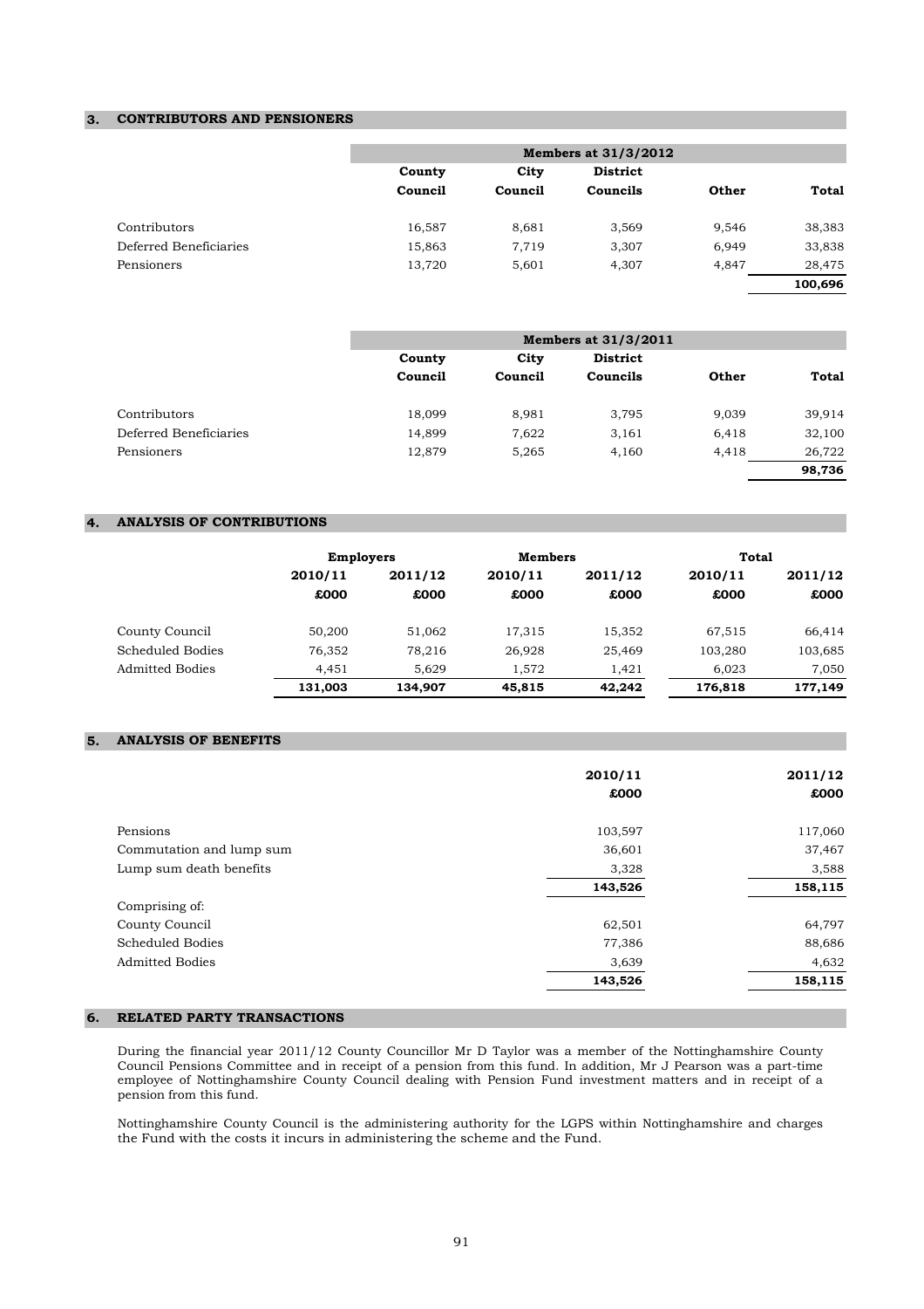## 3. CONTRIBUTORS AND PENSIONERS

| | Members at 31/3/2012 | | | | |
|---|---|---|---|---|---|
| | County Council | City Council | District Councils | Other | Total |
| Contributors | 16,587 | 8,681 | 3,569 | 9,546 | 38,383 |
| Deferred Beneficiaries | 15,863 | 7,719 | 3,307 | 6,949 | 33,838 |
| Pensioners | 13,720 | 5,601 | 4,307 | 4,847 | 28,475 |
| | | | | | **100,696** |

| | Members at 31/3/2011 | | | | |
|---|---|---|---|---|---|
| | County Council | City Council | District Councils | Other | Total |
| Contributors | 18,099 | 8,981 | 3,795 | 9,039 | 39,914 |
| Deferred Beneficiaries | 14,899 | 7,622 | 3,161 | 6,418 | 32,100 |
| Pensioners | 12,879 | 5,265 | 4,160 | 4,418 | 26,722 |
| | | | | | **98,736** |

## 4. ANALYSIS OF CONTRIBUTIONS

| | Employers | | Members | | Total | |
|---|---|---|---|---|---|---|
| | 2010/11 £000 | 2011/12 £000 | 2010/11 £000 | 2011/12 £000 | 2010/11 £000 | 2011/12 £000 |
| County Council | 50,200 | 51,062 | 17,315 | 15,352 | 67,515 | 66,414 |
| Scheduled Bodies | 76,352 | 78,216 | 26,928 | 25,469 | 103,280 | 103,685 |
| Admitted Bodies | 4,451 | 5,629 | 1,572 | 1,421 | 6,023 | 7,050 |
| | **131,003** | **134,907** | **45,815** | **42,242** | **176,818** | **177,149** |

## 5. ANALYSIS OF BENEFITS

| | 2010/11 £000 | 2011/12 £000 |
|---|---|---|
| Pensions | 103,597 | 117,060 |
| Commutation and lump sum | 36,601 | 37,467 |
| Lump sum death benefits | 3,328 | 3,588 |
| | **143,526** | **158,115** |
| Comprising of: | | |
| County Council | 62,501 | 64,797 |
| Scheduled Bodies | 77,386 | 88,686 |
| Admitted Bodies | 3,639 | 4,632 |
| | **143,526** | **158,115** |

## 6. RELATED PARTY TRANSACTIONS

During the financial year 2011/12 County Councillor Mr D Taylor was a member of the Nottinghamshire County Council Pensions Committee and in receipt of a pension from this fund. In addition, Mr J Pearson was a part-time employee of Nottinghamshire County Council dealing with Pension Fund investment matters and in receipt of a pension from this fund.

Nottinghamshire County Council is the administering authority for the LGPS within Nottinghamshire and charges the Fund with the costs it incurs in administering the scheme and the Fund.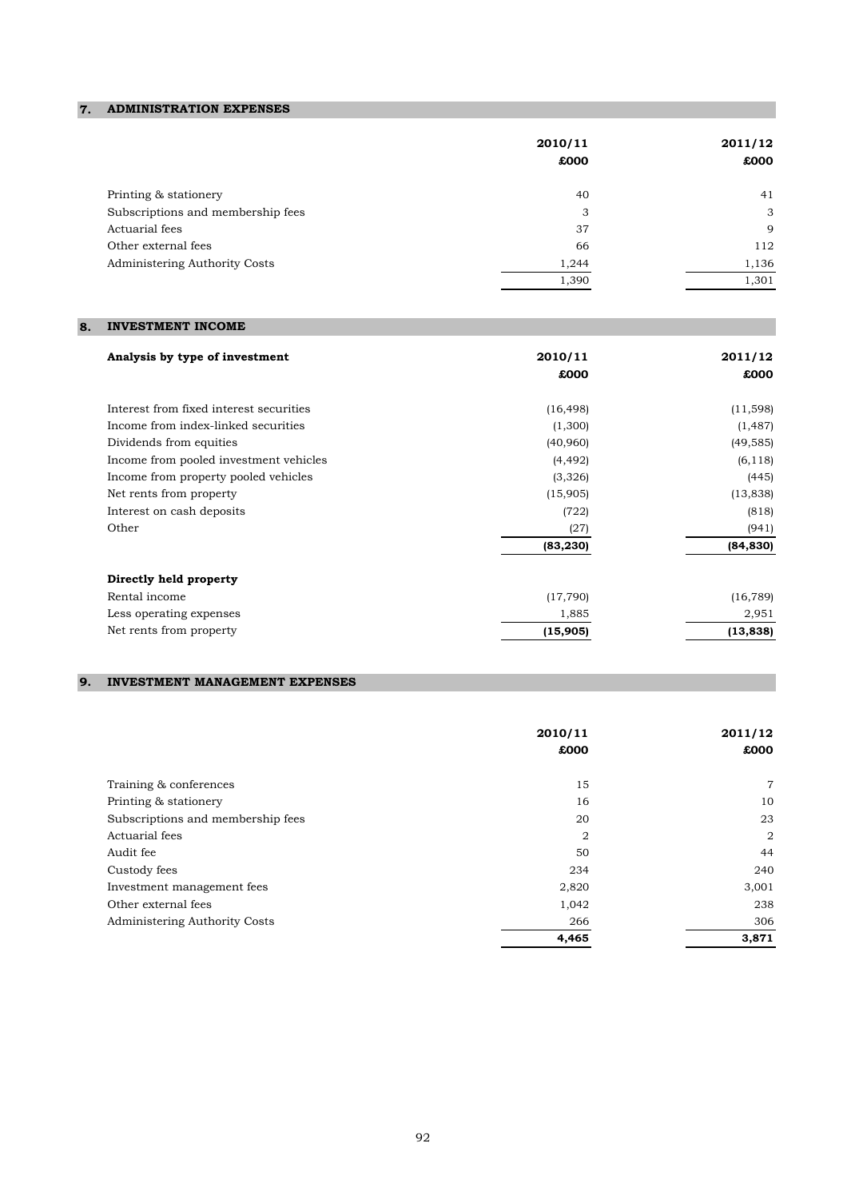## 7. ADMINISTRATION EXPENSES

| | 2010/11<br>£000 | 2011/12<br>£000 |
|---|---|---|
| Printing & stationery | 40 | 41 |
| Subscriptions and membership fees | 3 | 3 |
| Actuarial fees | 37 | 9 |
| Other external fees | 66 | 112 |
| Administering Authority Costs | 1,244 | 1,136 |
| | 1,390 | 1,301 |

## 8. INVESTMENT INCOME

| **Analysis by type of investment** | 2010/11<br>£000 | 2011/12<br>£000 |
|---|---|---|
| Interest from fixed interest securities | (16,498) | (11,598) |
| Income from index-linked securities | (1,300) | (1,487) |
| Dividends from equities | (40,960) | (49,585) |
| Income from pooled investment vehicles | (4,492) | (6,118) |
| Income from property pooled vehicles | (3,326) | (445) |
| Net rents from property | (15,905) | (13,838) |
| Interest on cash deposits | (722) | (818) |
| Other | (27) | (941) |
| | **(83,230)** | **(84,830)** |
| **Directly held property** | | |
| Rental income | (17,790) | (16,789) |
| Less operating expenses | 1,885 | 2,951 |
| Net rents from property | **(15,905)** | **(13,838)** |

## 9. INVESTMENT MANAGEMENT EXPENSES

| | 2010/11<br>£000 | 2011/12<br>£000 |
|---|---|---|
| Training & conferences | 15 | 7 |
| Printing & stationery | 16 | 10 |
| Subscriptions and membership fees | 20 | 23 |
| Actuarial fees | 2 | 2 |
| Audit fee | 50 | 44 |
| Custody fees | 234 | 240 |
| Investment management fees | 2,820 | 3,001 |
| Other external fees | 1,042 | 238 |
| Administering Authority Costs | 266 | 306 |
| | **4,465** | **3,871** |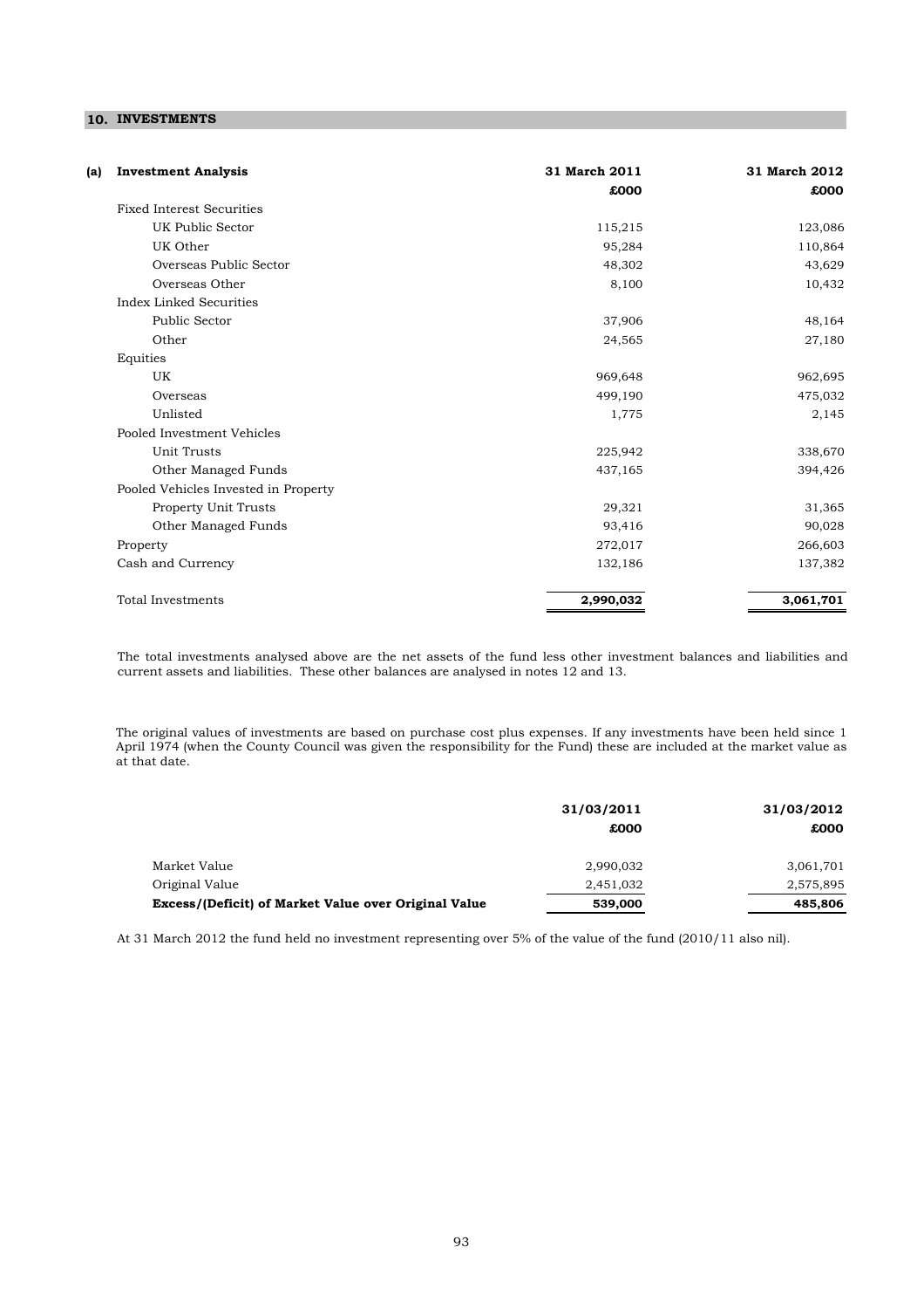## 10. INVESTMENTS

**(a) Investment Analysis**

| Investment Analysis | 31 March 2011 £000 | 31 March 2012 £000 |
|---|---|---|
| Fixed Interest Securities | | |
| UK Public Sector | 115,215 | 123,086 |
| UK Other | 95,284 | 110,864 |
| Overseas Public Sector | 48,302 | 43,629 |
| Overseas Other | 8,100 | 10,432 |
| Index Linked Securities | | |
| Public Sector | 37,906 | 48,164 |
| Other | 24,565 | 27,180 |
| Equities | | |
| UK | 969,648 | 962,695 |
| Overseas | 499,190 | 475,032 |
| Unlisted | 1,775 | 2,145 |
| Pooled Investment Vehicles | | |
| Unit Trusts | 225,942 | 338,670 |
| Other Managed Funds | 437,165 | 394,426 |
| Pooled Vehicles Invested in Property | | |
| Property Unit Trusts | 29,321 | 31,365 |
| Other Managed Funds | 93,416 | 90,028 |
| Property | 272,017 | 266,603 |
| Cash and Currency | 132,186 | 137,382 |
| Total Investments | **2,990,032** | **3,061,701** |

The total investments analysed above are the net assets of the fund less other investment balances and liabilities and current assets and liabilities. These other balances are analysed in notes 12 and 13.

The original values of investments are based on purchase cost plus expenses. If any investments have been held since 1 April 1974 (when the County Council was given the responsibility for the Fund) these are included at the market value as at that date.

| | 31/03/2011 £000 | 31/03/2012 £000 |
|---|---|---|
| Market Value | 2,990,032 | 3,061,701 |
| Original Value | 2,451,032 | 2,575,895 |
| **Excess/(Deficit) of Market Value over Original Value** | **539,000** | **485,806** |

At 31 March 2012 the fund held no investment representing over 5% of the value of the fund (2010/11 also nil).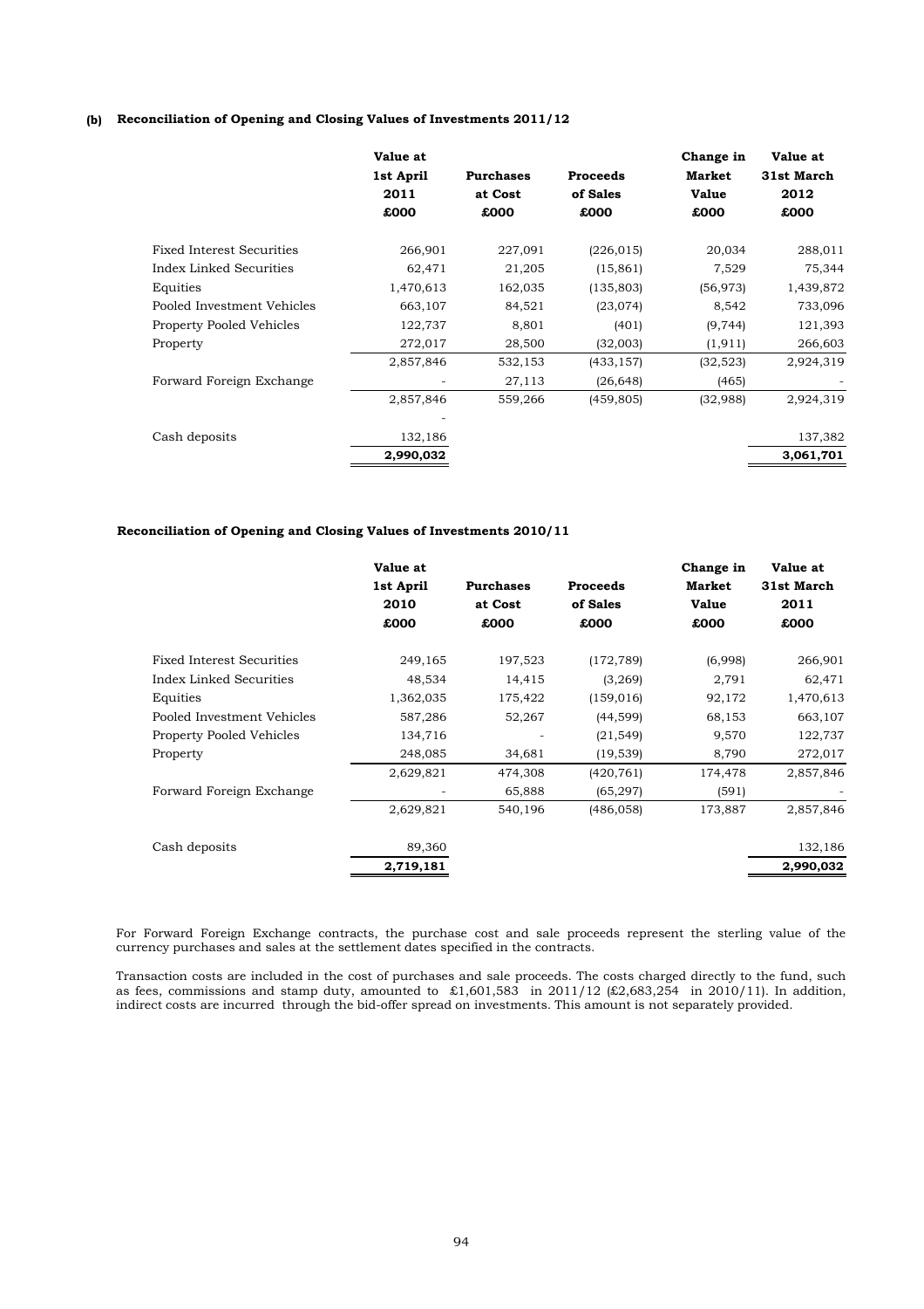**(b) Reconciliation of Opening and Closing Values of Investments 2011/12**

| | Value at 1st April 2011 £000 | Purchases at Cost £000 | Proceeds of Sales £000 | Change in Market Value £000 | Value at 31st March 2012 £000 |
|---|---|---|---|---|---|
| Fixed Interest Securities | 266,901 | 227,091 | (226,015) | 20,034 | 288,011 |
| Index Linked Securities | 62,471 | 21,205 | (15,861) | 7,529 | 75,344 |
| Equities | 1,470,613 | 162,035 | (135,803) | (56,973) | 1,439,872 |
| Pooled Investment Vehicles | 663,107 | 84,521 | (23,074) | 8,542 | 733,096 |
| Property Pooled Vehicles | 122,737 | 8,801 | (401) | (9,744) | 121,393 |
| Property | 272,017 | 28,500 | (32,003) | (1,911) | 266,603 |
| | 2,857,846 | 532,153 | (433,157) | (32,523) | 2,924,319 |
| Forward Foreign Exchange | - | 27,113 | (26,648) | (465) | - |
| | 2,857,846 | 559,266 | (459,805) | (32,988) | 2,924,319 |
| | - | | | | |
| Cash deposits | 132,186 | | | | 137,382 |
| | **2,990,032** | | | | **3,061,701** |

**Reconciliation of Opening and Closing Values of Investments 2010/11**

| | Value at 1st April 2010 £000 | Purchases at Cost £000 | Proceeds of Sales £000 | Change in Market Value £000 | Value at 31st March 2011 £000 |
|---|---|---|---|---|---|
| Fixed Interest Securities | 249,165 | 197,523 | (172,789) | (6,998) | 266,901 |
| Index Linked Securities | 48,534 | 14,415 | (3,269) | 2,791 | 62,471 |
| Equities | 1,362,035 | 175,422 | (159,016) | 92,172 | 1,470,613 |
| Pooled Investment Vehicles | 587,286 | 52,267 | (44,599) | 68,153 | 663,107 |
| Property Pooled Vehicles | 134,716 | - | (21,549) | 9,570 | 122,737 |
| Property | 248,085 | 34,681 | (19,539) | 8,790 | 272,017 |
| | 2,629,821 | 474,308 | (420,761) | 174,478 | 2,857,846 |
| Forward Foreign Exchange | - | 65,888 | (65,297) | (591) | - |
| | 2,629,821 | 540,196 | (486,058) | 173,887 | 2,857,846 |
| Cash deposits | 89,360 | | | | 132,186 |
| | **2,719,181** | | | | **2,990,032** |

For Forward Foreign Exchange contracts, the purchase cost and sale proceeds represent the sterling value of the currency purchases and sales at the settlement dates specified in the contracts.

Transaction costs are included in the cost of purchases and sale proceeds. The costs charged directly to the fund, such as fees, commissions and stamp duty, amounted to £1,601,583 in 2011/12 (£2,683,254 in 2010/11). In addition, indirect costs are incurred through the bid-offer spread on investments. This amount is not separately provided.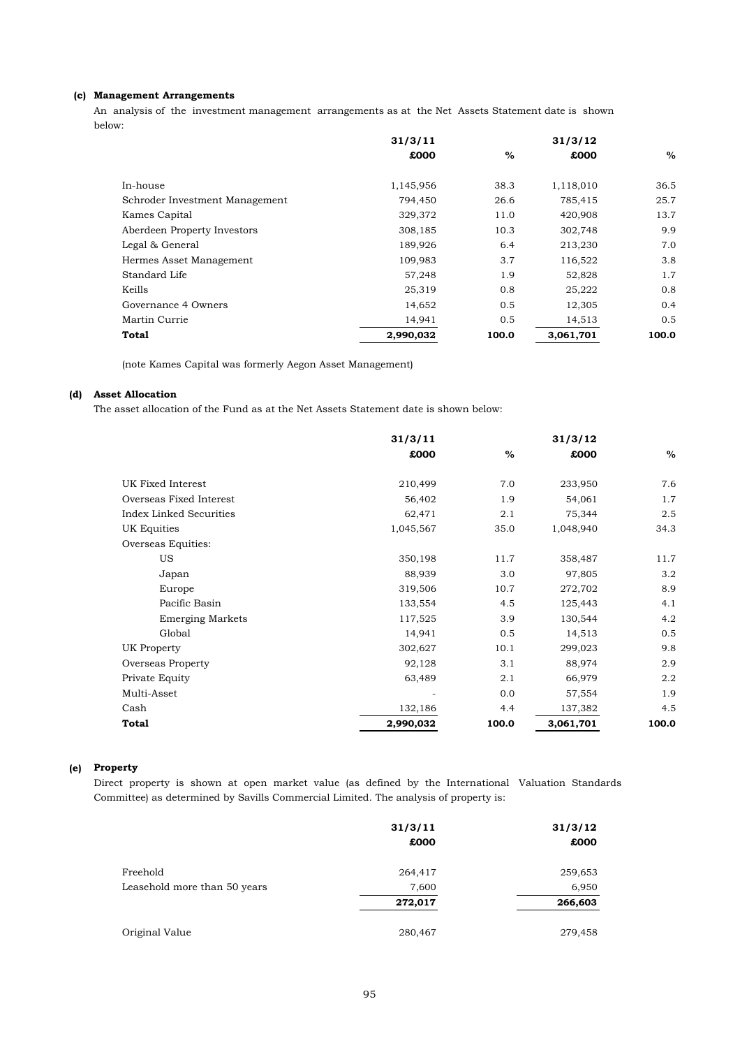**(c) Management Arrangements**

An analysis of the investment management arrangements as at the Net Assets Statement date is shown below:

| | 31/3/11 | | 31/3/12 | |
|---|---|---|---|---|
| | £000 | % | £000 | % |
| In-house | 1,145,956 | 38.3 | 1,118,010 | 36.5 |
| Schroder Investment Management | 794,450 | 26.6 | 785,415 | 25.7 |
| Kames Capital | 329,372 | 11.0 | 420,908 | 13.7 |
| Aberdeen Property Investors | 308,185 | 10.3 | 302,748 | 9.9 |
| Legal & General | 189,926 | 6.4 | 213,230 | 7.0 |
| Hermes Asset Management | 109,983 | 3.7 | 116,522 | 3.8 |
| Standard Life | 57,248 | 1.9 | 52,828 | 1.7 |
| Keills | 25,319 | 0.8 | 25,222 | 0.8 |
| Governance 4 Owners | 14,652 | 0.5 | 12,305 | 0.4 |
| Martin Currie | 14,941 | 0.5 | 14,513 | 0.5 |
| **Total** | **2,990,032** | **100.0** | **3,061,701** | **100.0** |

(note Kames Capital was formerly Aegon Asset Management)

**(d) Asset Allocation**

The asset allocation of the Fund as at the Net Assets Statement date is shown below:

| | 31/3/11 | | 31/3/12 | |
|---|---|---|---|---|
| | £000 | % | £000 | % |
| UK Fixed Interest | 210,499 | 7.0 | 233,950 | 7.6 |
| Overseas Fixed Interest | 56,402 | 1.9 | 54,061 | 1.7 |
| Index Linked Securities | 62,471 | 2.1 | 75,344 | 2.5 |
| UK Equities | 1,045,567 | 35.0 | 1,048,940 | 34.3 |
| Overseas Equities: | | | | |
| US | 350,198 | 11.7 | 358,487 | 11.7 |
| Japan | 88,939 | 3.0 | 97,805 | 3.2 |
| Europe | 319,506 | 10.7 | 272,702 | 8.9 |
| Pacific Basin | 133,554 | 4.5 | 125,443 | 4.1 |
| Emerging Markets | 117,525 | 3.9 | 130,544 | 4.2 |
| Global | 14,941 | 0.5 | 14,513 | 0.5 |
| UK Property | 302,627 | 10.1 | 299,023 | 9.8 |
| Overseas Property | 92,128 | 3.1 | 88,974 | 2.9 |
| Private Equity | 63,489 | 2.1 | 66,979 | 2.2 |
| Multi-Asset | - | 0.0 | 57,554 | 1.9 |
| Cash | 132,186 | 4.4 | 137,382 | 4.5 |
| **Total** | **2,990,032** | **100.0** | **3,061,701** | **100.0** |

**(e) Property**

Direct property is shown at open market value (as defined by the International Valuation Standards Committee) as determined by Savills Commercial Limited. The analysis of property is:

| | 31/3/11 | 31/3/12 |
|---|---|---|
| | £000 | £000 |
| Freehold | 264,417 | 259,653 |
| Leasehold more than 50 years | 7,600 | 6,950 |
| | **272,017** | **266,603** |
| Original Value | 280,467 | 279,458 |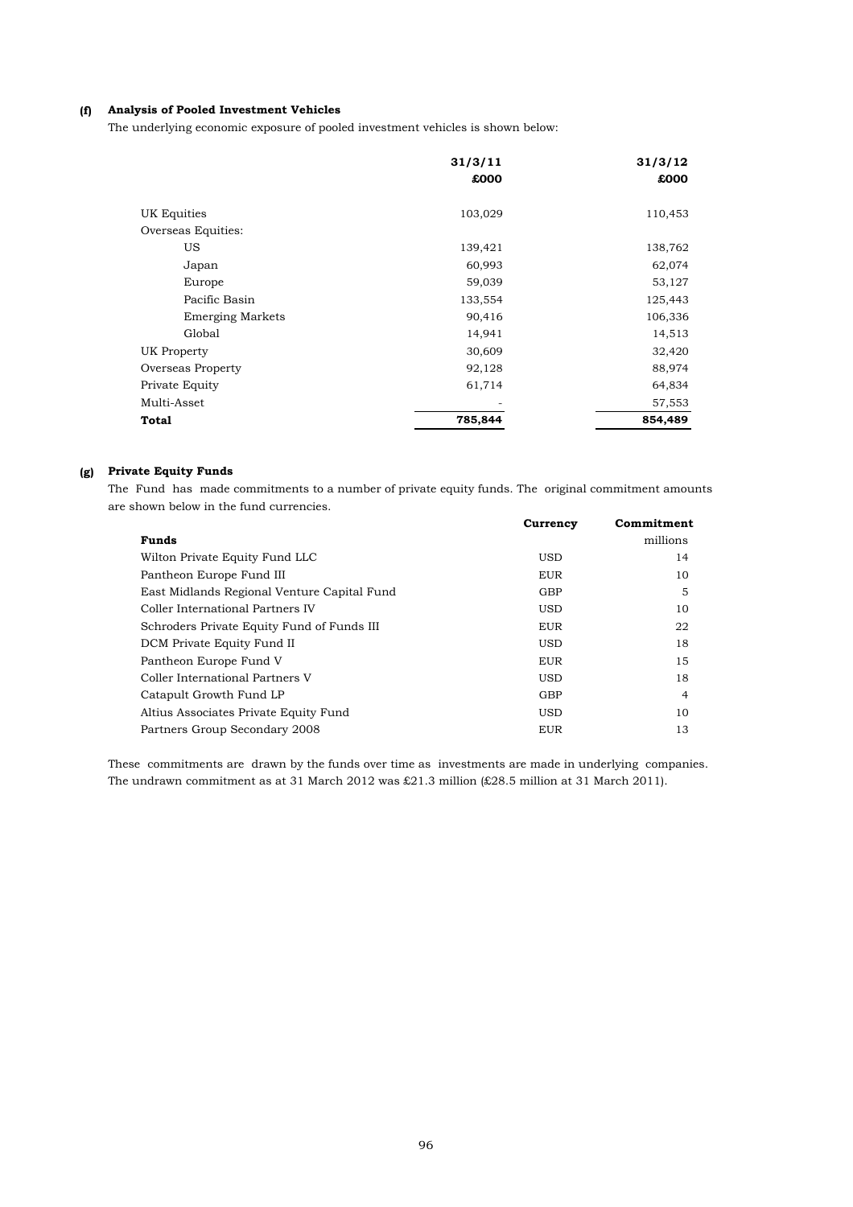### (f) Analysis of Pooled Investment Vehicles

The underlying economic exposure of pooled investment vehicles is shown below:

| | 31/3/11 £000 | 31/3/12 £000 |
|---|---|---|
| UK Equities | 103,029 | 110,453 |
| Overseas Equities: | | |
| US | 139,421 | 138,762 |
| Japan | 60,993 | 62,074 |
| Europe | 59,039 | 53,127 |
| Pacific Basin | 133,554 | 125,443 |
| Emerging Markets | 90,416 | 106,336 |
| Global | 14,941 | 14,513 |
| UK Property | 30,609 | 32,420 |
| Overseas Property | 92,128 | 88,974 |
| Private Equity | 61,714 | 64,834 |
| Multi-Asset | - | 57,553 |
| **Total** | **785,844** | **854,489** |

### (g) Private Equity Funds

The Fund has made commitments to a number of private equity funds. The original commitment amounts are shown below in the fund currencies.

| Funds | Currency | Commitment millions |
|---|---|---|
| Wilton Private Equity Fund LLC | USD | 14 |
| Pantheon Europe Fund III | EUR | 10 |
| East Midlands Regional Venture Capital Fund | GBP | 5 |
| Coller International Partners IV | USD | 10 |
| Schroders Private Equity Fund of Funds III | EUR | 22 |
| DCM Private Equity Fund II | USD | 18 |
| Pantheon Europe Fund V | EUR | 15 |
| Coller International Partners V | USD | 18 |
| Catapult Growth Fund LP | GBP | 4 |
| Altius Associates Private Equity Fund | USD | 10 |
| Partners Group Secondary 2008 | EUR | 13 |

These commitments are drawn by the funds over time as investments are made in underlying companies. The undrawn commitment as at 31 March 2012 was £21.3 million (£28.5 million at 31 March 2011).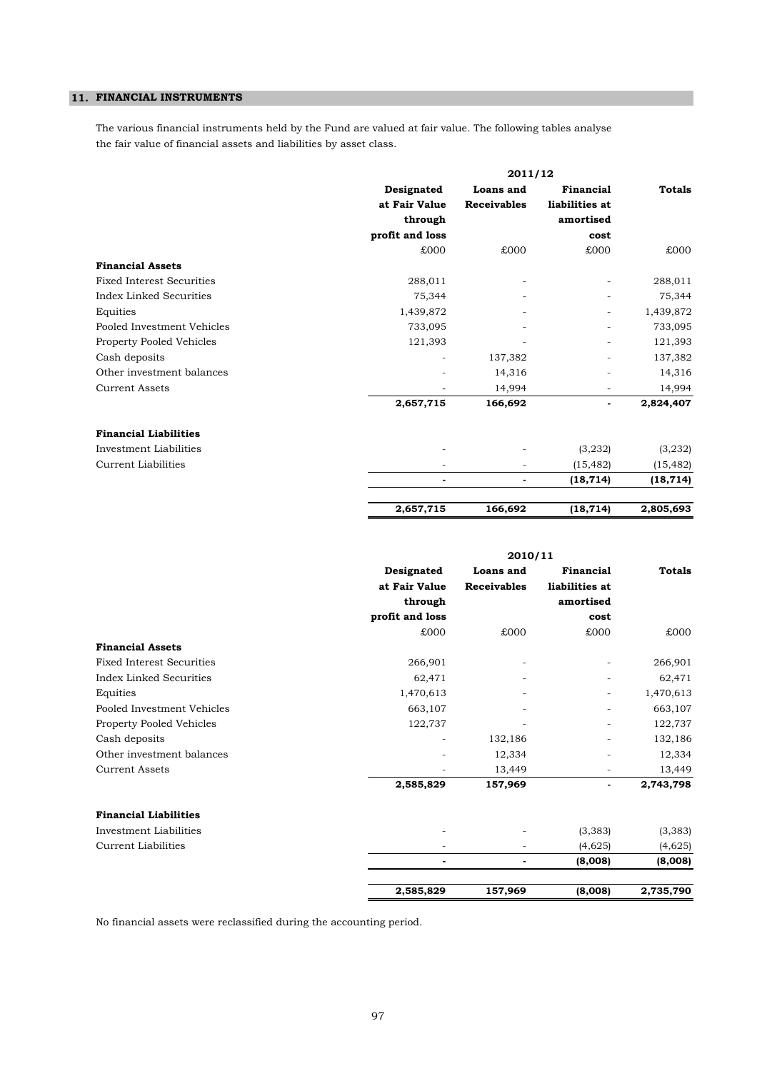## 11. FINANCIAL INSTRUMENTS

The various financial instruments held by the Fund are valued at fair value. The following tables analyse the fair value of financial assets and liabilities by asset class.

| | 2011/12 | | | |
|---|---|---|---|---|
| | **Designated at Fair Value through profit and loss** | **Loans and Receivables** | **Financial liabilities at amortised cost** | **Totals** |
| | £000 | £000 | £000 | £000 |
| **Financial Assets** | | | | |
| Fixed Interest Securities | 288,011 | - | - | 288,011 |
| Index Linked Securities | 75,344 | - | - | 75,344 |
| Equities | 1,439,872 | - | - | 1,439,872 |
| Pooled Investment Vehicles | 733,095 | - | - | 733,095 |
| Property Pooled Vehicles | 121,393 | - | - | 121,393 |
| Cash deposits | - | 137,382 | - | 137,382 |
| Other investment balances | - | 14,316 | - | 14,316 |
| Current Assets | - | 14,994 | - | 14,994 |
| | **2,657,715** | **166,692** | **-** | **2,824,407** |
| **Financial Liabilities** | | | | |
| Investment Liabilities | - | - | (3,232) | (3,232) |
| Current Liabilities | - | - | (15,482) | (15,482) |
| | **-** | **-** | **(18,714)** | **(18,714)** |
| | **2,657,715** | **166,692** | **(18,714)** | **2,805,693** |

| | 2010/11 | | | |
|---|---|---|---|---|
| | **Designated at Fair Value through profit and loss** | **Loans and Receivables** | **Financial liabilities at amortised cost** | **Totals** |
| | £000 | £000 | £000 | £000 |
| **Financial Assets** | | | | |
| Fixed Interest Securities | 266,901 | - | - | 266,901 |
| Index Linked Securities | 62,471 | - | - | 62,471 |
| Equities | 1,470,613 | - | - | 1,470,613 |
| Pooled Investment Vehicles | 663,107 | - | - | 663,107 |
| Property Pooled Vehicles | 122,737 | - | - | 122,737 |
| Cash deposits | - | 132,186 | - | 132,186 |
| Other investment balances | - | 12,334 | - | 12,334 |
| Current Assets | - | 13,449 | - | 13,449 |
| | **2,585,829** | **157,969** | **-** | **2,743,798** |
| **Financial Liabilities** | | | | |
| Investment Liabilities | - | - | (3,383) | (3,383) |
| Current Liabilities | - | - | (4,625) | (4,625) |
| | **-** | **-** | **(8,008)** | **(8,008)** |
| | **2,585,829** | **157,969** | **(8,008)** | **2,735,790** |

No financial assets were reclassified during the accounting period.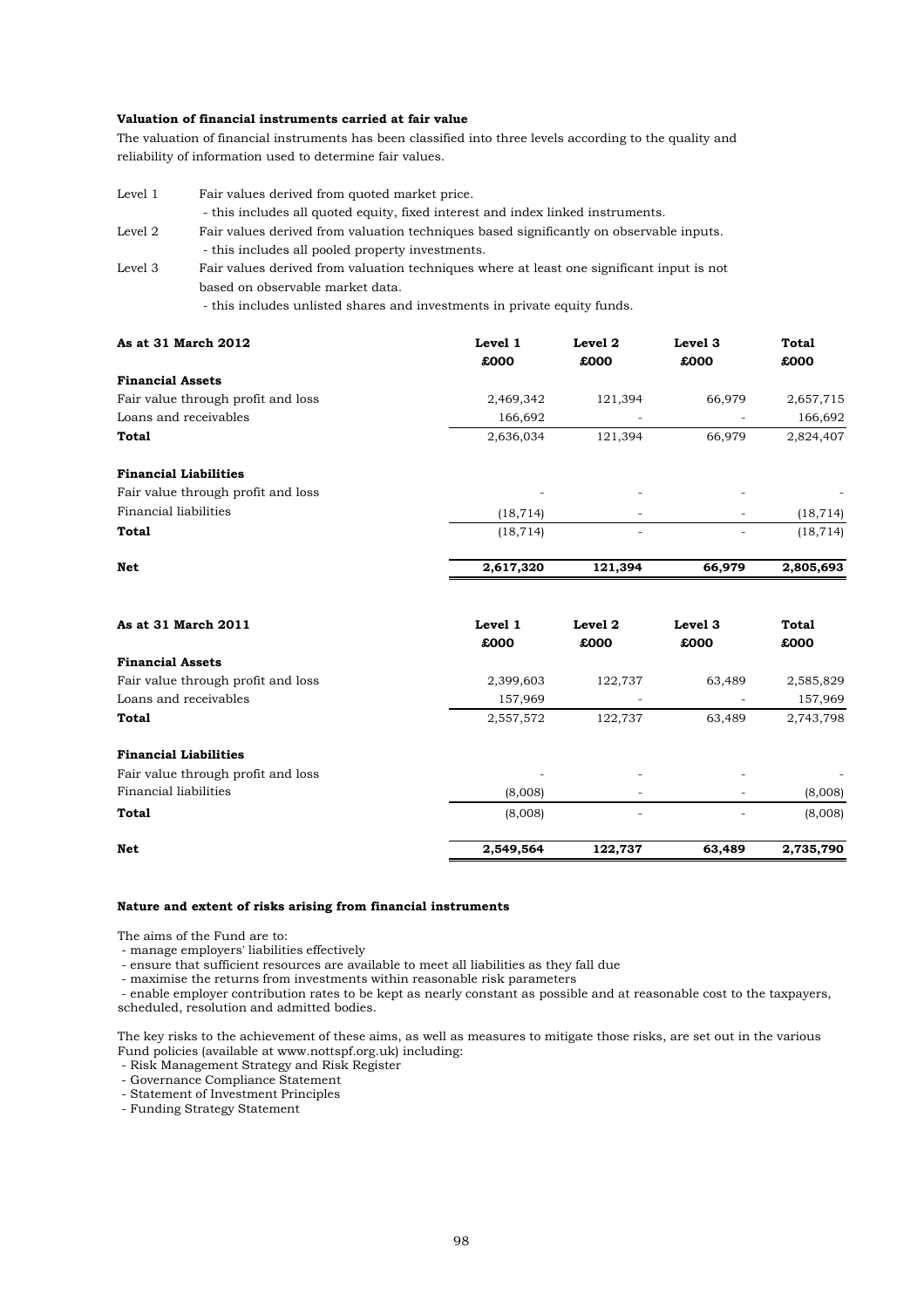### Valuation of financial instruments carried at fair value

The valuation of financial instruments has been classified into three levels according to the quality and reliability of information used to determine fair values.

| | |
|---|---|
| Level 1 | Fair values derived from quoted market price.<br>- this includes all quoted equity, fixed interest and index linked instruments. |
| Level 2 | Fair values derived from valuation techniques based significantly on observable inputs.<br>- this includes all pooled property investments. |
| Level 3 | Fair values derived from valuation techniques where at least one significant input is not based on observable market data.<br>- this includes unlisted shares and investments in private equity funds. |

| As at 31 March 2012 | Level 1<br>£000 | Level 2<br>£000 | Level 3<br>£000 | Total<br>£000 |
|---|---|---|---|---|
| **Financial Assets** | | | | |
| Fair value through profit and loss | 2,469,342 | 121,394 | 66,979 | 2,657,715 |
| Loans and receivables | 166,692 | - | - | 166,692 |
| **Total** | 2,636,034 | 121,394 | 66,979 | 2,824,407 |
| **Financial Liabilities** | | | | |
| Fair value through profit and loss | - | - | - | - |
| Financial liabilities | (18,714) | - | - | (18,714) |
| **Total** | (18,714) | - | - | (18,714) |
| **Net** | **2,617,320** | **121,394** | **66,979** | **2,805,693** |

| As at 31 March 2011 | Level 1<br>£000 | Level 2<br>£000 | Level 3<br>£000 | Total<br>£000 |
|---|---|---|---|---|
| **Financial Assets** | | | | |
| Fair value through profit and loss | 2,399,603 | 122,737 | 63,489 | 2,585,829 |
| Loans and receivables | 157,969 | - | - | 157,969 |
| **Total** | 2,557,572 | 122,737 | 63,489 | 2,743,798 |
| **Financial Liabilities** | | | | |
| Fair value through profit and loss | - | - | - | - |
| Financial liabilities | (8,008) | - | - | (8,008) |
| **Total** | (8,008) | - | - | (8,008) |
| **Net** | **2,549,564** | **122,737** | **63,489** | **2,735,790** |

### Nature and extent of risks arising from financial instruments

The aims of the Fund are to:
- manage employers' liabilities effectively
- ensure that sufficient resources are available to meet all liabilities as they fall due
- maximise the returns from investments within reasonable risk parameters
- enable employer contribution rates to be kept as nearly constant as possible and at reasonable cost to the taxpayers, scheduled, resolution and admitted bodies.

The key risks to the achievement of these aims, as well as measures to mitigate those risks, are set out in the various Fund policies (available at www.nottspf.org.uk) including:
- Risk Management Strategy and Risk Register
- Governance Compliance Statement
- Statement of Investment Principles
- Funding Strategy Statement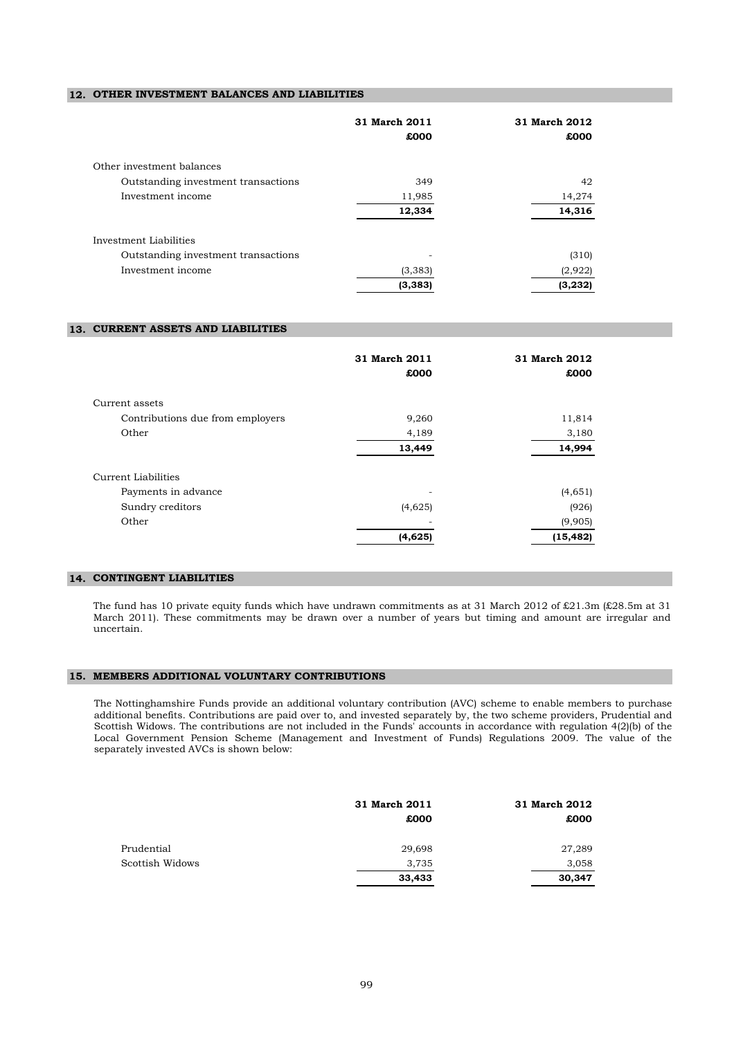## 12. OTHER INVESTMENT BALANCES AND LIABILITIES

| | 31 March 2011 £000 | 31 March 2012 £000 |
|---|---|---|
| Other investment balances | | |
| Outstanding investment transactions | 349 | 42 |
| Investment income | 11,985 | 14,274 |
| | **12,334** | **14,316** |
| Investment Liabilities | | |
| Outstanding investment transactions | - | (310) |
| Investment income | (3,383) | (2,922) |
| | **(3,383)** | **(3,232)** |

## 13. CURRENT ASSETS AND LIABILITIES

| | 31 March 2011 £000 | 31 March 2012 £000 |
|---|---|---|
| Current assets | | |
| Contributions due from employers | 9,260 | 11,814 |
| Other | 4,189 | 3,180 |
| | **13,449** | **14,994** |
| Current Liabilities | | |
| Payments in advance | - | (4,651) |
| Sundry creditors | (4,625) | (926) |
| Other | - | (9,905) |
| | **(4,625)** | **(15,482)** |

## 14. CONTINGENT LIABILITIES

The fund has 10 private equity funds which have undrawn commitments as at 31 March 2012 of £21.3m (£28.5m at 31 March 2011). These commitments may be drawn over a number of years but timing and amount are irregular and uncertain.

## 15. MEMBERS ADDITIONAL VOLUNTARY CONTRIBUTIONS

The Nottinghamshire Funds provide an additional voluntary contribution (AVC) scheme to enable members to purchase additional benefits. Contributions are paid over to, and invested separately by, the two scheme providers, Prudential and Scottish Widows. The contributions are not included in the Funds' accounts in accordance with regulation 4(2)(b) of the Local Government Pension Scheme (Management and Investment of Funds) Regulations 2009. The value of the separately invested AVCs is shown below:

| | 31 March 2011 £000 | 31 March 2012 £000 |
|---|---|---|
| Prudential | 29,698 | 27,289 |
| Scottish Widows | 3,735 | 3,058 |
| | **33,433** | **30,347** |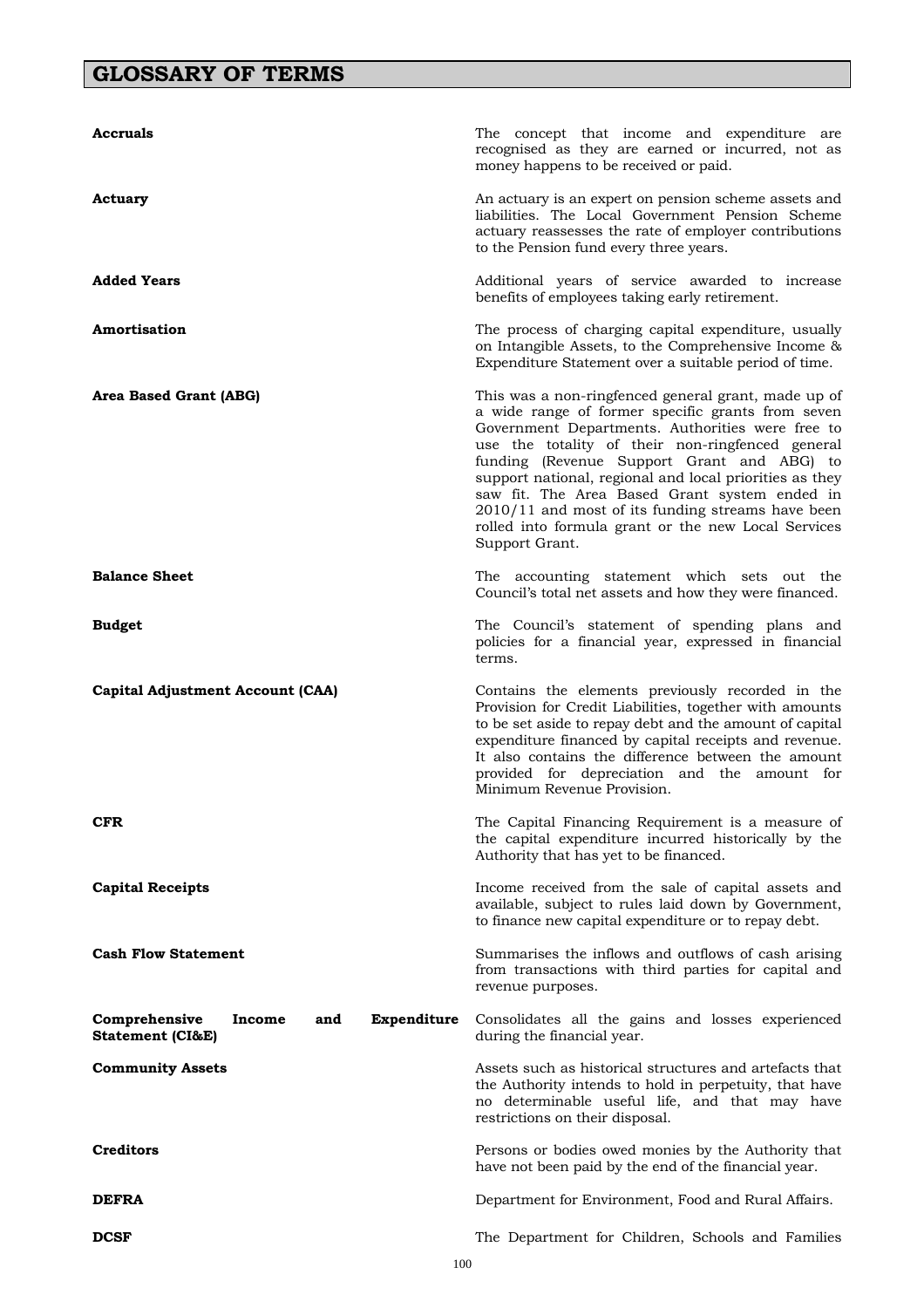# GLOSSARY OF TERMS

**Accruals**
The concept that income and expenditure are recognised as they are earned or incurred, not as money happens to be received or paid.

**Actuary**
An actuary is an expert on pension scheme assets and liabilities. The Local Government Pension Scheme actuary reassesses the rate of employer contributions to the Pension fund every three years.

**Added Years**
Additional years of service awarded to increase benefits of employees taking early retirement.

**Amortisation**
The process of charging capital expenditure, usually on Intangible Assets, to the Comprehensive Income & Expenditure Statement over a suitable period of time.

**Area Based Grant (ABG)**
This was a non-ringfenced general grant, made up of a wide range of former specific grants from seven Government Departments. Authorities were free to use the totality of their non-ringfenced general funding (Revenue Support Grant and ABG) to support national, regional and local priorities as they saw fit. The Area Based Grant system ended in 2010/11 and most of its funding streams have been rolled into formula grant or the new Local Services Support Grant.

**Balance Sheet**
The accounting statement which sets out the Council's total net assets and how they were financed.

**Budget**
The Council's statement of spending plans and policies for a financial year, expressed in financial terms.

**Capital Adjustment Account (CAA)**
Contains the elements previously recorded in the Provision for Credit Liabilities, together with amounts to be set aside to repay debt and the amount of capital expenditure financed by capital receipts and revenue. It also contains the difference between the amount provided for depreciation and the amount for Minimum Revenue Provision.

**CFR**
The Capital Financing Requirement is a measure of the capital expenditure incurred historically by the Authority that has yet to be financed.

**Capital Receipts**
Income received from the sale of capital assets and available, subject to rules laid down by Government, to finance new capital expenditure or to repay debt.

**Cash Flow Statement**
Summarises the inflows and outflows of cash arising from transactions with third parties for capital and revenue purposes.

**Comprehensive Income and Expenditure Statement (CI&E)**
Consolidates all the gains and losses experienced during the financial year.

**Community Assets**
Assets such as historical structures and artefacts that the Authority intends to hold in perpetuity, that have no determinable useful life, and that may have restrictions on their disposal.

**Creditors**
Persons or bodies owed monies by the Authority that have not been paid by the end of the financial year.

**DEFRA**
Department for Environment, Food and Rural Affairs.

**DCSF**
The Department for Children, Schools and Families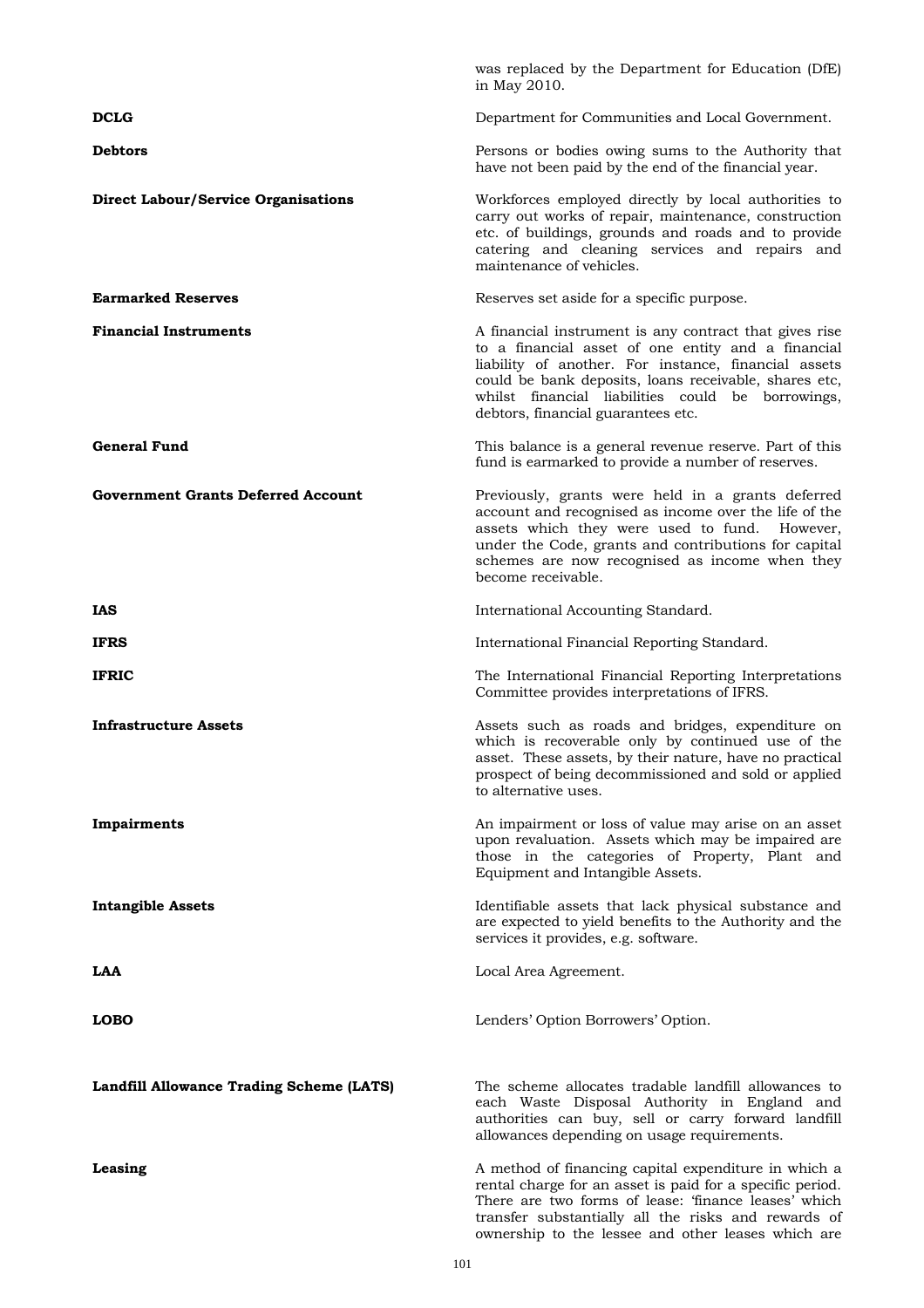was replaced by the Department for Education (DfE) in May 2010.

| | |
|---|---|
| **DCLG** | Department for Communities and Local Government. |
| **Debtors** | Persons or bodies owing sums to the Authority that have not been paid by the end of the financial year. |
| **Direct Labour/Service Organisations** | Workforces employed directly by local authorities to carry out works of repair, maintenance, construction etc. of buildings, grounds and roads and to provide catering and cleaning services and repairs and maintenance of vehicles. |
| **Earmarked Reserves** | Reserves set aside for a specific purpose. |
| **Financial Instruments** | A financial instrument is any contract that gives rise to a financial asset of one entity and a financial liability of another. For instance, financial assets could be bank deposits, loans receivable, shares etc, whilst financial liabilities could be borrowings, debtors, financial guarantees etc. |
| **General Fund** | This balance is a general revenue reserve. Part of this fund is earmarked to provide a number of reserves. |
| **Government Grants Deferred Account** | Previously, grants were held in a grants deferred account and recognised as income over the life of the assets which they were used to fund. However, under the Code, grants and contributions for capital schemes are now recognised as income when they become receivable. |
| **IAS** | International Accounting Standard. |
| **IFRS** | International Financial Reporting Standard. |
| **IFRIC** | The International Financial Reporting Interpretations Committee provides interpretations of IFRS. |
| **Infrastructure Assets** | Assets such as roads and bridges, expenditure on which is recoverable only by continued use of the asset. These assets, by their nature, have no practical prospect of being decommissioned and sold or applied to alternative uses. |
| **Impairments** | An impairment or loss of value may arise on an asset upon revaluation. Assets which may be impaired are those in the categories of Property, Plant and Equipment and Intangible Assets. |
| **Intangible Assets** | Identifiable assets that lack physical substance and are expected to yield benefits to the Authority and the services it provides, e.g. software. |
| **LAA** | Local Area Agreement. |
| **LOBO** | Lenders' Option Borrowers' Option. |
| **Landfill Allowance Trading Scheme (LATS)** | The scheme allocates tradable landfill allowances to each Waste Disposal Authority in England and authorities can buy, sell or carry forward landfill allowances depending on usage requirements. |
| **Leasing** | A method of financing capital expenditure in which a rental charge for an asset is paid for a specific period. There are two forms of lease: 'finance leases' which transfer substantially all the risks and rewards of ownership to the lessee and other leases which are |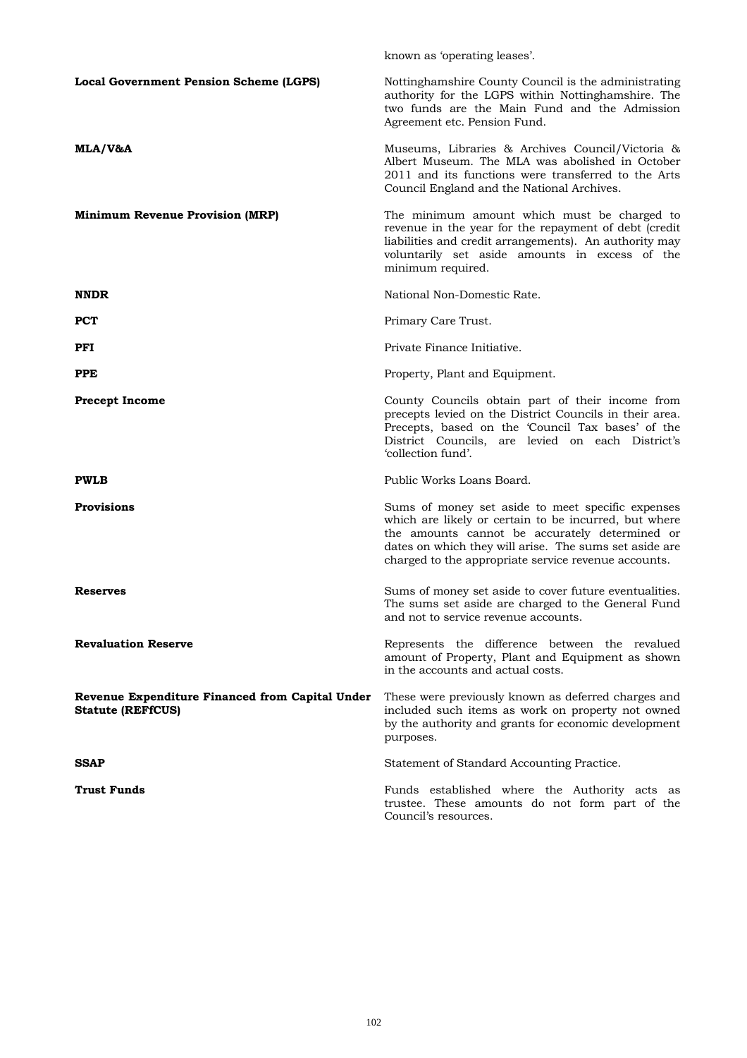known as 'operating leases'.

**Local Government Pension Scheme (LGPS)**
Nottinghamshire County Council is the administrating authority for the LGPS within Nottinghamshire. The two funds are the Main Fund and the Admission Agreement etc. Pension Fund.

**MLA/V&A**
Museums, Libraries & Archives Council/Victoria & Albert Museum. The MLA was abolished in October 2011 and its functions were transferred to the Arts Council England and the National Archives.

**Minimum Revenue Provision (MRP)**
The minimum amount which must be charged to revenue in the year for the repayment of debt (credit liabilities and credit arrangements). An authority may voluntarily set aside amounts in excess of the minimum required.

**NNDR**
National Non-Domestic Rate.

**PCT**
Primary Care Trust.

**PFI**
Private Finance Initiative.

**PPE**
Property, Plant and Equipment.

**Precept Income**
County Councils obtain part of their income from precepts levied on the District Councils in their area. Precepts, based on the 'Council Tax bases' of the District Councils, are levied on each District's 'collection fund'.

**PWLB**
Public Works Loans Board.

**Provisions**
Sums of money set aside to meet specific expenses which are likely or certain to be incurred, but where the amounts cannot be accurately determined or dates on which they will arise. The sums set aside are charged to the appropriate service revenue accounts.

**Reserves**
Sums of money set aside to cover future eventualities. The sums set aside are charged to the General Fund and not to service revenue accounts.

**Revaluation Reserve**
Represents the difference between the revalued amount of Property, Plant and Equipment as shown in the accounts and actual costs.

**Revenue Expenditure Financed from Capital Under Statute (REFfCUS)**
These were previously known as deferred charges and included such items as work on property not owned by the authority and grants for economic development purposes.

**SSAP**
Statement of Standard Accounting Practice.

**Trust Funds**
Funds established where the Authority acts as trustee. These amounts do not form part of the Council's resources.